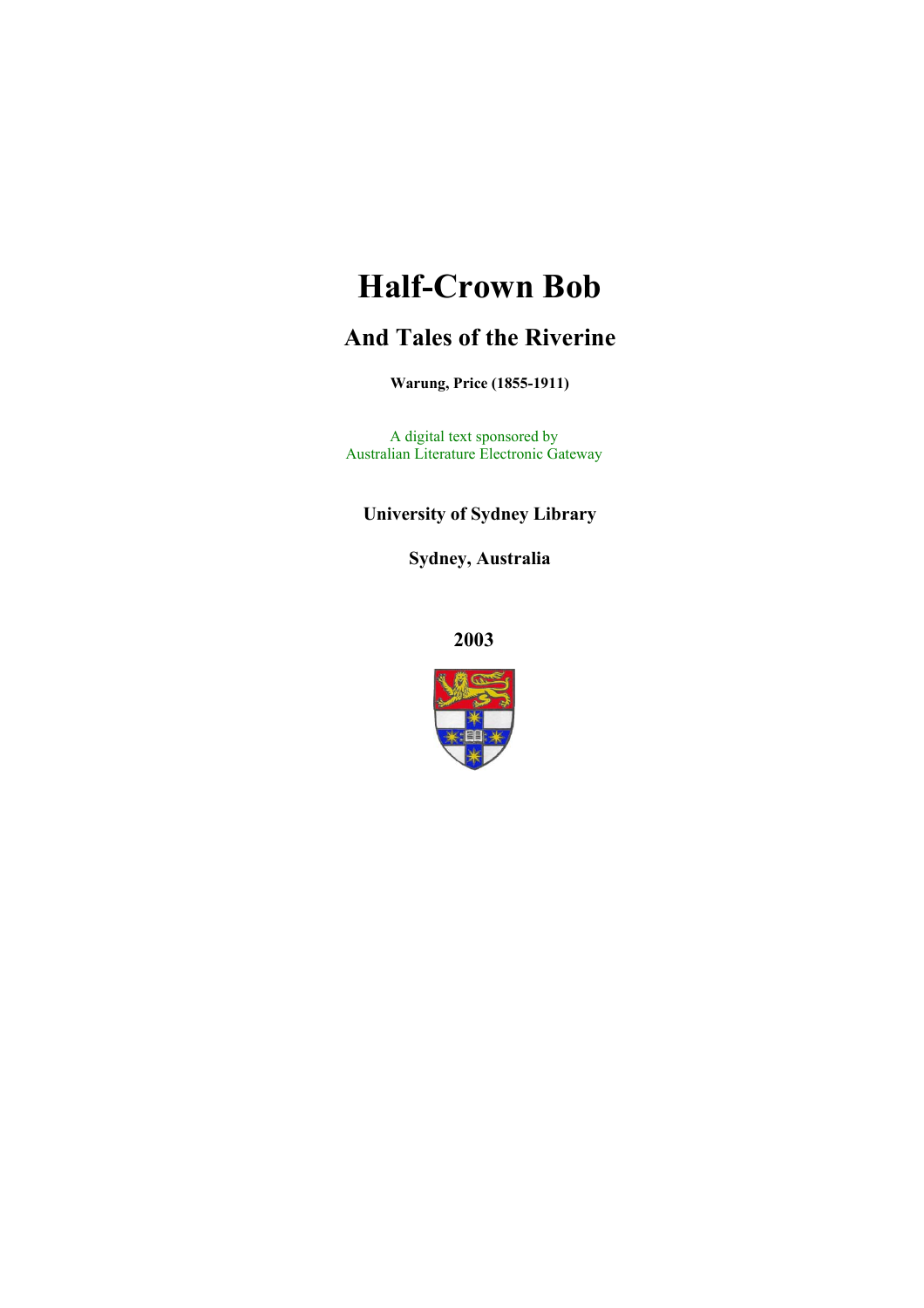# Half-Crown Bob

## And Tales of the Riverine

**Warung, Price (1855-1911)**

A digital text sponsored by
Australian Literature Electronic Gateway

**University of Sydney Library**

**Sydney, Australia**

**2003**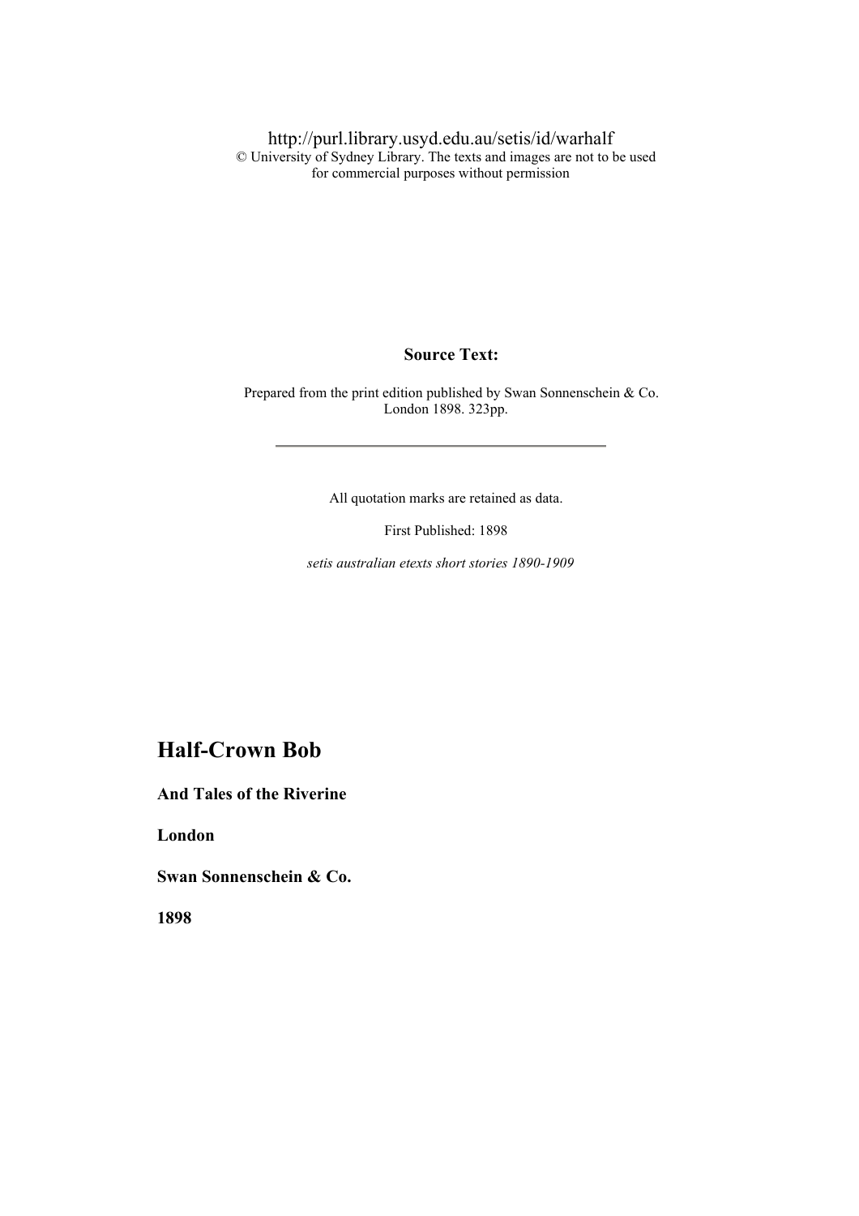http://purl.library.usyd.edu.au/setis/id/warhalf
© University of Sydney Library. The texts and images are not to be used for commercial purposes without permission

**Source Text:**

Prepared from the print edition published by Swan Sonnenschein & Co. London 1898. 323pp.

---

All quotation marks are retained as data.

First Published: 1898

*setis australian etexts short stories 1890-1909*

# Half-Crown Bob

### And Tales of the Riverine

### London

### Swan Sonnenschein & Co.

### 1898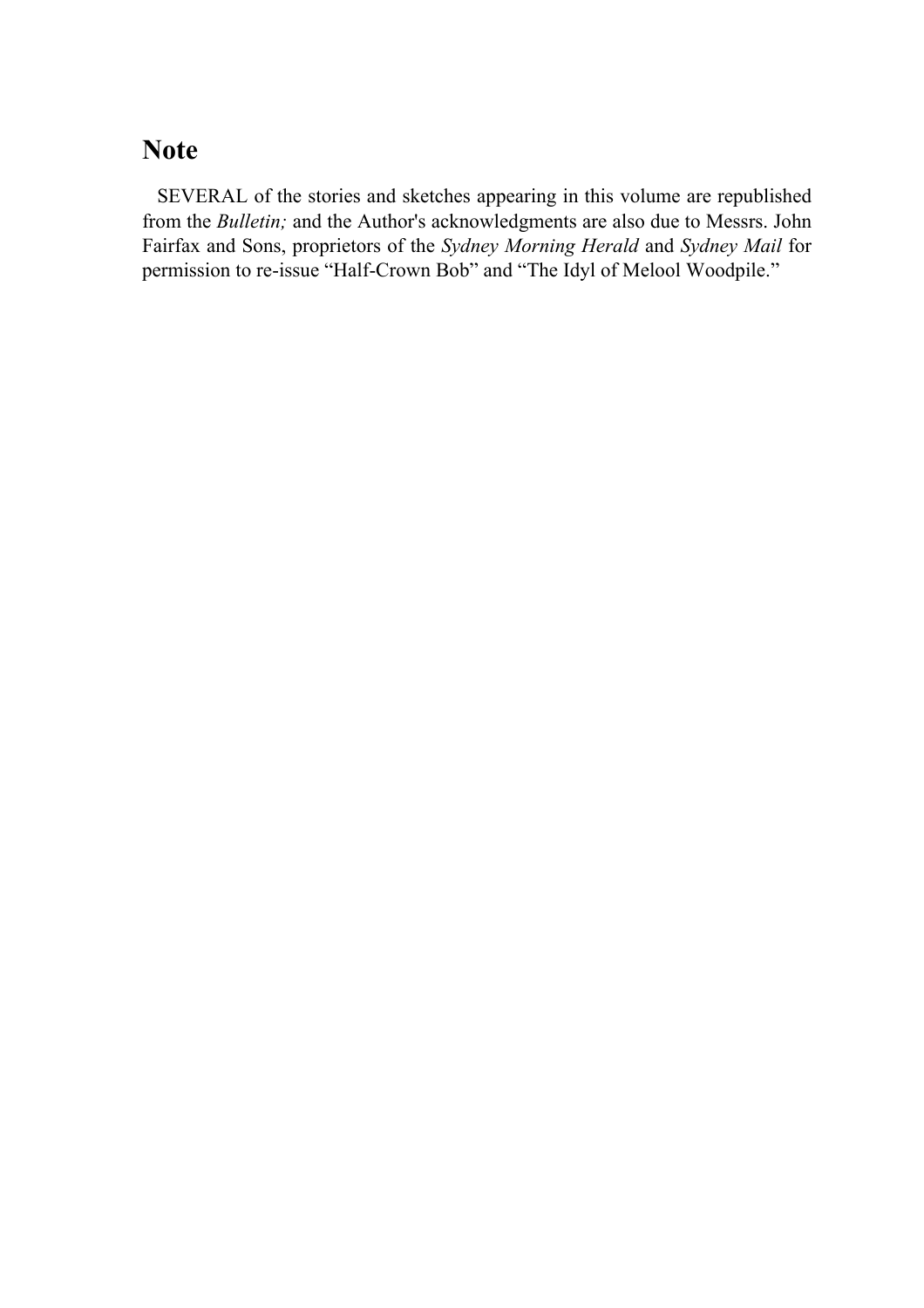# Note

SEVERAL of the stories and sketches appearing in this volume are republished from the *Bulletin;* and the Author's acknowledgments are also due to Messrs. John Fairfax and Sons, proprietors of the *Sydney Morning Herald* and *Sydney Mail* for permission to re-issue “Half-Crown Bob” and “The Idyl of Melool Woodpile.”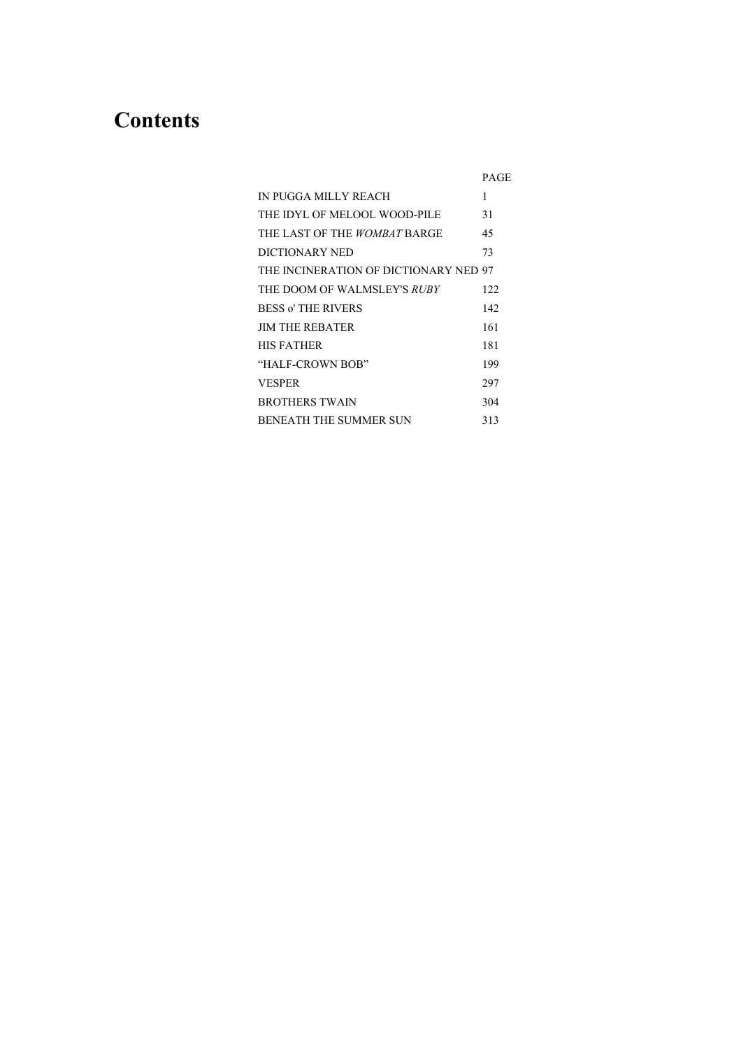# Contents

| | PAGE |
|---|---|
| IN PUGGA MILLY REACH | 1 |
| THE IDYL OF MELOOL WOOD-PILE | 31 |
| THE LAST OF THE *WOMBAT* BARGE | 45 |
| DICTIONARY NED | 73 |
| THE INCINERATION OF DICTIONARY NED | 97 |
| THE DOOM OF WALMSLEY'S *RUBY* | 122 |
| BESS o' THE RIVERS | 142 |
| JIM THE REBATER | 161 |
| HIS FATHER | 181 |
| "HALF-CROWN BOB" | 199 |
| VESPER | 297 |
| BROTHERS TWAIN | 304 |
| BENEATH THE SUMMER SUN | 313 |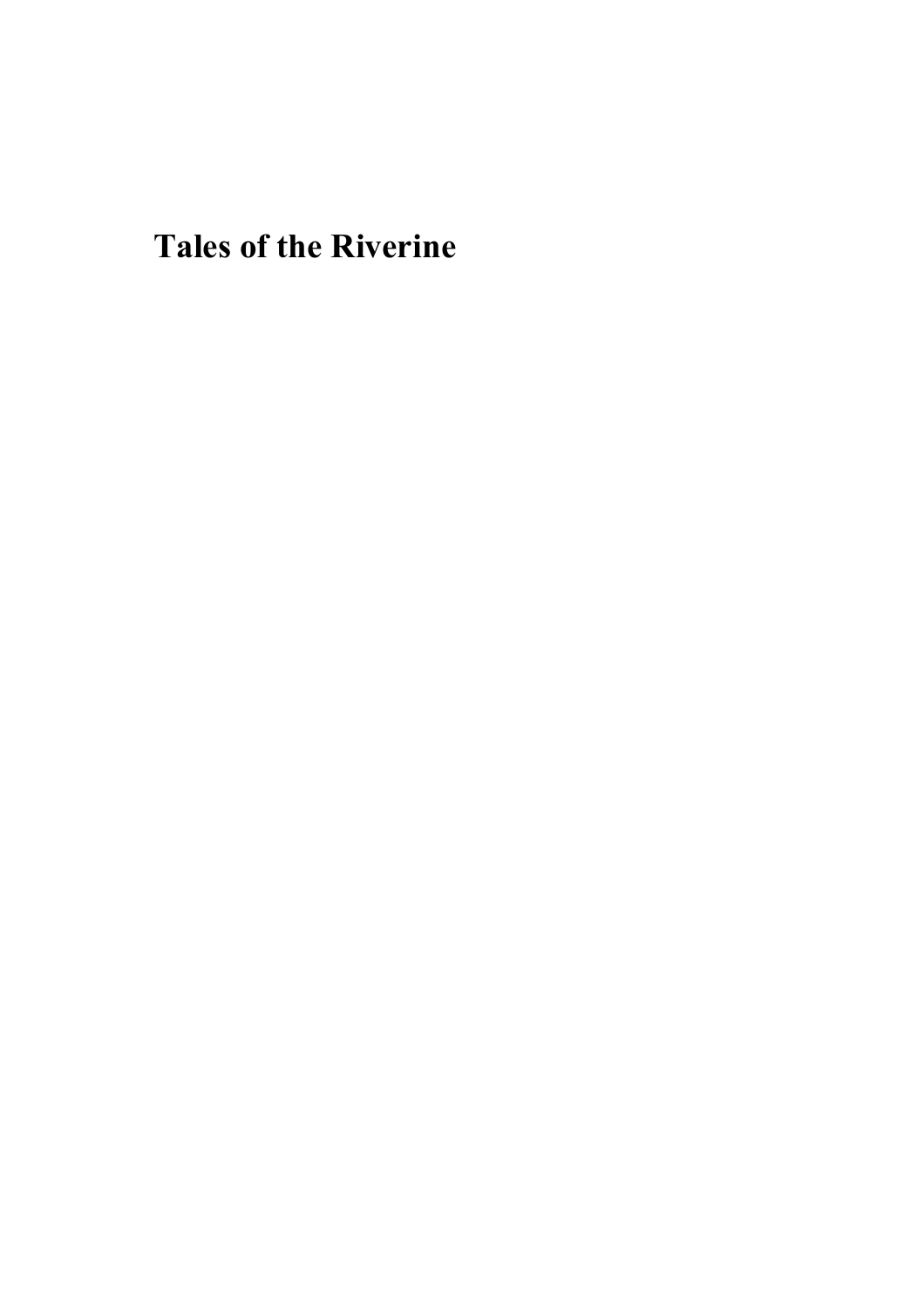# Tales of the Riverine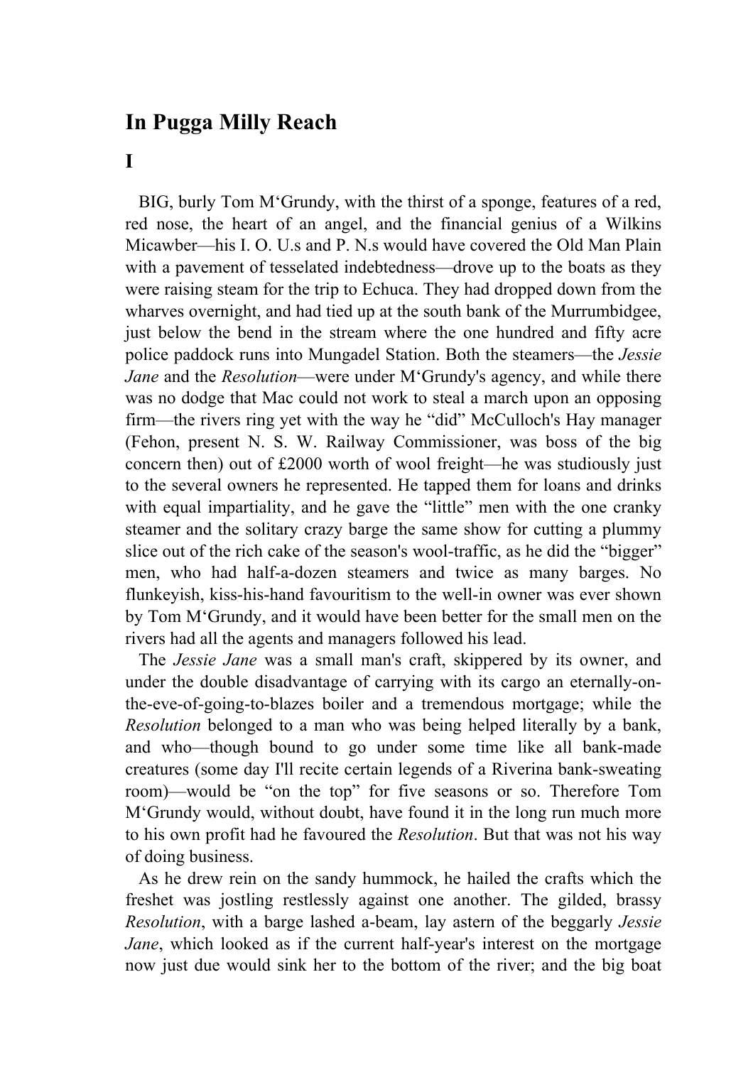## In Pugga Milly Reach

### I

BIG, burly Tom M‘Grundy, with the thirst of a sponge, features of a red, red nose, the heart of an angel, and the financial genius of a Wilkins Micawber—his I. O. U.s and P. N.s would have covered the Old Man Plain with a pavement of tesselated indebtedness—drove up to the boats as they were raising steam for the trip to Echuca. They had dropped down from the wharves overnight, and had tied up at the south bank of the Murrumbidgee, just below the bend in the stream where the one hundred and fifty acre police paddock runs into Mungadel Station. Both the steamers—the *Jessie Jane* and the *Resolution*—were under M‘Grundy's agency, and while there was no dodge that Mac could not work to steal a march upon an opposing firm—the rivers ring yet with the way he “did” McCulloch's Hay manager (Fehon, present N. S. W. Railway Commissioner, was boss of the big concern then) out of £2000 worth of wool freight—he was studiously just to the several owners he represented. He tapped them for loans and drinks with equal impartiality, and he gave the “little” men with the one cranky steamer and the solitary crazy barge the same show for cutting a plummy slice out of the rich cake of the season's wool-traffic, as he did the “bigger” men, who had half-a-dozen steamers and twice as many barges. No flunkeyish, kiss-his-hand favouritism to the well-in owner was ever shown by Tom M‘Grundy, and it would have been better for the small men on the rivers had all the agents and managers followed his lead.

The *Jessie Jane* was a small man's craft, skippered by its owner, and under the double disadvantage of carrying with its cargo an eternally-on-the-eve-of-going-to-blazes boiler and a tremendous mortgage; while the *Resolution* belonged to a man who was being helped literally by a bank, and who—though bound to go under some time like all bank-made creatures (some day I'll recite certain legends of a Riverina bank-sweating room)—would be “on the top” for five seasons or so. Therefore Tom M‘Grundy would, without doubt, have found it in the long run much more to his own profit had he favoured the *Resolution*. But that was not his way of doing business.

As he drew rein on the sandy hummock, he hailed the crafts which the freshet was jostling restlessly against one another. The gilded, brassy *Resolution*, with a barge lashed a-beam, lay astern of the beggarly *Jessie Jane*, which looked as if the current half-year's interest on the mortgage now just due would sink her to the bottom of the river; and the big boat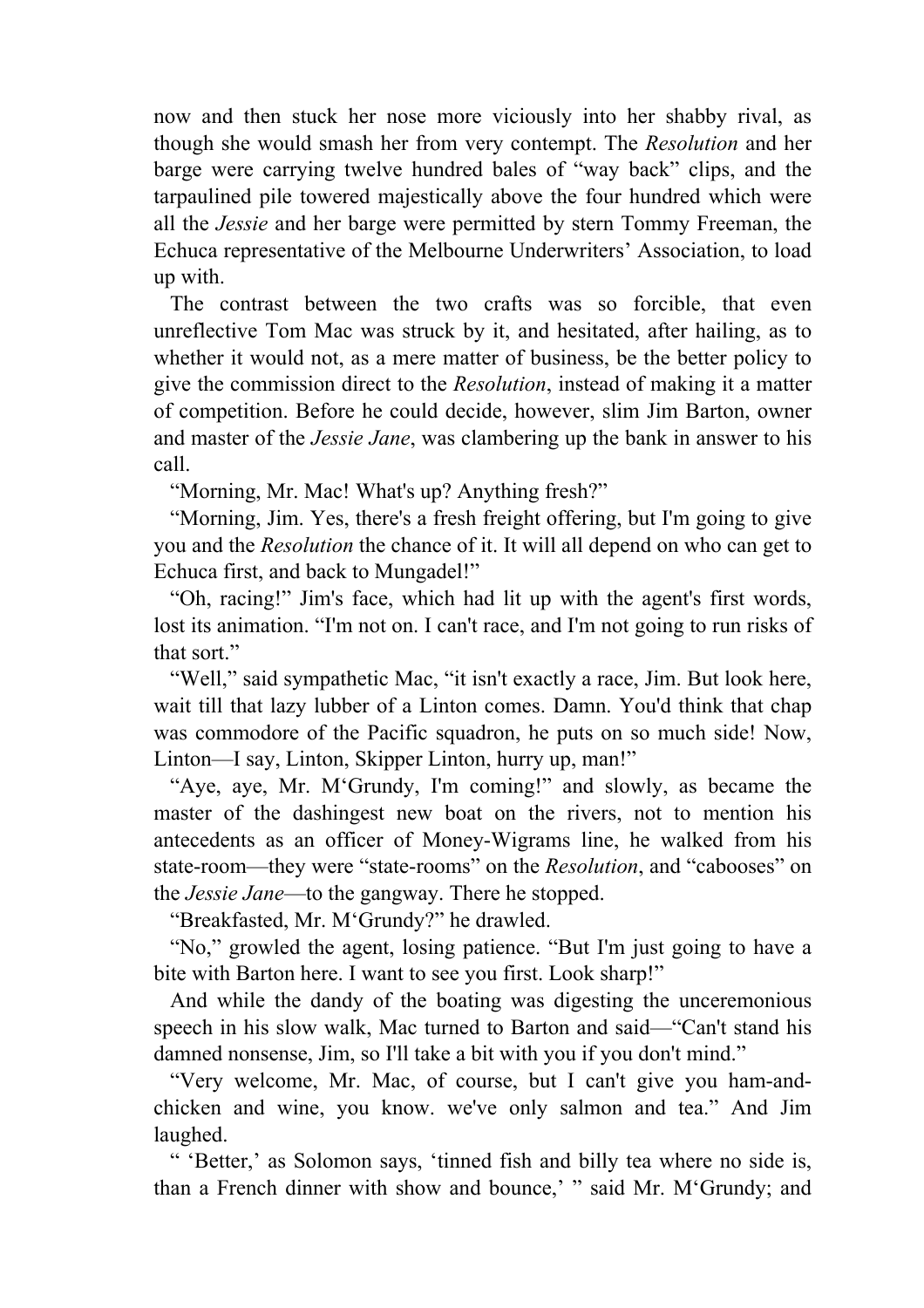now and then stuck her nose more viciously into her shabby rival, as though she would smash her from very contempt. The *Resolution* and her barge were carrying twelve hundred bales of "way back" clips, and the tarpaulined pile towered majestically above the four hundred which were all the *Jessie* and her barge were permitted by stern Tommy Freeman, the Echuca representative of the Melbourne Underwriters' Association, to load up with.

The contrast between the two crafts was so forcible, that even unreflective Tom Mac was struck by it, and hesitated, after hailing, as to whether it would not, as a mere matter of business, be the better policy to give the commission direct to the *Resolution*, instead of making it a matter of competition. Before he could decide, however, slim Jim Barton, owner and master of the *Jessie Jane*, was clambering up the bank in answer to his call.

"Morning, Mr. Mac! What's up? Anything fresh?"

"Morning, Jim. Yes, there's a fresh freight offering, but I'm going to give you and the *Resolution* the chance of it. It will all depend on who can get to Echuca first, and back to Mungadel!"

"Oh, racing!" Jim's face, which had lit up with the agent's first words, lost its animation. "I'm not on. I can't race, and I'm not going to run risks of that sort."

"Well," said sympathetic Mac, "it isn't exactly a race, Jim. But look here, wait till that lazy lubber of a Linton comes. Damn. You'd think that chap was commodore of the Pacific squadron, he puts on so much side! Now, Linton—I say, Linton, Skipper Linton, hurry up, man!"

"Aye, aye, Mr. M'Grundy, I'm coming!" and slowly, as became the master of the dashingest new boat on the rivers, not to mention his antecedents as an officer of Money-Wigrams line, he walked from his state-room—they were "state-rooms" on the *Resolution*, and "cabooses" on the *Jessie Jane*—to the gangway. There he stopped.

"Breakfasted, Mr. M'Grundy?" he drawled.

"No," growled the agent, losing patience. "But I'm just going to have a bite with Barton here. I want to see you first. Look sharp!"

And while the dandy of the boating was digesting the unceremonious speech in his slow walk, Mac turned to Barton and said—"Can't stand his damned nonsense, Jim, so I'll take a bit with you if you don't mind."

"Very welcome, Mr. Mac, of course, but I can't give you ham-and-chicken and wine, you know. we've only salmon and tea." And Jim laughed.

" 'Better,' as Solomon says, 'tinned fish and billy tea where no side is, than a French dinner with show and bounce,' " said Mr. M'Grundy; and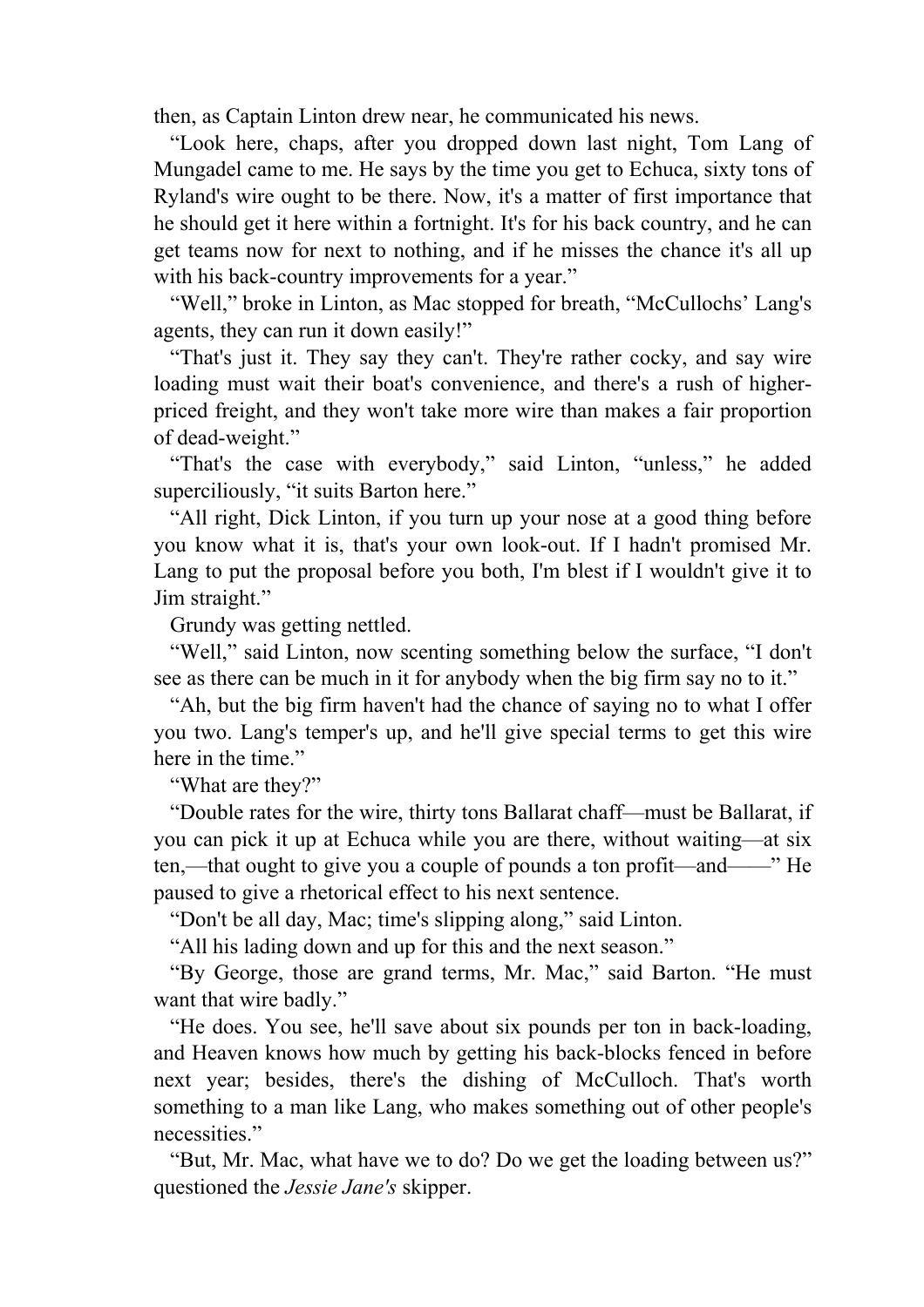then, as Captain Linton drew near, he communicated his news.

"Look here, chaps, after you dropped down last night, Tom Lang of Mungadel came to me. He says by the time you get to Echuca, sixty tons of Ryland's wire ought to be there. Now, it's a matter of first importance that he should get it here within a fortnight. It's for his back country, and he can get teams now for next to nothing, and if he misses the chance it's all up with his back-country improvements for a year."

"Well," broke in Linton, as Mac stopped for breath, "McCullochs' Lang's agents, they can run it down easily!"

"That's just it. They say they can't. They're rather cocky, and say wire loading must wait their boat's convenience, and there's a rush of higher-priced freight, and they won't take more wire than makes a fair proportion of dead-weight."

"That's the case with everybody," said Linton, "unless," he added superciliously, "it suits Barton here."

"All right, Dick Linton, if you turn up your nose at a good thing before you know what it is, that's your own look-out. If I hadn't promised Mr. Lang to put the proposal before you both, I'm blest if I wouldn't give it to Jim straight."

Grundy was getting nettled.

"Well," said Linton, now scenting something below the surface, "I don't see as there can be much in it for anybody when the big firm say no to it."

"Ah, but the big firm haven't had the chance of saying no to what I offer you two. Lang's temper's up, and he'll give special terms to get this wire here in the time."

"What are they?"

"Double rates for the wire, thirty tons Ballarat chaff—must be Ballarat, if you can pick it up at Echuca while you are there, without waiting—at six ten,—that ought to give you a couple of pounds a ton profit—and——" He paused to give a rhetorical effect to his next sentence.

"Don't be all day, Mac; time's slipping along," said Linton.

"All his lading down and up for this and the next season."

"By George, those are grand terms, Mr. Mac," said Barton. "He must want that wire badly."

"He does. You see, he'll save about six pounds per ton in back-loading, and Heaven knows how much by getting his back-blocks fenced in before next year; besides, there's the dishing of McCulloch. That's worth something to a man like Lang, who makes something out of other people's necessities."

"But, Mr. Mac, what have we to do? Do we get the loading between us?" questioned the *Jessie Jane's* skipper.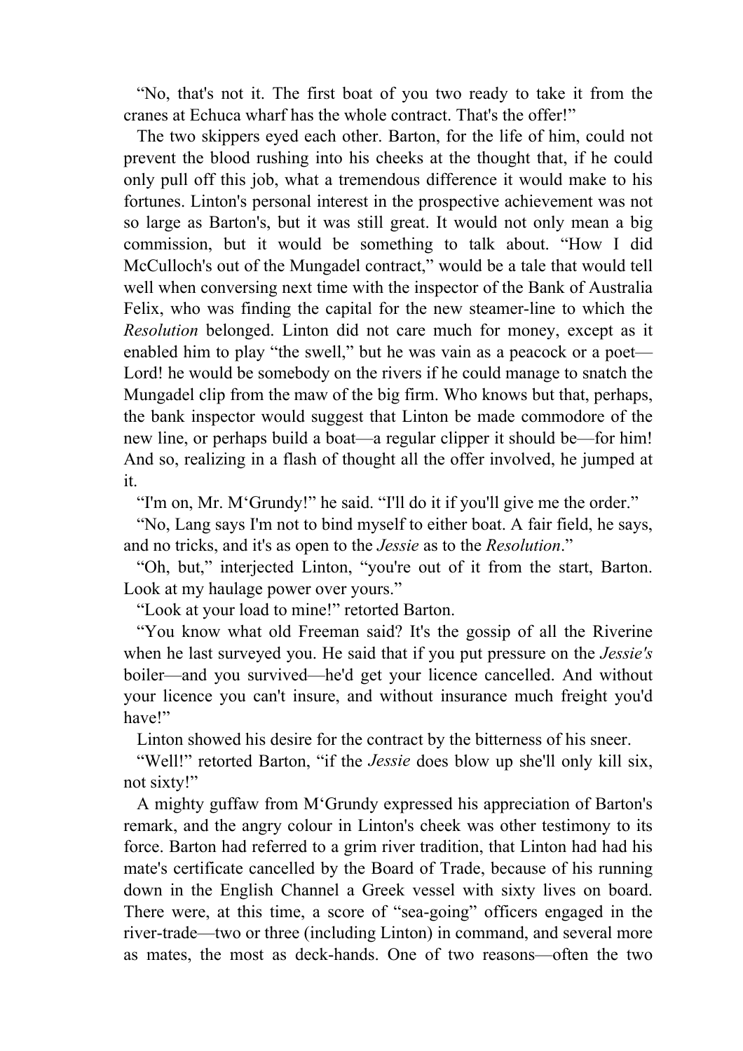"No, that's not it. The first boat of you two ready to take it from the cranes at Echuca wharf has the whole contract. That's the offer!"

The two skippers eyed each other. Barton, for the life of him, could not prevent the blood rushing into his cheeks at the thought that, if he could only pull off this job, what a tremendous difference it would make to his fortunes. Linton's personal interest in the prospective achievement was not so large as Barton's, but it was still great. It would not only mean a big commission, but it would be something to talk about. "How I did McCulloch's out of the Mungadel contract," would be a tale that would tell well when conversing next time with the inspector of the Bank of Australia Felix, who was finding the capital for the new steamer-line to which the *Resolution* belonged. Linton did not care much for money, except as it enabled him to play "the swell," but he was vain as a peacock or a poet—Lord! he would be somebody on the rivers if he could manage to snatch the Mungadel clip from the maw of the big firm. Who knows but that, perhaps, the bank inspector would suggest that Linton be made commodore of the new line, or perhaps build a boat—a regular clipper it should be—for him! And so, realizing in a flash of thought all the offer involved, he jumped at it.

"I'm on, Mr. M'Grundy!" he said. "I'll do it if you'll give me the order."

"No, Lang says I'm not to bind myself to either boat. A fair field, he says, and no tricks, and it's as open to the *Jessie* as to the *Resolution*."

"Oh, but," interjected Linton, "you're out of it from the start, Barton. Look at my haulage power over yours."

"Look at your load to mine!" retorted Barton.

"You know what old Freeman said? It's the gossip of all the Riverine when he last surveyed you. He said that if you put pressure on the *Jessie's* boiler—and you survived—he'd get your licence cancelled. And without your licence you can't insure, and without insurance much freight you'd have!"

Linton showed his desire for the contract by the bitterness of his sneer.

"Well!" retorted Barton, "if the *Jessie* does blow up she'll only kill six, not sixty!"

A mighty guffaw from M'Grundy expressed his appreciation of Barton's remark, and the angry colour in Linton's cheek was other testimony to its force. Barton had referred to a grim river tradition, that Linton had had his mate's certificate cancelled by the Board of Trade, because of his running down in the English Channel a Greek vessel with sixty lives on board. There were, at this time, a score of "sea-going" officers engaged in the river-trade—two or three (including Linton) in command, and several more as mates, the most as deck-hands. One of two reasons—often the two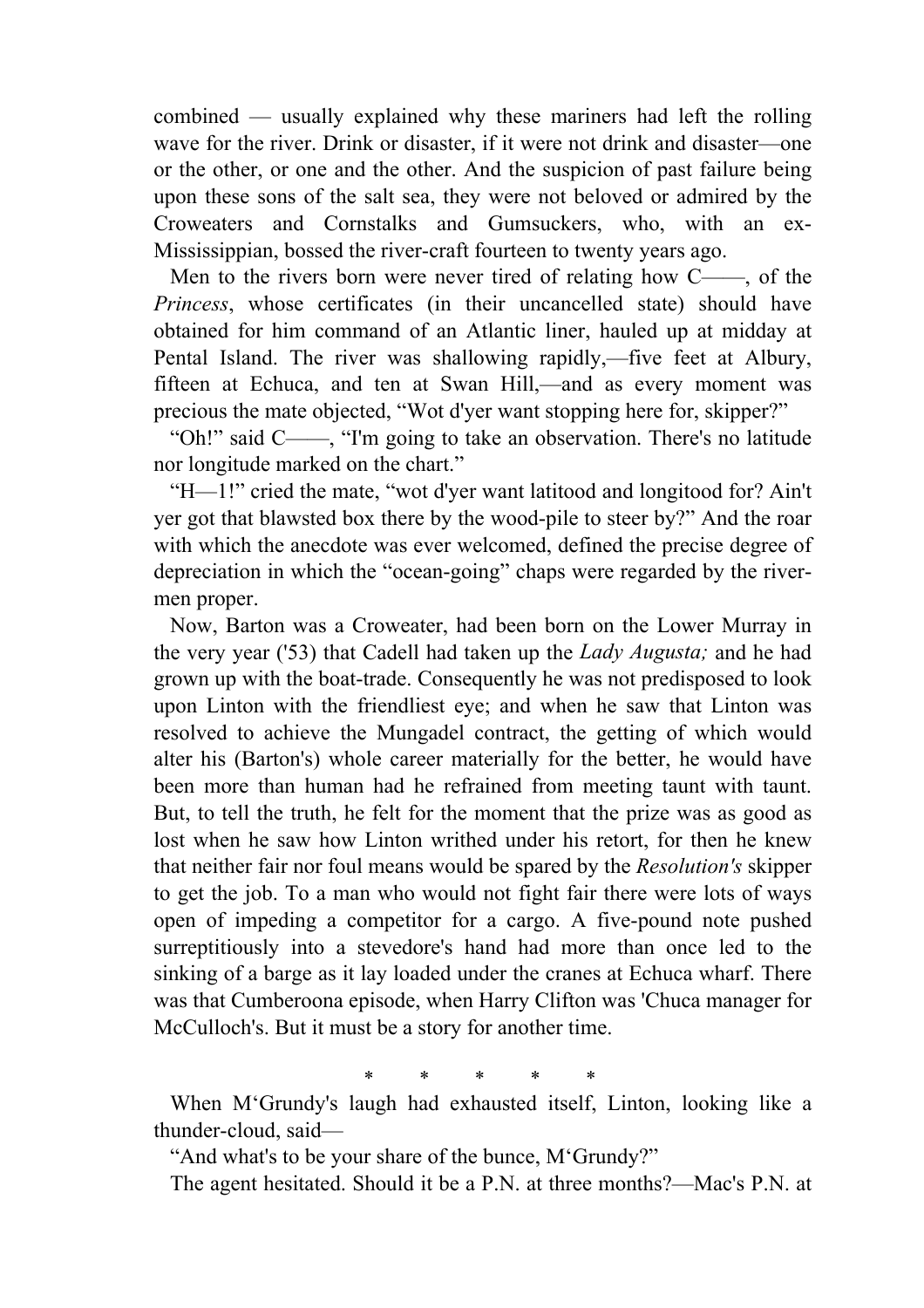combined — usually explained why these mariners had left the rolling wave for the river. Drink or disaster, if it were not drink and disaster—one or the other, or one and the other. And the suspicion of past failure being upon these sons of the salt sea, they were not beloved or admired by the Croweaters and Cornstalks and Gumsuckers, who, with an ex-Mississippian, bossed the river-craft fourteen to twenty years ago.

Men to the rivers born were never tired of relating how C——, of the *Princess*, whose certificates (in their uncancelled state) should have obtained for him command of an Atlantic liner, hauled up at midday at Pental Island. The river was shallowing rapidly,—five feet at Albury, fifteen at Echuca, and ten at Swan Hill,—and as every moment was precious the mate objected, "Wot d'yer want stopping here for, skipper?"

"Oh!" said C——, "I'm going to take an observation. There's no latitude nor longitude marked on the chart."

"H—l!" cried the mate, "wot d'yer want latitood and longitood for? Ain't yer got that blawsted box there by the wood-pile to steer by?" And the roar with which the anecdote was ever welcomed, defined the precise degree of depreciation in which the "ocean-going" chaps were regarded by the river-men proper.

Now, Barton was a Croweater, had been born on the Lower Murray in the very year ('53) that Cadell had taken up the *Lady Augusta;* and he had grown up with the boat-trade. Consequently he was not predisposed to look upon Linton with the friendliest eye; and when he saw that Linton was resolved to achieve the Mungadel contract, the getting of which would alter his (Barton's) whole career materially for the better, he would have been more than human had he refrained from meeting taunt with taunt. But, to tell the truth, he felt for the moment that the prize was as good as lost when he saw how Linton writhed under his retort, for then he knew that neither fair nor foul means would be spared by the *Resolution's* skipper to get the job. To a man who would not fight fair there were lots of ways open of impeding a competitor for a cargo. A five-pound note pushed surreptitiously into a stevedore's hand had more than once led to the sinking of a barge as it lay loaded under the cranes at Echuca wharf. There was that Cumberoona episode, when Harry Clifton was 'Chuca manager for McCulloch's. But it must be a story for another time.

\* \* \* \* \*

When M'Grundy's laugh had exhausted itself, Linton, looking like a thunder-cloud, said—

"And what's to be your share of the bunce, M'Grundy?"

The agent hesitated. Should it be a P.N. at three months?—Mac's P.N. at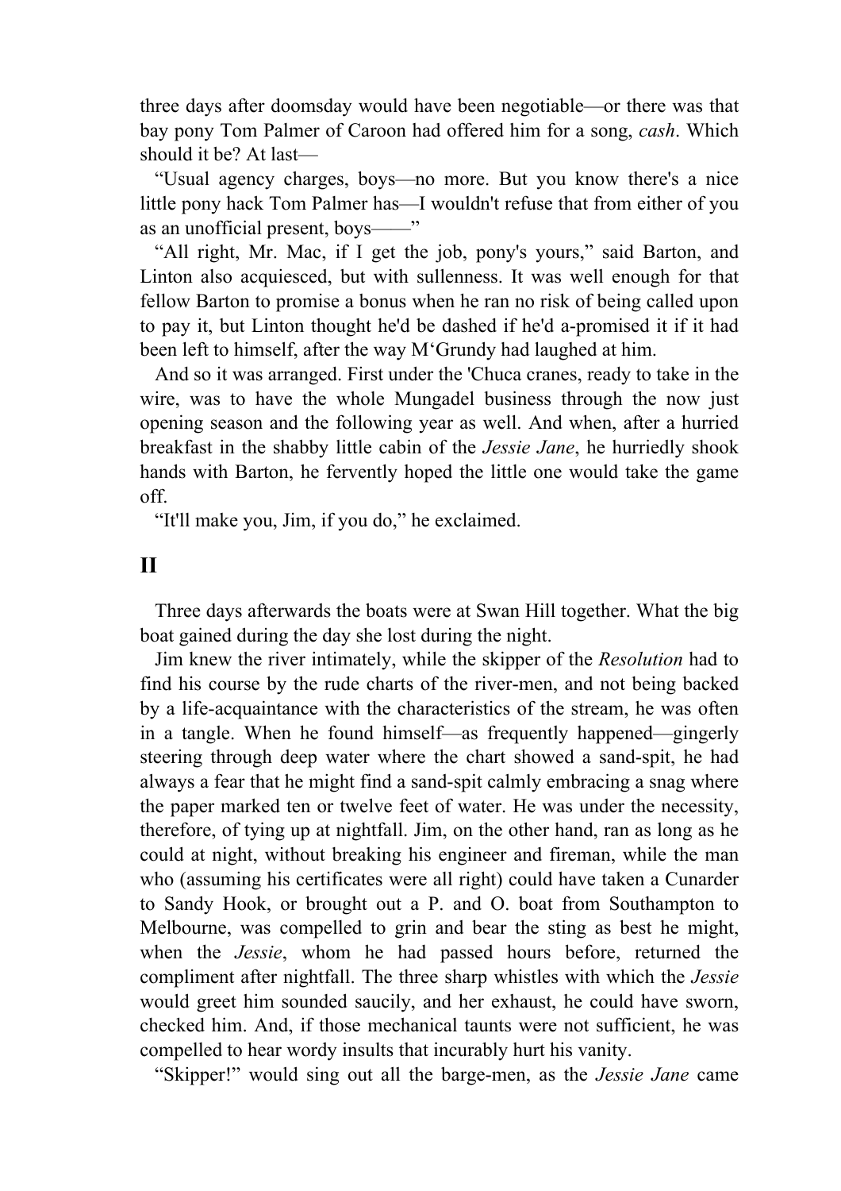three days after doomsday would have been negotiable—or there was that bay pony Tom Palmer of Caroon had offered him for a song, *cash*. Which should it be? At last—

"Usual agency charges, boys—no more. But you know there's a nice little pony hack Tom Palmer has—I wouldn't refuse that from either of you as an unofficial present, boys——"

"All right, Mr. Mac, if I get the job, pony's yours," said Barton, and Linton also acquiesced, but with sullenness. It was well enough for that fellow Barton to promise a bonus when he ran no risk of being called upon to pay it, but Linton thought he'd be dashed if he'd a-promised it if it had been left to himself, after the way M‘Grundy had laughed at him.

And so it was arranged. First under the 'Chuca cranes, ready to take in the wire, was to have the whole Mungadel business through the now just opening season and the following year as well. And when, after a hurried breakfast in the shabby little cabin of the *Jessie Jane*, he hurriedly shook hands with Barton, he fervently hoped the little one would take the game off.

"It'll make you, Jim, if you do," he exclaimed.

## II

Three days afterwards the boats were at Swan Hill together. What the big boat gained during the day she lost during the night.

Jim knew the river intimately, while the skipper of the *Resolution* had to find his course by the rude charts of the river-men, and not being backed by a life-acquaintance with the characteristics of the stream, he was often in a tangle. When he found himself—as frequently happened—gingerly steering through deep water where the chart showed a sand-spit, he had always a fear that he might find a sand-spit calmly embracing a snag where the paper marked ten or twelve feet of water. He was under the necessity, therefore, of tying up at nightfall. Jim, on the other hand, ran as long as he could at night, without breaking his engineer and fireman, while the man who (assuming his certificates were all right) could have taken a Cunarder to Sandy Hook, or brought out a P. and O. boat from Southampton to Melbourne, was compelled to grin and bear the sting as best he might, when the *Jessie*, whom he had passed hours before, returned the compliment after nightfall. The three sharp whistles with which the *Jessie* would greet him sounded saucily, and her exhaust, he could have sworn, checked him. And, if those mechanical taunts were not sufficient, he was compelled to hear wordy insults that incurably hurt his vanity.

"Skipper!" would sing out all the barge-men, as the *Jessie Jane* came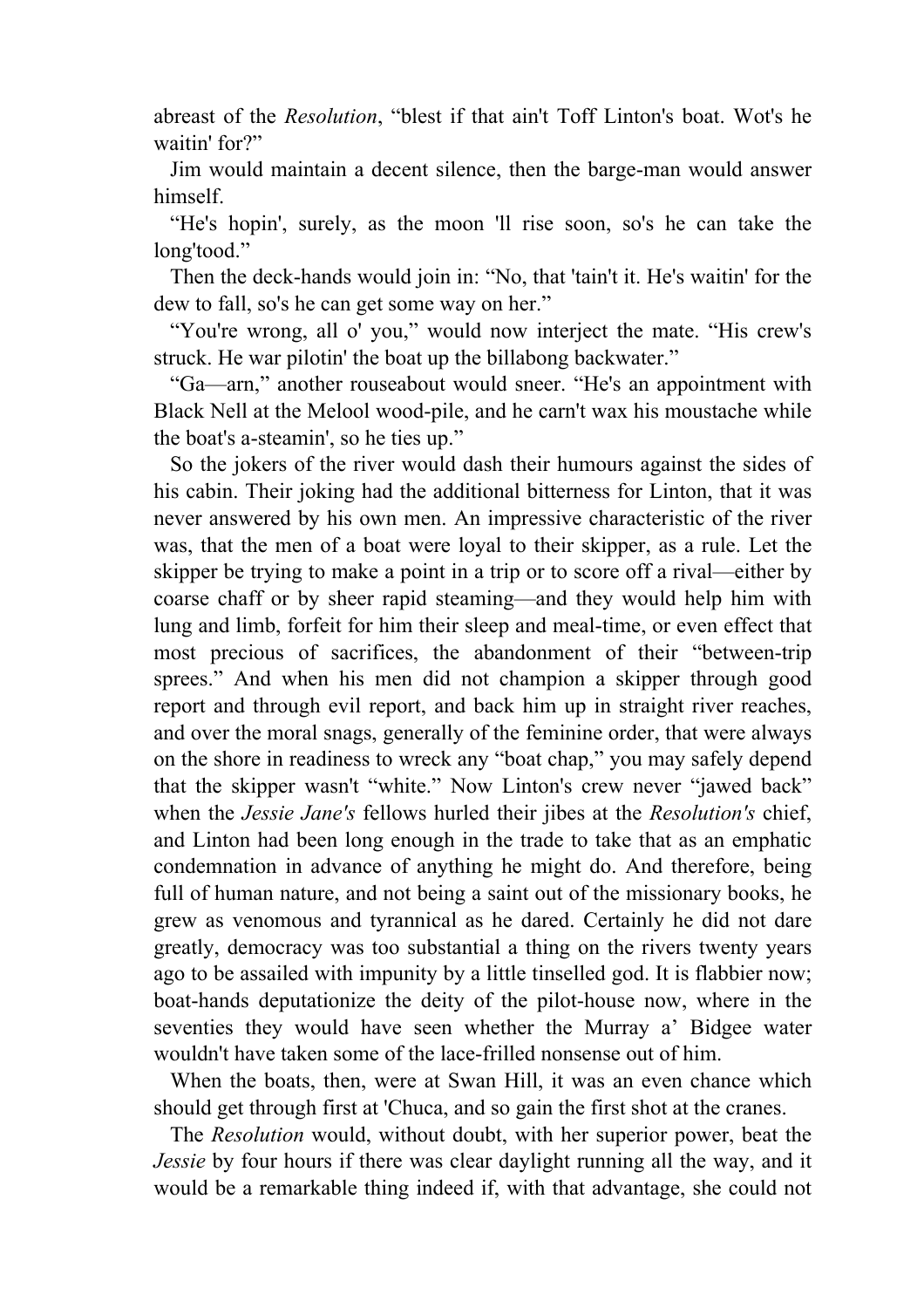abreast of the *Resolution*, "blest if that ain't Toff Linton's boat. Wot's he waitin' for?"

Jim would maintain a decent silence, then the barge-man would answer himself.

"He's hopin', surely, as the moon 'll rise soon, so's he can take the long'tood."

Then the deck-hands would join in: "No, that 'tain't it. He's waitin' for the dew to fall, so's he can get some way on her."

"You're wrong, all o' you," would now interject the mate. "His crew's struck. He war pilotin' the boat up the billabong backwater."

"Ga—arn," another rouseabout would sneer. "He's an appointment with Black Nell at the Melool wood-pile, and he carn't wax his moustache while the boat's a-steamin', so he ties up."

So the jokers of the river would dash their humours against the sides of his cabin. Their joking had the additional bitterness for Linton, that it was never answered by his own men. An impressive characteristic of the river was, that the men of a boat were loyal to their skipper, as a rule. Let the skipper be trying to make a point in a trip or to score off a rival—either by coarse chaff or by sheer rapid steaming—and they would help him with lung and limb, forfeit for him their sleep and meal-time, or even effect that most precious of sacrifices, the abandonment of their "between-trip sprees." And when his men did not champion a skipper through good report and through evil report, and back him up in straight river reaches, and over the moral snags, generally of the feminine order, that were always on the shore in readiness to wreck any "boat chap," you may safely depend that the skipper wasn't "white." Now Linton's crew never "jawed back" when the *Jessie Jane's* fellows hurled their jibes at the *Resolution's* chief, and Linton had been long enough in the trade to take that as an emphatic condemnation in advance of anything he might do. And therefore, being full of human nature, and not being a saint out of the missionary books, he grew as venomous and tyrannical as he dared. Certainly he did not dare greatly, democracy was too substantial a thing on the rivers twenty years ago to be assailed with impunity by a little tinselled god. It is flabbier now; boat-hands deputationize the deity of the pilot-house now, where in the seventies they would have seen whether the Murray a' Bidgee water wouldn't have taken some of the lace-frilled nonsense out of him.

When the boats, then, were at Swan Hill, it was an even chance which should get through first at 'Chuca, and so gain the first shot at the cranes.

The *Resolution* would, without doubt, with her superior power, beat the *Jessie* by four hours if there was clear daylight running all the way, and it would be a remarkable thing indeed if, with that advantage, she could not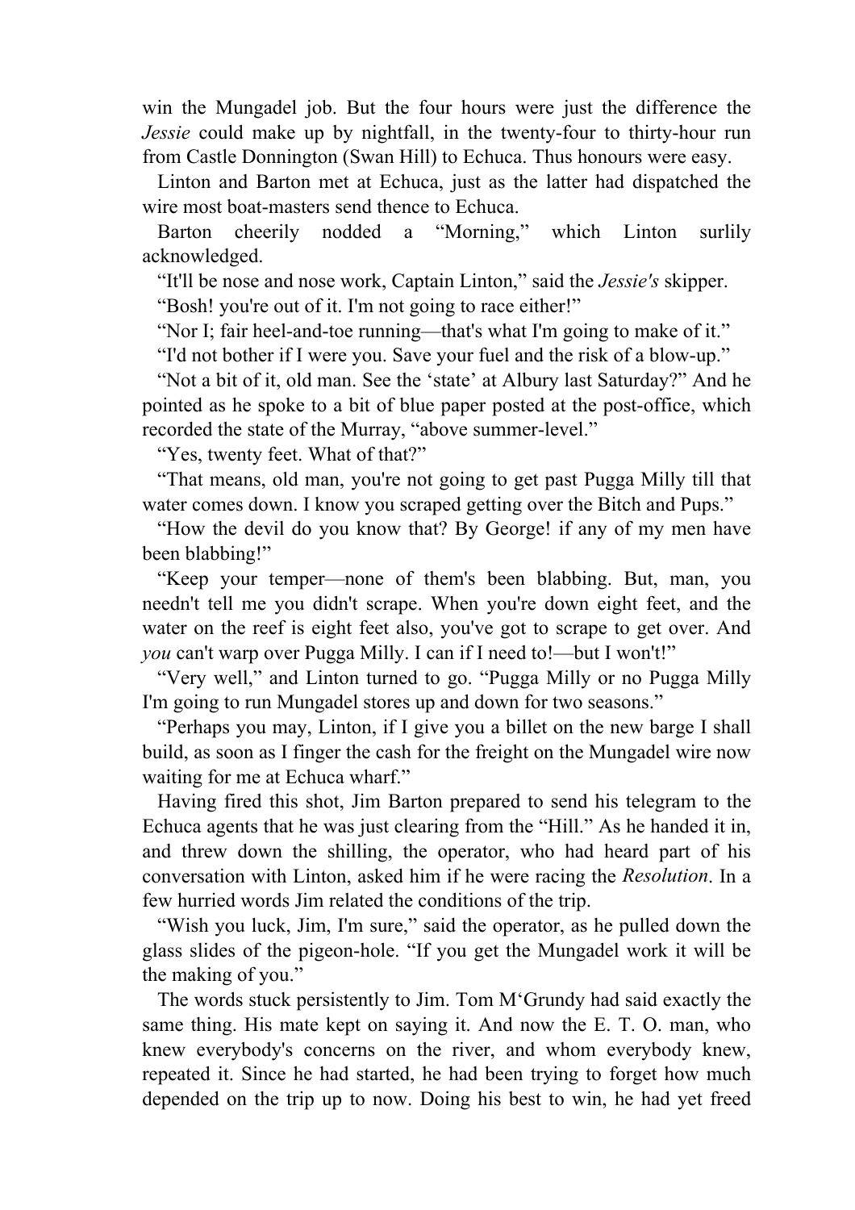win the Mungadel job. But the four hours were just the difference the *Jessie* could make up by nightfall, in the twenty-four to thirty-hour run from Castle Donnington (Swan Hill) to Echuca. Thus honours were easy.

Linton and Barton met at Echuca, just as the latter had dispatched the wire most boat-masters send thence to Echuca.

Barton cheerily nodded a "Morning," which Linton surlily acknowledged.

"It'll be nose and nose work, Captain Linton," said the *Jessie's* skipper.

"Bosh! you're out of it. I'm not going to race either!"

"Nor I; fair heel-and-toe running—that's what I'm going to make of it."

"I'd not bother if I were you. Save your fuel and the risk of a blow-up."

"Not a bit of it, old man. See the 'state' at Albury last Saturday?" And he pointed as he spoke to a bit of blue paper posted at the post-office, which recorded the state of the Murray, "above summer-level."

"Yes, twenty feet. What of that?"

"That means, old man, you're not going to get past Pugga Milly till that water comes down. I know you scraped getting over the Bitch and Pups."

"How the devil do you know that? By George! if any of my men have been blabbing!"

"Keep your temper—none of them's been blabbing. But, man, you needn't tell me you didn't scrape. When you're down eight feet, and the water on the reef is eight feet also, you've got to scrape to get over. And *you* can't warp over Pugga Milly. I can if I need to!—but I won't!"

"Very well," and Linton turned to go. "Pugga Milly or no Pugga Milly I'm going to run Mungadel stores up and down for two seasons."

"Perhaps you may, Linton, if I give you a billet on the new barge I shall build, as soon as I finger the cash for the freight on the Mungadel wire now waiting for me at Echuca wharf."

Having fired this shot, Jim Barton prepared to send his telegram to the Echuca agents that he was just clearing from the "Hill." As he handed it in, and threw down the shilling, the operator, who had heard part of his conversation with Linton, asked him if he were racing the *Resolution*. In a few hurried words Jim related the conditions of the trip.

"Wish you luck, Jim, I'm sure," said the operator, as he pulled down the glass slides of the pigeon-hole. "If you get the Mungadel work it will be the making of you."

The words stuck persistently to Jim. Tom M'Grundy had said exactly the same thing. His mate kept on saying it. And now the E. T. O. man, who knew everybody's concerns on the river, and whom everybody knew, repeated it. Since he had started, he had been trying to forget how much depended on the trip up to now. Doing his best to win, he had yet freed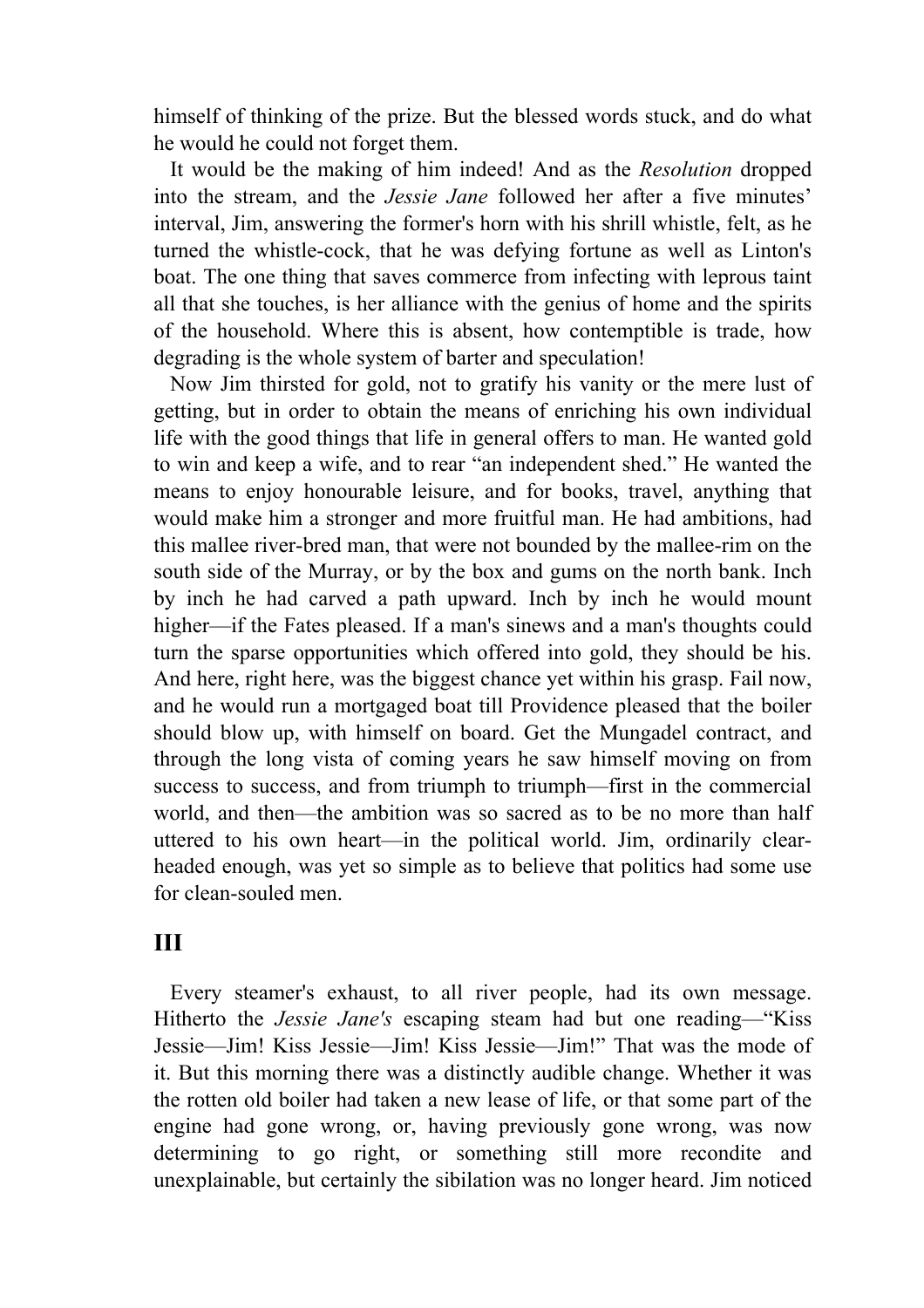himself of thinking of the prize. But the blessed words stuck, and do what he would he could not forget them.

It would be the making of him indeed! And as the *Resolution* dropped into the stream, and the *Jessie Jane* followed her after a five minutes' interval, Jim, answering the former's horn with his shrill whistle, felt, as he turned the whistle-cock, that he was defying fortune as well as Linton's boat. The one thing that saves commerce from infecting with leprous taint all that she touches, is her alliance with the genius of home and the spirits of the household. Where this is absent, how contemptible is trade, how degrading is the whole system of barter and speculation!

Now Jim thirsted for gold, not to gratify his vanity or the mere lust of getting, but in order to obtain the means of enriching his own individual life with the good things that life in general offers to man. He wanted gold to win and keep a wife, and to rear "an independent shed." He wanted the means to enjoy honourable leisure, and for books, travel, anything that would make him a stronger and more fruitful man. He had ambitions, had this mallee river-bred man, that were not bounded by the mallee-rim on the south side of the Murray, or by the box and gums on the north bank. Inch by inch he had carved a path upward. Inch by inch he would mount higher—if the Fates pleased. If a man's sinews and a man's thoughts could turn the sparse opportunities which offered into gold, they should be his. And here, right here, was the biggest chance yet within his grasp. Fail now, and he would run a mortgaged boat till Providence pleased that the boiler should blow up, with himself on board. Get the Mungadel contract, and through the long vista of coming years he saw himself moving on from success to success, and from triumph to triumph—first in the commercial world, and then—the ambition was so sacred as to be no more than half uttered to his own heart—in the political world. Jim, ordinarily clear-headed enough, was yet so simple as to believe that politics had some use for clean-souled men.

## III

Every steamer's exhaust, to all river people, had its own message. Hitherto the *Jessie Jane's* escaping steam had but one reading—"Kiss Jessie—Jim! Kiss Jessie—Jim! Kiss Jessie—Jim!" That was the mode of it. But this morning there was a distinctly audible change. Whether it was the rotten old boiler had taken a new lease of life, or that some part of the engine had gone wrong, or, having previously gone wrong, was now determining to go right, or something still more recondite and unexplainable, but certainly the sibilation was no longer heard. Jim noticed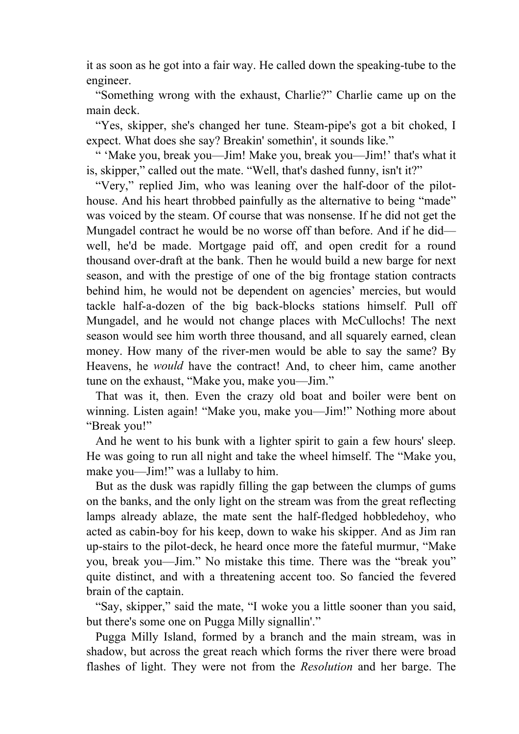it as soon as he got into a fair way. He called down the speaking-tube to the engineer.

"Something wrong with the exhaust, Charlie?" Charlie came up on the main deck.

"Yes, skipper, she's changed her tune. Steam-pipe's got a bit choked, I expect. What does she say? Breakin' somethin', it sounds like."

" 'Make you, break you—Jim! Make you, break you—Jim!' that's what it is, skipper," called out the mate. "Well, that's dashed funny, isn't it?"

"Very," replied Jim, who was leaning over the half-door of the pilot-house. And his heart throbbed painfully as the alternative to being "made" was voiced by the steam. Of course that was nonsense. If he did not get the Mungadel contract he would be no worse off than before. And if he did—well, he'd be made. Mortgage paid off, and open credit for a round thousand over-draft at the bank. Then he would build a new barge for next season, and with the prestige of one of the big frontage station contracts behind him, he would not be dependent on agencies' mercies, but would tackle half-a-dozen of the big back-blocks stations himself. Pull off Mungadel, and he would not change places with McCullochs! The next season would see him worth three thousand, and all squarely earned, clean money. How many of the river-men would be able to say the same? By Heavens, he *would* have the contract! And, to cheer him, came another tune on the exhaust, "Make you, make you—Jim."

That was it, then. Even the crazy old boat and boiler were bent on winning. Listen again! "Make you, make you—Jim!" Nothing more about "Break you!"

And he went to his bunk with a lighter spirit to gain a few hours' sleep. He was going to run all night and take the wheel himself. The "Make you, make you—Jim!" was a lullaby to him.

But as the dusk was rapidly filling the gap between the clumps of gums on the banks, and the only light on the stream was from the great reflecting lamps already ablaze, the mate sent the half-fledged hobbledehoy, who acted as cabin-boy for his keep, down to wake his skipper. And as Jim ran up-stairs to the pilot-deck, he heard once more the fateful murmur, "Make you, break you—Jim." No mistake this time. There was the "break you" quite distinct, and with a threatening accent too. So fancied the fevered brain of the captain.

"Say, skipper," said the mate, "I woke you a little sooner than you said, but there's some one on Pugga Milly signallin'."

Pugga Milly Island, formed by a branch and the main stream, was in shadow, but across the great reach which forms the river there were broad flashes of light. They were not from the *Resolution* and her barge. The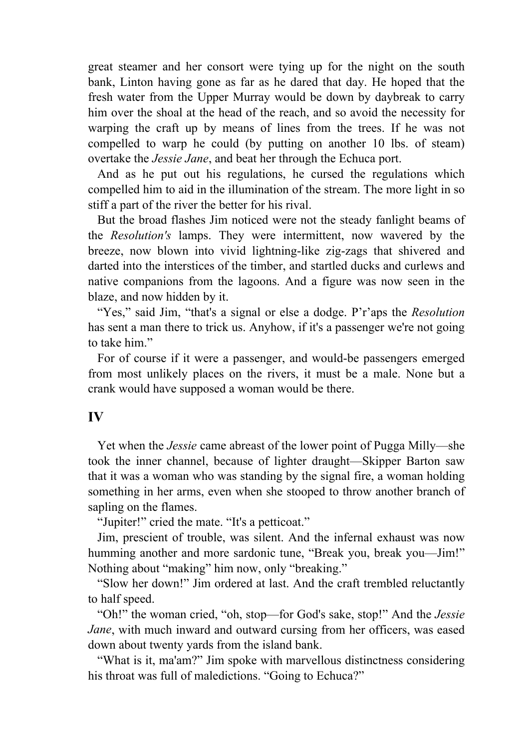great steamer and her consort were tying up for the night on the south bank, Linton having gone as far as he dared that day. He hoped that the fresh water from the Upper Murray would be down by daybreak to carry him over the shoal at the head of the reach, and so avoid the necessity for warping the craft up by means of lines from the trees. If he was not compelled to warp he could (by putting on another 10 lbs. of steam) overtake the *Jessie Jane*, and beat her through the Echuca port.

And as he put out his regulations, he cursed the regulations which compelled him to aid in the illumination of the stream. The more light in so stiff a part of the river the better for his rival.

But the broad flashes Jim noticed were not the steady fanlight beams of the *Resolution's* lamps. They were intermittent, now wavered by the breeze, now blown into vivid lightning-like zig-zags that shivered and darted into the interstices of the timber, and startled ducks and curlews and native companions from the lagoons. And a figure was now seen in the blaze, and now hidden by it.

"Yes," said Jim, "that's a signal or else a dodge. P'r'aps the *Resolution* has sent a man there to trick us. Anyhow, if it's a passenger we're not going to take him."

For of course if it were a passenger, and would-be passengers emerged from most unlikely places on the rivers, it must be a male. None but a crank would have supposed a woman would be there.

## IV

Yet when the *Jessie* came abreast of the lower point of Pugga Milly—she took the inner channel, because of lighter draught—Skipper Barton saw that it was a woman who was standing by the signal fire, a woman holding something in her arms, even when she stooped to throw another branch of sapling on the flames.

"Jupiter!" cried the mate. "It's a petticoat."

Jim, prescient of trouble, was silent. And the infernal exhaust was now humming another and more sardonic tune, "Break you, break you—Jim!" Nothing about "making" him now, only "breaking."

"Slow her down!" Jim ordered at last. And the craft trembled reluctantly to half speed.

"Oh!" the woman cried, "oh, stop—for God's sake, stop!" And the *Jessie Jane*, with much inward and outward cursing from her officers, was eased down about twenty yards from the island bank.

"What is it, ma'am?" Jim spoke with marvellous distinctness considering his throat was full of maledictions. "Going to Echuca?"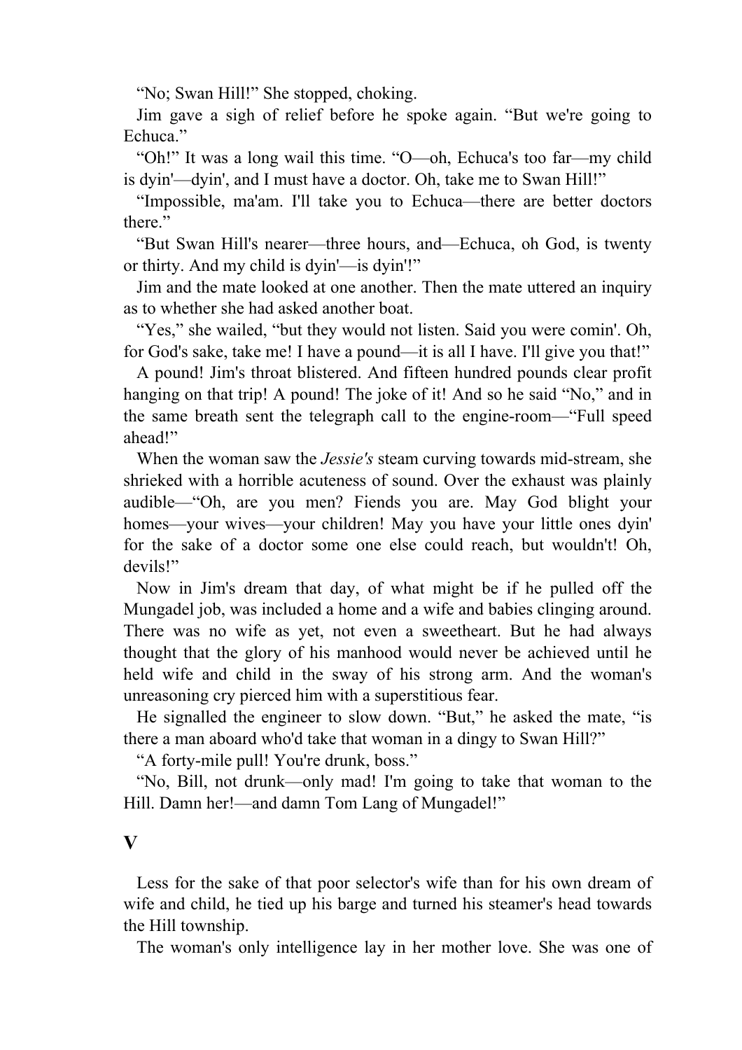"No; Swan Hill!" She stopped, choking.

Jim gave a sigh of relief before he spoke again. "But we're going to Echuca."

"Oh!" It was a long wail this time. "O—oh, Echuca's too far—my child is dyin'—dyin', and I must have a doctor. Oh, take me to Swan Hill!"

"Impossible, ma'am. I'll take you to Echuca—there are better doctors there."

"But Swan Hill's nearer—three hours, and—Echuca, oh God, is twenty or thirty. And my child is dyin'—is dyin'!"

Jim and the mate looked at one another. Then the mate uttered an inquiry as to whether she had asked another boat.

"Yes," she wailed, "but they would not listen. Said you were comin'. Oh, for God's sake, take me! I have a pound—it is all I have. I'll give you that!"

A pound! Jim's throat blistered. And fifteen hundred pounds clear profit hanging on that trip! A pound! The joke of it! And so he said "No," and in the same breath sent the telegraph call to the engine-room—"Full speed ahead!"

When the woman saw the *Jessie's* steam curving towards mid-stream, she shrieked with a horrible acuteness of sound. Over the exhaust was plainly audible—"Oh, are you men? Fiends you are. May God blight your homes—your wives—your children! May you have your little ones dyin' for the sake of a doctor some one else could reach, but wouldn't! Oh, devils!"

Now in Jim's dream that day, of what might be if he pulled off the Mungadel job, was included a home and a wife and babies clinging around. There was no wife as yet, not even a sweetheart. But he had always thought that the glory of his manhood would never be achieved until he held wife and child in the sway of his strong arm. And the woman's unreasoning cry pierced him with a superstitious fear.

He signalled the engineer to slow down. "But," he asked the mate, "is there a man aboard who'd take that woman in a dingy to Swan Hill?"

"A forty-mile pull! You're drunk, boss."

"No, Bill, not drunk—only mad! I'm going to take that woman to the Hill. Damn her!—and damn Tom Lang of Mungadel!"

## V

Less for the sake of that poor selector's wife than for his own dream of wife and child, he tied up his barge and turned his steamer's head towards the Hill township.

The woman's only intelligence lay in her mother love. She was one of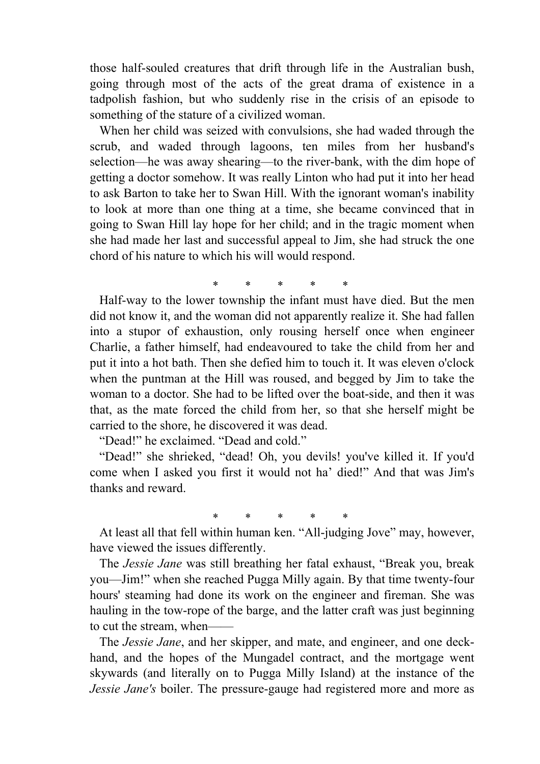those half-souled creatures that drift through life in the Australian bush, going through most of the acts of the great drama of existence in a tadpolish fashion, but who suddenly rise in the crisis of an episode to something of the stature of a civilized woman.

When her child was seized with convulsions, she had waded through the scrub, and waded through lagoons, ten miles from her husband's selection—he was away shearing—to the river-bank, with the dim hope of getting a doctor somehow. It was really Linton who had put it into her head to ask Barton to take her to Swan Hill. With the ignorant woman's inability to look at more than one thing at a time, she became convinced that in going to Swan Hill lay hope for her child; and in the tragic moment when she had made her last and successful appeal to Jim, she had struck the one chord of his nature to which his will would respond.

\* \* \* \* \*

Half-way to the lower township the infant must have died. But the men did not know it, and the woman did not apparently realize it. She had fallen into a stupor of exhaustion, only rousing herself once when engineer Charlie, a father himself, had endeavoured to take the child from her and put it into a hot bath. Then she defied him to touch it. It was eleven o'clock when the puntman at the Hill was roused, and begged by Jim to take the woman to a doctor. She had to be lifted over the boat-side, and then it was that, as the mate forced the child from her, so that she herself might be carried to the shore, he discovered it was dead.

"Dead!" he exclaimed. "Dead and cold."

"Dead!" she shrieked, "dead! Oh, you devils! you've killed it. If you'd come when I asked you first it would not ha' died!" And that was Jim's thanks and reward.

\* \* \* \* \*

At least all that fell within human ken. "All-judging Jove" may, however, have viewed the issues differently.

The *Jessie Jane* was still breathing her fatal exhaust, "Break you, break you—Jim!" when she reached Pugga Milly again. By that time twenty-four hours' steaming had done its work on the engineer and fireman. She was hauling in the tow-rope of the barge, and the latter craft was just beginning to cut the stream, when——

The *Jessie Jane*, and her skipper, and mate, and engineer, and one deck-hand, and the hopes of the Mungadel contract, and the mortgage went skywards (and literally on to Pugga Milly Island) at the instance of the *Jessie Jane's* boiler. The pressure-gauge had registered more and more as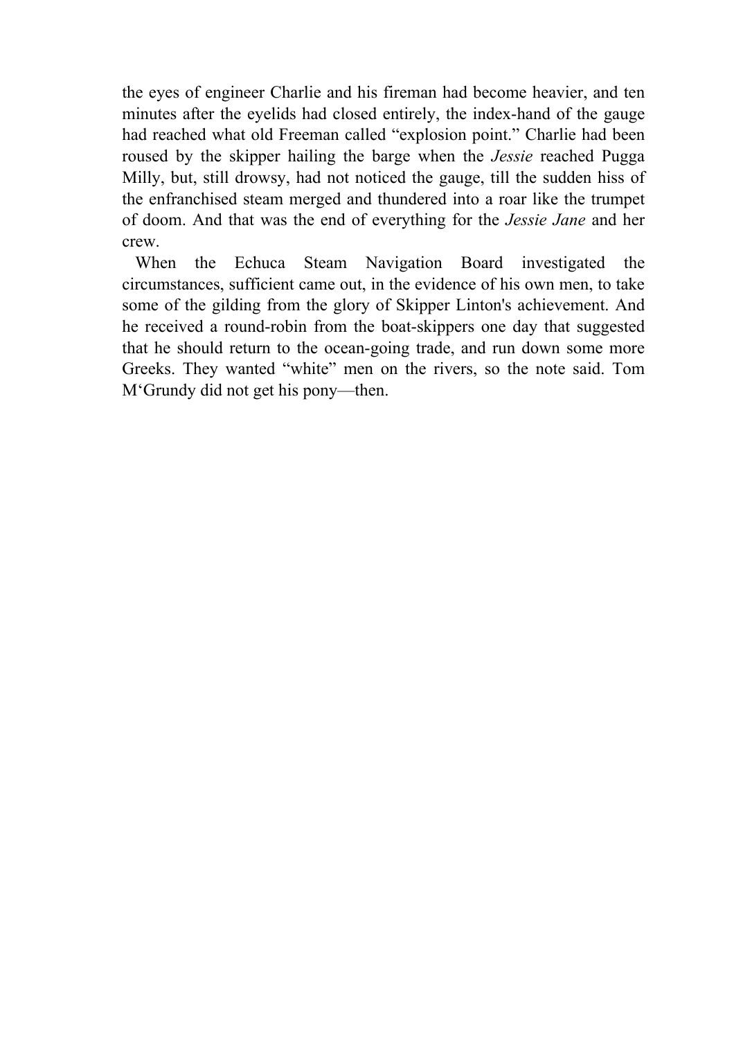the eyes of engineer Charlie and his fireman had become heavier, and ten minutes after the eyelids had closed entirely, the index-hand of the gauge had reached what old Freeman called "explosion point." Charlie had been roused by the skipper hailing the barge when the *Jessie* reached Pugga Milly, but, still drowsy, had not noticed the gauge, till the sudden hiss of the enfranchised steam merged and thundered into a roar like the trumpet of doom. And that was the end of everything for the *Jessie Jane* and her crew.

When the Echuca Steam Navigation Board investigated the circumstances, sufficient came out, in the evidence of his own men, to take some of the gilding from the glory of Skipper Linton's achievement. And he received a round-robin from the boat-skippers one day that suggested that he should return to the ocean-going trade, and run down some more Greeks. They wanted "white" men on the rivers, so the note said. Tom M'Grundy did not get his pony—then.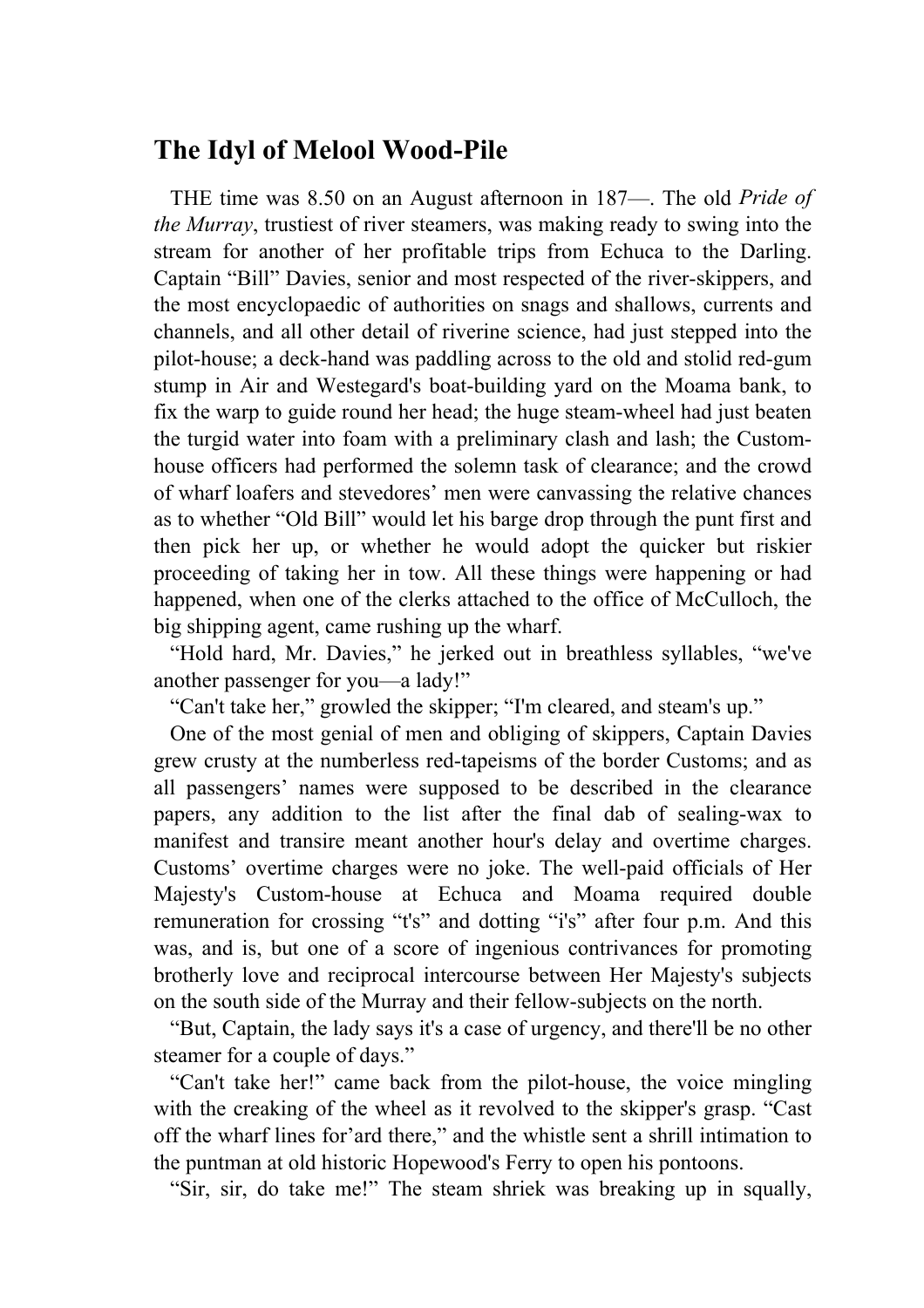## The Idyl of Melool Wood-Pile

THE time was 8.50 on an August afternoon in 187—. The old *Pride of the Murray*, trustiest of river steamers, was making ready to swing into the stream for another of her profitable trips from Echuca to the Darling. Captain "Bill" Davies, senior and most respected of the river-skippers, and the most encyclopaedic of authorities on snags and shallows, currents and channels, and all other detail of riverine science, had just stepped into the pilot-house; a deck-hand was paddling across to the old and stolid red-gum stump in Air and Westegard's boat-building yard on the Moama bank, to fix the warp to guide round her head; the huge steam-wheel had just beaten the turgid water into foam with a preliminary clash and lash; the Custom-house officers had performed the solemn task of clearance; and the crowd of wharf loafers and stevedores' men were canvassing the relative chances as to whether "Old Bill" would let his barge drop through the punt first and then pick her up, or whether he would adopt the quicker but riskier proceeding of taking her in tow. All these things were happening or had happened, when one of the clerks attached to the office of McCulloch, the big shipping agent, came rushing up the wharf.

"Hold hard, Mr. Davies," he jerked out in breathless syllables, "we've another passenger for you—a lady!"

"Can't take her," growled the skipper; "I'm cleared, and steam's up."

One of the most genial of men and obliging of skippers, Captain Davies grew crusty at the numberless red-tapeisms of the border Customs; and as all passengers' names were supposed to be described in the clearance papers, any addition to the list after the final dab of sealing-wax to manifest and transire meant another hour's delay and overtime charges. Customs' overtime charges were no joke. The well-paid officials of Her Majesty's Custom-house at Echuca and Moama required double remuneration for crossing "t's" and dotting "i's" after four p.m. And this was, and is, but one of a score of ingenious contrivances for promoting brotherly love and reciprocal intercourse between Her Majesty's subjects on the south side of the Murray and their fellow-subjects on the north.

"But, Captain, the lady says it's a case of urgency, and there'll be no other steamer for a couple of days."

"Can't take her!" came back from the pilot-house, the voice mingling with the creaking of the wheel as it revolved to the skipper's grasp. "Cast off the wharf lines for'ard there," and the whistle sent a shrill intimation to the puntman at old historic Hopewood's Ferry to open his pontoons.

"Sir, sir, do take me!" The steam shriek was breaking up in squally,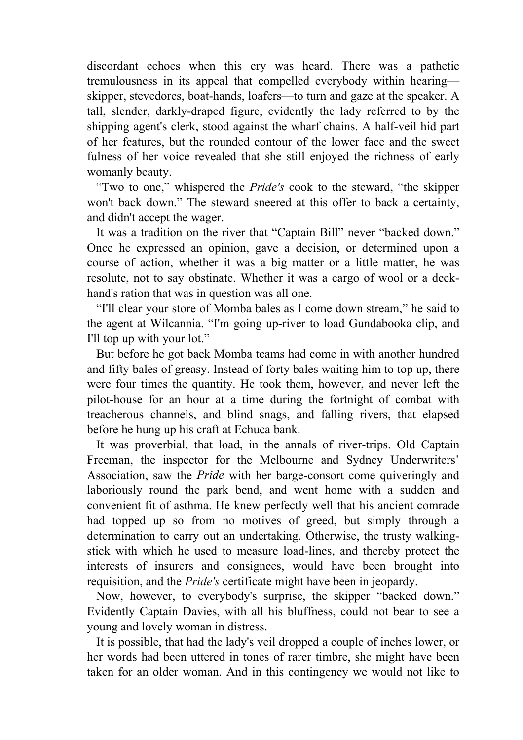discordant echoes when this cry was heard. There was a pathetic tremulousness in its appeal that compelled everybody within hearing—skipper, stevedores, boat-hands, loafers—to turn and gaze at the speaker. A tall, slender, darkly-draped figure, evidently the lady referred to by the shipping agent's clerk, stood against the wharf chains. A half-veil hid part of her features, but the rounded contour of the lower face and the sweet fulness of her voice revealed that she still enjoyed the richness of early womanly beauty.

"Two to one," whispered the *Pride's* cook to the steward, "the skipper won't back down." The steward sneered at this offer to back a certainty, and didn't accept the wager.

It was a tradition on the river that "Captain Bill" never "backed down." Once he expressed an opinion, gave a decision, or determined upon a course of action, whether it was a big matter or a little matter, he was resolute, not to say obstinate. Whether it was a cargo of wool or a deck-hand's ration that was in question was all one.

"I'll clear your store of Momba bales as I come down stream," he said to the agent at Wilcannia. "I'm going up-river to load Gundabooka clip, and I'll top up with your lot."

But before he got back Momba teams had come in with another hundred and fifty bales of greasy. Instead of forty bales waiting him to top up, there were four times the quantity. He took them, however, and never left the pilot-house for an hour at a time during the fortnight of combat with treacherous channels, and blind snags, and falling rivers, that elapsed before he hung up his craft at Echuca bank.

It was proverbial, that load, in the annals of river-trips. Old Captain Freeman, the inspector for the Melbourne and Sydney Underwriters' Association, saw the *Pride* with her barge-consort come quiveringly and laboriously round the park bend, and went home with a sudden and convenient fit of asthma. He knew perfectly well that his ancient comrade had topped up so from no motives of greed, but simply through a determination to carry out an undertaking. Otherwise, the trusty walking-stick with which he used to measure load-lines, and thereby protect the interests of insurers and consignees, would have been brought into requisition, and the *Pride's* certificate might have been in jeopardy.

Now, however, to everybody's surprise, the skipper "backed down." Evidently Captain Davies, with all his bluffness, could not bear to see a young and lovely woman in distress.

It is possible, that had the lady's veil dropped a couple of inches lower, or her words had been uttered in tones of rarer timbre, she might have been taken for an older woman. And in this contingency we would not like to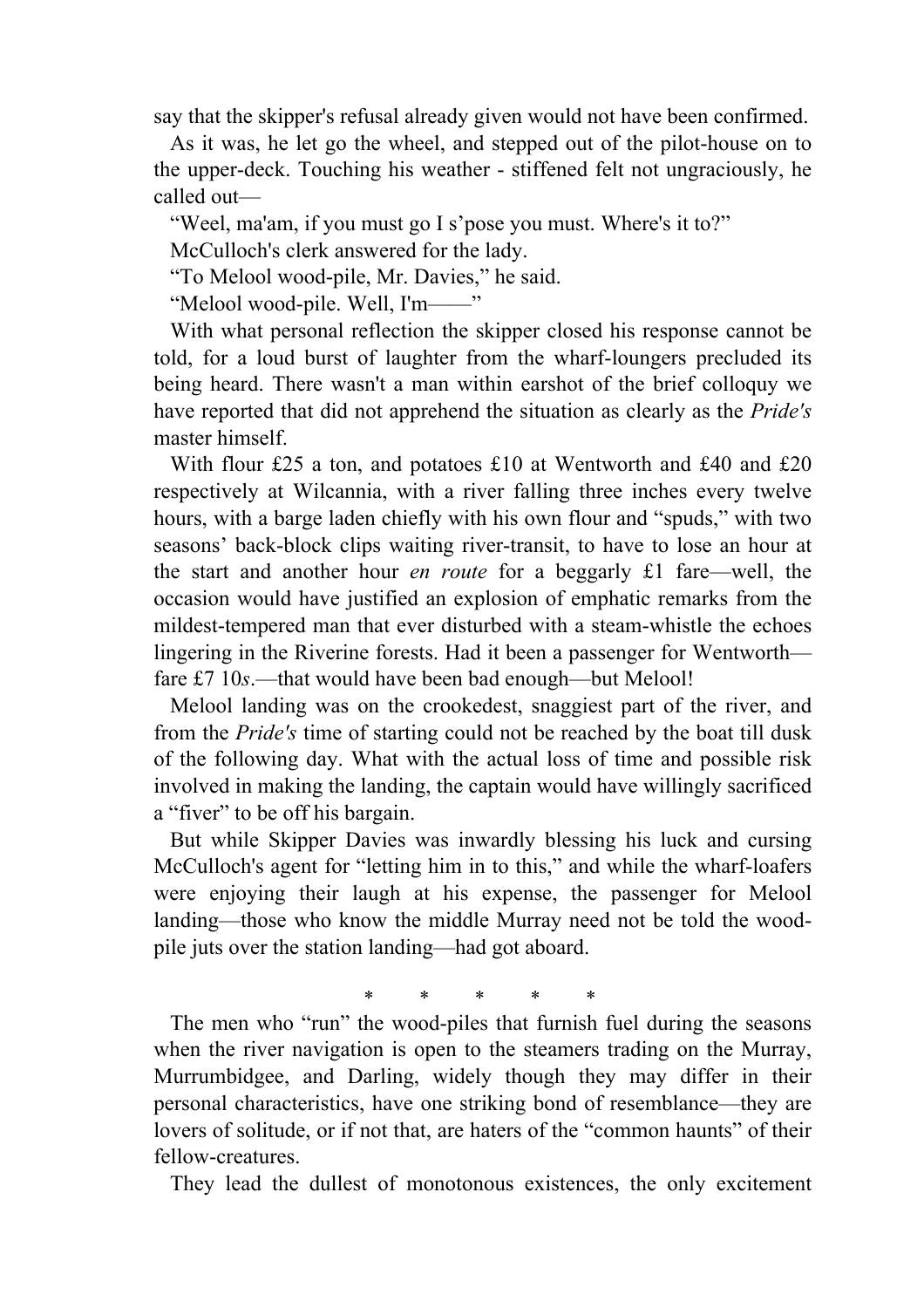say that the skipper's refusal already given would not have been confirmed.

As it was, he let go the wheel, and stepped out of the pilot-house on to the upper-deck. Touching his weather - stiffened felt not ungraciously, he called out—

"Weel, ma'am, if you must go I s'pose you must. Where's it to?"

McCulloch's clerk answered for the lady.

"To Melool wood-pile, Mr. Davies," he said.

"Melool wood-pile. Well, I'm——"

With what personal reflection the skipper closed his response cannot be told, for a loud burst of laughter from the wharf-loungers precluded its being heard. There wasn't a man within earshot of the brief colloquy we have reported that did not apprehend the situation as clearly as the *Pride's* master himself.

With flour £25 a ton, and potatoes £10 at Wentworth and £40 and £20 respectively at Wilcannia, with a river falling three inches every twelve hours, with a barge laden chiefly with his own flour and "spuds," with two seasons' back-block clips waiting river-transit, to have to lose an hour at the start and another hour *en route* for a beggarly £1 fare—well, the occasion would have justified an explosion of emphatic remarks from the mildest-tempered man that ever disturbed with a steam-whistle the echoes lingering in the Riverine forests. Had it been a passenger for Wentworth—fare £7 10*s*.—that would have been bad enough—but Melool!

Melool landing was on the crookedest, snaggiest part of the river, and from the *Pride's* time of starting could not be reached by the boat till dusk of the following day. What with the actual loss of time and possible risk involved in making the landing, the captain would have willingly sacrificed a "fiver" to be off his bargain.

But while Skipper Davies was inwardly blessing his luck and cursing McCulloch's agent for "letting him in to this," and while the wharf-loafers were enjoying their laugh at his expense, the passenger for Melool landing—those who know the middle Murray need not be told the wood-pile juts over the station landing—had got aboard.

\* \* \* \* \*

The men who "run" the wood-piles that furnish fuel during the seasons when the river navigation is open to the steamers trading on the Murray, Murrumbidgee, and Darling, widely though they may differ in their personal characteristics, have one striking bond of resemblance—they are lovers of solitude, or if not that, are haters of the "common haunts" of their fellow-creatures.

They lead the dullest of monotonous existences, the only excitement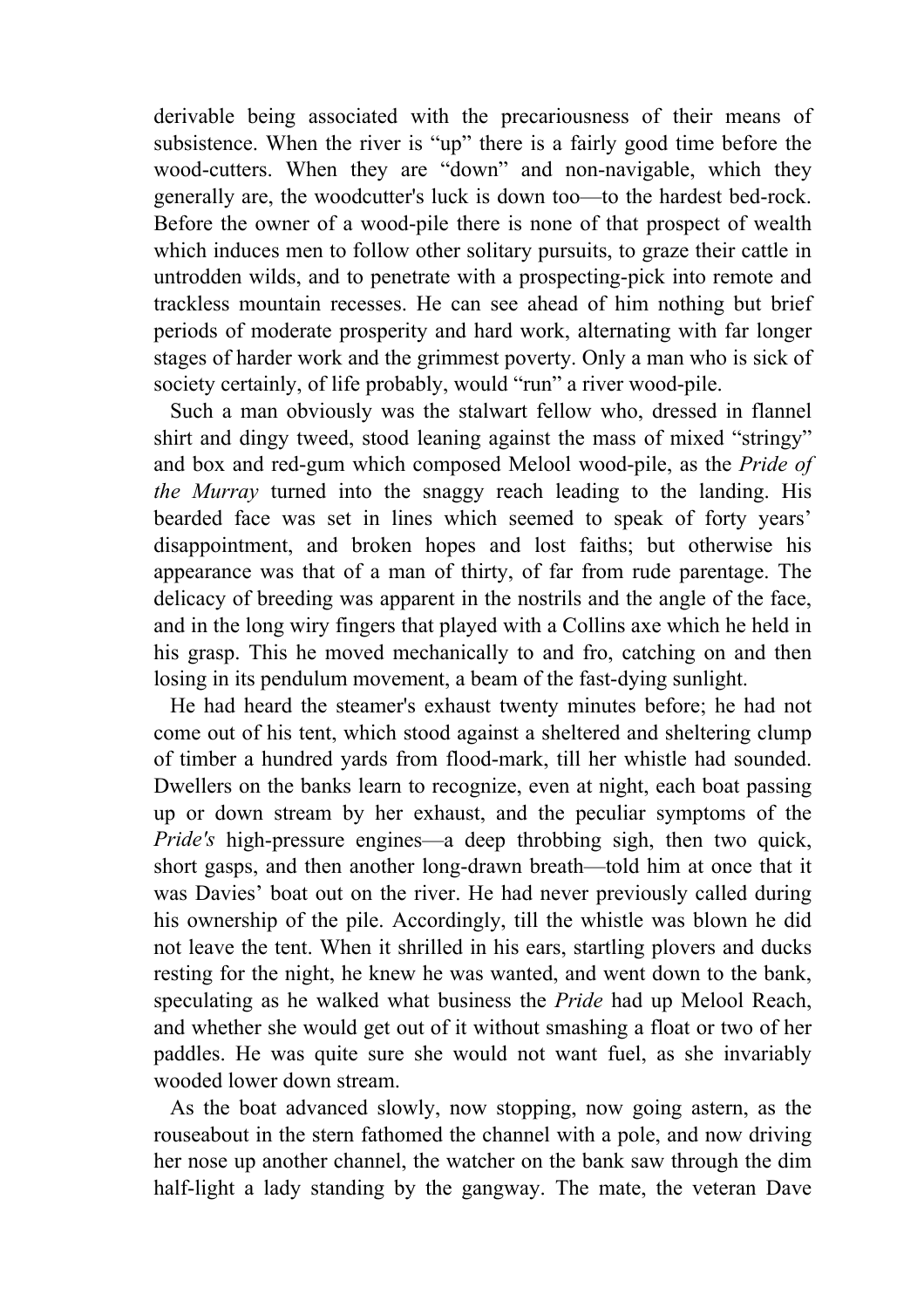derivable being associated with the precariousness of their means of subsistence. When the river is "up" there is a fairly good time before the wood-cutters. When they are "down" and non-navigable, which they generally are, the woodcutter's luck is down too—to the hardest bed-rock. Before the owner of a wood-pile there is none of that prospect of wealth which induces men to follow other solitary pursuits, to graze their cattle in untrodden wilds, and to penetrate with a prospecting-pick into remote and trackless mountain recesses. He can see ahead of him nothing but brief periods of moderate prosperity and hard work, alternating with far longer stages of harder work and the grimmest poverty. Only a man who is sick of society certainly, of life probably, would "run" a river wood-pile.

Such a man obviously was the stalwart fellow who, dressed in flannel shirt and dingy tweed, stood leaning against the mass of mixed "stringy" and box and red-gum which composed Melool wood-pile, as the *Pride of the Murray* turned into the snaggy reach leading to the landing. His bearded face was set in lines which seemed to speak of forty years' disappointment, and broken hopes and lost faiths; but otherwise his appearance was that of a man of thirty, of far from rude parentage. The delicacy of breeding was apparent in the nostrils and the angle of the face, and in the long wiry fingers that played with a Collins axe which he held in his grasp. This he moved mechanically to and fro, catching on and then losing in its pendulum movement, a beam of the fast-dying sunlight.

He had heard the steamer's exhaust twenty minutes before; he had not come out of his tent, which stood against a sheltered and sheltering clump of timber a hundred yards from flood-mark, till her whistle had sounded. Dwellers on the banks learn to recognize, even at night, each boat passing up or down stream by her exhaust, and the peculiar symptoms of the *Pride's* high-pressure engines—a deep throbbing sigh, then two quick, short gasps, and then another long-drawn breath—told him at once that it was Davies' boat out on the river. He had never previously called during his ownership of the pile. Accordingly, till the whistle was blown he did not leave the tent. When it shrilled in his ears, startling plovers and ducks resting for the night, he knew he was wanted, and went down to the bank, speculating as he walked what business the *Pride* had up Melool Reach, and whether she would get out of it without smashing a float or two of her paddles. He was quite sure she would not want fuel, as she invariably wooded lower down stream.

As the boat advanced slowly, now stopping, now going astern, as the rouseabout in the stern fathomed the channel with a pole, and now driving her nose up another channel, the watcher on the bank saw through the dim half-light a lady standing by the gangway. The mate, the veteran Dave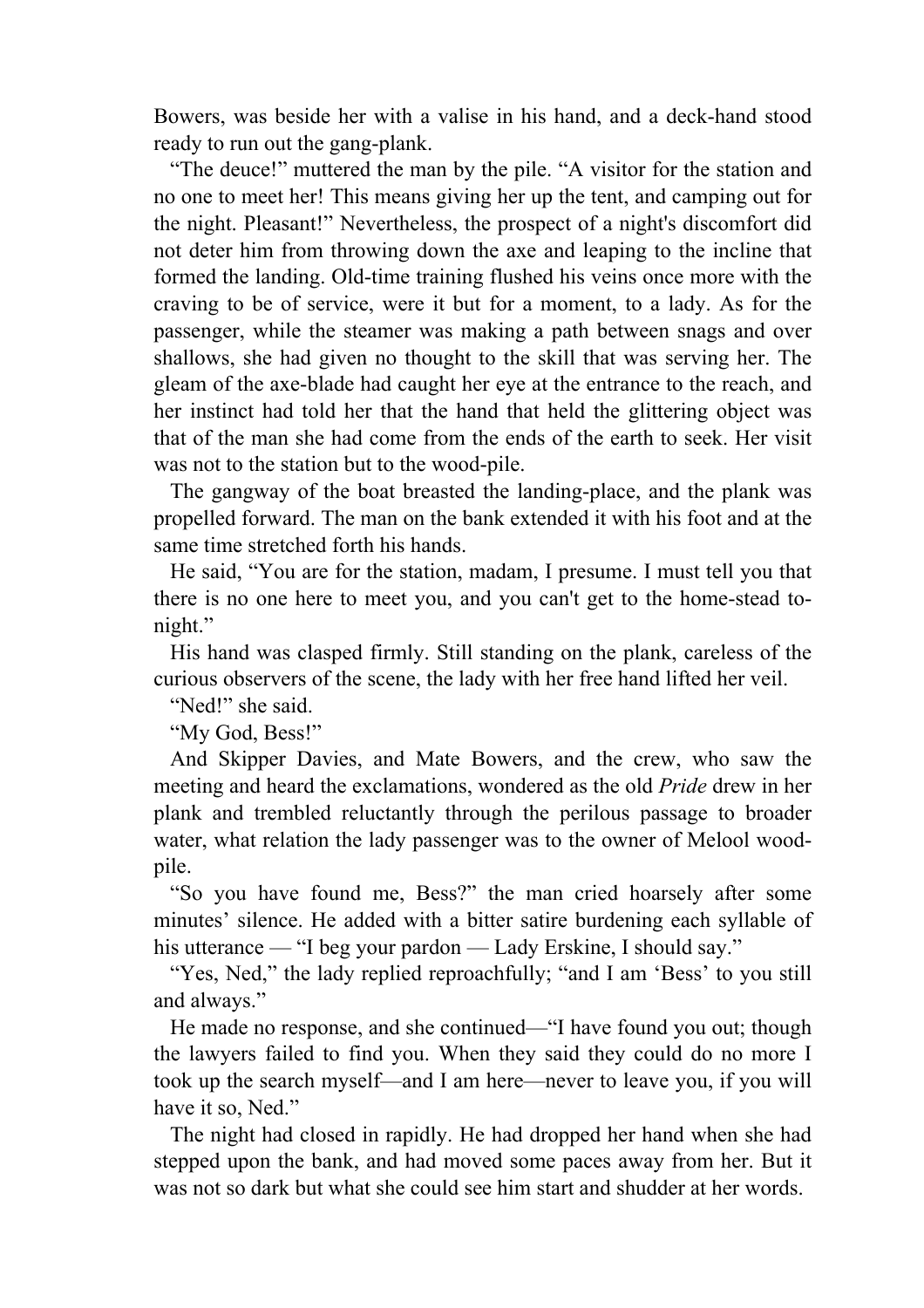Bowers, was beside her with a valise in his hand, and a deck-hand stood ready to run out the gang-plank.

"The deuce!" muttered the man by the pile. "A visitor for the station and no one to meet her! This means giving her up the tent, and camping out for the night. Pleasant!" Nevertheless, the prospect of a night's discomfort did not deter him from throwing down the axe and leaping to the incline that formed the landing. Old-time training flushed his veins once more with the craving to be of service, were it but for a moment, to a lady. As for the passenger, while the steamer was making a path between snags and over shallows, she had given no thought to the skill that was serving her. The gleam of the axe-blade had caught her eye at the entrance to the reach, and her instinct had told her that the hand that held the glittering object was that of the man she had come from the ends of the earth to seek. Her visit was not to the station but to the wood-pile.

The gangway of the boat breasted the landing-place, and the plank was propelled forward. The man on the bank extended it with his foot and at the same time stretched forth his hands.

He said, "You are for the station, madam, I presume. I must tell you that there is no one here to meet you, and you can't get to the home-stead to-night."

His hand was clasped firmly. Still standing on the plank, careless of the curious observers of the scene, the lady with her free hand lifted her veil.

"Ned!" she said.

"My God, Bess!"

And Skipper Davies, and Mate Bowers, and the crew, who saw the meeting and heard the exclamations, wondered as the old *Pride* drew in her plank and trembled reluctantly through the perilous passage to broader water, what relation the lady passenger was to the owner of Melool wood-pile.

"So you have found me, Bess?" the man cried hoarsely after some minutes' silence. He added with a bitter satire burdening each syllable of his utterance — "I beg your pardon — Lady Erskine, I should say."

"Yes, Ned," the lady replied reproachfully; "and I am 'Bess' to you still and always."

He made no response, and she continued—"I have found you out; though the lawyers failed to find you. When they said they could do no more I took up the search myself—and I am here—never to leave you, if you will have it so, Ned."

The night had closed in rapidly. He had dropped her hand when she had stepped upon the bank, and had moved some paces away from her. But it was not so dark but what she could see him start and shudder at her words.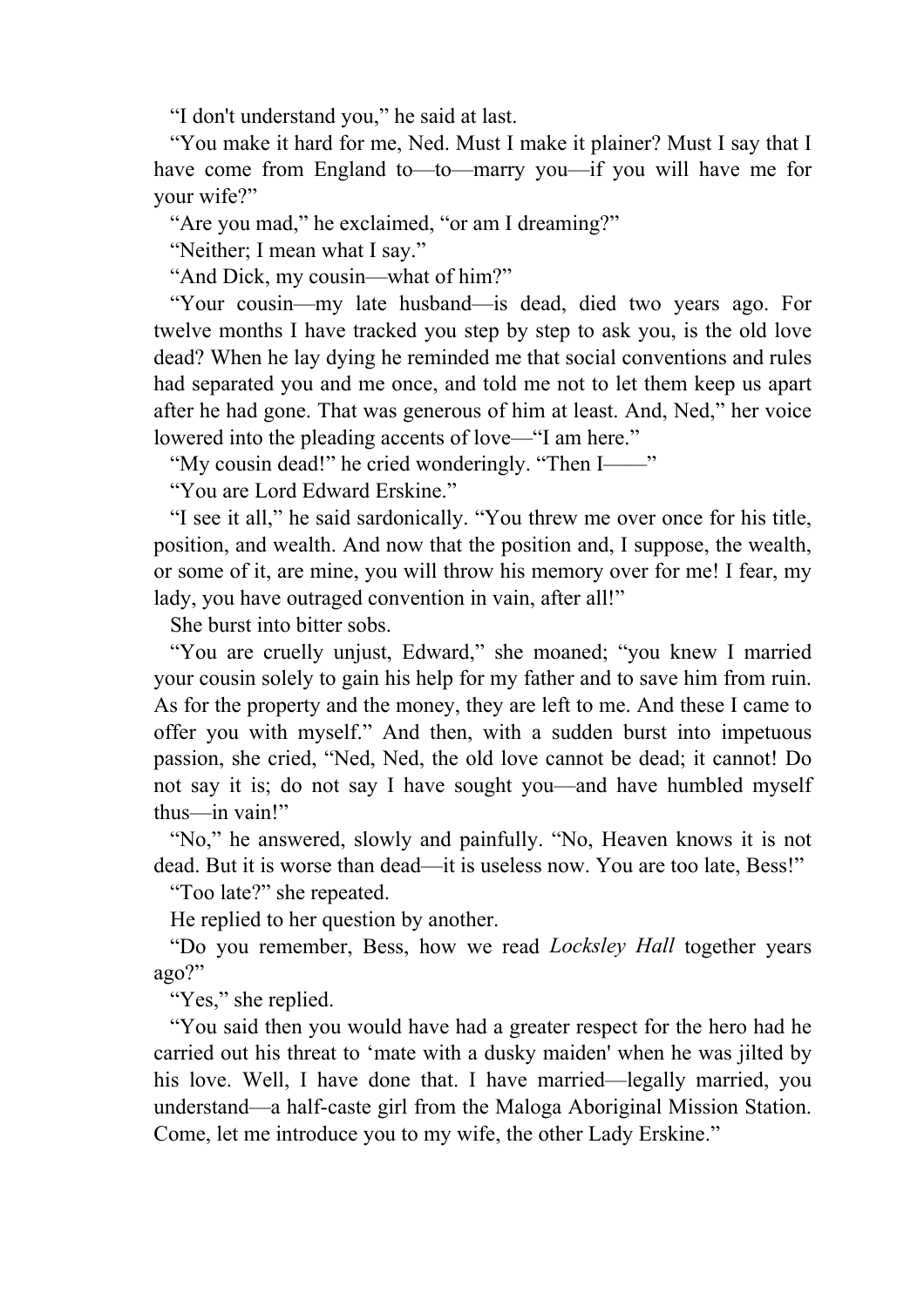"I don't understand you," he said at last.

"You make it hard for me, Ned. Must I make it plainer? Must I say that I have come from England to—to—marry you—if you will have me for your wife?"

"Are you mad," he exclaimed, "or am I dreaming?"

"Neither; I mean what I say."

"And Dick, my cousin—what of him?"

"Your cousin—my late husband—is dead, died two years ago. For twelve months I have tracked you step by step to ask you, is the old love dead? When he lay dying he reminded me that social conventions and rules had separated you and me once, and told me not to let them keep us apart after he had gone. That was generous of him at least. And, Ned," her voice lowered into the pleading accents of love—"I am here."

"My cousin dead!" he cried wonderingly. "Then I——"

"You are Lord Edward Erskine."

"I see it all," he said sardonically. "You threw me over once for his title, position, and wealth. And now that the position and, I suppose, the wealth, or some of it, are mine, you will throw his memory over for me! I fear, my lady, you have outraged convention in vain, after all!"

She burst into bitter sobs.

"You are cruelly unjust, Edward," she moaned; "you knew I married your cousin solely to gain his help for my father and to save him from ruin. As for the property and the money, they are left to me. And these I came to offer you with myself." And then, with a sudden burst into impetuous passion, she cried, "Ned, Ned, the old love cannot be dead; it cannot! Do not say it is; do not say I have sought you—and have humbled myself thus—in vain!"

"No," he answered, slowly and painfully. "No, Heaven knows it is not dead. But it is worse than dead—it is useless now. You are too late, Bess!"

"Too late?" she repeated.

He replied to her question by another.

"Do you remember, Bess, how we read *Locksley Hall* together years ago?"

"Yes," she replied.

"You said then you would have had a greater respect for the hero had he carried out his threat to 'mate with a dusky maiden' when he was jilted by his love. Well, I have done that. I have married—legally married, you understand—a half-caste girl from the Maloga Aboriginal Mission Station. Come, let me introduce you to my wife, the other Lady Erskine."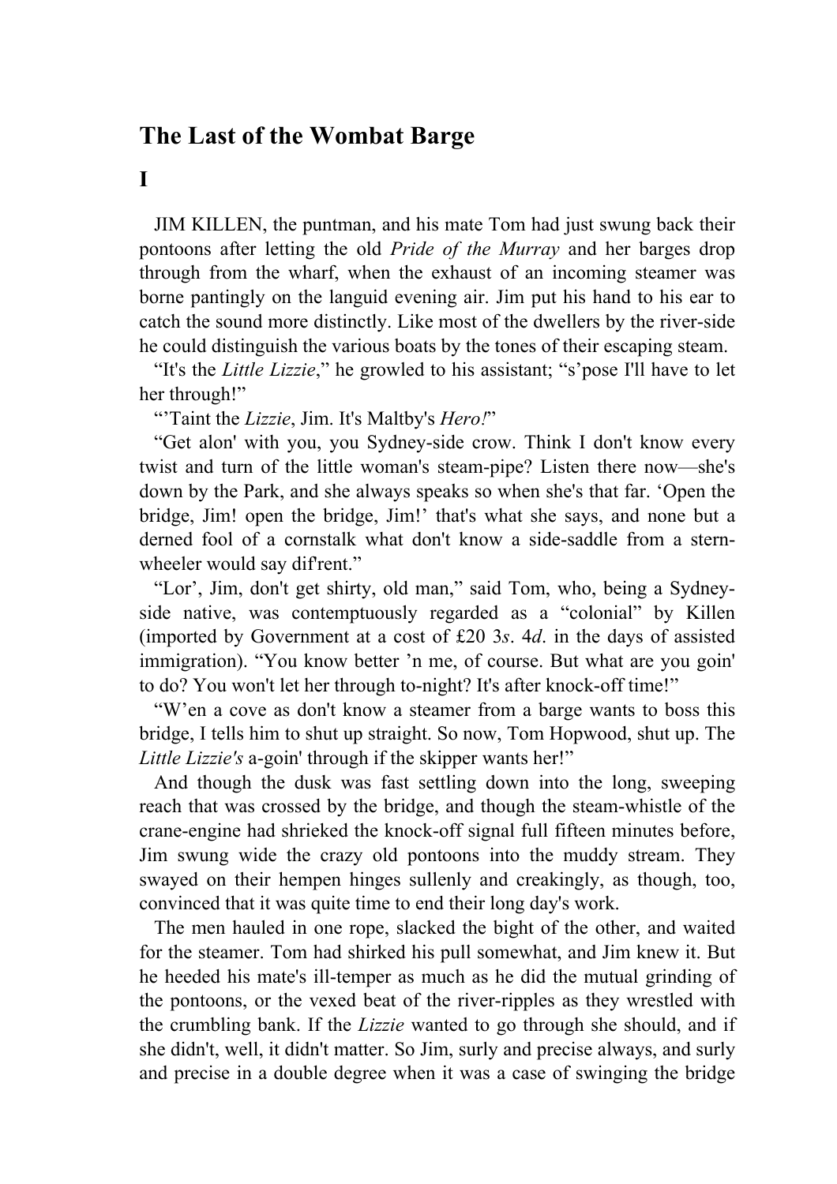## The Last of the Wombat Barge

### I

JIM KILLEN, the puntman, and his mate Tom had just swung back their pontoons after letting the old *Pride of the Murray* and her barges drop through from the wharf, when the exhaust of an incoming steamer was borne pantingly on the languid evening air. Jim put his hand to his ear to catch the sound more distinctly. Like most of the dwellers by the river-side he could distinguish the various boats by the tones of their escaping steam.

"It's the *Little Lizzie*," he growled to his assistant; "s'pose I'll have to let her through!"

"'Taint the *Lizzie*, Jim. It's Maltby's *Hero!*"

"Get alon' with you, you Sydney-side crow. Think I don't know every twist and turn of the little woman's steam-pipe? Listen there now—she's down by the Park, and she always speaks so when she's that far. 'Open the bridge, Jim! open the bridge, Jim!' that's what she says, and none but a derned fool of a cornstalk what don't know a side-saddle from a stern-wheeler would say dif'rent."

"Lor', Jim, don't get shirty, old man," said Tom, who, being a Sydney-side native, was contemptuously regarded as a "colonial" by Killen (imported by Government at a cost of £20 3*s*. 4*d*. in the days of assisted immigration). "You know better 'n me, of course. But what are you goin' to do? You won't let her through to-night? It's after knock-off time!"

"W'en a cove as don't know a steamer from a barge wants to boss this bridge, I tells him to shut up straight. So now, Tom Hopwood, shut up. The *Little Lizzie's* a-goin' through if the skipper wants her!"

And though the dusk was fast settling down into the long, sweeping reach that was crossed by the bridge, and though the steam-whistle of the crane-engine had shrieked the knock-off signal full fifteen minutes before, Jim swung wide the crazy old pontoons into the muddy stream. They swayed on their hempen hinges sullenly and creakingly, as though, too, convinced that it was quite time to end their long day's work.

The men hauled in one rope, slacked the bight of the other, and waited for the steamer. Tom had shirked his pull somewhat, and Jim knew it. But he heeded his mate's ill-temper as much as he did the mutual grinding of the pontoons, or the vexed beat of the river-ripples as they wrestled with the crumbling bank. If the *Lizzie* wanted to go through she should, and if she didn't, well, it didn't matter. So Jim, surly and precise always, and surly and precise in a double degree when it was a case of swinging the bridge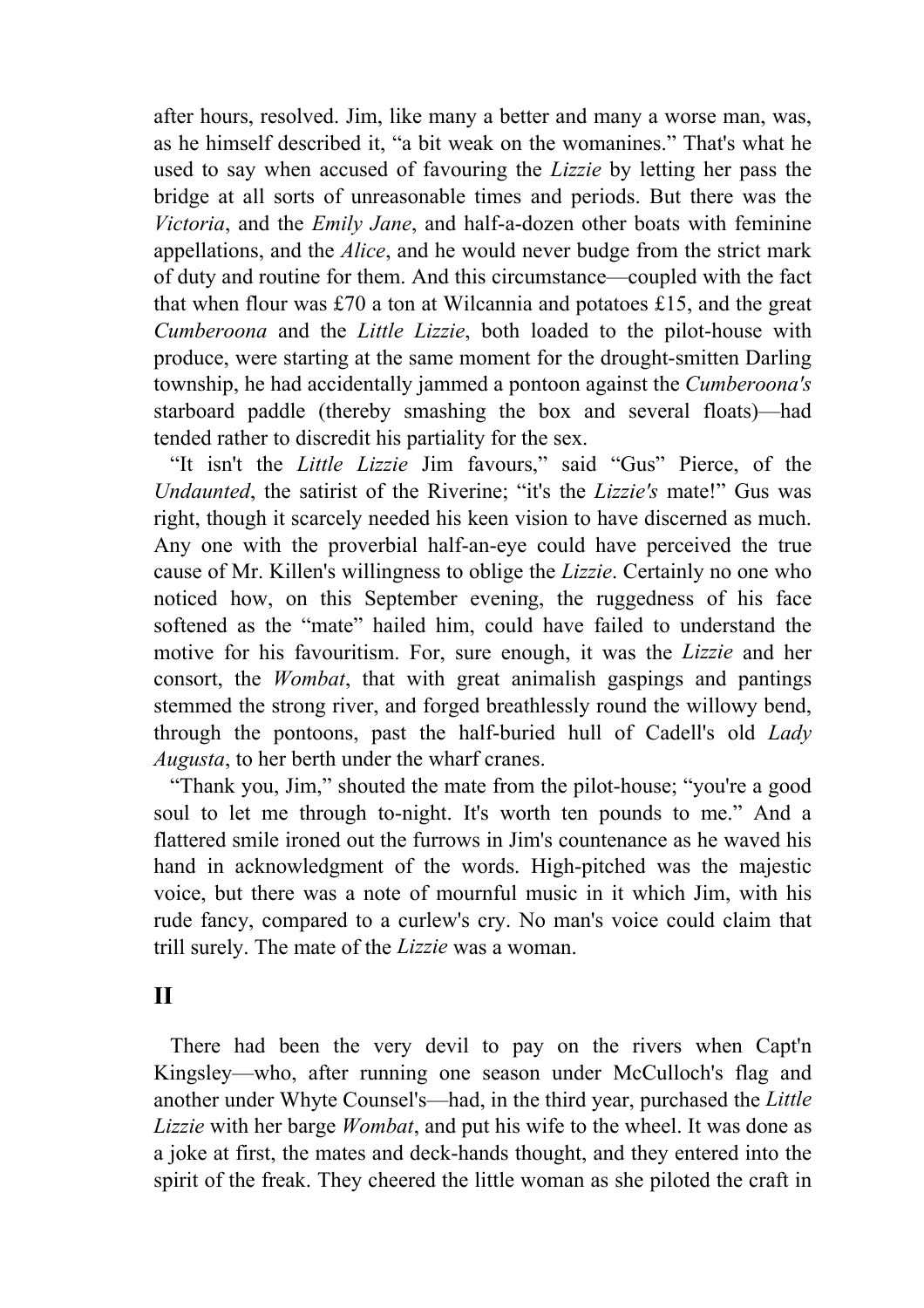after hours, resolved. Jim, like many a better and many a worse man, was, as he himself described it, “a bit weak on the womanines.” That's what he used to say when accused of favouring the *Lizzie* by letting her pass the bridge at all sorts of unreasonable times and periods. But there was the *Victoria*, and the *Emily Jane*, and half-a-dozen other boats with feminine appellations, and the *Alice*, and he would never budge from the strict mark of duty and routine for them. And this circumstance—coupled with the fact that when flour was £70 a ton at Wilcannia and potatoes £15, and the great *Cumberoona* and the *Little Lizzie*, both loaded to the pilot-house with produce, were starting at the same moment for the drought-smitten Darling township, he had accidentally jammed a pontoon against the *Cumberoona's* starboard paddle (thereby smashing the box and several floats)—had tended rather to discredit his partiality for the sex.

“It isn't the *Little Lizzie* Jim favours,” said “Gus” Pierce, of the *Undaunted*, the satirist of the Riverine; “it's the *Lizzie's* mate!” Gus was right, though it scarcely needed his keen vision to have discerned as much. Any one with the proverbial half-an-eye could have perceived the true cause of Mr. Killen's willingness to oblige the *Lizzie*. Certainly no one who noticed how, on this September evening, the ruggedness of his face softened as the “mate” hailed him, could have failed to understand the motive for his favouritism. For, sure enough, it was the *Lizzie* and her consort, the *Wombat*, that with great animalish gaspings and pantings stemmed the strong river, and forged breathlessly round the willowy bend, through the pontoons, past the half-buried hull of Cadell's old *Lady Augusta*, to her berth under the wharf cranes.

“Thank you, Jim,” shouted the mate from the pilot-house; “you're a good soul to let me through to-night. It's worth ten pounds to me.” And a flattered smile ironed out the furrows in Jim's countenance as he waved his hand in acknowledgment of the words. High-pitched was the majestic voice, but there was a note of mournful music in it which Jim, with his rude fancy, compared to a curlew's cry. No man's voice could claim that trill surely. The mate of the *Lizzie* was a woman.

## II

There had been the very devil to pay on the rivers when Capt'n Kingsley—who, after running one season under McCulloch's flag and another under Whyte Counsel's—had, in the third year, purchased the *Little Lizzie* with her barge *Wombat*, and put his wife to the wheel. It was done as a joke at first, the mates and deck-hands thought, and they entered into the spirit of the freak. They cheered the little woman as she piloted the craft in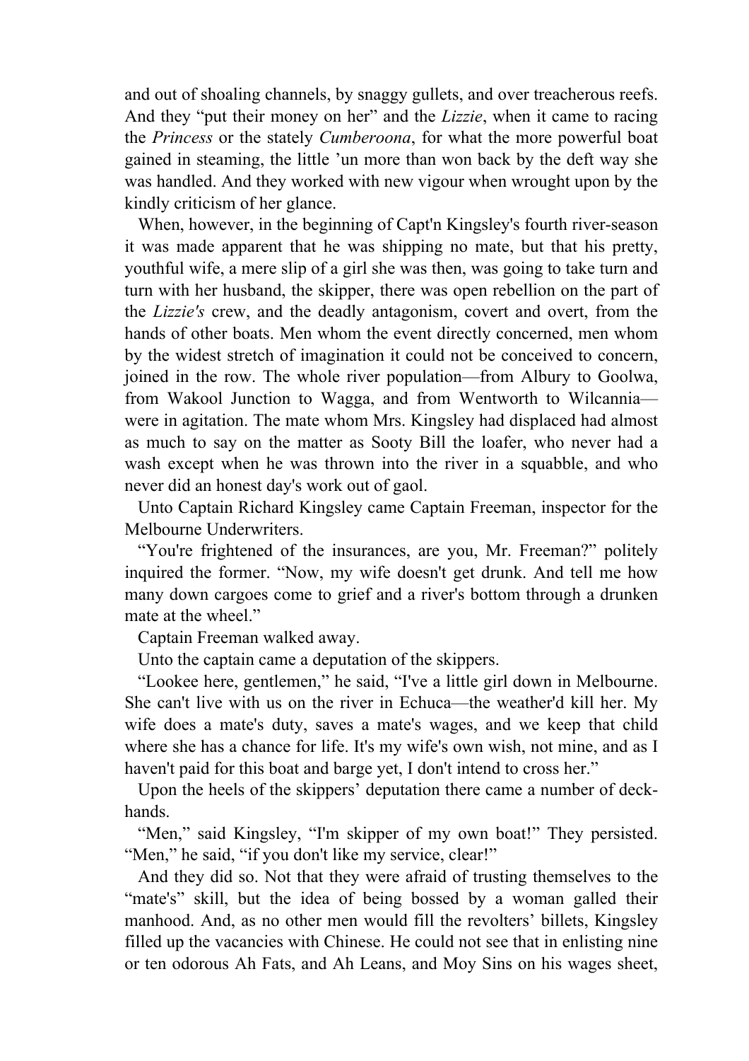and out of shoaling channels, by snaggy gullets, and over treacherous reefs. And they "put their money on her" and the *Lizzie*, when it came to racing the *Princess* or the stately *Cumberoona*, for what the more powerful boat gained in steaming, the little 'un more than won back by the deft way she was handled. And they worked with new vigour when wrought upon by the kindly criticism of her glance.

When, however, in the beginning of Capt'n Kingsley's fourth river-season it was made apparent that he was shipping no mate, but that his pretty, youthful wife, a mere slip of a girl she was then, was going to take turn and turn with her husband, the skipper, there was open rebellion on the part of the *Lizzie's* crew, and the deadly antagonism, covert and overt, from the hands of other boats. Men whom the event directly concerned, men whom by the widest stretch of imagination it could not be conceived to concern, joined in the row. The whole river population—from Albury to Goolwa, from Wakool Junction to Wagga, and from Wentworth to Wilcannia—were in agitation. The mate whom Mrs. Kingsley had displaced had almost as much to say on the matter as Sooty Bill the loafer, who never had a wash except when he was thrown into the river in a squabble, and who never did an honest day's work out of gaol.

Unto Captain Richard Kingsley came Captain Freeman, inspector for the Melbourne Underwriters.

"You're frightened of the insurances, are you, Mr. Freeman?" politely inquired the former. "Now, my wife doesn't get drunk. And tell me how many down cargoes come to grief and a river's bottom through a drunken mate at the wheel."

Captain Freeman walked away.

Unto the captain came a deputation of the skippers.

"Lookee here, gentlemen," he said, "I've a little girl down in Melbourne. She can't live with us on the river in Echuca—the weather'd kill her. My wife does a mate's duty, saves a mate's wages, and we keep that child where she has a chance for life. It's my wife's own wish, not mine, and as I haven't paid for this boat and barge yet, I don't intend to cross her."

Upon the heels of the skippers' deputation there came a number of deck-hands.

"Men," said Kingsley, "I'm skipper of my own boat!" They persisted. "Men," he said, "if you don't like my service, clear!"

And they did so. Not that they were afraid of trusting themselves to the "mate's" skill, but the idea of being bossed by a woman galled their manhood. And, as no other men would fill the revolters' billets, Kingsley filled up the vacancies with Chinese. He could not see that in enlisting nine or ten odorous Ah Fats, and Ah Leans, and Moy Sins on his wages sheet,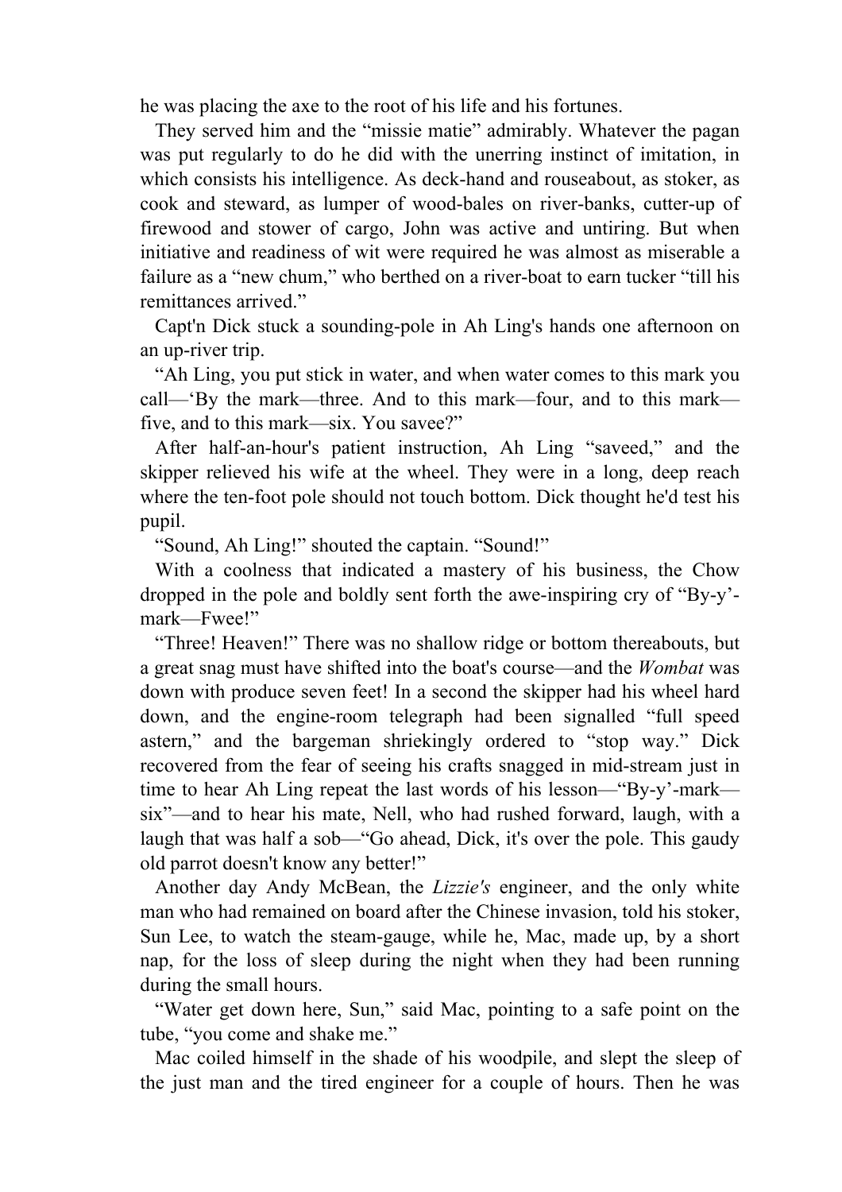he was placing the axe to the root of his life and his fortunes.

They served him and the "missie matie" admirably. Whatever the pagan was put regularly to do he did with the unerring instinct of imitation, in which consists his intelligence. As deck-hand and rouseabout, as stoker, as cook and steward, as lumper of wood-bales on river-banks, cutter-up of firewood and stower of cargo, John was active and untiring. But when initiative and readiness of wit were required he was almost as miserable a failure as a "new chum," who berthed on a river-boat to earn tucker "till his remittances arrived."

Capt'n Dick stuck a sounding-pole in Ah Ling's hands one afternoon on an up-river trip.

"Ah Ling, you put stick in water, and when water comes to this mark you call—'By the mark—three. And to this mark—four, and to this mark—five, and to this mark—six. You savee?"

After half-an-hour's patient instruction, Ah Ling "saveed," and the skipper relieved his wife at the wheel. They were in a long, deep reach where the ten-foot pole should not touch bottom. Dick thought he'd test his pupil.

"Sound, Ah Ling!" shouted the captain. "Sound!"

With a coolness that indicated a mastery of his business, the Chow dropped in the pole and boldly sent forth the awe-inspiring cry of "By-y'-mark—Fwee!"

"Three! Heaven!" There was no shallow ridge or bottom thereabouts, but a great snag must have shifted into the boat's course—and the *Wombat* was down with produce seven feet! In a second the skipper had his wheel hard down, and the engine-room telegraph had been signalled "full speed astern," and the bargeman shriekingly ordered to "stop way." Dick recovered from the fear of seeing his crafts snagged in mid-stream just in time to hear Ah Ling repeat the last words of his lesson—"By-y'-mark—six"—and to hear his mate, Nell, who had rushed forward, laugh, with a laugh that was half a sob—"Go ahead, Dick, it's over the pole. This gaudy old parrot doesn't know any better!"

Another day Andy McBean, the *Lizzie's* engineer, and the only white man who had remained on board after the Chinese invasion, told his stoker, Sun Lee, to watch the steam-gauge, while he, Mac, made up, by a short nap, for the loss of sleep during the night when they had been running during the small hours.

"Water get down here, Sun," said Mac, pointing to a safe point on the tube, "you come and shake me."

Mac coiled himself in the shade of his woodpile, and slept the sleep of the just man and the tired engineer for a couple of hours. Then he was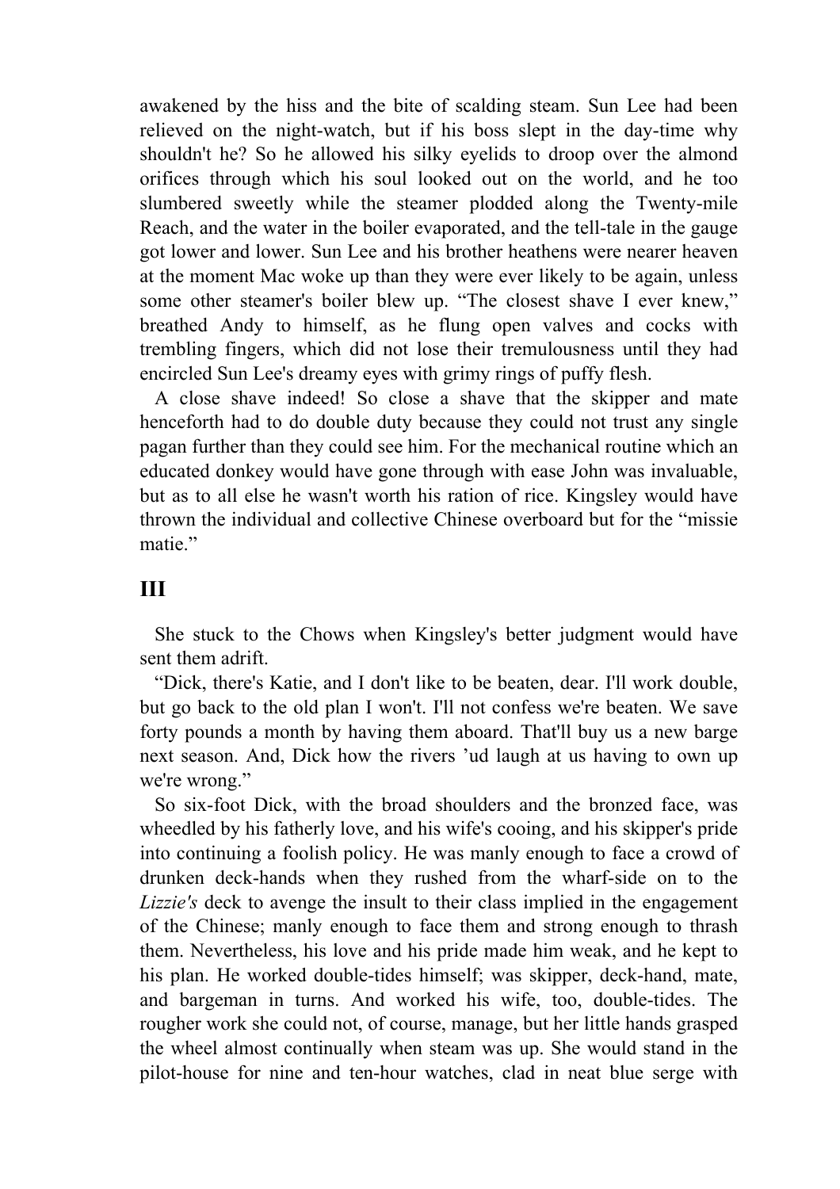awakened by the hiss and the bite of scalding steam. Sun Lee had been relieved on the night-watch, but if his boss slept in the day-time why shouldn't he? So he allowed his silky eyelids to droop over the almond orifices through which his soul looked out on the world, and he too slumbered sweetly while the steamer plodded along the Twenty-mile Reach, and the water in the boiler evaporated, and the tell-tale in the gauge got lower and lower. Sun Lee and his brother heathens were nearer heaven at the moment Mac woke up than they were ever likely to be again, unless some other steamer's boiler blew up. “The closest shave I ever knew,” breathed Andy to himself, as he flung open valves and cocks with trembling fingers, which did not lose their tremulousness until they had encircled Sun Lee's dreamy eyes with grimy rings of puffy flesh.

A close shave indeed! So close a shave that the skipper and mate henceforth had to do double duty because they could not trust any single pagan further than they could see him. For the mechanical routine which an educated donkey would have gone through with ease John was invaluable, but as to all else he wasn't worth his ration of rice. Kingsley would have thrown the individual and collective Chinese overboard but for the “missie matie.”

## III

She stuck to the Chows when Kingsley's better judgment would have sent them adrift.

“Dick, there's Katie, and I don't like to be beaten, dear. I'll work double, but go back to the old plan I won't. I'll not confess we're beaten. We save forty pounds a month by having them aboard. That'll buy us a new barge next season. And, Dick how the rivers ’ud laugh at us having to own up we're wrong.”

So six-foot Dick, with the broad shoulders and the bronzed face, was wheedled by his fatherly love, and his wife's cooing, and his skipper's pride into continuing a foolish policy. He was manly enough to face a crowd of drunken deck-hands when they rushed from the wharf-side on to the *Lizzie's* deck to avenge the insult to their class implied in the engagement of the Chinese; manly enough to face them and strong enough to thrash them. Nevertheless, his love and his pride made him weak, and he kept to his plan. He worked double-tides himself; was skipper, deck-hand, mate, and bargeman in turns. And worked his wife, too, double-tides. The rougher work she could not, of course, manage, but her little hands grasped the wheel almost continually when steam was up. She would stand in the pilot-house for nine and ten-hour watches, clad in neat blue serge with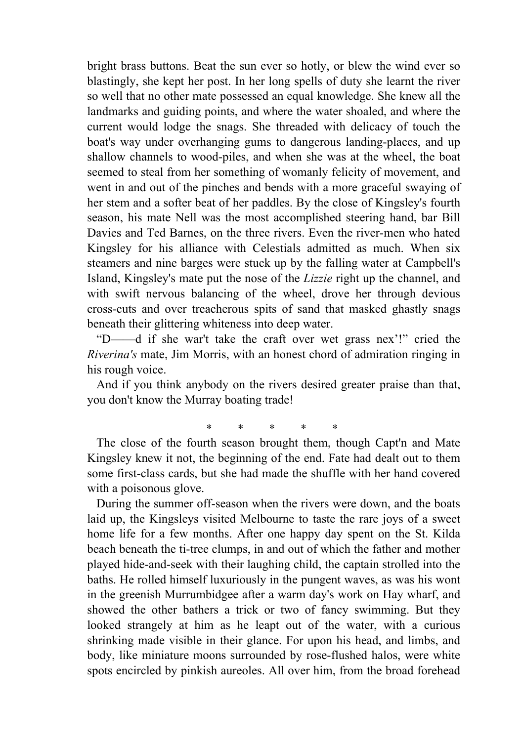bright brass buttons. Beat the sun ever so hotly, or blew the wind ever so blastingly, she kept her post. In her long spells of duty she learnt the river so well that no other mate possessed an equal knowledge. She knew all the landmarks and guiding points, and where the water shoaled, and where the current would lodge the snags. She threaded with delicacy of touch the boat's way under overhanging gums to dangerous landing-places, and up shallow channels to wood-piles, and when she was at the wheel, the boat seemed to steal from her something of womanly felicity of movement, and went in and out of the pinches and bends with a more graceful swaying of her stem and a softer beat of her paddles. By the close of Kingsley's fourth season, his mate Nell was the most accomplished steering hand, bar Bill Davies and Ted Barnes, on the three rivers. Even the river-men who hated Kingsley for his alliance with Celestials admitted as much. When six steamers and nine barges were stuck up by the falling water at Campbell's Island, Kingsley's mate put the nose of the *Lizzie* right up the channel, and with swift nervous balancing of the wheel, drove her through devious cross-cuts and over treacherous spits of sand that masked ghastly snags beneath their glittering whiteness into deep water.

"D——d if she war't take the craft over wet grass nex'!" cried the *Riverina's* mate, Jim Morris, with an honest chord of admiration ringing in his rough voice.

And if you think anybody on the rivers desired greater praise than that, you don't know the Murray boating trade!

\* \* \* \* \*

The close of the fourth season brought them, though Capt'n and Mate Kingsley knew it not, the beginning of the end. Fate had dealt out to them some first-class cards, but she had made the shuffle with her hand covered with a poisonous glove.

During the summer off-season when the rivers were down, and the boats laid up, the Kingsleys visited Melbourne to taste the rare joys of a sweet home life for a few months. After one happy day spent on the St. Kilda beach beneath the ti-tree clumps, in and out of which the father and mother played hide-and-seek with their laughing child, the captain strolled into the baths. He rolled himself luxuriously in the pungent waves, as was his wont in the greenish Murrumbidgee after a warm day's work on Hay wharf, and showed the other bathers a trick or two of fancy swimming. But they looked strangely at him as he leapt out of the water, with a curious shrinking made visible in their glance. For upon his head, and limbs, and body, like miniature moons surrounded by rose-flushed halos, were white spots encircled by pinkish aureoles. All over him, from the broad forehead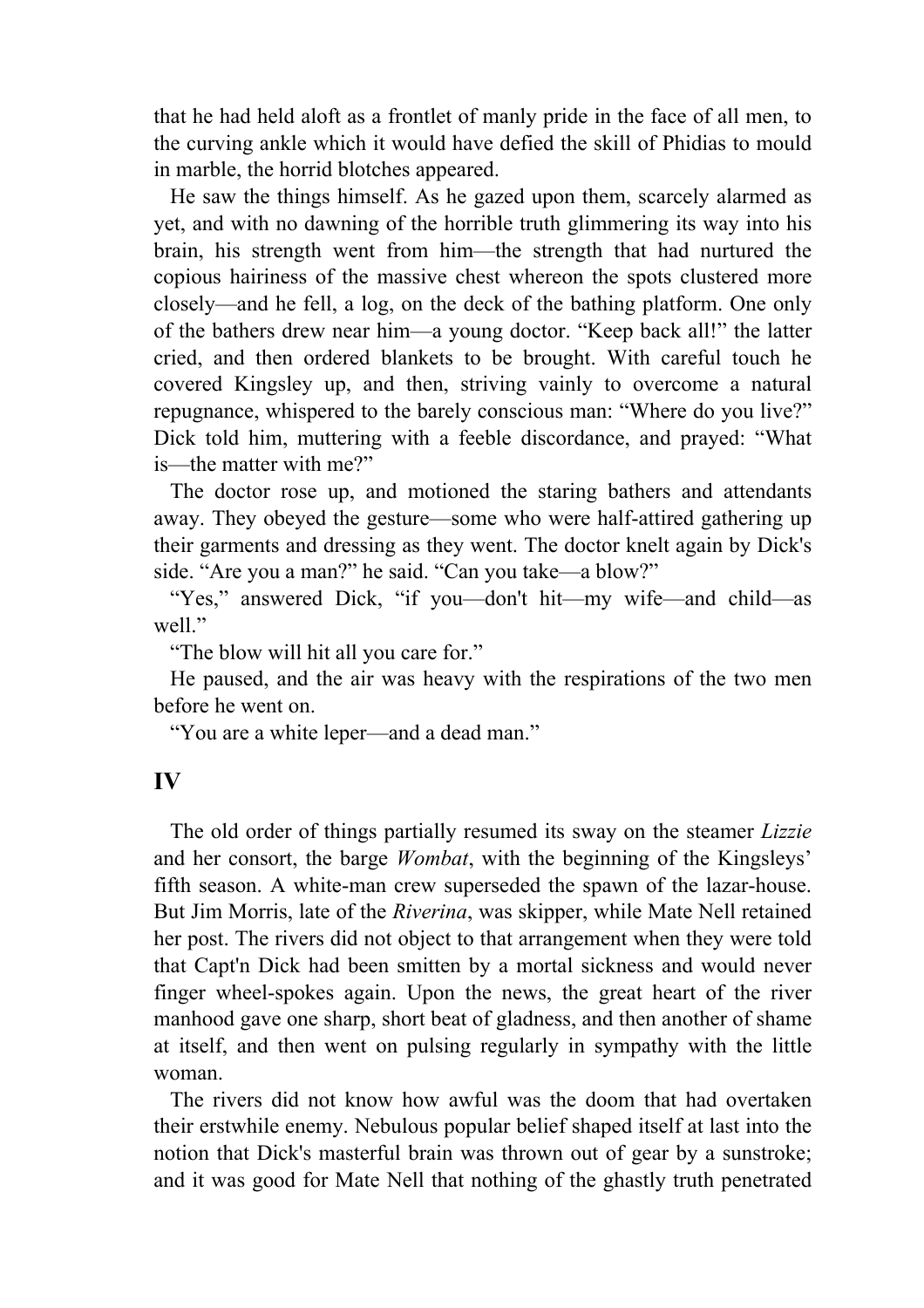that he had held aloft as a frontlet of manly pride in the face of all men, to the curving ankle which it would have defied the skill of Phidias to mould in marble, the horrid blotches appeared.

He saw the things himself. As he gazed upon them, scarcely alarmed as yet, and with no dawning of the horrible truth glimmering its way into his brain, his strength went from him—the strength that had nurtured the copious hairiness of the massive chest whereon the spots clustered more closely—and he fell, a log, on the deck of the bathing platform. One only of the bathers drew near him—a young doctor. “Keep back all!” the latter cried, and then ordered blankets to be brought. With careful touch he covered Kingsley up, and then, striving vainly to overcome a natural repugnance, whispered to the barely conscious man: “Where do you live?” Dick told him, muttering with a feeble discordance, and prayed: “What is—the matter with me?”

The doctor rose up, and motioned the staring bathers and attendants away. They obeyed the gesture—some who were half-attired gathering up their garments and dressing as they went. The doctor knelt again by Dick's side. “Are you a man?” he said. “Can you take—a blow?”

“Yes,” answered Dick, “if you—don't hit—my wife—and child—as well.”

“The blow will hit all you care for.”

He paused, and the air was heavy with the respirations of the two men before he went on.

“You are a white leper—and a dead man.”

## IV

The old order of things partially resumed its sway on the steamer *Lizzie* and her consort, the barge *Wombat*, with the beginning of the Kingsleys’ fifth season. A white-man crew superseded the spawn of the lazar-house. But Jim Morris, late of the *Riverina*, was skipper, while Mate Nell retained her post. The rivers did not object to that arrangement when they were told that Capt'n Dick had been smitten by a mortal sickness and would never finger wheel-spokes again. Upon the news, the great heart of the river manhood gave one sharp, short beat of gladness, and then another of shame at itself, and then went on pulsing regularly in sympathy with the little woman.

The rivers did not know how awful was the doom that had overtaken their erstwhile enemy. Nebulous popular belief shaped itself at last into the notion that Dick's masterful brain was thrown out of gear by a sunstroke; and it was good for Mate Nell that nothing of the ghastly truth penetrated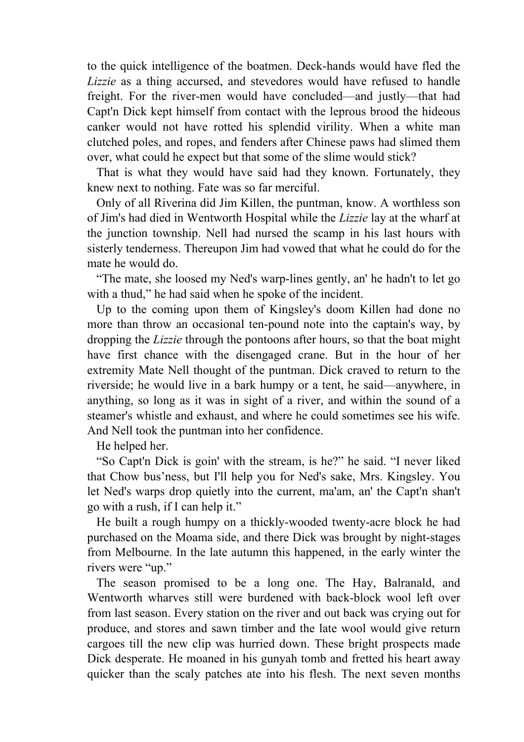to the quick intelligence of the boatmen. Deck-hands would have fled the *Lizzie* as a thing accursed, and stevedores would have refused to handle freight. For the river-men would have concluded—and justly—that had Capt'n Dick kept himself from contact with the leprous brood the hideous canker would not have rotted his splendid virility. When a white man clutched poles, and ropes, and fenders after Chinese paws had slimed them over, what could he expect but that some of the slime would stick?

That is what they would have said had they known. Fortunately, they knew next to nothing. Fate was so far merciful.

Only of all Riverina did Jim Killen, the puntman, know. A worthless son of Jim's had died in Wentworth Hospital while the *Lizzie* lay at the wharf at the junction township. Nell had nursed the scamp in his last hours with sisterly tenderness. Thereupon Jim had vowed that what he could do for the mate he would do.

"The mate, she loosed my Ned's warp-lines gently, an' he hadn't to let go with a thud," he had said when he spoke of the incident.

Up to the coming upon them of Kingsley's doom Killen had done no more than throw an occasional ten-pound note into the captain's way, by dropping the *Lizzie* through the pontoons after hours, so that the boat might have first chance with the disengaged crane. But in the hour of her extremity Mate Nell thought of the puntman. Dick craved to return to the riverside; he would live in a bark humpy or a tent, he said—anywhere, in anything, so long as it was in sight of a river, and within the sound of a steamer's whistle and exhaust, and where he could sometimes see his wife. And Nell took the puntman into her confidence.

He helped her.

"So Capt'n Dick is goin' with the stream, is he?" he said. "I never liked that Chow bus'ness, but I'll help you for Ned's sake, Mrs. Kingsley. You let Ned's warps drop quietly into the current, ma'am, an' the Capt'n shan't go with a rush, if I can help it."

He built a rough humpy on a thickly-wooded twenty-acre block he had purchased on the Moama side, and there Dick was brought by night-stages from Melbourne. In the late autumn this happened, in the early winter the rivers were "up."

The season promised to be a long one. The Hay, Balranald, and Wentworth wharves still were burdened with back-block wool left over from last season. Every station on the river and out back was crying out for produce, and stores and sawn timber and the late wool would give return cargoes till the new clip was hurried down. These bright prospects made Dick desperate. He moaned in his gunyah tomb and fretted his heart away quicker than the scaly patches ate into his flesh. The next seven months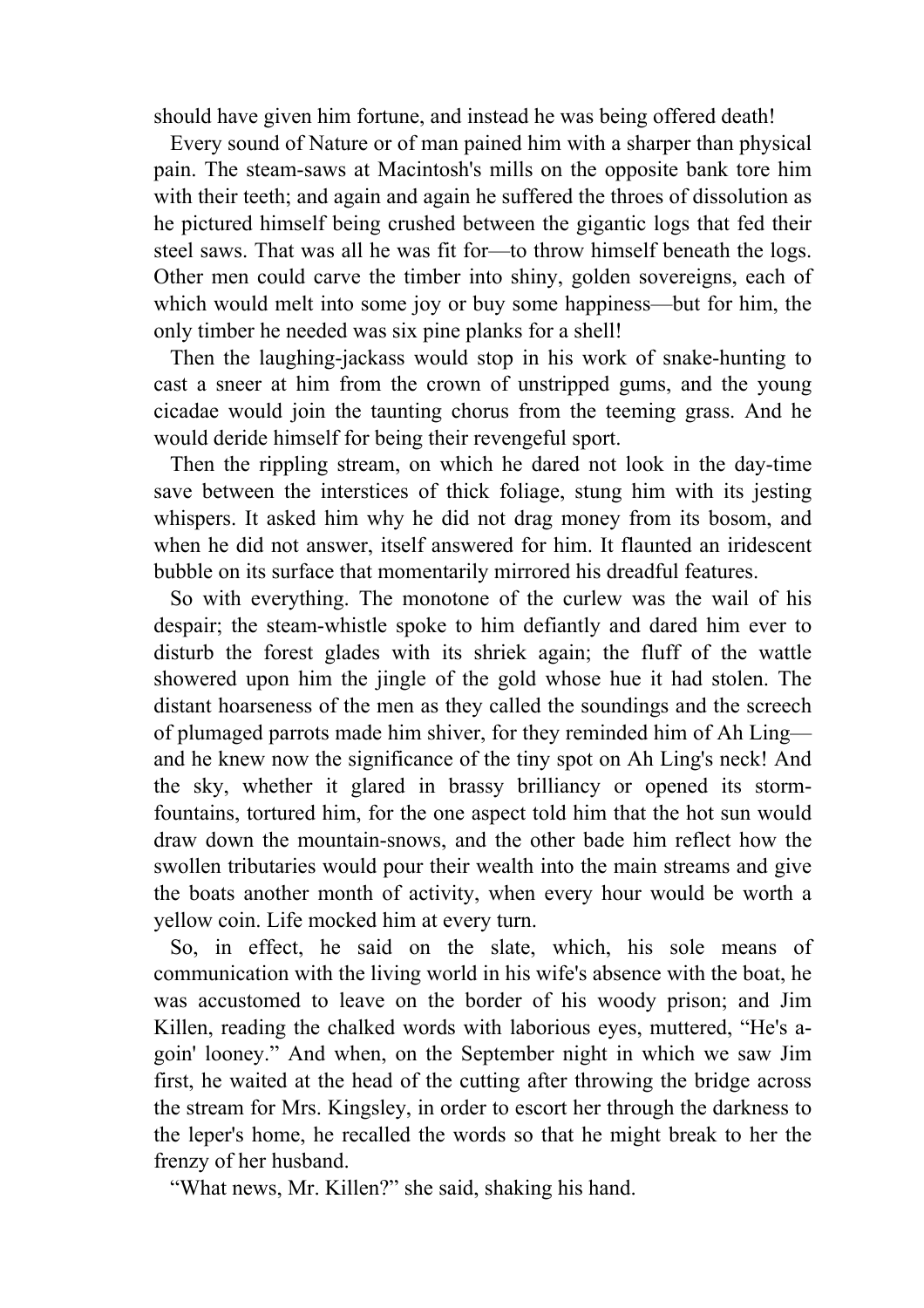should have given him fortune, and instead he was being offered death!

Every sound of Nature or of man pained him with a sharper than physical pain. The steam-saws at Macintosh's mills on the opposite bank tore him with their teeth; and again and again he suffered the throes of dissolution as he pictured himself being crushed between the gigantic logs that fed their steel saws. That was all he was fit for—to throw himself beneath the logs. Other men could carve the timber into shiny, golden sovereigns, each of which would melt into some joy or buy some happiness—but for him, the only timber he needed was six pine planks for a shell!

Then the laughing-jackass would stop in his work of snake-hunting to cast a sneer at him from the crown of unstripped gums, and the young cicadae would join the taunting chorus from the teeming grass. And he would deride himself for being their revengeful sport.

Then the rippling stream, on which he dared not look in the day-time save between the interstices of thick foliage, stung him with its jesting whispers. It asked him why he did not drag money from its bosom, and when he did not answer, itself answered for him. It flaunted an iridescent bubble on its surface that momentarily mirrored his dreadful features.

So with everything. The monotone of the curlew was the wail of his despair; the steam-whistle spoke to him defiantly and dared him ever to disturb the forest glades with its shriek again; the fluff of the wattle showered upon him the jingle of the gold whose hue it had stolen. The distant hoarseness of the men as they called the soundings and the screech of plumaged parrots made him shiver, for they reminded him of Ah Ling—and he knew now the significance of the tiny spot on Ah Ling's neck! And the sky, whether it glared in brassy brilliancy or opened its storm-fountains, tortured him, for the one aspect told him that the hot sun would draw down the mountain-snows, and the other bade him reflect how the swollen tributaries would pour their wealth into the main streams and give the boats another month of activity, when every hour would be worth a yellow coin. Life mocked him at every turn.

So, in effect, he said on the slate, which, his sole means of communication with the living world in his wife's absence with the boat, he was accustomed to leave on the border of his woody prison; and Jim Killen, reading the chalked words with laborious eyes, muttered, "He's a-goin' looney." And when, on the September night in which we saw Jim first, he waited at the head of the cutting after throwing the bridge across the stream for Mrs. Kingsley, in order to escort her through the darkness to the leper's home, he recalled the words so that he might break to her the frenzy of her husband.

"What news, Mr. Killen?" she said, shaking his hand.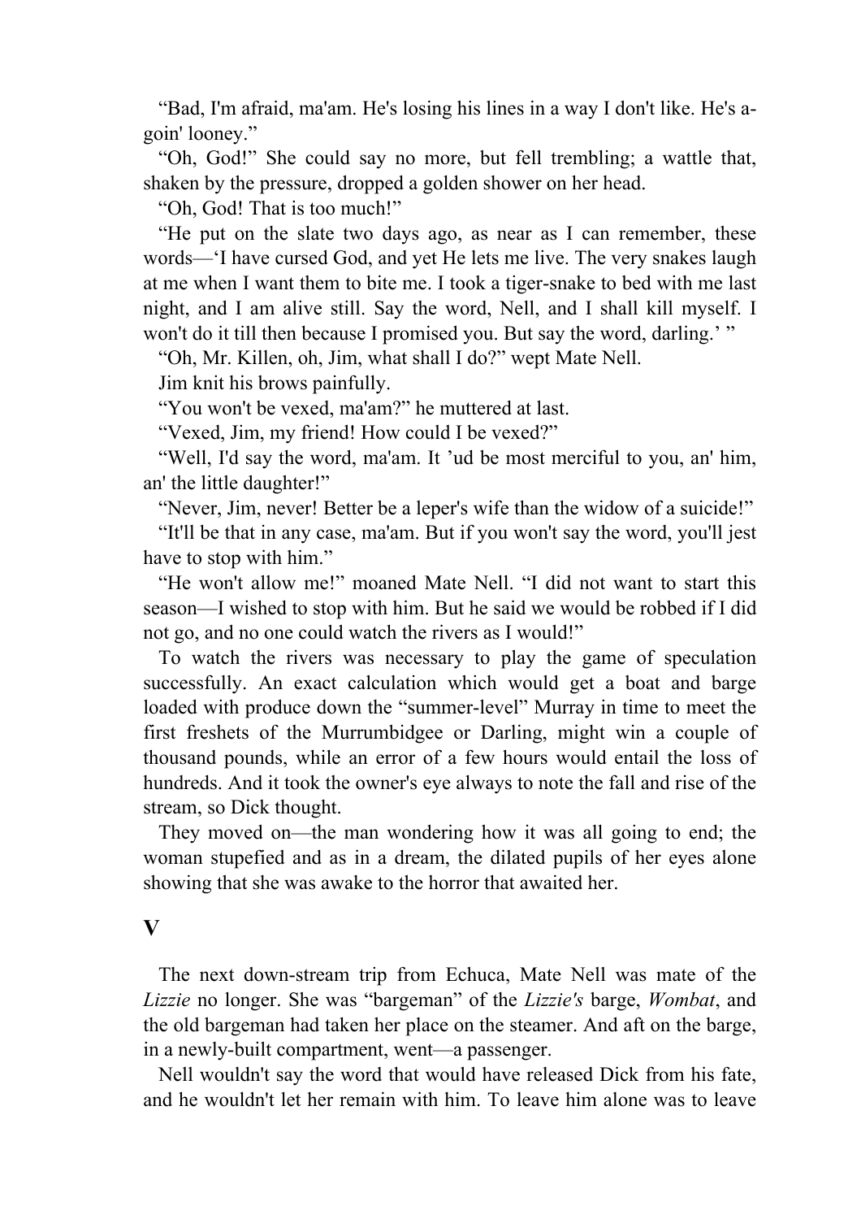"Bad, I'm afraid, ma'am. He's losing his lines in a way I don't like. He's a-goin' looney."

"Oh, God!" She could say no more, but fell trembling; a wattle that, shaken by the pressure, dropped a golden shower on her head.

"Oh, God! That is too much!"

"He put on the slate two days ago, as near as I can remember, these words—'I have cursed God, and yet He lets me live. The very snakes laugh at me when I want them to bite me. I took a tiger-snake to bed with me last night, and I am alive still. Say the word, Nell, and I shall kill myself. I won't do it till then because I promised you. But say the word, darling.' "

"Oh, Mr. Killen, oh, Jim, what shall I do?" wept Mate Nell.

Jim knit his brows painfully.

"You won't be vexed, ma'am?" he muttered at last.

"Vexed, Jim, my friend! How could I be vexed?"

"Well, I'd say the word, ma'am. It 'ud be most merciful to you, an' him, an' the little daughter!"

"Never, Jim, never! Better be a leper's wife than the widow of a suicide!"

"It'll be that in any case, ma'am. But if you won't say the word, you'll jest have to stop with him."

"He won't allow me!" moaned Mate Nell. "I did not want to start this season—I wished to stop with him. But he said we would be robbed if I did not go, and no one could watch the rivers as I would!"

To watch the rivers was necessary to play the game of speculation successfully. An exact calculation which would get a boat and barge loaded with produce down the "summer-level" Murray in time to meet the first freshets of the Murrumbidgee or Darling, might win a couple of thousand pounds, while an error of a few hours would entail the loss of hundreds. And it took the owner's eye always to note the fall and rise of the stream, so Dick thought.

They moved on—the man wondering how it was all going to end; the woman stupefied and as in a dream, the dilated pupils of her eyes alone showing that she was awake to the horror that awaited her.

## V

The next down-stream trip from Echuca, Mate Nell was mate of the *Lizzie* no longer. She was "bargeman" of the *Lizzie's* barge, *Wombat*, and the old bargeman had taken her place on the steamer. And aft on the barge, in a newly-built compartment, went—a passenger.

Nell wouldn't say the word that would have released Dick from his fate, and he wouldn't let her remain with him. To leave him alone was to leave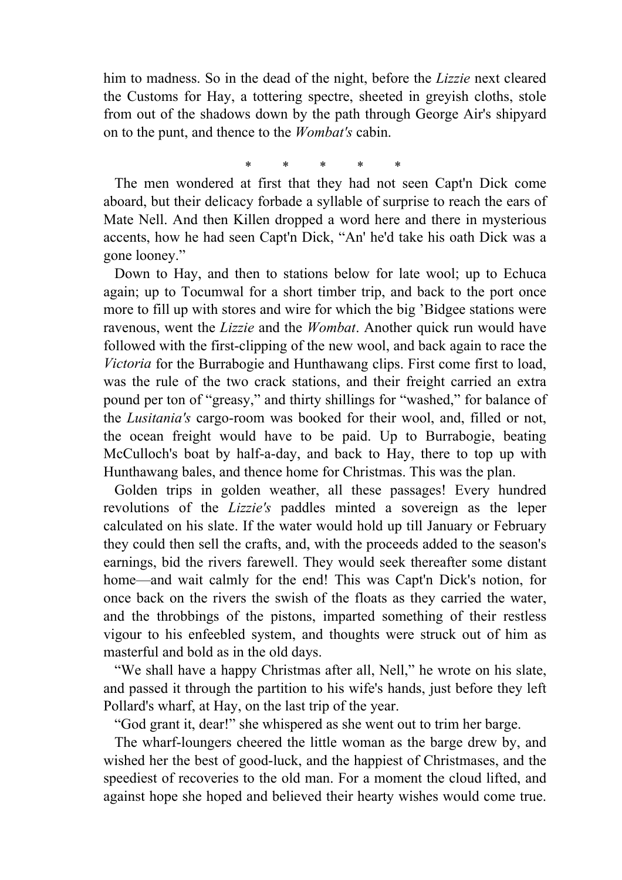him to madness. So in the dead of the night, before the *Lizzie* next cleared the Customs for Hay, a tottering spectre, sheeted in greyish cloths, stole from out of the shadows down by the path through George Air's shipyard on to the punt, and thence to the *Wombat's* cabin.

\* \* \* \* \*

The men wondered at first that they had not seen Capt'n Dick come aboard, but their delicacy forbade a syllable of surprise to reach the ears of Mate Nell. And then Killen dropped a word here and there in mysterious accents, how he had seen Capt'n Dick, "An' he'd take his oath Dick was a gone looney."

Down to Hay, and then to stations below for late wool; up to Echuca again; up to Tocumwal for a short timber trip, and back to the port once more to fill up with stores and wire for which the big 'Bidgee stations were ravenous, went the *Lizzie* and the *Wombat*. Another quick run would have followed with the first-clipping of the new wool, and back again to race the *Victoria* for the Burrabogie and Hunthawang clips. First come first to load, was the rule of the two crack stations, and their freight carried an extra pound per ton of "greasy," and thirty shillings for "washed," for balance of the *Lusitania's* cargo-room was booked for their wool, and, filled or not, the ocean freight would have to be paid. Up to Burrabogie, beating McCulloch's boat by half-a-day, and back to Hay, there to top up with Hunthawang bales, and thence home for Christmas. This was the plan.

Golden trips in golden weather, all these passages! Every hundred revolutions of the *Lizzie's* paddles minted a sovereign as the leper calculated on his slate. If the water would hold up till January or February they could then sell the crafts, and, with the proceeds added to the season's earnings, bid the rivers farewell. They would seek thereafter some distant home—and wait calmly for the end! This was Capt'n Dick's notion, for once back on the rivers the swish of the floats as they carried the water, and the throbbings of the pistons, imparted something of their restless vigour to his enfeebled system, and thoughts were struck out of him as masterful and bold as in the old days.

"We shall have a happy Christmas after all, Nell," he wrote on his slate, and passed it through the partition to his wife's hands, just before they left Pollard's wharf, at Hay, on the last trip of the year.

"God grant it, dear!" she whispered as she went out to trim her barge.

The wharf-loungers cheered the little woman as the barge drew by, and wished her the best of good-luck, and the happiest of Christmases, and the speediest of recoveries to the old man. For a moment the cloud lifted, and against hope she hoped and believed their hearty wishes would come true.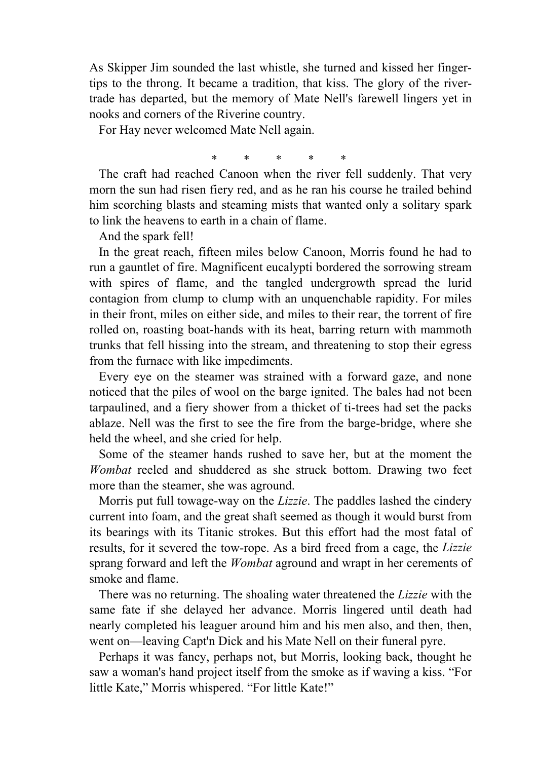As Skipper Jim sounded the last whistle, she turned and kissed her finger-tips to the throng. It became a tradition, that kiss. The glory of the river-trade has departed, but the memory of Mate Nell's farewell lingers yet in nooks and corners of the Riverine country.

For Hay never welcomed Mate Nell again.

\*　　\*　　\*　　\*　　\*

The craft had reached Canoon when the river fell suddenly. That very morn the sun had risen fiery red, and as he ran his course he trailed behind him scorching blasts and steaming mists that wanted only a solitary spark to link the heavens to earth in a chain of flame.

And the spark fell!

In the great reach, fifteen miles below Canoon, Morris found he had to run a gauntlet of fire. Magnificent eucalypti bordered the sorrowing stream with spires of flame, and the tangled undergrowth spread the lurid contagion from clump to clump with an unquenchable rapidity. For miles in their front, miles on either side, and miles to their rear, the torrent of fire rolled on, roasting boat-hands with its heat, barring return with mammoth trunks that fell hissing into the stream, and threatening to stop their egress from the furnace with like impediments.

Every eye on the steamer was strained with a forward gaze, and none noticed that the piles of wool on the barge ignited. The bales had not been tarpaulined, and a fiery shower from a thicket of ti-trees had set the packs ablaze. Nell was the first to see the fire from the barge-bridge, where she held the wheel, and she cried for help.

Some of the steamer hands rushed to save her, but at the moment the *Wombat* reeled and shuddered as she struck bottom. Drawing two feet more than the steamer, she was aground.

Morris put full towage-way on the *Lizzie*. The paddles lashed the cindery current into foam, and the great shaft seemed as though it would burst from its bearings with its Titanic strokes. But this effort had the most fatal of results, for it severed the tow-rope. As a bird freed from a cage, the *Lizzie* sprang forward and left the *Wombat* aground and wrapt in her cerements of smoke and flame.

There was no returning. The shoaling water threatened the *Lizzie* with the same fate if she delayed her advance. Morris lingered until death had nearly completed his leaguer around him and his men also, and then, then, went on—leaving Capt'n Dick and his Mate Nell on their funeral pyre.

Perhaps it was fancy, perhaps not, but Morris, looking back, thought he saw a woman's hand project itself from the smoke as if waving a kiss. “For little Kate,” Morris whispered. “For little Kate!”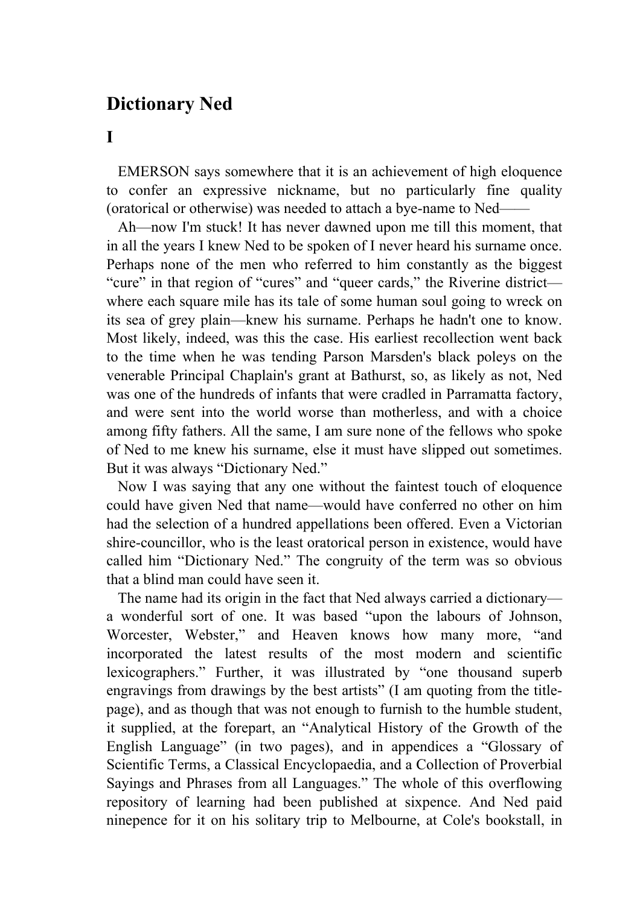## Dictionary Ned

### I

EMERSON says somewhere that it is an achievement of high eloquence to confer an expressive nickname, but no particularly fine quality (oratorical or otherwise) was needed to attach a bye-name to Ned——

Ah—now I'm stuck! It has never dawned upon me till this moment, that in all the years I knew Ned to be spoken of I never heard his surname once. Perhaps none of the men who referred to him constantly as the biggest "cure" in that region of "cures" and "queer cards," the Riverine district—where each square mile has its tale of some human soul going to wreck on its sea of grey plain—knew his surname. Perhaps he hadn't one to know. Most likely, indeed, was this the case. His earliest recollection went back to the time when he was tending Parson Marsden's black poleys on the venerable Principal Chaplain's grant at Bathurst, so, as likely as not, Ned was one of the hundreds of infants that were cradled in Parramatta factory, and were sent into the world worse than motherless, and with a choice among fifty fathers. All the same, I am sure none of the fellows who spoke of Ned to me knew his surname, else it must have slipped out sometimes. But it was always "Dictionary Ned."

Now I was saying that any one without the faintest touch of eloquence could have given Ned that name—would have conferred no other on him had the selection of a hundred appellations been offered. Even a Victorian shire-councillor, who is the least oratorical person in existence, would have called him "Dictionary Ned." The congruity of the term was so obvious that a blind man could have seen it.

The name had its origin in the fact that Ned always carried a dictionary—a wonderful sort of one. It was based "upon the labours of Johnson, Worcester, Webster," and Heaven knows how many more, "and incorporated the latest results of the most modern and scientific lexicographers." Further, it was illustrated by "one thousand superb engravings from drawings by the best artists" (I am quoting from the title-page), and as though that was not enough to furnish to the humble student, it supplied, at the forepart, an "Analytical History of the Growth of the English Language" (in two pages), and in appendices a "Glossary of Scientific Terms, a Classical Encyclopaedia, and a Collection of Proverbial Sayings and Phrases from all Languages." The whole of this overflowing repository of learning had been published at sixpence. And Ned paid ninepence for it on his solitary trip to Melbourne, at Cole's bookstall, in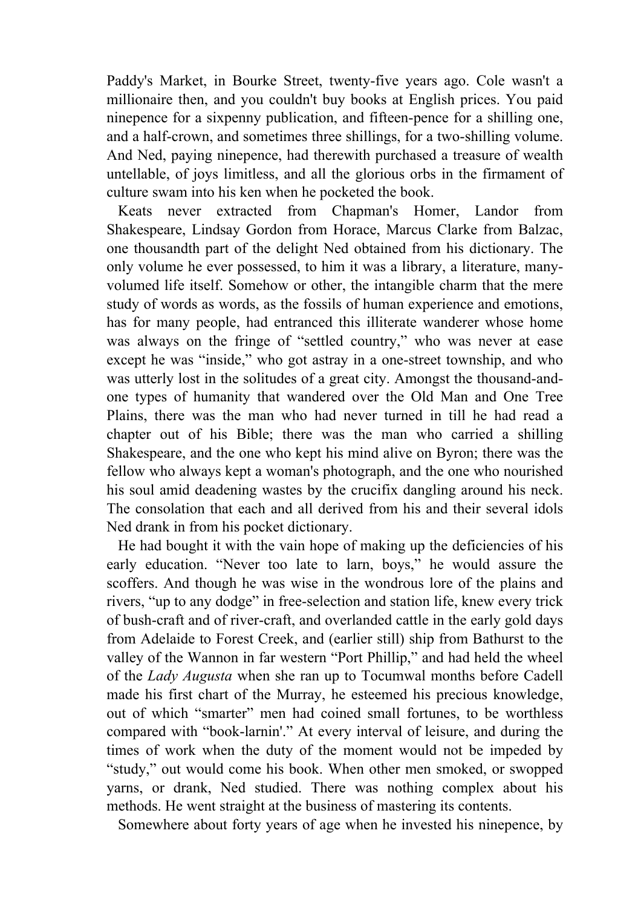Paddy's Market, in Bourke Street, twenty-five years ago. Cole wasn't a millionaire then, and you couldn't buy books at English prices. You paid ninepence for a sixpenny publication, and fifteen-pence for a shilling one, and a half-crown, and sometimes three shillings, for a two-shilling volume. And Ned, paying ninepence, had therewith purchased a treasure of wealth untellable, of joys limitless, and all the glorious orbs in the firmament of culture swam into his ken when he pocketed the book.

Keats never extracted from Chapman's Homer, Landor from Shakespeare, Lindsay Gordon from Horace, Marcus Clarke from Balzac, one thousandth part of the delight Ned obtained from his dictionary. The only volume he ever possessed, to him it was a library, a literature, many-volumed life itself. Somehow or other, the intangible charm that the mere study of words as words, as the fossils of human experience and emotions, has for many people, had entranced this illiterate wanderer whose home was always on the fringe of "settled country," who was never at ease except he was "inside," who got astray in a one-street township, and who was utterly lost in the solitudes of a great city. Amongst the thousand-and-one types of humanity that wandered over the Old Man and One Tree Plains, there was the man who had never turned in till he had read a chapter out of his Bible; there was the man who carried a shilling Shakespeare, and the one who kept his mind alive on Byron; there was the fellow who always kept a woman's photograph, and the one who nourished his soul amid deadening wastes by the crucifix dangling around his neck. The consolation that each and all derived from his and their several idols Ned drank in from his pocket dictionary.

He had bought it with the vain hope of making up the deficiencies of his early education. "Never too late to larn, boys," he would assure the scoffers. And though he was wise in the wondrous lore of the plains and rivers, "up to any dodge" in free-selection and station life, knew every trick of bush-craft and of river-craft, and overlanded cattle in the early gold days from Adelaide to Forest Creek, and (earlier still) ship from Bathurst to the valley of the Wannon in far western "Port Phillip," and had held the wheel of the *Lady Augusta* when she ran up to Tocumwal months before Cadell made his first chart of the Murray, he esteemed his precious knowledge, out of which "smarter" men had coined small fortunes, to be worthless compared with "book-larnin'." At every interval of leisure, and during the times of work when the duty of the moment would not be impeded by "study," out would come his book. When other men smoked, or swopped yarns, or drank, Ned studied. There was nothing complex about his methods. He went straight at the business of mastering its contents.

Somewhere about forty years of age when he invested his ninepence, by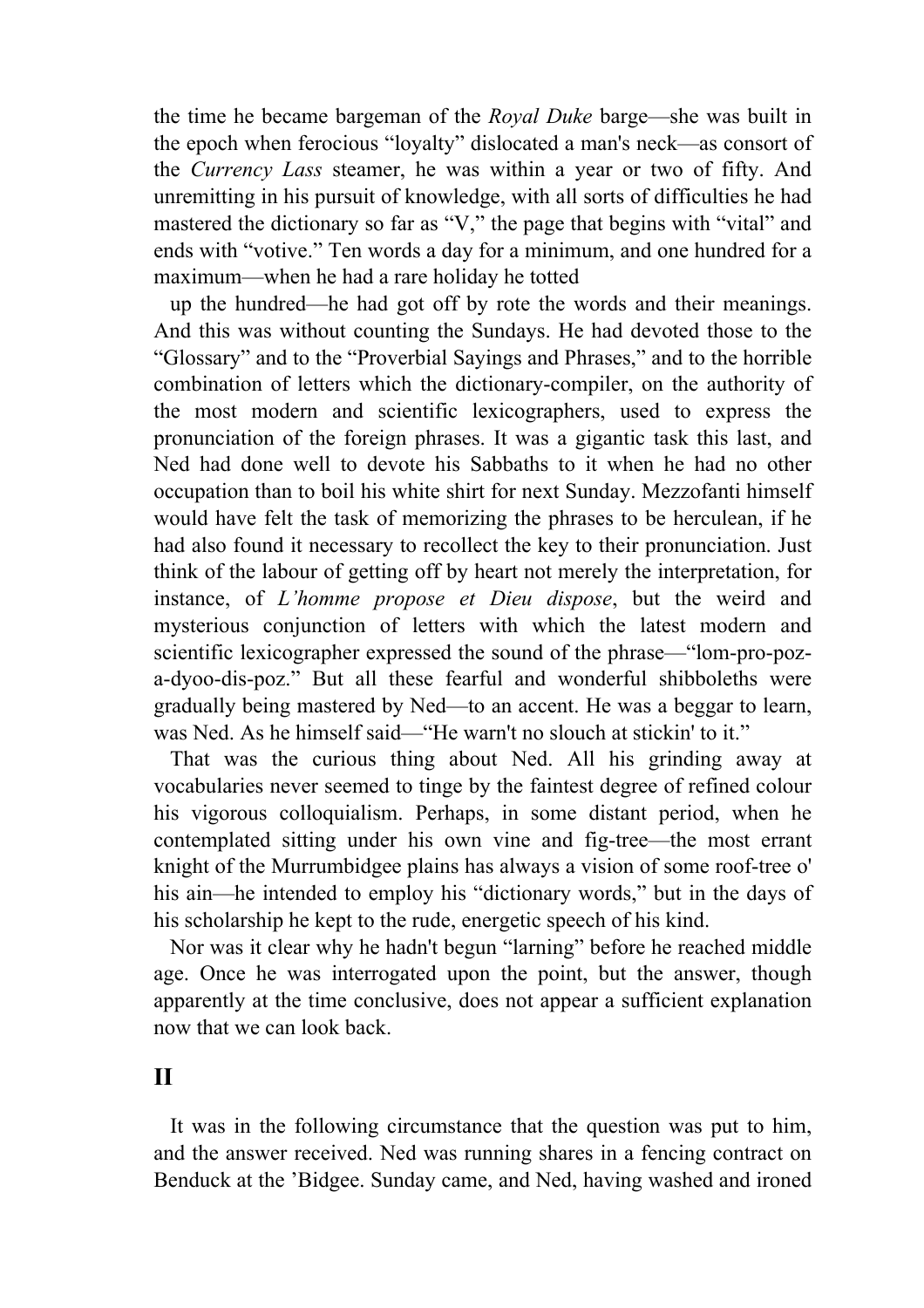the time he became bargeman of the *Royal Duke* barge—she was built in the epoch when ferocious "loyalty" dislocated a man's neck—as consort of the *Currency Lass* steamer, he was within a year or two of fifty. And unremitting in his pursuit of knowledge, with all sorts of difficulties he had mastered the dictionary so far as "V," the page that begins with "vital" and ends with "votive." Ten words a day for a minimum, and one hundred for a maximum—when he had a rare holiday he totted up the hundred—he had got off by rote the words and their meanings. And this was without counting the Sundays. He had devoted those to the "Glossary" and to the "Proverbial Sayings and Phrases," and to the horrible combination of letters which the dictionary-compiler, on the authority of the most modern and scientific lexicographers, used to express the pronunciation of the foreign phrases. It was a gigantic task this last, and Ned had done well to devote his Sabbaths to it when he had no other occupation than to boil his white shirt for next Sunday. Mezzofanti himself would have felt the task of memorizing the phrases to be herculean, if he had also found it necessary to recollect the key to their pronunciation. Just think of the labour of getting off by heart not merely the interpretation, for instance, of *L'homme propose et Dieu dispose*, but the weird and mysterious conjunction of letters with which the latest modern and scientific lexicographer expressed the sound of the phrase—"lom-pro-poz-a-dyoo-dis-poz." But all these fearful and wonderful shibboleths were gradually being mastered by Ned—to an accent. He was a beggar to learn, was Ned. As he himself said—"He warn't no slouch at stickin' to it."

That was the curious thing about Ned. All his grinding away at vocabularies never seemed to tinge by the faintest degree of refined colour his vigorous colloquialism. Perhaps, in some distant period, when he contemplated sitting under his own vine and fig-tree—the most errant knight of the Murrumbidgee plains has always a vision of some roof-tree o' his ain—he intended to employ his "dictionary words," but in the days of his scholarship he kept to the rude, energetic speech of his kind.

Nor was it clear why he hadn't begun "larning" before he reached middle age. Once he was interrogated upon the point, but the answer, though apparently at the time conclusive, does not appear a sufficient explanation now that we can look back.

## II

It was in the following circumstance that the question was put to him, and the answer received. Ned was running shares in a fencing contract on Benduck at the 'Bidgee. Sunday came, and Ned, having washed and ironed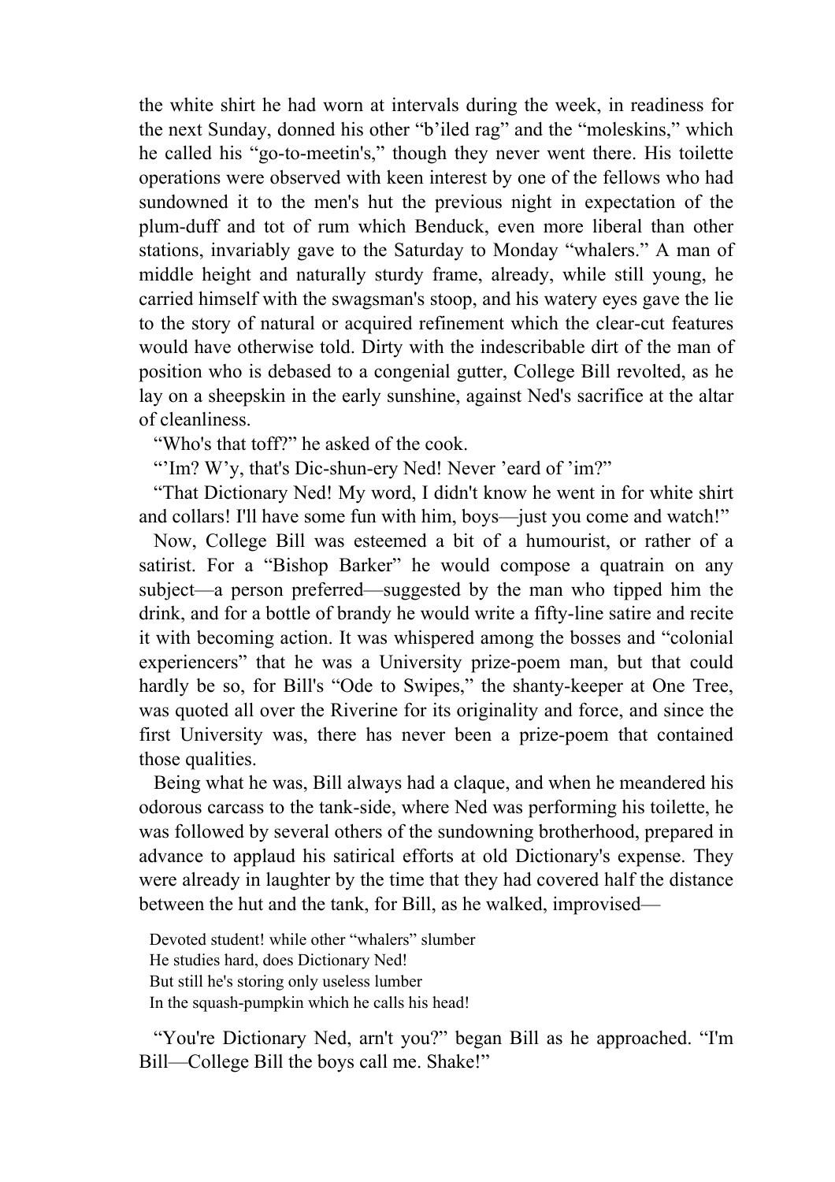the white shirt he had worn at intervals during the week, in readiness for the next Sunday, donned his other "b'iled rag" and the "moleskins," which he called his "go-to-meetin's," though they never went there. His toilette operations were observed with keen interest by one of the fellows who had sundowned it to the men's hut the previous night in expectation of the plum-duff and tot of rum which Benduck, even more liberal than other stations, invariably gave to the Saturday to Monday "whalers." A man of middle height and naturally sturdy frame, already, while still young, he carried himself with the swagsman's stoop, and his watery eyes gave the lie to the story of natural or acquired refinement which the clear-cut features would have otherwise told. Dirty with the indescribable dirt of the man of position who is debased to a congenial gutter, College Bill revolted, as he lay on a sheepskin in the early sunshine, against Ned's sacrifice at the altar of cleanliness.

"Who's that toff?" he asked of the cook.

"'Im? W'y, that's Dic-shun-ery Ned! Never 'eard of 'im?"

"That Dictionary Ned! My word, I didn't know he went in for white shirt and collars! I'll have some fun with him, boys—just you come and watch!"

Now, College Bill was esteemed a bit of a humourist, or rather of a satirist. For a "Bishop Barker" he would compose a quatrain on any subject—a person preferred—suggested by the man who tipped him the drink, and for a bottle of brandy he would write a fifty-line satire and recite it with becoming action. It was whispered among the bosses and "colonial experiencers" that he was a University prize-poem man, but that could hardly be so, for Bill's "Ode to Swipes," the shanty-keeper at One Tree, was quoted all over the Riverine for its originality and force, and since the first University was, there has never been a prize-poem that contained those qualities.

Being what he was, Bill always had a claque, and when he meandered his odorous carcass to the tank-side, where Ned was performing his toilette, he was followed by several others of the sundowning brotherhood, prepared in advance to applaud his satirical efforts at old Dictionary's expense. They were already in laughter by the time that they had covered half the distance between the hut and the tank, for Bill, as he walked, improvised—

> Devoted student! while other "whalers" slumber
> He studies hard, does Dictionary Ned!
> But still he's storing only useless lumber
> In the squash-pumpkin which he calls his head!

"You're Dictionary Ned, arn't you?" began Bill as he approached. "I'm Bill—College Bill the boys call me. Shake!"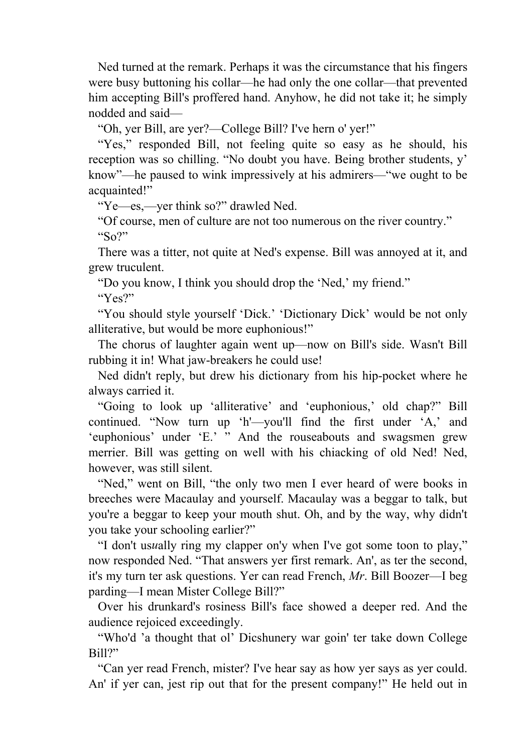Ned turned at the remark. Perhaps it was the circumstance that his fingers were busy buttoning his collar—he had only the one collar—that prevented him accepting Bill's proffered hand. Anyhow, he did not take it; he simply nodded and said—

"Oh, yer Bill, are yer?—College Bill? I've hern o' yer!"

"Yes," responded Bill, not feeling quite so easy as he should, his reception was so chilling. "No doubt you have. Being brother students, y' know"—he paused to wink impressively at his admirers—"we ought to be acquainted!"

"Ye—es,—yer think so?" drawled Ned.

"Of course, men of culture are not too numerous on the river country."

"So?"

There was a titter, not quite at Ned's expense. Bill was annoyed at it, and grew truculent.

"Do you know, I think you should drop the 'Ned,' my friend."

"Yes?"

"You should style yourself 'Dick.' 'Dictionary Dick' would be not only alliterative, but would be more euphonious!"

The chorus of laughter again went up—now on Bill's side. Wasn't Bill rubbing it in! What jaw-breakers he could use!

Ned didn't reply, but drew his dictionary from his hip-pocket where he always carried it.

"Going to look up 'alliterative' and 'euphonious,' old chap?" Bill continued. "Now turn up 'h'—you'll find the first under 'A,' and 'euphonious' under 'E.' " And the rouseabouts and swagsmen grew merrier. Bill was getting on well with his chiacking of old Ned! Ned, however, was still silent.

"Ned," went on Bill, "the only two men I ever heard of were books in breeches were Macaulay and yourself. Macaulay was a beggar to talk, but you're a beggar to keep your mouth shut. Oh, and by the way, why didn't you take your schooling earlier?"

"I don't us*u*ally ring my clapper on'y when I've got some toon to play," now responded Ned. "That answers yer first remark. An', as ter the second, it's my turn ter ask questions. Yer can read French, *Mr*. Bill Boozer—I beg parding—I mean Mister College Bill?"

Over his drunkard's rosiness Bill's face showed a deeper red. And the audience rejoiced exceedingly.

"Who'd 'a thought that ol' Dicshunery war goin' ter take down College Bill?"

"Can yer read French, mister? I've hear say as how yer says as yer could. An' if yer can, jest rip out that for the present company!" He held out in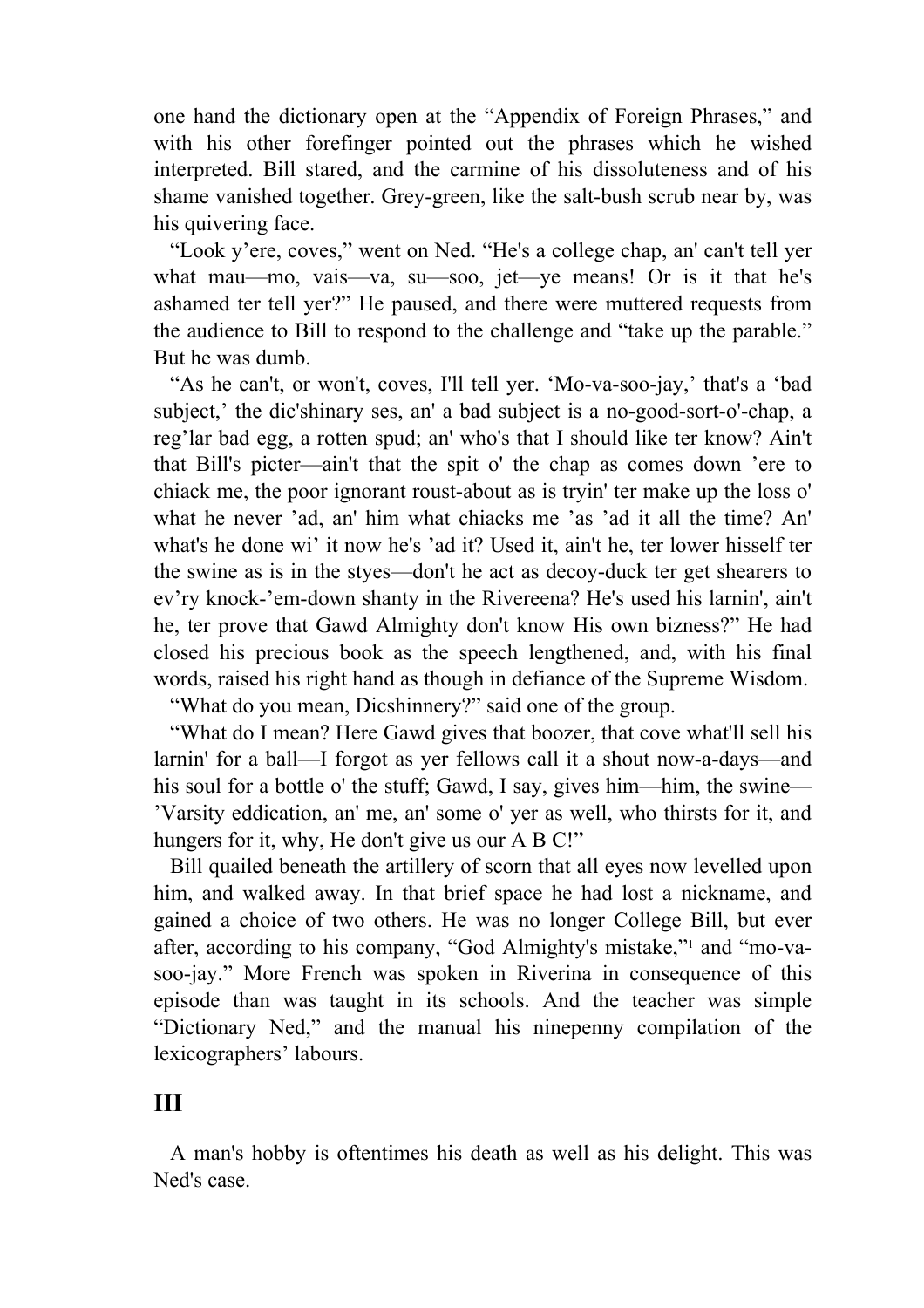one hand the dictionary open at the "Appendix of Foreign Phrases," and with his other forefinger pointed out the phrases which he wished interpreted. Bill stared, and the carmine of his dissoluteness and of his shame vanished together. Grey-green, like the salt-bush scrub near by, was his quivering face.

"Look y'ere, coves," went on Ned. "He's a college chap, an' can't tell yer what mau—mo, vais—va, su—soo, jet—ye means! Or is it that he's ashamed ter tell yer?" He paused, and there were muttered requests from the audience to Bill to respond to the challenge and "take up the parable." But he was dumb.

"As he can't, or won't, coves, I'll tell yer. 'Mo-va-soo-jay,' that's a 'bad subject,' the dic'shinary ses, an' a bad subject is a no-good-sort-o'-chap, a reg'lar bad egg, a rotten spud; an' who's that I should like ter know? Ain't that Bill's picter—ain't that the spit o' the chap as comes down 'ere to chiack me, the poor ignorant roust-about as is tryin' ter make up the loss o' what he never 'ad, an' him what chiacks me 'as 'ad it all the time? An' what's he done wi' it now he's 'ad it? Used it, ain't he, ter lower hisself ter the swine as is in the styes—don't he act as decoy-duck ter get shearers to ev'ry knock-'em-down shanty in the Rivereena? He's used his larnin', ain't he, ter prove that Gawd Almighty don't know His own bizness?" He had closed his precious book as the speech lengthened, and, with his final words, raised his right hand as though in defiance of the Supreme Wisdom.

"What do you mean, Dicshinnery?" said one of the group.

"What do I mean? Here Gawd gives that boozer, that cove what'll sell his larnin' for a ball—I forgot as yer fellows call it a shout now-a-days—and his soul for a bottle o' the stuff; Gawd, I say, gives him—him, the swine—'Varsity eddication, an' me, an' some o' yer as well, who thirsts for it, and hungers for it, why, He don't give us our A B C!"

Bill quailed beneath the artillery of scorn that all eyes now levelled upon him, and walked away. In that brief space he had lost a nickname, and gained a choice of two others. He was no longer College Bill, but ever after, according to his company, "God Almighty's mistake,"[1] and "mo-va-soo-jay." More French was spoken in Riverina in consequence of this episode than was taught in its schools. And the teacher was simple "Dictionary Ned," and the manual his ninepenny compilation of the lexicographers' labours.

## III

A man's hobby is oftentimes his death as well as his delight. This was Ned's case.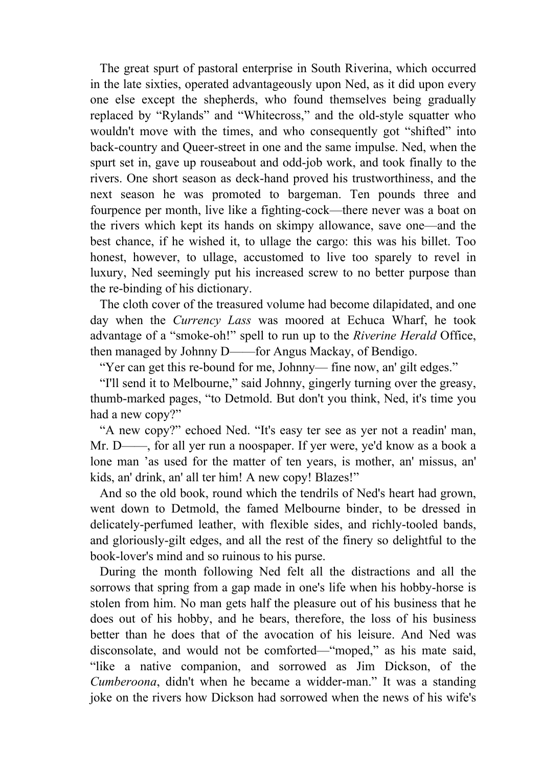The great spurt of pastoral enterprise in South Riverina, which occurred in the late sixties, operated advantageously upon Ned, as it did upon every one else except the shepherds, who found themselves being gradually replaced by "Rylands" and "Whitecross," and the old-style squatter who wouldn't move with the times, and who consequently got "shifted" into back-country and Queer-street in one and the same impulse. Ned, when the spurt set in, gave up rouseabout and odd-job work, and took finally to the rivers. One short season as deck-hand proved his trustworthiness, and the next season he was promoted to bargeman. Ten pounds three and fourpence per month, live like a fighting-cock—there never was a boat on the rivers which kept its hands on skimpy allowance, save one—and the best chance, if he wished it, to ullage the cargo: this was his billet. Too honest, however, to ullage, accustomed to live too sparely to revel in luxury, Ned seemingly put his increased screw to no better purpose than the re-binding of his dictionary.

The cloth cover of the treasured volume had become dilapidated, and one day when the *Currency Lass* was moored at Echuca Wharf, he took advantage of a "smoke-oh!" spell to run up to the *Riverine Herald* Office, then managed by Johnny D——for Angus Mackay, of Bendigo.

"Yer can get this re-bound for me, Johnny— fine now, an' gilt edges."

"I'll send it to Melbourne," said Johnny, gingerly turning over the greasy, thumb-marked pages, "to Detmold. But don't you think, Ned, it's time you had a new copy?"

"A new copy?" echoed Ned. "It's easy ter see as yer not a readin' man, Mr. D——, for all yer run a noospaper. If yer were, ye'd know as a book a lone man 'as used for the matter of ten years, is mother, an' missus, an' kids, an' drink, an' all ter him! A new copy! Blazes!"

And so the old book, round which the tendrils of Ned's heart had grown, went down to Detmold, the famed Melbourne binder, to be dressed in delicately-perfumed leather, with flexible sides, and richly-tooled bands, and gloriously-gilt edges, and all the rest of the finery so delightful to the book-lover's mind and so ruinous to his purse.

During the month following Ned felt all the distractions and all the sorrows that spring from a gap made in one's life when his hobby-horse is stolen from him. No man gets half the pleasure out of his business that he does out of his hobby, and he bears, therefore, the loss of his business better than he does that of the avocation of his leisure. And Ned was disconsolate, and would not be comforted—"moped," as his mate said, "like a native companion, and sorrowed as Jim Dickson, of the *Cumberoona*, didn't when he became a widder-man." It was a standing joke on the rivers how Dickson had sorrowed when the news of his wife's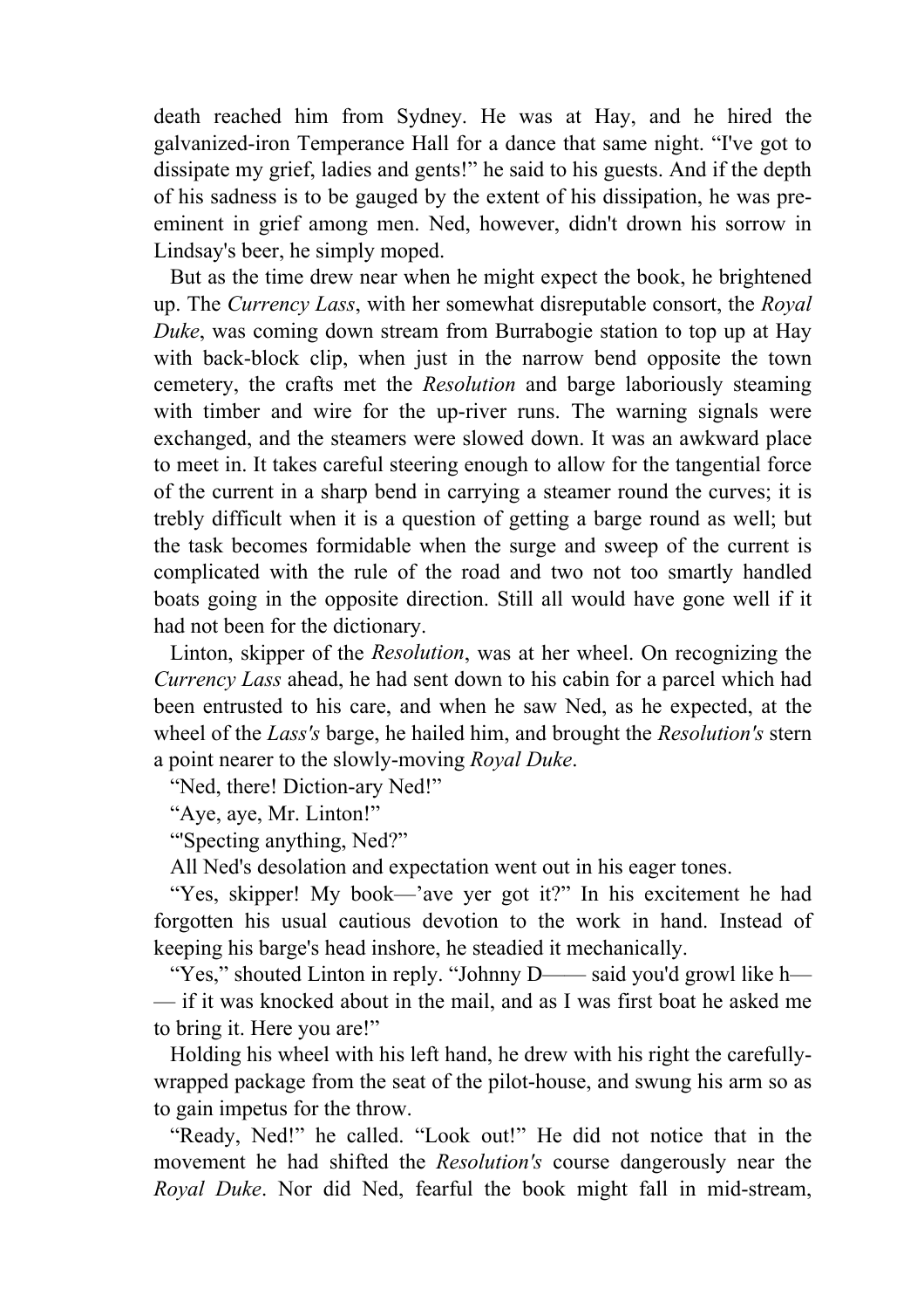death reached him from Sydney. He was at Hay, and he hired the galvanized-iron Temperance Hall for a dance that same night. "I've got to dissipate my grief, ladies and gents!" he said to his guests. And if the depth of his sadness is to be gauged by the extent of his dissipation, he was pre-eminent in grief among men. Ned, however, didn't drown his sorrow in Lindsay's beer, he simply moped.

But as the time drew near when he might expect the book, he brightened up. The *Currency Lass*, with her somewhat disreputable consort, the *Royal Duke*, was coming down stream from Burrabogie station to top up at Hay with back-block clip, when just in the narrow bend opposite the town cemetery, the crafts met the *Resolution* and barge laboriously steaming with timber and wire for the up-river runs. The warning signals were exchanged, and the steamers were slowed down. It was an awkward place to meet in. It takes careful steering enough to allow for the tangential force of the current in a sharp bend in carrying a steamer round the curves; it is trebly difficult when it is a question of getting a barge round as well; but the task becomes formidable when the surge and sweep of the current is complicated with the rule of the road and two not too smartly handled boats going in the opposite direction. Still all would have gone well if it had not been for the dictionary.

Linton, skipper of the *Resolution*, was at her wheel. On recognizing the *Currency Lass* ahead, he had sent down to his cabin for a parcel which had been entrusted to his care, and when he saw Ned, as he expected, at the wheel of the *Lass's* barge, he hailed him, and brought the *Resolution's* stern a point nearer to the slowly-moving *Royal Duke*.

"Ned, there! Diction-ary Ned!"

"Aye, aye, Mr. Linton!"

"'Specting anything, Ned?"

All Ned's desolation and expectation went out in his eager tones.

"Yes, skipper! My book—'ave yer got it?" In his excitement he had forgotten his usual cautious devotion to the work in hand. Instead of keeping his barge's head inshore, he steadied it mechanically.

"Yes," shouted Linton in reply. "Johnny D—— said you'd growl like h—— if it was knocked about in the mail, and as I was first boat he asked me to bring it. Here you are!"

Holding his wheel with his left hand, he drew with his right the carefully-wrapped package from the seat of the pilot-house, and swung his arm so as to gain impetus for the throw.

"Ready, Ned!" he called. "Look out!" He did not notice that in the movement he had shifted the *Resolution's* course dangerously near the *Royal Duke*. Nor did Ned, fearful the book might fall in mid-stream,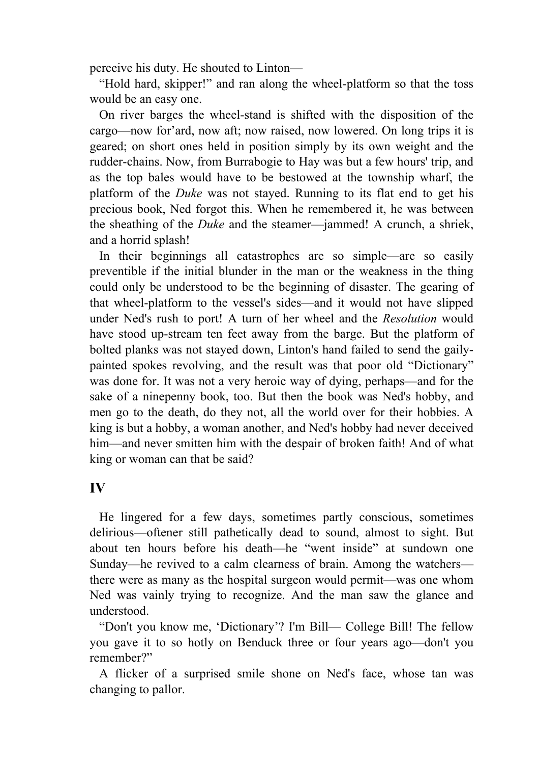perceive his duty. He shouted to Linton—

"Hold hard, skipper!" and ran along the wheel-platform so that the toss would be an easy one.

On river barges the wheel-stand is shifted with the disposition of the cargo—now for'ard, now aft; now raised, now lowered. On long trips it is geared; on short ones held in position simply by its own weight and the rudder-chains. Now, from Burrabogie to Hay was but a few hours' trip, and as the top bales would have to be bestowed at the township wharf, the platform of the *Duke* was not stayed. Running to its flat end to get his precious book, Ned forgot this. When he remembered it, he was between the sheathing of the *Duke* and the steamer—jammed! A crunch, a shriek, and a horrid splash!

In their beginnings all catastrophes are so simple—are so easily preventible if the initial blunder in the man or the weakness in the thing could only be understood to be the beginning of disaster. The gearing of that wheel-platform to the vessel's sides—and it would not have slipped under Ned's rush to port! A turn of her wheel and the *Resolution* would have stood up-stream ten feet away from the barge. But the platform of bolted planks was not stayed down, Linton's hand failed to send the gaily-painted spokes revolving, and the result was that poor old "Dictionary" was done for. It was not a very heroic way of dying, perhaps—and for the sake of a ninepenny book, too. But then the book was Ned's hobby, and men go to the death, do they not, all the world over for their hobbies. A king is but a hobby, a woman another, and Ned's hobby had never deceived him—and never smitten him with the despair of broken faith! And of what king or woman can that be said?

## IV

He lingered for a few days, sometimes partly conscious, sometimes delirious—oftener still pathetically dead to sound, almost to sight. But about ten hours before his death—he "went inside" at sundown one Sunday—he revived to a calm clearness of brain. Among the watchers—there were as many as the hospital surgeon would permit—was one whom Ned was vainly trying to recognize. And the man saw the glance and understood.

"Don't you know me, 'Dictionary'? I'm Bill— College Bill! The fellow you gave it to so hotly on Benduck three or four years ago—don't you remember?"

A flicker of a surprised smile shone on Ned's face, whose tan was changing to pallor.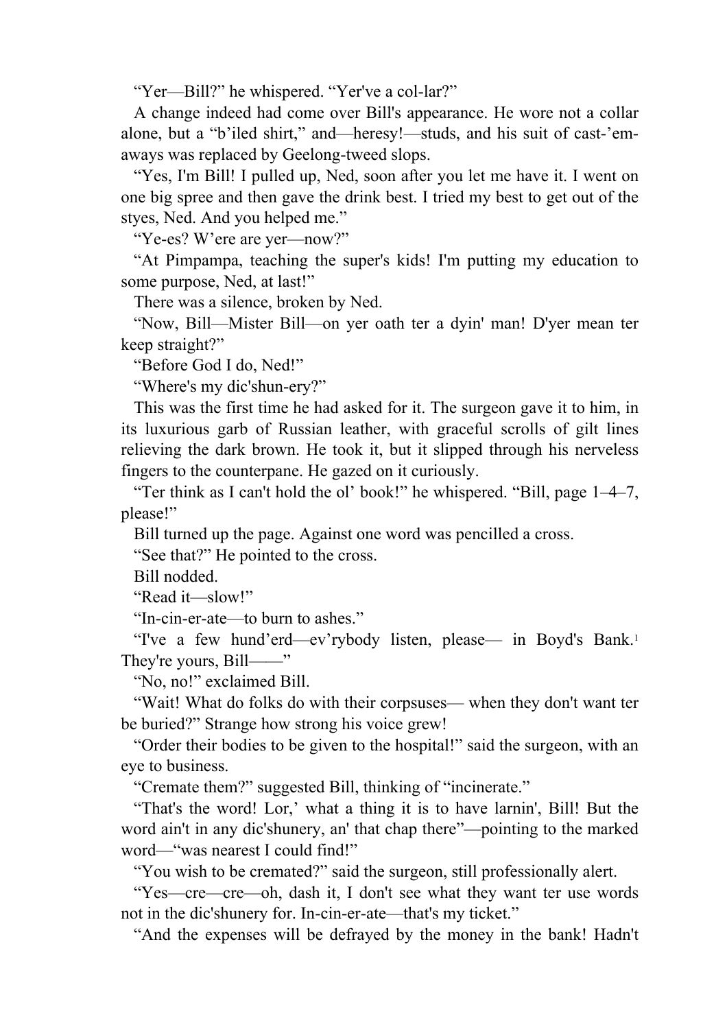"Yer—Bill?" he whispered. "Yer've a col-lar?"

A change indeed had come over Bill's appearance. He wore not a collar alone, but a "b'iled shirt," and—heresy!—studs, and his suit of cast-'em-aways was replaced by Geelong-tweed slops.

"Yes, I'm Bill! I pulled up, Ned, soon after you let me have it. I went on one big spree and then gave the drink best. I tried my best to get out of the styes, Ned. And you helped me."

"Ye-es? W'ere are yer—now?"

"At Pimpampa, teaching the super's kids! I'm putting my education to some purpose, Ned, at last!"

There was a silence, broken by Ned.

"Now, Bill—Mister Bill—on yer oath ter a dyin' man! D'yer mean ter keep straight?"

"Before God I do, Ned!"

"Where's my dic'shun-ery?"

This was the first time he had asked for it. The surgeon gave it to him, in its luxurious garb of Russian leather, with graceful scrolls of gilt lines relieving the dark brown. He took it, but it slipped through his nerveless fingers to the counterpane. He gazed on it curiously.

"Ter think as I can't hold the ol' book!" he whispered. "Bill, page 1–4–7, please!"

Bill turned up the page. Against one word was pencilled a cross.

"See that?" He pointed to the cross.

Bill nodded.

"Read it—slow!"

"In-cin-er-ate—to burn to ashes."

"I've a few hund'erd—ev'rybody listen, please— in Boyd's Bank.[1] They're yours, Bill——"

"No, no!" exclaimed Bill.

"Wait! What do folks do with their corpsuses— when they don't want ter be buried?" Strange how strong his voice grew!

"Order their bodies to be given to the hospital!" said the surgeon, with an eye to business.

"Cremate them?" suggested Bill, thinking of "incinerate."

"That's the word! Lor,' what a thing it is to have larnin', Bill! But the word ain't in any dic'shunery, an' that chap there"—pointing to the marked word—"was nearest I could find!"

"You wish to be cremated?" said the surgeon, still professionally alert.

"Yes—cre—cre—oh, dash it, I don't see what they want ter use words not in the dic'shunery for. In-cin-er-ate—that's my ticket."

"And the expenses will be defrayed by the money in the bank! Hadn't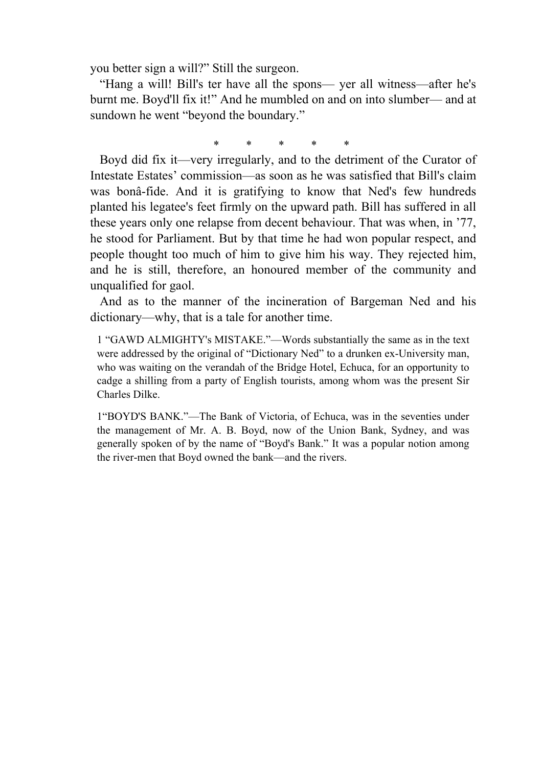you better sign a will?" Still the surgeon.

"Hang a will! Bill's ter have all the spons— yer all witness—after he's burnt me. Boyd'll fix it!" And he mumbled on and on into slumber— and at sundown he went "beyond the boundary."

\* \* \* \* \*

Boyd did fix it—very irregularly, and to the detriment of the Curator of Intestate Estates' commission—as soon as he was satisfied that Bill's claim was bonâ-fide. And it is gratifying to know that Ned's few hundreds planted his legatee's feet firmly on the upward path. Bill has suffered in all these years only one relapse from decent behaviour. That was when, in '77, he stood for Parliament. But by that time he had won popular respect, and people thought too much of him to give him his way. They rejected him, and he is still, therefore, an honoured member of the community and unqualified for gaol.

And as to the manner of the incineration of Bargeman Ned and his dictionary—why, that is a tale for another time.

1 "GAWD ALMIGHTY's MISTAKE."—Words substantially the same as in the text were addressed by the original of "Dictionary Ned" to a drunken ex-University man, who was waiting on the verandah of the Bridge Hotel, Echuca, for an opportunity to cadge a shilling from a party of English tourists, among whom was the present Sir Charles Dilke.

1"BOYD'S BANK."—The Bank of Victoria, of Echuca, was in the seventies under the management of Mr. A. B. Boyd, now of the Union Bank, Sydney, and was generally spoken of by the name of "Boyd's Bank." It was a popular notion among the river-men that Boyd owned the bank—and the rivers.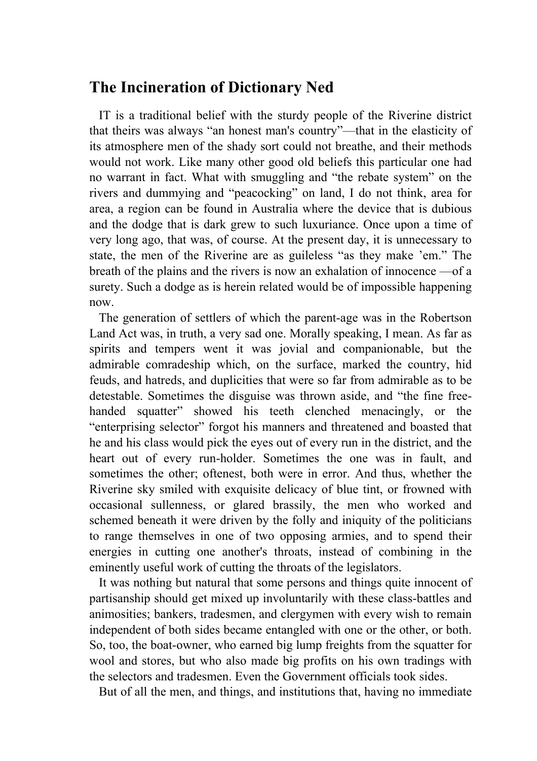## The Incineration of Dictionary Ned

IT is a traditional belief with the sturdy people of the Riverine district that theirs was always “an honest man's country”—that in the elasticity of its atmosphere men of the shady sort could not breathe, and their methods would not work. Like many other good old beliefs this particular one had no warrant in fact. What with smuggling and “the rebate system” on the rivers and dummying and “peacocking” on land, I do not think, area for area, a region can be found in Australia where the device that is dubious and the dodge that is dark grew to such luxuriance. Once upon a time of very long ago, that was, of course. At the present day, it is unnecessary to state, the men of the Riverine are as guileless “as they make ’em.” The breath of the plains and the rivers is now an exhalation of innocence —of a surety. Such a dodge as is herein related would be of impossible happening now.

The generation of settlers of which the parent-age was in the Robertson Land Act was, in truth, a very sad one. Morally speaking, I mean. As far as spirits and tempers went it was jovial and companionable, but the admirable comradeship which, on the surface, marked the country, hid feuds, and hatreds, and duplicities that were so far from admirable as to be detestable. Sometimes the disguise was thrown aside, and “the fine free-handed squatter” showed his teeth clenched menacingly, or the “enterprising selector” forgot his manners and threatened and boasted that he and his class would pick the eyes out of every run in the district, and the heart out of every run-holder. Sometimes the one was in fault, and sometimes the other; oftenest, both were in error. And thus, whether the Riverine sky smiled with exquisite delicacy of blue tint, or frowned with occasional sullenness, or glared brassily, the men who worked and schemed beneath it were driven by the folly and iniquity of the politicians to range themselves in one of two opposing armies, and to spend their energies in cutting one another's throats, instead of combining in the eminently useful work of cutting the throats of the legislators.

It was nothing but natural that some persons and things quite innocent of partisanship should get mixed up involuntarily with these class-battles and animosities; bankers, tradesmen, and clergymen with every wish to remain independent of both sides became entangled with one or the other, or both. So, too, the boat-owner, who earned big lump freights from the squatter for wool and stores, but who also made big profits on his own tradings with the selectors and tradesmen. Even the Government officials took sides.

But of all the men, and things, and institutions that, having no immediate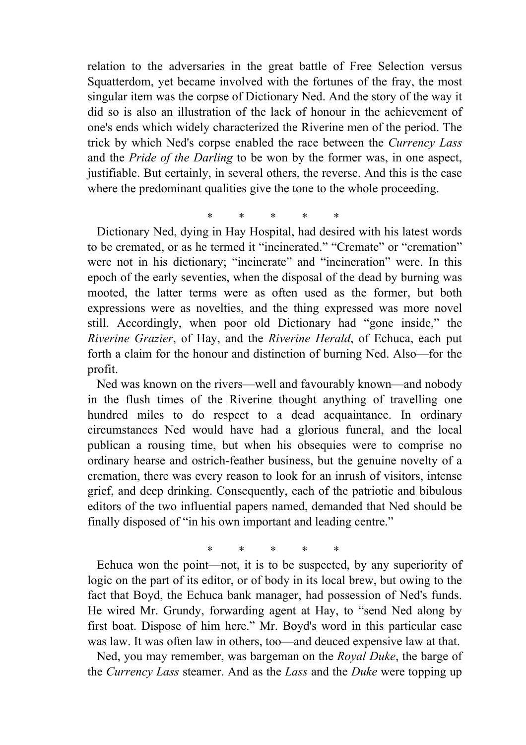relation to the adversaries in the great battle of Free Selection versus Squatterdom, yet became involved with the fortunes of the fray, the most singular item was the corpse of Dictionary Ned. And the story of the way it did so is also an illustration of the lack of honour in the achievement of one's ends which widely characterized the Riverine men of the period. The trick by which Ned's corpse enabled the race between the *Currency Lass* and the *Pride of the Darling* to be won by the former was, in one aspect, justifiable. But certainly, in several others, the reverse. And this is the case where the predominant qualities give the tone to the whole proceeding.

\* \* \* \* \*

Dictionary Ned, dying in Hay Hospital, had desired with his latest words to be cremated, or as he termed it "incinerated." "Cremate" or "cremation" were not in his dictionary; "incinerate" and "incineration" were. In this epoch of the early seventies, when the disposal of the dead by burning was mooted, the latter terms were as often used as the former, but both expressions were as novelties, and the thing expressed was more novel still. Accordingly, when poor old Dictionary had "gone inside," the *Riverine Grazier*, of Hay, and the *Riverine Herald*, of Echuca, each put forth a claim for the honour and distinction of burning Ned. Also—for the profit.

Ned was known on the rivers—well and favourably known—and nobody in the flush times of the Riverine thought anything of travelling one hundred miles to do respect to a dead acquaintance. In ordinary circumstances Ned would have had a glorious funeral, and the local publican a rousing time, but when his obsequies were to comprise no ordinary hearse and ostrich-feather business, but the genuine novelty of a cremation, there was every reason to look for an inrush of visitors, intense grief, and deep drinking. Consequently, each of the patriotic and bibulous editors of the two influential papers named, demanded that Ned should be finally disposed of "in his own important and leading centre."

\* \* \* \* \*

Echuca won the point—not, it is to be suspected, by any superiority of logic on the part of its editor, or of body in its local brew, but owing to the fact that Boyd, the Echuca bank manager, had possession of Ned's funds. He wired Mr. Grundy, forwarding agent at Hay, to "send Ned along by first boat. Dispose of him here." Mr. Boyd's word in this particular case was law. It was often law in others, too—and deuced expensive law at that.

Ned, you may remember, was bargeman on the *Royal Duke*, the barge of the *Currency Lass* steamer. And as the *Lass* and the *Duke* were topping up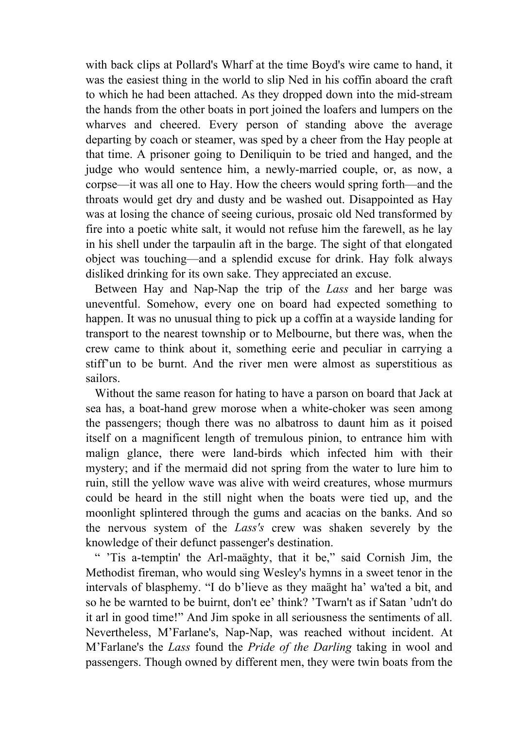with back clips at Pollard's Wharf at the time Boyd's wire came to hand, it was the easiest thing in the world to slip Ned in his coffin aboard the craft to which he had been attached. As they dropped down into the mid-stream the hands from the other boats in port joined the loafers and lumpers on the wharves and cheered. Every person of standing above the average departing by coach or steamer, was sped by a cheer from the Hay people at that time. A prisoner going to Deniliquin to be tried and hanged, and the judge who would sentence him, a newly-married couple, or, as now, a corpse—it was all one to Hay. How the cheers would spring forth—and the throats would get dry and dusty and be washed out. Disappointed as Hay was at losing the chance of seeing curious, prosaic old Ned transformed by fire into a poetic white salt, it would not refuse him the farewell, as he lay in his shell under the tarpaulin aft in the barge. The sight of that elongated object was touching—and a splendid excuse for drink. Hay folk always disliked drinking for its own sake. They appreciated an excuse.

Between Hay and Nap-Nap the trip of the *Lass* and her barge was uneventful. Somehow, every one on board had expected something to happen. It was no unusual thing to pick up a coffin at a wayside landing for transport to the nearest township or to Melbourne, but there was, when the crew came to think about it, something eerie and peculiar in carrying a stiff'un to be burnt. And the river men were almost as superstitious as sailors.

Without the same reason for hating to have a parson on board that Jack at sea has, a boat-hand grew morose when a white-choker was seen among the passengers; though there was no albatross to daunt him as it poised itself on a magnificent length of tremulous pinion, to entrance him with malign glance, there were land-birds which infected him with their mystery; and if the mermaid did not spring from the water to lure him to ruin, still the yellow wave was alive with weird creatures, whose murmurs could be heard in the still night when the boats were tied up, and the moonlight splintered through the gums and acacias on the banks. And so the nervous system of the *Lass's* crew was shaken severely by the knowledge of their defunct passenger's destination.

" 'Tis a-temptin' the Arl-maäghty, that it be," said Cornish Jim, the Methodist fireman, who would sing Wesley's hymns in a sweet tenor in the intervals of blasphemy. "I do b'lieve as they maäght ha' wa'ted a bit, and so he be warnted to be buirnt, don't ee' think? 'Twarn't as if Satan 'udn't do it arl in good time!" And Jim spoke in all seriousness the sentiments of all. Nevertheless, M'Farlane's, Nap-Nap, was reached without incident. At M'Farlane's the *Lass* found the *Pride of the Darling* taking in wool and passengers. Though owned by different men, they were twin boats from the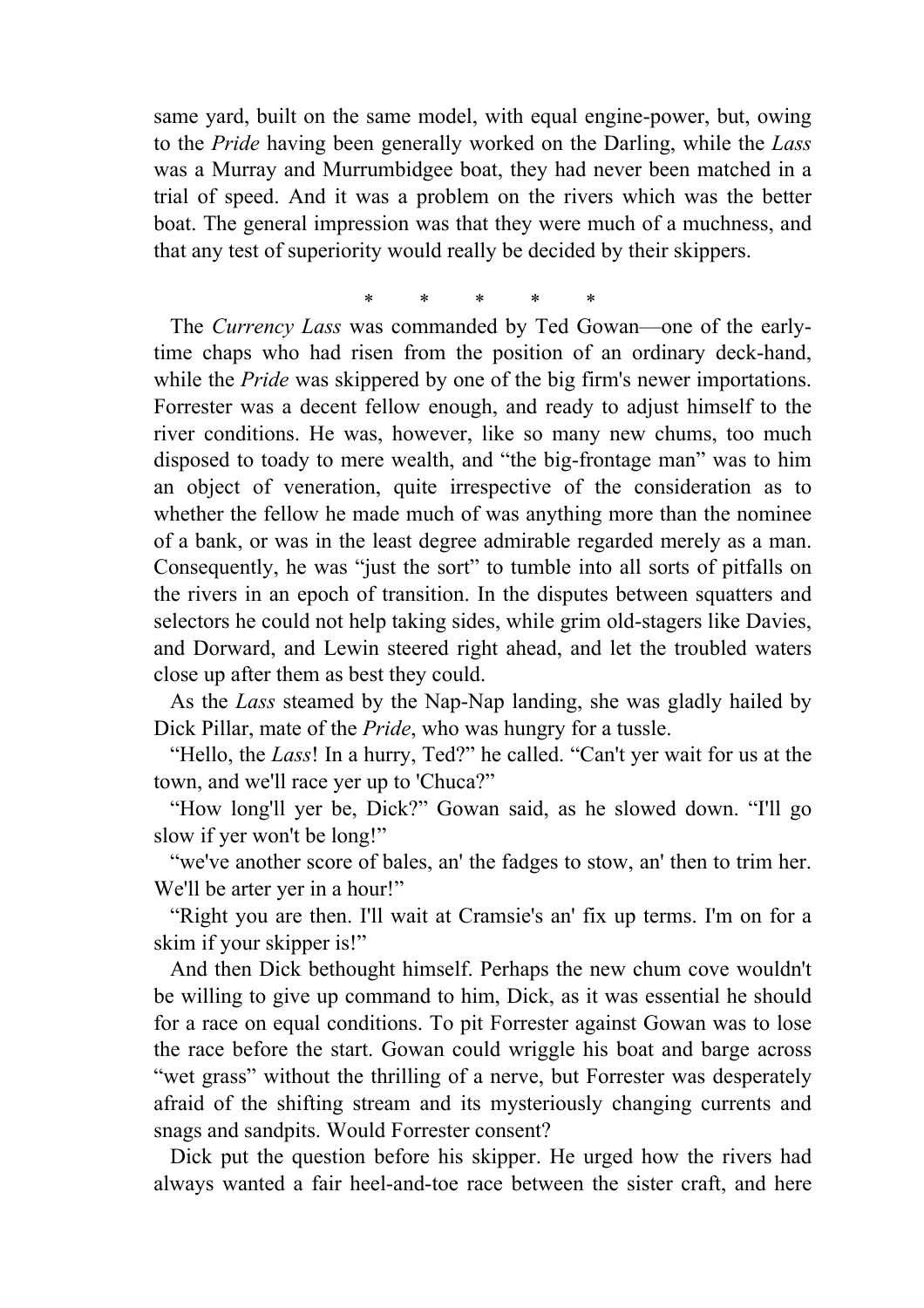same yard, built on the same model, with equal engine-power, but, owing to the *Pride* having been generally worked on the Darling, while the *Lass* was a Murray and Murrumbidgee boat, they had never been matched in a trial of speed. And it was a problem on the rivers which was the better boat. The general impression was that they were much of a muchness, and that any test of superiority would really be decided by their skippers.

\* \* \* \* \*

The *Currency Lass* was commanded by Ted Gowan—one of the early-time chaps who had risen from the position of an ordinary deck-hand, while the *Pride* was skippered by one of the big firm's newer importations. Forrester was a decent fellow enough, and ready to adjust himself to the river conditions. He was, however, like so many new chums, too much disposed to toady to mere wealth, and "the big-frontage man" was to him an object of veneration, quite irrespective of the consideration as to whether the fellow he made much of was anything more than the nominee of a bank, or was in the least degree admirable regarded merely as a man. Consequently, he was "just the sort" to tumble into all sorts of pitfalls on the rivers in an epoch of transition. In the disputes between squatters and selectors he could not help taking sides, while grim old-stagers like Davies, and Dorward, and Lewin steered right ahead, and let the troubled waters close up after them as best they could.

As the *Lass* steamed by the Nap-Nap landing, she was gladly hailed by Dick Pillar, mate of the *Pride*, who was hungry for a tussle.

"Hello, the *Lass*! In a hurry, Ted?" he called. "Can't yer wait for us at the town, and we'll race yer up to 'Chuca?"

"How long'll yer be, Dick?" Gowan said, as he slowed down. "I'll go slow if yer won't be long!"

"we've another score of bales, an' the fadges to stow, an' then to trim her. We'll be arter yer in a hour!"

"Right you are then. I'll wait at Cramsie's an' fix up terms. I'm on for a skim if your skipper is!"

And then Dick bethought himself. Perhaps the new chum cove wouldn't be willing to give up command to him, Dick, as it was essential he should for a race on equal conditions. To pit Forrester against Gowan was to lose the race before the start. Gowan could wriggle his boat and barge across "wet grass" without the thrilling of a nerve, but Forrester was desperately afraid of the shifting stream and its mysteriously changing currents and snags and sandpits. Would Forrester consent?

Dick put the question before his skipper. He urged how the rivers had always wanted a fair heel-and-toe race between the sister craft, and here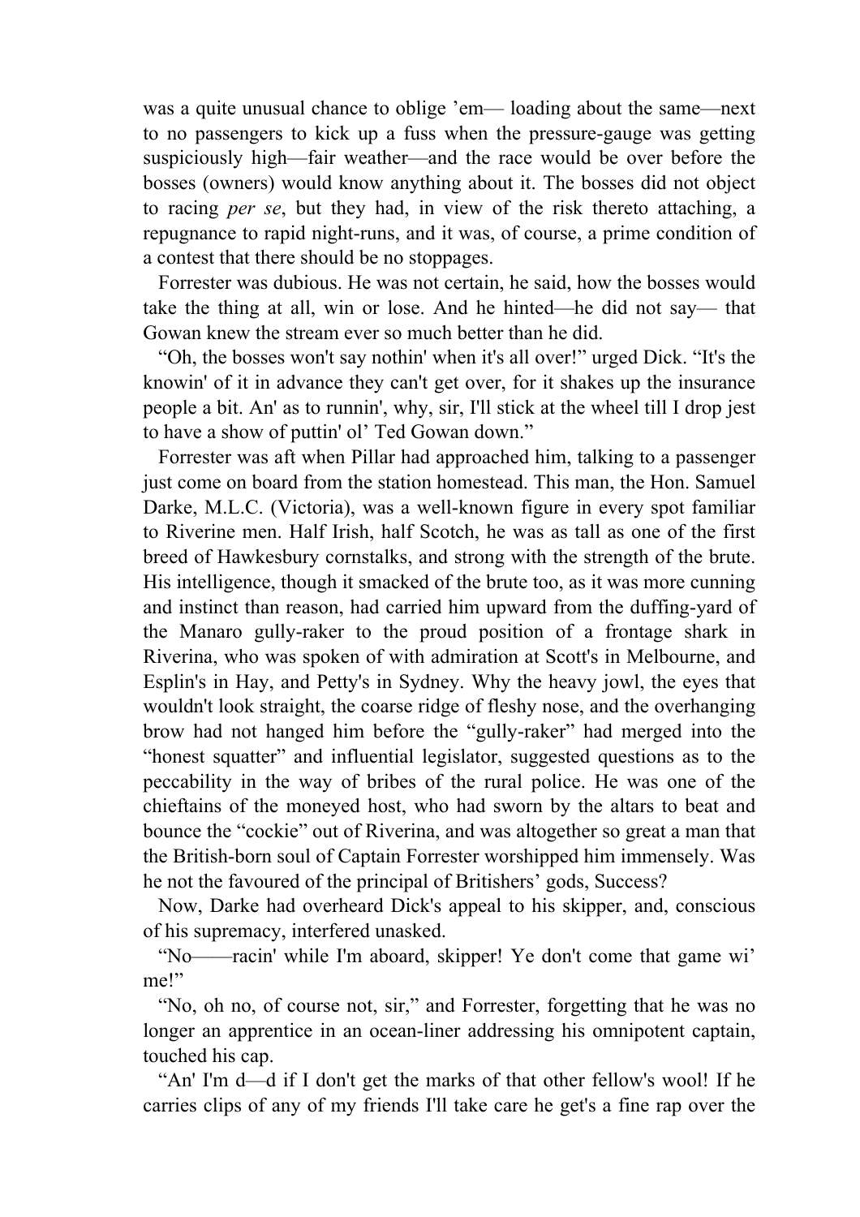was a quite unusual chance to oblige 'em— loading about the same—next to no passengers to kick up a fuss when the pressure-gauge was getting suspiciously high—fair weather—and the race would be over before the bosses (owners) would know anything about it. The bosses did not object to racing *per se*, but they had, in view of the risk thereto attaching, a repugnance to rapid night-runs, and it was, of course, a prime condition of a contest that there should be no stoppages.

Forrester was dubious. He was not certain, he said, how the bosses would take the thing at all, win or lose. And he hinted—he did not say— that Gowan knew the stream ever so much better than he did.

"Oh, the bosses won't say nothin' when it's all over!" urged Dick. "It's the knowin' of it in advance they can't get over, for it shakes up the insurance people a bit. An' as to runnin', why, sir, I'll stick at the wheel till I drop jest to have a show of puttin' ol' Ted Gowan down."

Forrester was aft when Pillar had approached him, talking to a passenger just come on board from the station homestead. This man, the Hon. Samuel Darke, M.L.C. (Victoria), was a well-known figure in every spot familiar to Riverine men. Half Irish, half Scotch, he was as tall as one of the first breed of Hawkesbury cornstalks, and strong with the strength of the brute. His intelligence, though it smacked of the brute too, as it was more cunning and instinct than reason, had carried him upward from the duffing-yard of the Manaro gully-raker to the proud position of a frontage shark in Riverina, who was spoken of with admiration at Scott's in Melbourne, and Esplin's in Hay, and Petty's in Sydney. Why the heavy jowl, the eyes that wouldn't look straight, the coarse ridge of fleshy nose, and the overhanging brow had not hanged him before the "gully-raker" had merged into the "honest squatter" and influential legislator, suggested questions as to the peccability in the way of bribes of the rural police. He was one of the chieftains of the moneyed host, who had sworn by the altars to beat and bounce the "cockie" out of Riverina, and was altogether so great a man that the British-born soul of Captain Forrester worshipped him immensely. Was he not the favoured of the principal of Britishers' gods, Success?

Now, Darke had overheard Dick's appeal to his skipper, and, conscious of his supremacy, interfered unasked.

"No——racin' while I'm aboard, skipper! Ye don't come that game wi' me!"

"No, oh no, of course not, sir," and Forrester, forgetting that he was no longer an apprentice in an ocean-liner addressing his omnipotent captain, touched his cap.

"An' I'm d—d if I don't get the marks of that other fellow's wool! If he carries clips of any of my friends I'll take care he get's a fine rap over the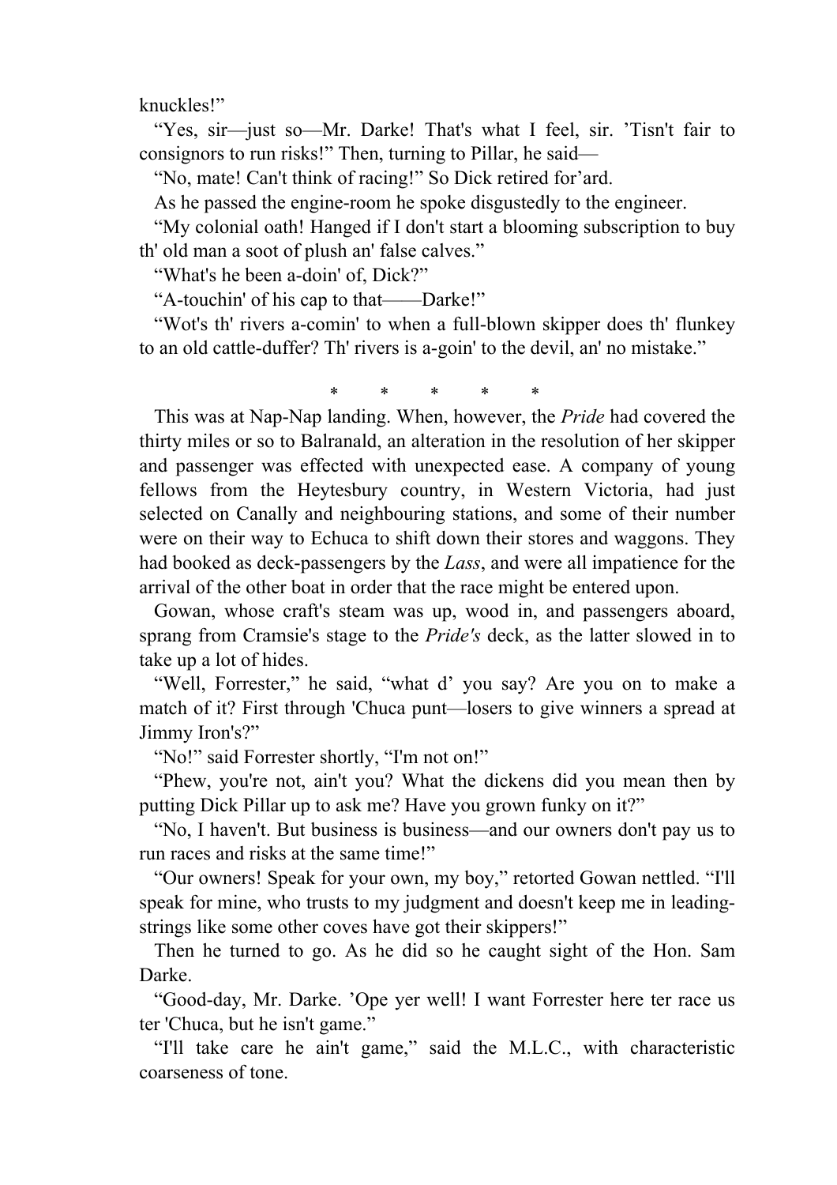knuckles!"

"Yes, sir—just so—Mr. Darke! That's what I feel, sir. 'Tisn't fair to consignors to run risks!" Then, turning to Pillar, he said—

"No, mate! Can't think of racing!" So Dick retired for'ard.

As he passed the engine-room he spoke disgustedly to the engineer.

"My colonial oath! Hanged if I don't start a blooming subscription to buy th' old man a soot of plush an' false calves."

"What's he been a-doin' of, Dick?"

"A-touchin' of his cap to that——Darke!"

"Wot's th' rivers a-comin' to when a full-blown skipper does th' flunkey to an old cattle-duffer? Th' rivers is a-goin' to the devil, an' no mistake."

\* \* \* \* \*

This was at Nap-Nap landing. When, however, the *Pride* had covered the thirty miles or so to Balranald, an alteration in the resolution of her skipper and passenger was effected with unexpected ease. A company of young fellows from the Heytesbury country, in Western Victoria, had just selected on Canally and neighbouring stations, and some of their number were on their way to Echuca to shift down their stores and waggons. They had booked as deck-passengers by the *Lass*, and were all impatience for the arrival of the other boat in order that the race might be entered upon.

Gowan, whose craft's steam was up, wood in, and passengers aboard, sprang from Cramsie's stage to the *Pride's* deck, as the latter slowed in to take up a lot of hides.

"Well, Forrester," he said, "what d' you say? Are you on to make a match of it? First through 'Chuca punt—losers to give winners a spread at Jimmy Iron's?"

"No!" said Forrester shortly, "I'm not on!"

"Phew, you're not, ain't you? What the dickens did you mean then by putting Dick Pillar up to ask me? Have you grown funky on it?"

"No, I haven't. But business is business—and our owners don't pay us to run races and risks at the same time!"

"Our owners! Speak for your own, my boy," retorted Gowan nettled. "I'll speak for mine, who trusts to my judgment and doesn't keep me in leading-strings like some other coves have got their skippers!"

Then he turned to go. As he did so he caught sight of the Hon. Sam Darke.

"Good-day, Mr. Darke. 'Ope yer well! I want Forrester here ter race us ter 'Chuca, but he isn't game."

"I'll take care he ain't game," said the M.L.C., with characteristic coarseness of tone.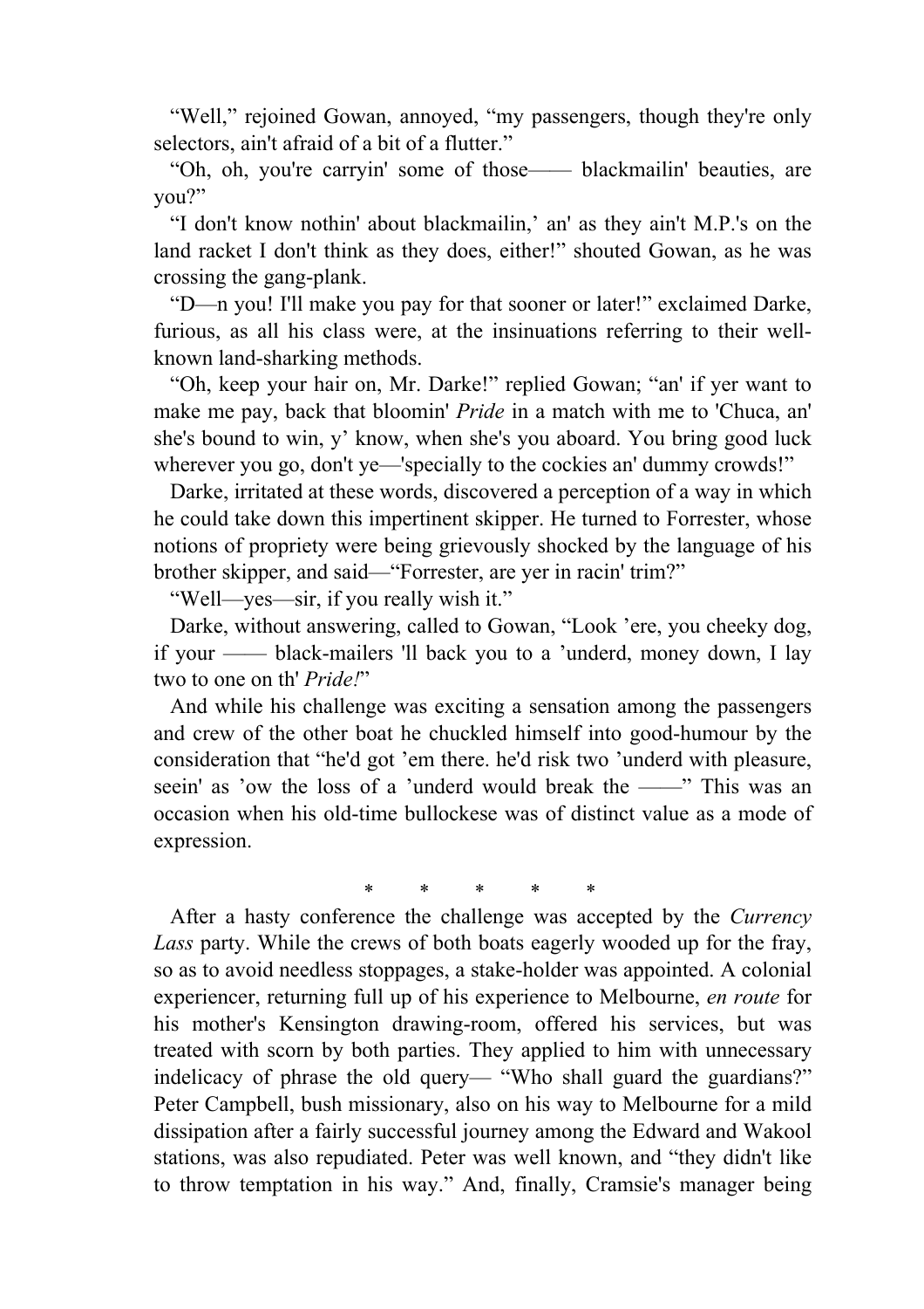"Well," rejoined Gowan, annoyed, "my passengers, though they're only selectors, ain't afraid of a bit of a flutter."

"Oh, oh, you're carryin' some of those—— blackmailin' beauties, are you?"

"I don't know nothin' about blackmailin,' an' as they ain't M.P.'s on the land racket I don't think as they does, either!" shouted Gowan, as he was crossing the gang-plank.

"D—n you! I'll make you pay for that sooner or later!" exclaimed Darke, furious, as all his class were, at the insinuations referring to their well-known land-sharking methods.

"Oh, keep your hair on, Mr. Darke!" replied Gowan; "an' if yer want to make me pay, back that bloomin' *Pride* in a match with me to 'Chuca, an' she's bound to win, y' know, when she's you aboard. You bring good luck wherever you go, don't ye—'specially to the cockies an' dummy crowds!"

Darke, irritated at these words, discovered a perception of a way in which he could take down this impertinent skipper. He turned to Forrester, whose notions of propriety were being grievously shocked by the language of his brother skipper, and said—"Forrester, are yer in racin' trim?"

"Well—yes—sir, if you really wish it."

Darke, without answering, called to Gowan, "Look 'ere, you cheeky dog, if your —— black-mailers 'll back you to a 'underd, money down, I lay two to one on th' *Pride!*"

And while his challenge was exciting a sensation among the passengers and crew of the other boat he chuckled himself into good-humour by the consideration that "he'd got 'em there. he'd risk two 'underd with pleasure, seein' as 'ow the loss of a 'underd would break the ——" This was an occasion when his old-time bullockese was of distinct value as a mode of expression.

\* \* \* \* \*

After a hasty conference the challenge was accepted by the *Currency Lass* party. While the crews of both boats eagerly wooded up for the fray, so as to avoid needless stoppages, a stake-holder was appointed. A colonial experiencer, returning full up of his experience to Melbourne, *en route* for his mother's Kensington drawing-room, offered his services, but was treated with scorn by both parties. They applied to him with unnecessary indelicacy of phrase the old query— "Who shall guard the guardians?" Peter Campbell, bush missionary, also on his way to Melbourne for a mild dissipation after a fairly successful journey among the Edward and Wakool stations, was also repudiated. Peter was well known, and "they didn't like to throw temptation in his way." And, finally, Cramsie's manager being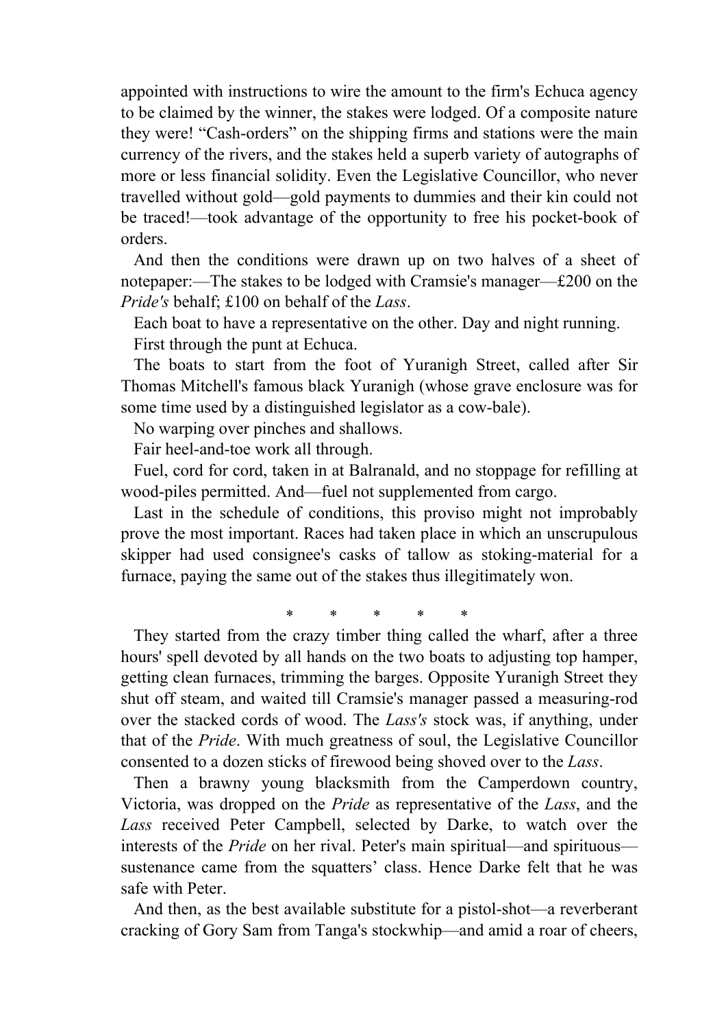appointed with instructions to wire the amount to the firm's Echuca agency to be claimed by the winner, the stakes were lodged. Of a composite nature they were! “Cash-orders” on the shipping firms and stations were the main currency of the rivers, and the stakes held a superb variety of autographs of more or less financial solidity. Even the Legislative Councillor, who never travelled without gold—gold payments to dummies and their kin could not be traced!—took advantage of the opportunity to free his pocket-book of orders.

And then the conditions were drawn up on two halves of a sheet of notepaper:—The stakes to be lodged with Cramsie's manager—£200 on the *Pride's* behalf; £100 on behalf of the *Lass*.

Each boat to have a representative on the other. Day and night running.

First through the punt at Echuca.

The boats to start from the foot of Yuranigh Street, called after Sir Thomas Mitchell's famous black Yuranigh (whose grave enclosure was for some time used by a distinguished legislator as a cow-bale).

No warping over pinches and shallows.

Fair heel-and-toe work all through.

Fuel, cord for cord, taken in at Balranald, and no stoppage for refilling at wood-piles permitted. And—fuel not supplemented from cargo.

Last in the schedule of conditions, this proviso might not improbably prove the most important. Races had taken place in which an unscrupulous skipper had used consignee's casks of tallow as stoking-material for a furnace, paying the same out of the stakes thus illegitimately won.

\* \* \* \* \*

They started from the crazy timber thing called the wharf, after a three hours' spell devoted by all hands on the two boats to adjusting top hamper, getting clean furnaces, trimming the barges. Opposite Yuranigh Street they shut off steam, and waited till Cramsie's manager passed a measuring-rod over the stacked cords of wood. The *Lass's* stock was, if anything, under that of the *Pride*. With much greatness of soul, the Legislative Councillor consented to a dozen sticks of firewood being shoved over to the *Lass*.

Then a brawny young blacksmith from the Camperdown country, Victoria, was dropped on the *Pride* as representative of the *Lass*, and the *Lass* received Peter Campbell, selected by Darke, to watch over the interests of the *Pride* on her rival. Peter's main spiritual—and spirituous—sustenance came from the squatters' class. Hence Darke felt that he was safe with Peter.

And then, as the best available substitute for a pistol-shot—a reverberant cracking of Gory Sam from Tanga's stockwhip—and amid a roar of cheers,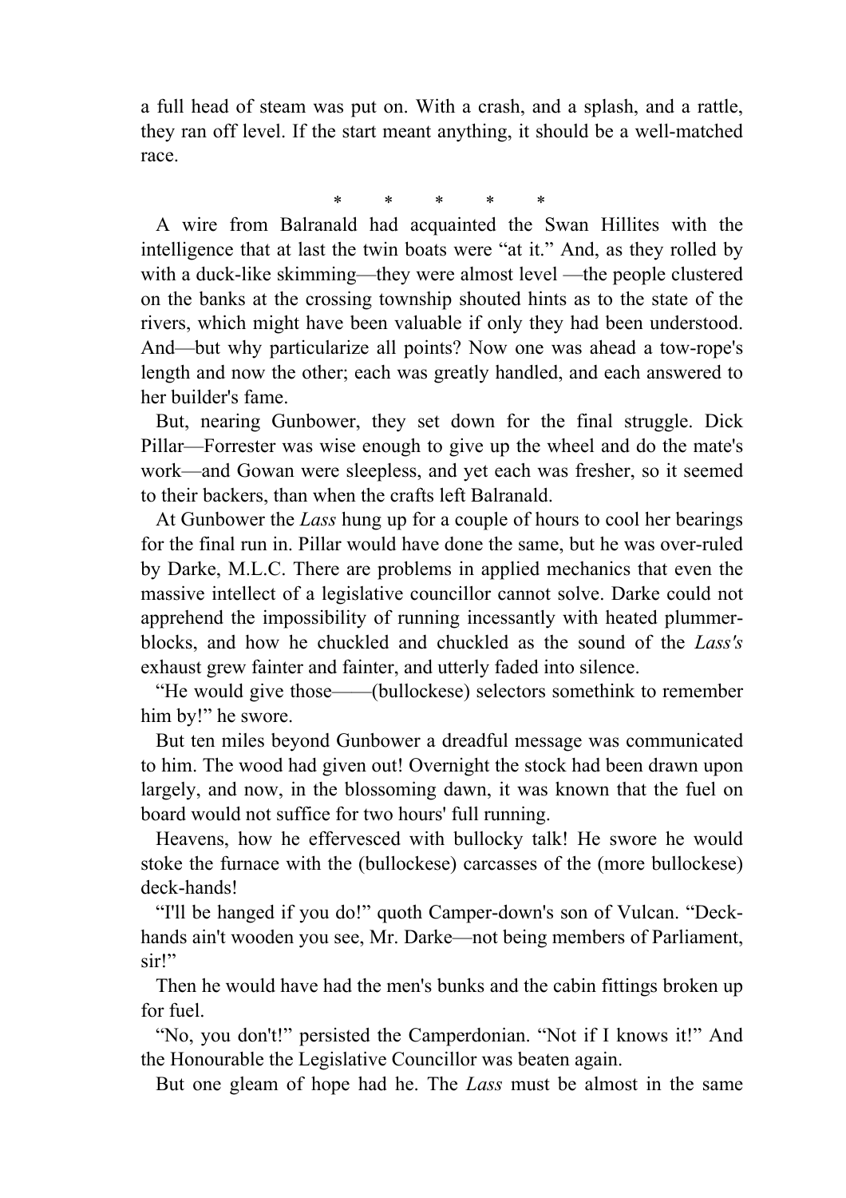a full head of steam was put on. With a crash, and a splash, and a rattle, they ran off level. If the start meant anything, it should be a well-matched race.

\* \* \* \* \*

A wire from Balranald had acquainted the Swan Hillites with the intelligence that at last the twin boats were "at it." And, as they rolled by with a duck-like skimming—they were almost level —the people clustered on the banks at the crossing township shouted hints as to the state of the rivers, which might have been valuable if only they had been understood. And—but why particularize all points? Now one was ahead a tow-rope's length and now the other; each was greatly handled, and each answered to her builder's fame.

But, nearing Gunbower, they set down for the final struggle. Dick Pillar—Forrester was wise enough to give up the wheel and do the mate's work—and Gowan were sleepless, and yet each was fresher, so it seemed to their backers, than when the crafts left Balranald.

At Gunbower the *Lass* hung up for a couple of hours to cool her bearings for the final run in. Pillar would have done the same, but he was over-ruled by Darke, M.L.C. There are problems in applied mechanics that even the massive intellect of a legislative councillor cannot solve. Darke could not apprehend the impossibility of running incessantly with heated plummer-blocks, and how he chuckled and chuckled as the sound of the *Lass's* exhaust grew fainter and fainter, and utterly faded into silence.

"He would give those——(bullockese) selectors somethink to remember him by!" he swore.

But ten miles beyond Gunbower a dreadful message was communicated to him. The wood had given out! Overnight the stock had been drawn upon largely, and now, in the blossoming dawn, it was known that the fuel on board would not suffice for two hours' full running.

Heavens, how he effervesced with bullocky talk! He swore he would stoke the furnace with the (bullockese) carcasses of the (more bullockese) deck-hands!

"I'll be hanged if you do!" quoth Camper-down's son of Vulcan. "Deck-hands ain't wooden you see, Mr. Darke—not being members of Parliament, sir!"

Then he would have had the men's bunks and the cabin fittings broken up for fuel.

"No, you don't!" persisted the Camperdonian. "Not if I knows it!" And the Honourable the Legislative Councillor was beaten again.

But one gleam of hope had he. The *Lass* must be almost in the same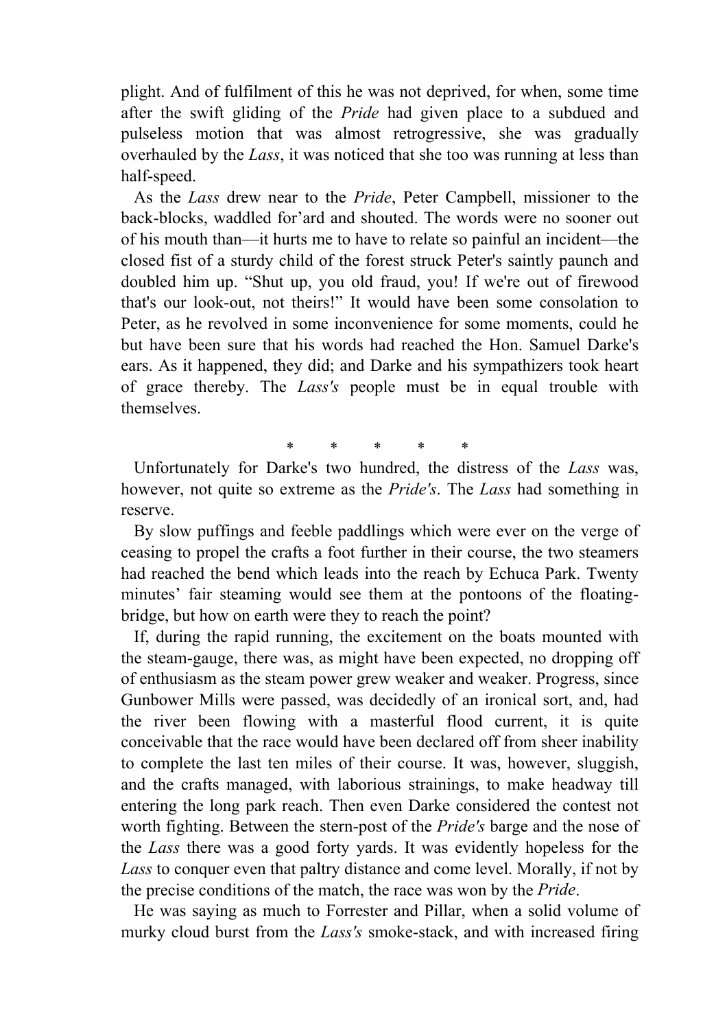plight. And of fulfilment of this he was not deprived, for when, some time after the swift gliding of the *Pride* had given place to a subdued and pulseless motion that was almost retrogressive, she was gradually overhauled by the *Lass*, it was noticed that she too was running at less than half-speed.

As the *Lass* drew near to the *Pride*, Peter Campbell, missioner to the back-blocks, waddled for'ard and shouted. The words were no sooner out of his mouth than—it hurts me to have to relate so painful an incident—the closed fist of a sturdy child of the forest struck Peter's saintly paunch and doubled him up. "Shut up, you old fraud, you! If we're out of firewood that's our look-out, not theirs!" It would have been some consolation to Peter, as he revolved in some inconvenience for some moments, could he but have been sure that his words had reached the Hon. Samuel Darke's ears. As it happened, they did; and Darke and his sympathizers took heart of grace thereby. The *Lass's* people must be in equal trouble with themselves.

\*     \*     \*     \*     \*

Unfortunately for Darke's two hundred, the distress of the *Lass* was, however, not quite so extreme as the *Pride's*. The *Lass* had something in reserve.

By slow puffings and feeble paddlings which were ever on the verge of ceasing to propel the crafts a foot further in their course, the two steamers had reached the bend which leads into the reach by Echuca Park. Twenty minutes' fair steaming would see them at the pontoons of the floating-bridge, but how on earth were they to reach the point?

If, during the rapid running, the excitement on the boats mounted with the steam-gauge, there was, as might have been expected, no dropping off of enthusiasm as the steam power grew weaker and weaker. Progress, since Gunbower Mills were passed, was decidedly of an ironical sort, and, had the river been flowing with a masterful flood current, it is quite conceivable that the race would have been declared off from sheer inability to complete the last ten miles of their course. It was, however, sluggish, and the crafts managed, with laborious strainings, to make headway till entering the long park reach. Then even Darke considered the contest not worth fighting. Between the stern-post of the *Pride's* barge and the nose of the *Lass* there was a good forty yards. It was evidently hopeless for the *Lass* to conquer even that paltry distance and come level. Morally, if not by the precise conditions of the match, the race was won by the *Pride*.

He was saying as much to Forrester and Pillar, when a solid volume of murky cloud burst from the *Lass's* smoke-stack, and with increased firing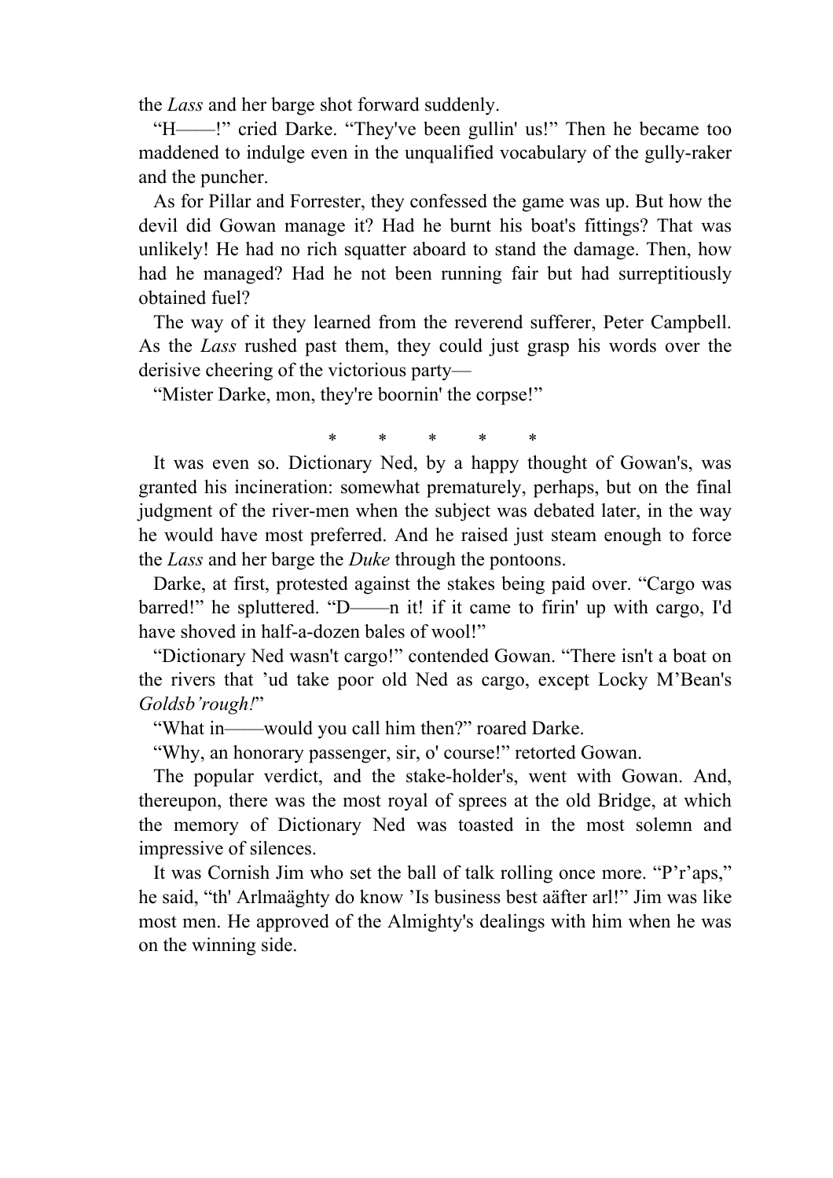the *Lass* and her barge shot forward suddenly.

"H——!" cried Darke. "They've been gullin' us!" Then he became too maddened to indulge even in the unqualified vocabulary of the gully-raker and the puncher.

As for Pillar and Forrester, they confessed the game was up. But how the devil did Gowan manage it? Had he burnt his boat's fittings? That was unlikely! He had no rich squatter aboard to stand the damage. Then, how had he managed? Had he not been running fair but had surreptitiously obtained fuel?

The way of it they learned from the reverend sufferer, Peter Campbell. As the *Lass* rushed past them, they could just grasp his words over the derisive cheering of the victorious party—

"Mister Darke, mon, they're boornin' the corpse!"

\* \* \* \* \*

It was even so. Dictionary Ned, by a happy thought of Gowan's, was granted his incineration: somewhat prematurely, perhaps, but on the final judgment of the river-men when the subject was debated later, in the way he would have most preferred. And he raised just steam enough to force the *Lass* and her barge the *Duke* through the pontoons.

Darke, at first, protested against the stakes being paid over. "Cargo was barred!" he spluttered. "D——n it! if it came to firin' up with cargo, I'd have shoved in half-a-dozen bales of wool!"

"Dictionary Ned wasn't cargo!" contended Gowan. "There isn't a boat on the rivers that 'ud take poor old Ned as cargo, except Locky M'Bean's *Goldsb'rough!*"

"What in——would you call him then?" roared Darke.

"Why, an honorary passenger, sir, o' course!" retorted Gowan.

The popular verdict, and the stake-holder's, went with Gowan. And, thereupon, there was the most royal of sprees at the old Bridge, at which the memory of Dictionary Ned was toasted in the most solemn and impressive of silences.

It was Cornish Jim who set the ball of talk rolling once more. "P'r'aps," he said, "th' Arlmaäghty do know 'Is business best aäfter arl!" Jim was like most men. He approved of the Almighty's dealings with him when he was on the winning side.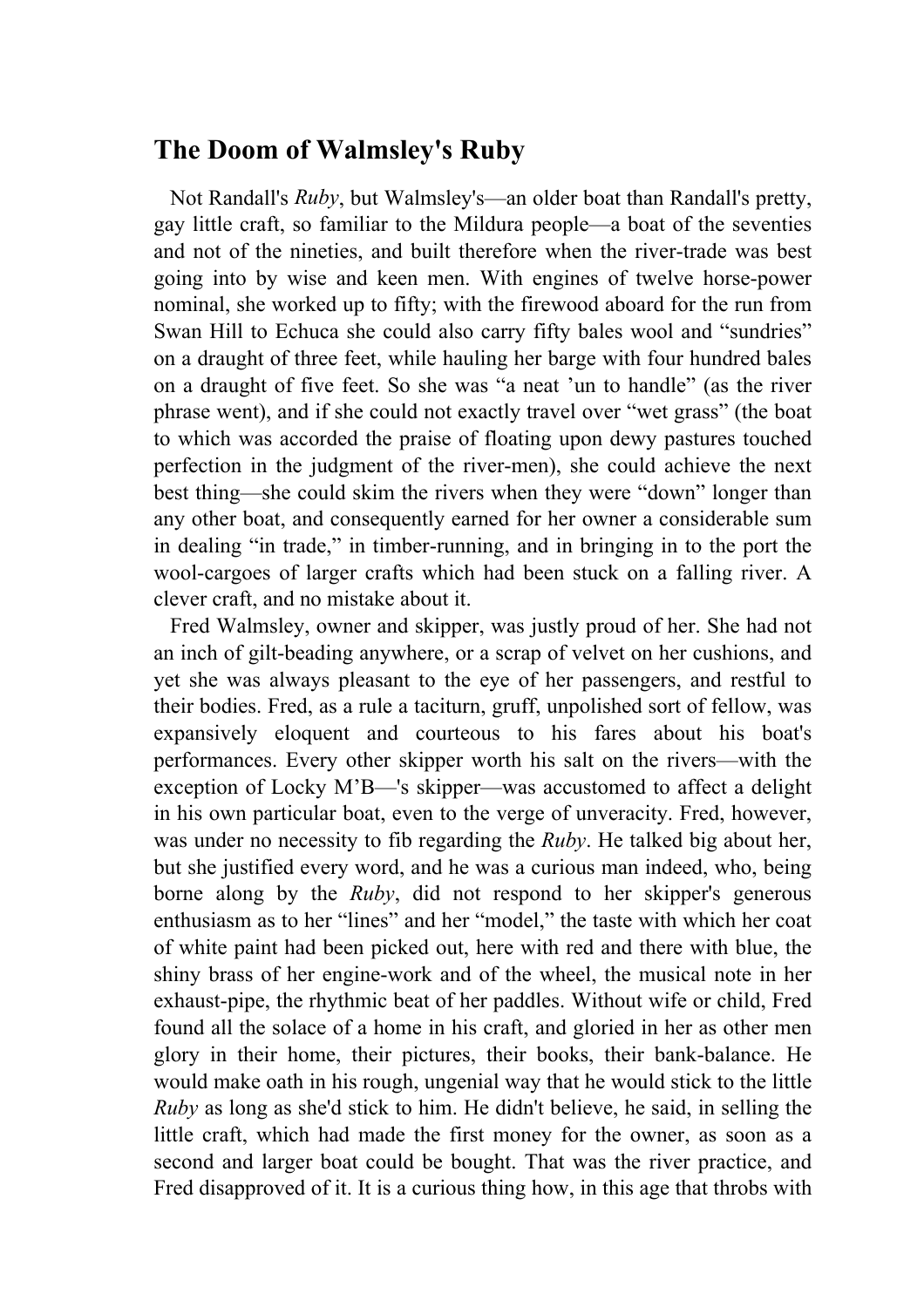## The Doom of Walmsley's Ruby

Not Randall's *Ruby*, but Walmsley's—an older boat than Randall's pretty, gay little craft, so familiar to the Mildura people—a boat of the seventies and not of the nineties, and built therefore when the river-trade was best going into by wise and keen men. With engines of twelve horse-power nominal, she worked up to fifty; with the firewood aboard for the run from Swan Hill to Echuca she could also carry fifty bales wool and "sundries" on a draught of three feet, while hauling her barge with four hundred bales on a draught of five feet. So she was "a neat 'un to handle" (as the river phrase went), and if she could not exactly travel over "wet grass" (the boat to which was accorded the praise of floating upon dewy pastures touched perfection in the judgment of the river-men), she could achieve the next best thing—she could skim the rivers when they were "down" longer than any other boat, and consequently earned for her owner a considerable sum in dealing "in trade," in timber-running, and in bringing in to the port the wool-cargoes of larger crafts which had been stuck on a falling river. A clever craft, and no mistake about it.

Fred Walmsley, owner and skipper, was justly proud of her. She had not an inch of gilt-beading anywhere, or a scrap of velvet on her cushions, and yet she was always pleasant to the eye of her passengers, and restful to their bodies. Fred, as a rule a taciturn, gruff, unpolished sort of fellow, was expansively eloquent and courteous to his fares about his boat's performances. Every other skipper worth his salt on the rivers—with the exception of Locky M'B—'s skipper—was accustomed to affect a delight in his own particular boat, even to the verge of unveracity. Fred, however, was under no necessity to fib regarding the *Ruby*. He talked big about her, but she justified every word, and he was a curious man indeed, who, being borne along by the *Ruby*, did not respond to her skipper's generous enthusiasm as to her "lines" and her "model," the taste with which her coat of white paint had been picked out, here with red and there with blue, the shiny brass of her engine-work and of the wheel, the musical note in her exhaust-pipe, the rhythmic beat of her paddles. Without wife or child, Fred found all the solace of a home in his craft, and gloried in her as other men glory in their home, their pictures, their books, their bank-balance. He would make oath in his rough, ungenial way that he would stick to the little *Ruby* as long as she'd stick to him. He didn't believe, he said, in selling the little craft, which had made the first money for the owner, as soon as a second and larger boat could be bought. That was the river practice, and Fred disapproved of it. It is a curious thing how, in this age that throbs with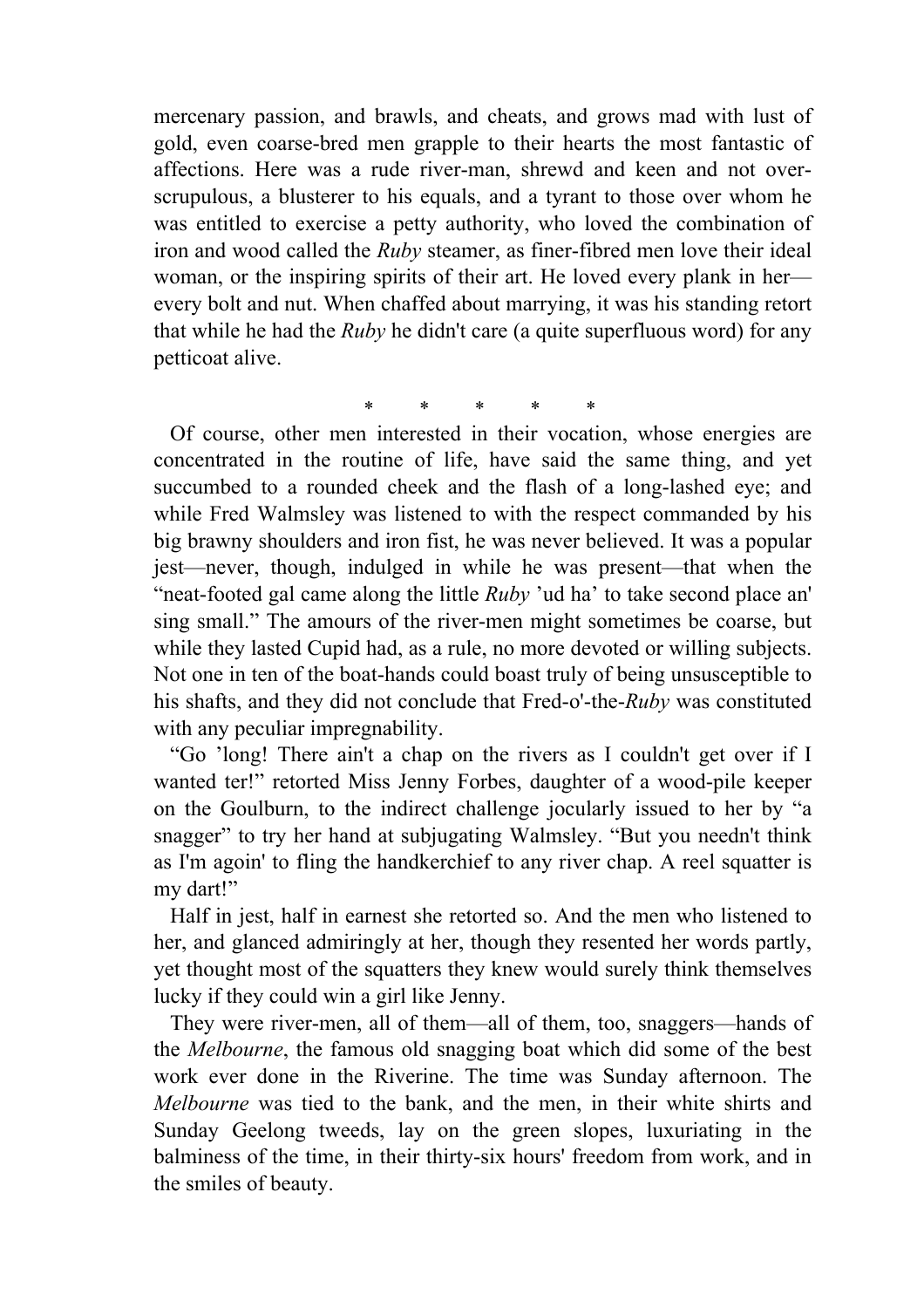mercenary passion, and brawls, and cheats, and grows mad with lust of gold, even coarse-bred men grapple to their hearts the most fantastic of affections. Here was a rude river-man, shrewd and keen and not over-scrupulous, a blusterer to his equals, and a tyrant to those over whom he was entitled to exercise a petty authority, who loved the combination of iron and wood called the *Ruby* steamer, as finer-fibred men love their ideal woman, or the inspiring spirits of their art. He loved every plank in her—every bolt and nut. When chaffed about marrying, it was his standing retort that while he had the *Ruby* he didn't care (a quite superfluous word) for any petticoat alive.

\* \* \* \* \*

Of course, other men interested in their vocation, whose energies are concentrated in the routine of life, have said the same thing, and yet succumbed to a rounded cheek and the flash of a long-lashed eye; and while Fred Walmsley was listened to with the respect commanded by his big brawny shoulders and iron fist, he was never believed. It was a popular jest—never, though, indulged in while he was present—that when the "neat-footed gal came along the little *Ruby* 'ud ha' to take second place an' sing small." The amours of the river-men might sometimes be coarse, but while they lasted Cupid had, as a rule, no more devoted or willing subjects. Not one in ten of the boat-hands could boast truly of being unsusceptible to his shafts, and they did not conclude that Fred-o'-the-*Ruby* was constituted with any peculiar impregnability.

"Go 'long! There ain't a chap on the rivers as I couldn't get over if I wanted ter!" retorted Miss Jenny Forbes, daughter of a wood-pile keeper on the Goulburn, to the indirect challenge jocularly issued to her by "a snagger" to try her hand at subjugating Walmsley. "But you needn't think as I'm agoin' to fling the handkerchief to any river chap. A reel squatter is my dart!"

Half in jest, half in earnest she retorted so. And the men who listened to her, and glanced admiringly at her, though they resented her words partly, yet thought most of the squatters they knew would surely think themselves lucky if they could win a girl like Jenny.

They were river-men, all of them—all of them, too, snaggers—hands of the *Melbourne*, the famous old snagging boat which did some of the best work ever done in the Riverine. The time was Sunday afternoon. The *Melbourne* was tied to the bank, and the men, in their white shirts and Sunday Geelong tweeds, lay on the green slopes, luxuriating in the balminess of the time, in their thirty-six hours' freedom from work, and in the smiles of beauty.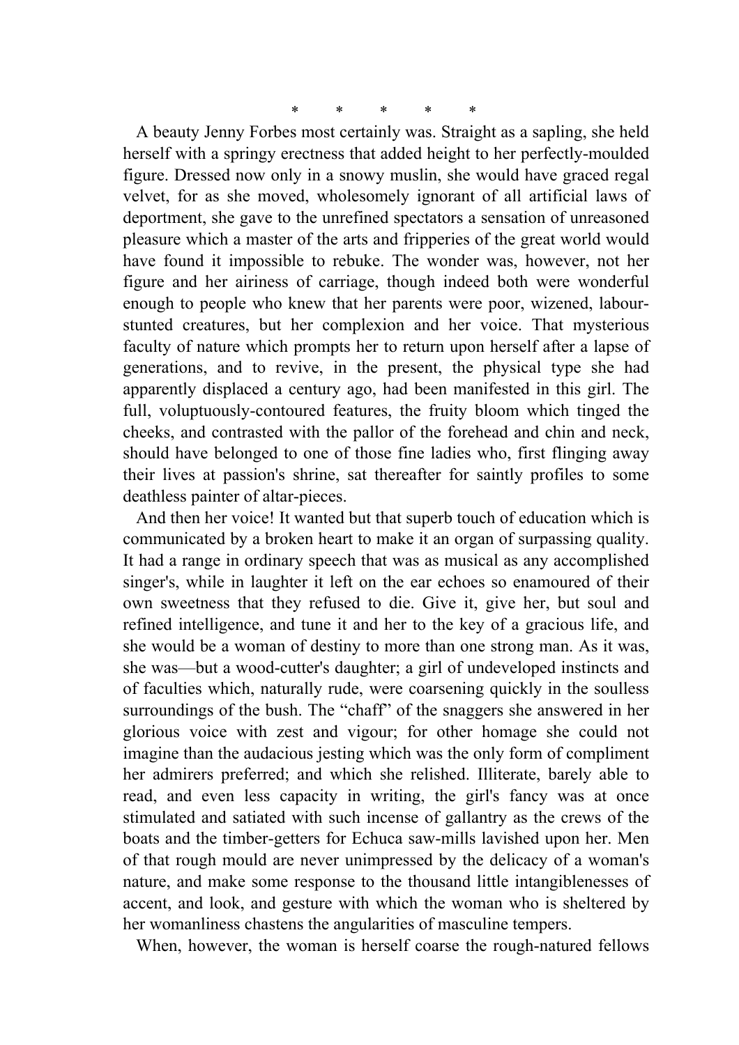\*         \*         \*         \*         \*

A beauty Jenny Forbes most certainly was. Straight as a sapling, she held herself with a springy erectness that added height to her perfectly-moulded figure. Dressed now only in a snowy muslin, she would have graced regal velvet, for as she moved, wholesomely ignorant of all artificial laws of deportment, she gave to the unrefined spectators a sensation of unreasoned pleasure which a master of the arts and fripperies of the great world would have found it impossible to rebuke. The wonder was, however, not her figure and her airiness of carriage, though indeed both were wonderful enough to people who knew that her parents were poor, wizened, labour-stunted creatures, but her complexion and her voice. That mysterious faculty of nature which prompts her to return upon herself after a lapse of generations, and to revive, in the present, the physical type she had apparently displaced a century ago, had been manifested in this girl. The full, voluptuously-contoured features, the fruity bloom which tinged the cheeks, and contrasted with the pallor of the forehead and chin and neck, should have belonged to one of those fine ladies who, first flinging away their lives at passion's shrine, sat thereafter for saintly profiles to some deathless painter of altar-pieces.

And then her voice! It wanted but that superb touch of education which is communicated by a broken heart to make it an organ of surpassing quality. It had a range in ordinary speech that was as musical as any accomplished singer's, while in laughter it left on the ear echoes so enamoured of their own sweetness that they refused to die. Give it, give her, but soul and refined intelligence, and tune it and her to the key of a gracious life, and she would be a woman of destiny to more than one strong man. As it was, she was—but a wood-cutter's daughter; a girl of undeveloped instincts and of faculties which, naturally rude, were coarsening quickly in the soulless surroundings of the bush. The "chaff" of the snaggers she answered in her glorious voice with zest and vigour; for other homage she could not imagine than the audacious jesting which was the only form of compliment her admirers preferred; and which she relished. Illiterate, barely able to read, and even less capacity in writing, the girl's fancy was at once stimulated and satiated with such incense of gallantry as the crews of the boats and the timber-getters for Echuca saw-mills lavished upon her. Men of that rough mould are never unimpressed by the delicacy of a woman's nature, and make some response to the thousand little intangiblenesses of accent, and look, and gesture with which the woman who is sheltered by her womanliness chastens the angularities of masculine tempers.

When, however, the woman is herself coarse the rough-natured fellows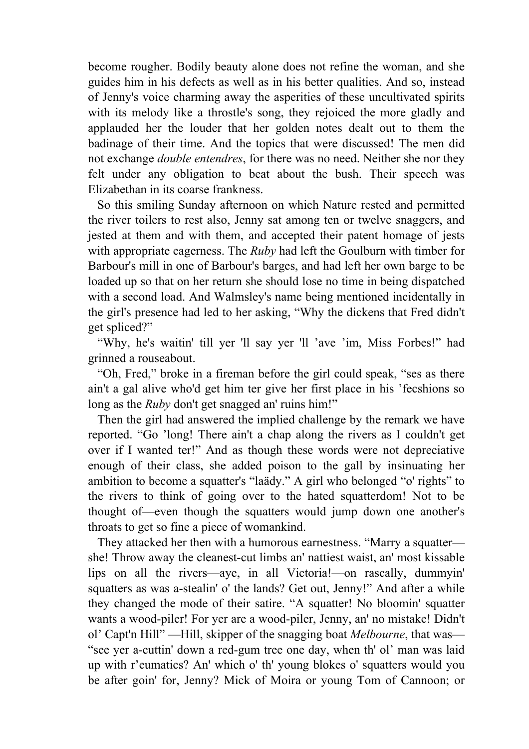become rougher. Bodily beauty alone does not refine the woman, and she guides him in his defects as well as in his better qualities. And so, instead of Jenny's voice charming away the asperities of these uncultivated spirits with its melody like a throstle's song, they rejoiced the more gladly and applauded her the louder that her golden notes dealt out to them the badinage of their time. And the topics that were discussed! The men did not exchange *double entendres*, for there was no need. Neither she nor they felt under any obligation to beat about the bush. Their speech was Elizabethan in its coarse frankness.

So this smiling Sunday afternoon on which Nature rested and permitted the river toilers to rest also, Jenny sat among ten or twelve snaggers, and jested at them and with them, and accepted their patent homage of jests with appropriate eagerness. The *Ruby* had left the Goulburn with timber for Barbour's mill in one of Barbour's barges, and had left her own barge to be loaded up so that on her return she should lose no time in being dispatched with a second load. And Walmsley's name being mentioned incidentally in the girl's presence had led to her asking, "Why the dickens that Fred didn't get spliced?"

"Why, he's waitin' till yer 'll say yer 'll 'ave 'im, Miss Forbes!" had grinned a rouseabout.

"Oh, Fred," broke in a fireman before the girl could speak, "ses as there ain't a gal alive who'd get him ter give her first place in his 'fecshions so long as the *Ruby* don't get snagged an' ruins him!"

Then the girl had answered the implied challenge by the remark we have reported. "Go 'long! There ain't a chap along the rivers as I couldn't get over if I wanted ter!" And as though these words were not depreciative enough of their class, she added poison to the gall by insinuating her ambition to become a squatter's "laädy." A girl who belonged "o' rights" to the rivers to think of going over to the hated squatterdom! Not to be thought of—even though the squatters would jump down one another's throats to get so fine a piece of womankind.

They attacked her then with a humorous earnestness. "Marry a squatter—she! Throw away the cleanest-cut limbs an' nattiest waist, an' most kissable lips on all the rivers—aye, in all Victoria!—on rascally, dummyin' squatters as was a-stealin' o' the lands? Get out, Jenny!" And after a while they changed the mode of their satire. "A squatter! No bloomin' squatter wants a wood-piler! For yer are a wood-piler, Jenny, an' no mistake! Didn't ol' Capt'n Hill" —Hill, skipper of the snagging boat *Melbourne*, that was—"see yer a-cuttin' down a red-gum tree one day, when th' ol' man was laid up with r'eumatics? An' which o' th' young blokes o' squatters would you be after goin' for, Jenny? Mick of Moira or young Tom of Cannoon; or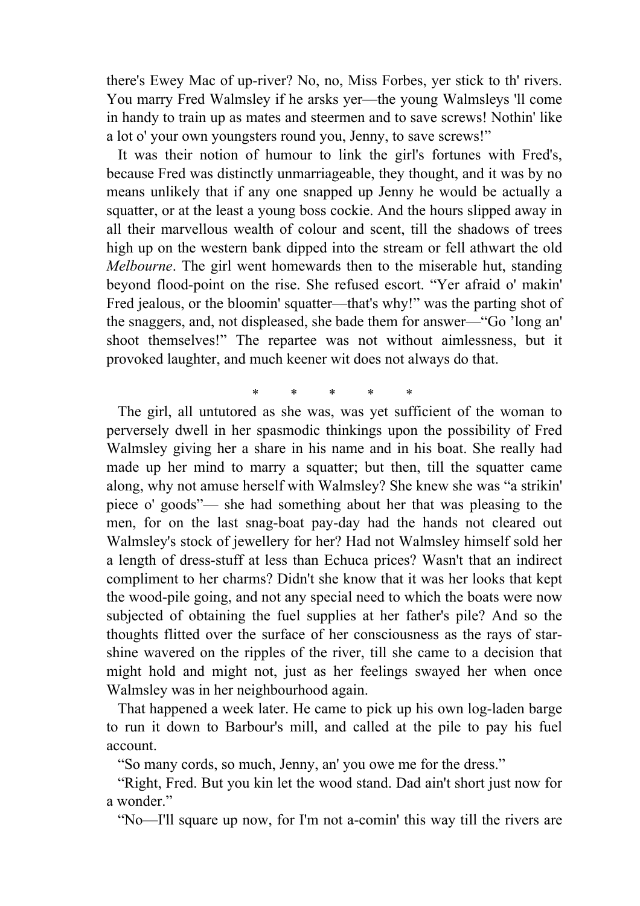there's Ewey Mac of up-river? No, no, Miss Forbes, yer stick to th' rivers. You marry Fred Walmsley if he arsks yer—the young Walmsleys 'll come in handy to train up as mates and steermen and to save screws! Nothin' like a lot o' your own youngsters round you, Jenny, to save screws!"

It was their notion of humour to link the girl's fortunes with Fred's, because Fred was distinctly unmarriageable, they thought, and it was by no means unlikely that if any one snapped up Jenny he would be actually a squatter, or at the least a young boss cockie. And the hours slipped away in all their marvellous wealth of colour and scent, till the shadows of trees high up on the western bank dipped into the stream or fell athwart the old *Melbourne*. The girl went homewards then to the miserable hut, standing beyond flood-point on the rise. She refused escort. "Yer afraid o' makin' Fred jealous, or the bloomin' squatter—that's why!" was the parting shot of the snaggers, and, not displeased, she bade them for answer—"Go 'long an' shoot themselves!" The repartee was not without aimlessness, but it provoked laughter, and much keener wit does not always do that.

\* \* \* \* \*

The girl, all untutored as she was, was yet sufficient of the woman to perversely dwell in her spasmodic thinkings upon the possibility of Fred Walmsley giving her a share in his name and in his boat. She really had made up her mind to marry a squatter; but then, till the squatter came along, why not amuse herself with Walmsley? She knew she was "a strikin' piece o' goods"— she had something about her that was pleasing to the men, for on the last snag-boat pay-day had the hands not cleared out Walmsley's stock of jewellery for her? Had not Walmsley himself sold her a length of dress-stuff at less than Echuca prices? Wasn't that an indirect compliment to her charms? Didn't she know that it was her looks that kept the wood-pile going, and not any special need to which the boats were now subjected of obtaining the fuel supplies at her father's pile? And so the thoughts flitted over the surface of her consciousness as the rays of star-shine wavered on the ripples of the river, till she came to a decision that might hold and might not, just as her feelings swayed her when once Walmsley was in her neighbourhood again.

That happened a week later. He came to pick up his own log-laden barge to run it down to Barbour's mill, and called at the pile to pay his fuel account.

"So many cords, so much, Jenny, an' you owe me for the dress."

"Right, Fred. But you kin let the wood stand. Dad ain't short just now for a wonder."

"No—I'll square up now, for I'm not a-comin' this way till the rivers are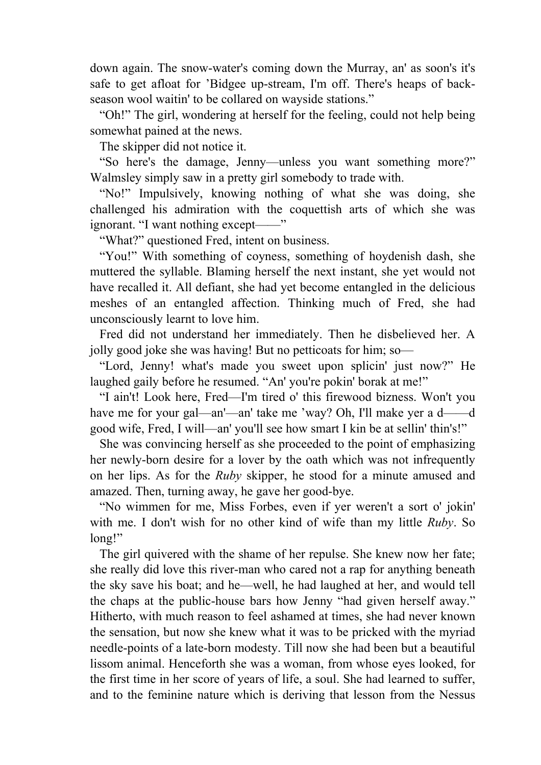down again. The snow-water's coming down the Murray, an' as soon's it's safe to get afloat for ’Bidgee up-stream, I'm off. There's heaps of back-season wool waitin' to be collared on wayside stations.”

“Oh!” The girl, wondering at herself for the feeling, could not help being somewhat pained at the news.

The skipper did not notice it.

“So here's the damage, Jenny—unless you want something more?” Walmsley simply saw in a pretty girl somebody to trade with.

“No!” Impulsively, knowing nothing of what she was doing, she challenged his admiration with the coquettish arts of which she was ignorant. “I want nothing except——”

“What?” questioned Fred, intent on business.

“You!” With something of coyness, something of hoydenish dash, she muttered the syllable. Blaming herself the next instant, she yet would not have recalled it. All defiant, she had yet become entangled in the delicious meshes of an entangled affection. Thinking much of Fred, she had unconsciously learnt to love him.

Fred did not understand her immediately. Then he disbelieved her. A jolly good joke she was having! But no petticoats for him; so—

“Lord, Jenny! what's made you sweet upon splicin' just now?” He laughed gaily before he resumed. “An' you're pokin' borak at me!”

“I ain't! Look here, Fred—I'm tired o' this firewood bizness. Won't you have me for your gal—an'—an' take me ’way? Oh, I'll make yer a d——d good wife, Fred, I will—an' you'll see how smart I kin be at sellin' thin's!”

She was convincing herself as she proceeded to the point of emphasizing her newly-born desire for a lover by the oath which was not infrequently on her lips. As for the *Ruby* skipper, he stood for a minute amused and amazed. Then, turning away, he gave her good-bye.

“No wimmen for me, Miss Forbes, even if yer weren't a sort o' jokin' with me. I don't wish for no other kind of wife than my little *Ruby*. So long!”

The girl quivered with the shame of her repulse. She knew now her fate; she really did love this river-man who cared not a rap for anything beneath the sky save his boat; and he—well, he had laughed at her, and would tell the chaps at the public-house bars how Jenny “had given herself away.” Hitherto, with much reason to feel ashamed at times, she had never known the sensation, but now she knew what it was to be pricked with the myriad needle-points of a late-born modesty. Till now she had been but a beautiful lissom animal. Henceforth she was a woman, from whose eyes looked, for the first time in her score of years of life, a soul. She had learned to suffer, and to the feminine nature which is deriving that lesson from the Nessus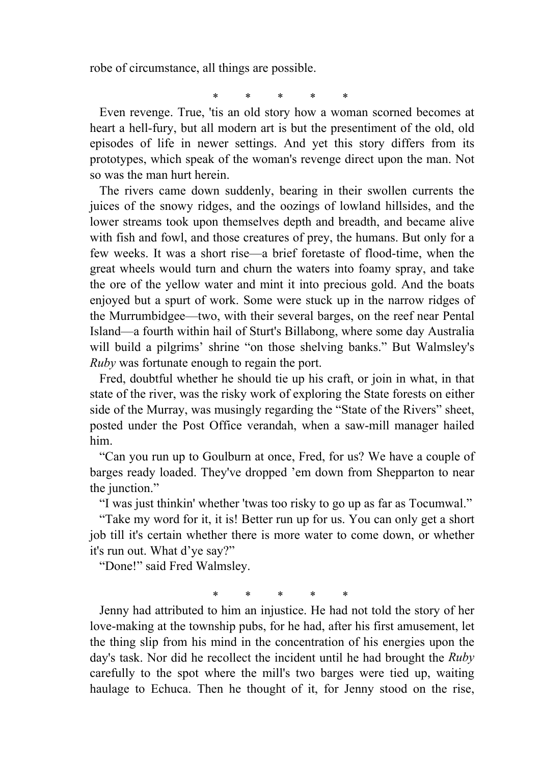robe of circumstance, all things are possible.

\*     \*     \*     \*     \*

Even revenge. True, 'tis an old story how a woman scorned becomes at heart a hell-fury, but all modern art is but the presentiment of the old, old episodes of life in newer settings. And yet this story differs from its prototypes, which speak of the woman's revenge direct upon the man. Not so was the man hurt herein.

The rivers came down suddenly, bearing in their swollen currents the juices of the snowy ridges, and the oozings of lowland hillsides, and the lower streams took upon themselves depth and breadth, and became alive with fish and fowl, and those creatures of prey, the humans. But only for a few weeks. It was a short rise—a brief foretaste of flood-time, when the great wheels would turn and churn the waters into foamy spray, and take the ore of the yellow water and mint it into precious gold. And the boats enjoyed but a spurt of work. Some were stuck up in the narrow ridges of the Murrumbidgee—two, with their several barges, on the reef near Pental Island—a fourth within hail of Sturt's Billabong, where some day Australia will build a pilgrims' shrine "on those shelving banks." But Walmsley's *Ruby* was fortunate enough to regain the port.

Fred, doubtful whether he should tie up his craft, or join in what, in that state of the river, was the risky work of exploring the State forests on either side of the Murray, was musingly regarding the "State of the Rivers" sheet, posted under the Post Office verandah, when a saw-mill manager hailed him.

"Can you run up to Goulburn at once, Fred, for us? We have a couple of barges ready loaded. They've dropped 'em down from Shepparton to near the junction."

"I was just thinkin' whether 'twas too risky to go up as far as Tocumwal."

"Take my word for it, it is! Better run up for us. You can only get a short job till it's certain whether there is more water to come down, or whether it's run out. What d'ye say?"

"Done!" said Fred Walmsley.

\*     \*     \*     \*     \*

Jenny had attributed to him an injustice. He had not told the story of her love-making at the township pubs, for he had, after his first amusement, let the thing slip from his mind in the concentration of his energies upon the day's task. Nor did he recollect the incident until he had brought the *Ruby* carefully to the spot where the mill's two barges were tied up, waiting haulage to Echuca. Then he thought of it, for Jenny stood on the rise,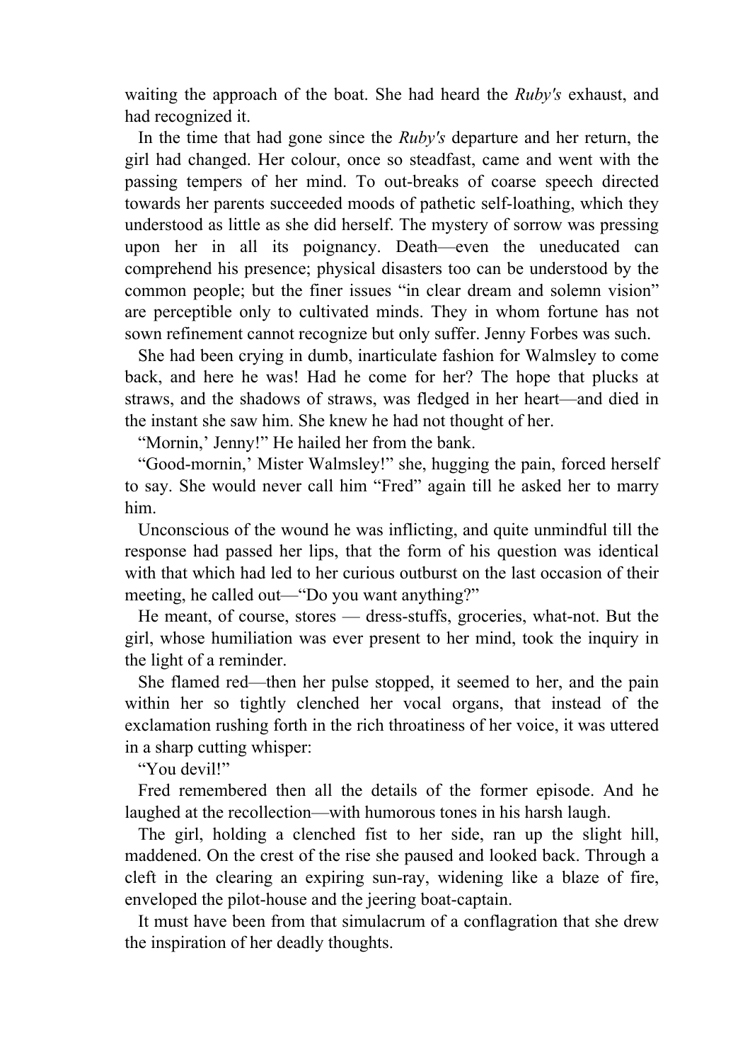waiting the approach of the boat. She had heard the *Ruby's* exhaust, and had recognized it.

In the time that had gone since the *Ruby's* departure and her return, the girl had changed. Her colour, once so steadfast, came and went with the passing tempers of her mind. To out-breaks of coarse speech directed towards her parents succeeded moods of pathetic self-loathing, which they understood as little as she did herself. The mystery of sorrow was pressing upon her in all its poignancy. Death—even the uneducated can comprehend his presence; physical disasters too can be understood by the common people; but the finer issues "in clear dream and solemn vision" are perceptible only to cultivated minds. They in whom fortune has not sown refinement cannot recognize but only suffer. Jenny Forbes was such.

She had been crying in dumb, inarticulate fashion for Walmsley to come back, and here he was! Had he come for her? The hope that plucks at straws, and the shadows of straws, was fledged in her heart—and died in the instant she saw him. She knew he had not thought of her.

"Mornin,' Jenny!" He hailed her from the bank.

"Good-mornin,' Mister Walmsley!" she, hugging the pain, forced herself to say. She would never call him "Fred" again till he asked her to marry him.

Unconscious of the wound he was inflicting, and quite unmindful till the response had passed her lips, that the form of his question was identical with that which had led to her curious outburst on the last occasion of their meeting, he called out—"Do you want anything?"

He meant, of course, stores — dress-stuffs, groceries, what-not. But the girl, whose humiliation was ever present to mind, took the inquiry in the light of a reminder.

She flamed red—then her pulse stopped, it seemed to her, and the pain within her so tightly clenched her vocal organs, that instead of the exclamation rushing forth in the rich throatiness of her voice, it was uttered in a sharp cutting whisper:

"You devil!"

Fred remembered then all the details of the former episode. And he laughed at the recollection—with humorous tones in his harsh laugh.

The girl, holding a clenched fist to her side, ran up the slight hill, maddened. On the crest of the rise she paused and looked back. Through a cleft in the clearing an expiring sun-ray, widening like a blaze of fire, enveloped the pilot-house and the jeering boat-captain.

It must have been from that simulacrum of a conflagration that she drew the inspiration of her deadly thoughts.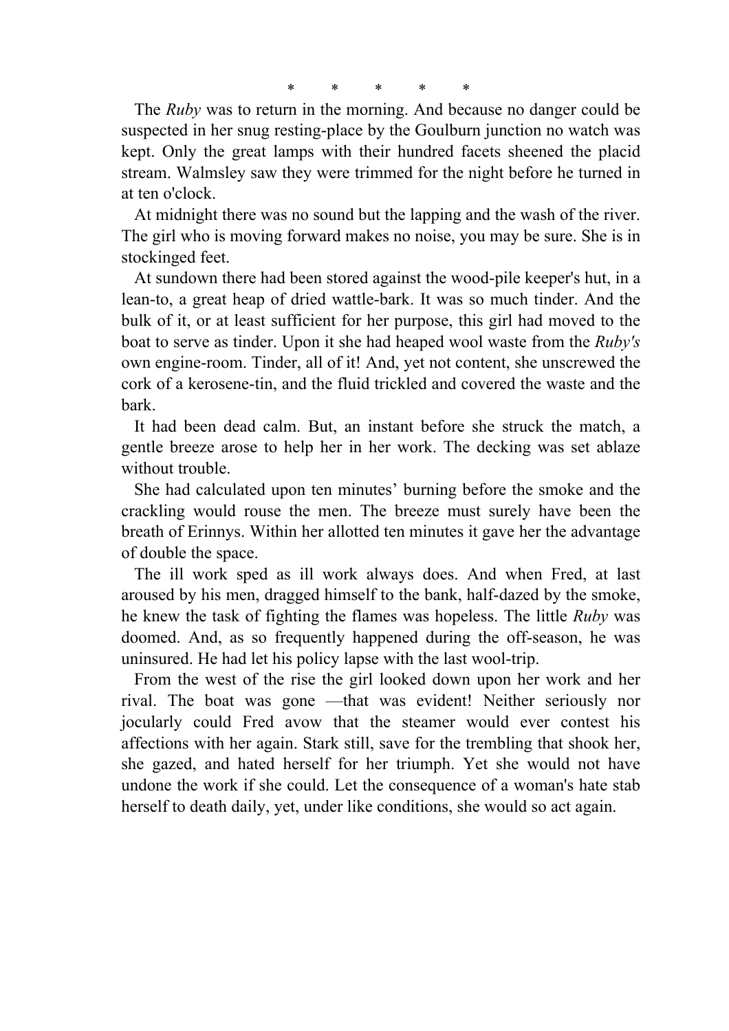\* \* \* \* \*

The *Ruby* was to return in the morning. And because no danger could be suspected in her snug resting-place by the Goulburn junction no watch was kept. Only the great lamps with their hundred facets sheened the placid stream. Walmsley saw they were trimmed for the night before he turned in at ten o'clock.

At midnight there was no sound but the lapping and the wash of the river. The girl who is moving forward makes no noise, you may be sure. She is in stockinged feet.

At sundown there had been stored against the wood-pile keeper's hut, in a lean-to, a great heap of dried wattle-bark. It was so much tinder. And the bulk of it, or at least sufficient for her purpose, this girl had moved to the boat to serve as tinder. Upon it she had heaped wool waste from the *Ruby's* own engine-room. Tinder, all of it! And, yet not content, she unscrewed the cork of a kerosene-tin, and the fluid trickled and covered the waste and the bark.

It had been dead calm. But, an instant before she struck the match, a gentle breeze arose to help her in her work. The decking was set ablaze without trouble.

She had calculated upon ten minutes' burning before the smoke and the crackling would rouse the men. The breeze must surely have been the breath of Erinnys. Within her allotted ten minutes it gave her the advantage of double the space.

The ill work sped as ill work always does. And when Fred, at last aroused by his men, dragged himself to the bank, half-dazed by the smoke, he knew the task of fighting the flames was hopeless. The little *Ruby* was doomed. And, as so frequently happened during the off-season, he was uninsured. He had let his policy lapse with the last wool-trip.

From the west of the rise the girl looked down upon her work and her rival. The boat was gone —that was evident! Neither seriously nor jocularly could Fred avow that the steamer would ever contest his affections with her again. Stark still, save for the trembling that shook her, she gazed, and hated herself for her triumph. Yet she would not have undone the work if she could. Let the consequence of a woman's hate stab herself to death daily, yet, under like conditions, she would so act again.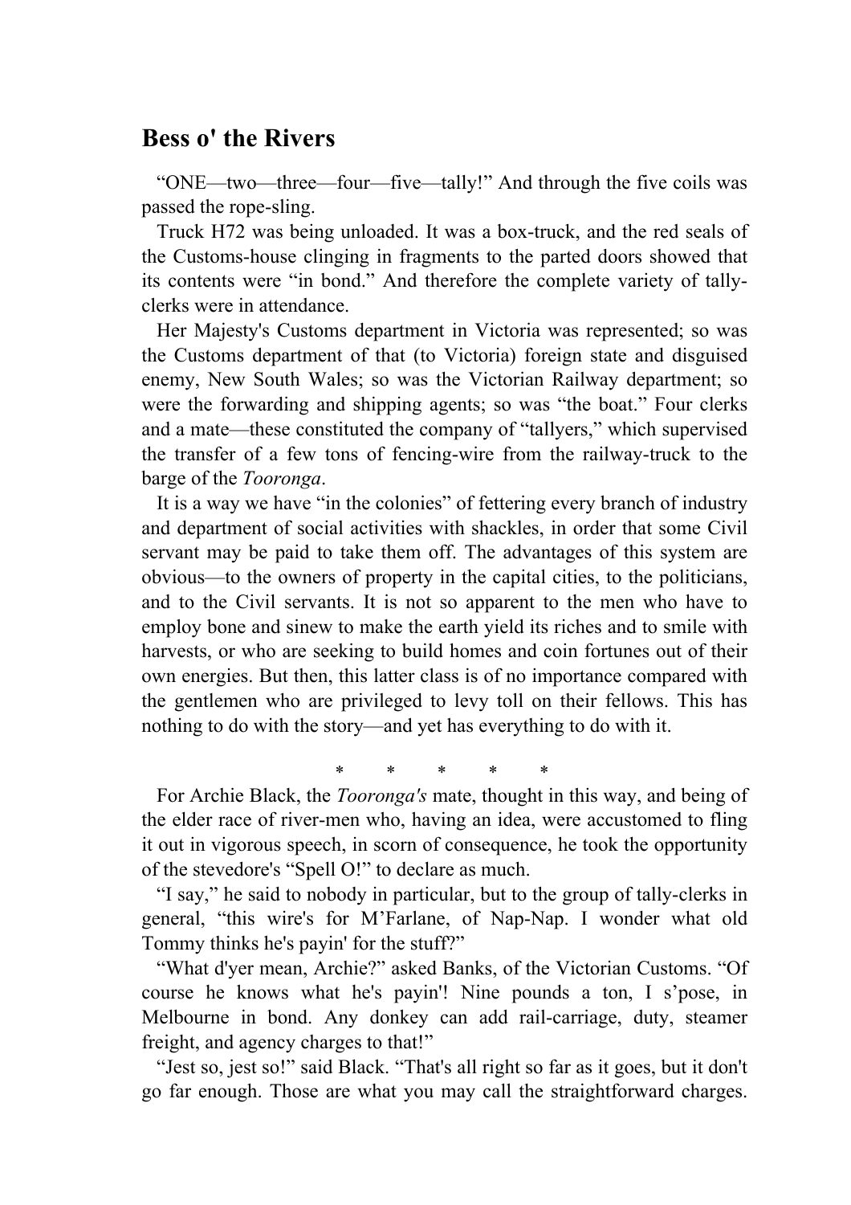## Bess o' the Rivers

“ONE—two—three—four—five—tally!” And through the five coils was passed the rope-sling.

Truck H72 was being unloaded. It was a box-truck, and the red seals of the Customs-house clinging in fragments to the parted doors showed that its contents were “in bond.” And therefore the complete variety of tally-clerks were in attendance.

Her Majesty's Customs department in Victoria was represented; so was the Customs department of that (to Victoria) foreign state and disguised enemy, New South Wales; so was the Victorian Railway department; so were the forwarding and shipping agents; so was “the boat.” Four clerks and a mate—these constituted the company of “tallyers,” which supervised the transfer of a few tons of fencing-wire from the railway-truck to the barge of the *Tooronga*.

It is a way we have “in the colonies” of fettering every branch of industry and department of social activities with shackles, in order that some Civil servant may be paid to take them off. The advantages of this system are obvious—to the owners of property in the capital cities, to the politicians, and to the Civil servants. It is not so apparent to the men who have to employ bone and sinew to make the earth yield its riches and to smile with harvests, or who are seeking to build homes and coin fortunes out of their own energies. But then, this latter class is of no importance compared with the gentlemen who are privileged to levy toll on their fellows. This has nothing to do with the story—and yet has everything to do with it.

\* \* \* \* \*

For Archie Black, the *Tooronga's* mate, thought in this way, and being of the elder race of river-men who, having an idea, were accustomed to fling it out in vigorous speech, in scorn of consequence, he took the opportunity of the stevedore's “Spell O!” to declare as much.

“I say,” he said to nobody in particular, but to the group of tally-clerks in general, “this wire's for M’Farlane, of Nap-Nap. I wonder what old Tommy thinks he's payin' for the stuff?”

“What d'yer mean, Archie?” asked Banks, of the Victorian Customs. “Of course he knows what he's payin'! Nine pounds a ton, I s’pose, in Melbourne in bond. Any donkey can add rail-carriage, duty, steamer freight, and agency charges to that!”

“Jest so, jest so!” said Black. “That's all right so far as it goes, but it don't go far enough. Those are what you may call the straightforward charges.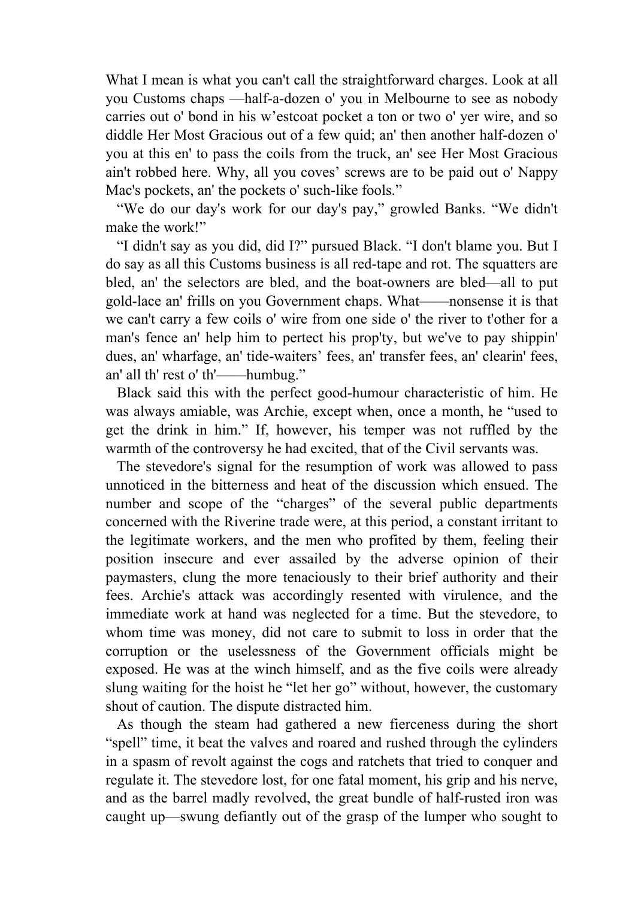What I mean is what you can't call the straightforward charges. Look at all you Customs chaps —half-a-dozen o' you in Melbourne to see as nobody carries out o' bond in his w'estcoat pocket a ton or two o' yer wire, and so diddle Her Most Gracious out of a few quid; an' then another half-dozen o' you at this en' to pass the coils from the truck, an' see Her Most Gracious ain't robbed here. Why, all you coves' screws are to be paid out o' Nappy Mac's pockets, an' the pockets o' such-like fools."

"We do our day's work for our day's pay," growled Banks. "We didn't make the work!"

"I didn't say as you did, did I?" pursued Black. "I don't blame you. But I do say as all this Customs business is all red-tape and rot. The squatters are bled, an' the selectors are bled, and the boat-owners are bled—all to put gold-lace an' frills on you Government chaps. What——nonsense it is that we can't carry a few coils o' wire from one side o' the river to t'other for a man's fence an' help him to pertect his prop'ty, but we've to pay shippin' dues, an' wharfage, an' tide-waiters' fees, an' transfer fees, an' clearin' fees, an' all th' rest o' th'——humbug."

Black said this with the perfect good-humour characteristic of him. He was always amiable, was Archie, except when, once a month, he "used to get the drink in him." If, however, his temper was not ruffled by the warmth of the controversy he had excited, that of the Civil servants was.

The stevedore's signal for the resumption of work was allowed to pass unnoticed in the bitterness and heat of the discussion which ensued. The number and scope of the "charges" of the several public departments concerned with the Riverine trade were, at this period, a constant irritant to the legitimate workers, and the men who profited by them, feeling their position insecure and ever assailed by the adverse opinion of their paymasters, clung the more tenaciously to their brief authority and their fees. Archie's attack was accordingly resented with virulence, and the immediate work at hand was neglected for a time. But the stevedore, to whom time was money, did not care to submit to loss in order that the corruption or the uselessness of the Government officials might be exposed. He was at the winch himself, and as the five coils were already slung waiting for the hoist he "let her go" without, however, the customary shout of caution. The dispute distracted him.

As though the steam had gathered a new fierceness during the short "spell" time, it beat the valves and roared and rushed through the cylinders in a spasm of revolt against the cogs and ratchets that tried to conquer and regulate it. The stevedore lost, for one fatal moment, his grip and his nerve, and as the barrel madly revolved, the great bundle of half-rusted iron was caught up—swung defiantly out of the grasp of the lumper who sought to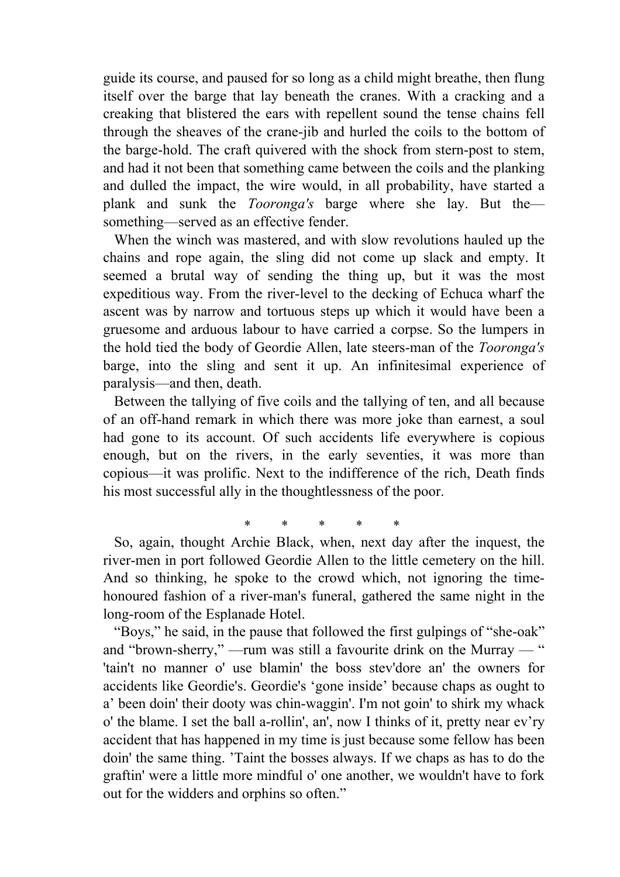guide its course, and paused for so long as a child might breathe, then flung itself over the barge that lay beneath the cranes. With a cracking and a creaking that blistered the ears with repellent sound the tense chains fell through the sheaves of the crane-jib and hurled the coils to the bottom of the barge-hold. The craft quivered with the shock from stern-post to stem, and had it not been that something came between the coils and the planking and dulled the impact, the wire would, in all probability, have started a plank and sunk the *Tooronga's* barge where she lay. But the—something—served as an effective fender.

When the winch was mastered, and with slow revolutions hauled up the chains and rope again, the sling did not come up slack and empty. It seemed a brutal way of sending the thing up, but it was the most expeditious way. From the river-level to the decking of Echuca wharf the ascent was by narrow and tortuous steps up which it would have been a gruesome and arduous labour to have carried a corpse. So the lumpers in the hold tied the body of Geordie Allen, late steers-man of the *Tooronga's* barge, into the sling and sent it up. An infinitesimal experience of paralysis—and then, death.

Between the tallying of five coils and the tallying of ten, and all because of an off-hand remark in which there was more joke than earnest, a soul had gone to its account. Of such accidents life everywhere is copious enough, but on the rivers, in the early seventies, it was more than copious—it was prolific. Next to the indifference of the rich, Death finds his most successful ally in the thoughtlessness of the poor.

\* \* \* \* \*

So, again, thought Archie Black, when, next day after the inquest, the river-men in port followed Geordie Allen to the little cemetery on the hill. And so thinking, he spoke to the crowd which, not ignoring the time-honoured fashion of a river-man's funeral, gathered the same night in the long-room of the Esplanade Hotel.

"Boys," he said, in the pause that followed the first gulpings of "she-oak" and "brown-sherry," —rum was still a favourite drink on the Murray — " 'tain't no manner o' use blamin' the boss stev'dore an' the owners for accidents like Geordie's. Geordie's 'gone inside' because chaps as ought to a' been doin' their dooty was chin-waggin'. I'm not goin' to shirk my whack o' the blame. I set the ball a-rollin', an', now I thinks of it, pretty near ev'ry accident that has happened in my time is just because some fellow has been doin' the same thing. 'Taint the bosses always. If we chaps as has to do the graftin' were a little more mindful o' one another, we wouldn't have to fork out for the widders and orphins so often."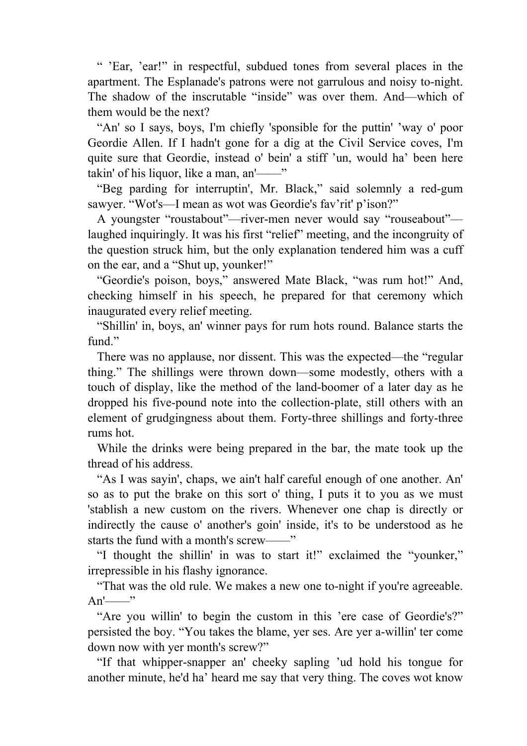“ ’Ear, ’ear!” in respectful, subdued tones from several places in the apartment. The Esplanade's patrons were not garrulous and noisy to-night. The shadow of the inscrutable “inside” was over them. And—which of them would be the next?

“An' so I says, boys, I'm chiefly 'sponsible for the puttin' ’way o' poor Geordie Allen. If I hadn't gone for a dig at the Civil Service coves, I'm quite sure that Geordie, instead o' bein' a stiff ’un, would ha’ been here takin' of his liquor, like a man, an'——”

“Beg parding for interruptin', Mr. Black,” said solemnly a red-gum sawyer. “Wot's—I mean as wot was Geordie's fav’rit' p’ison?”

A youngster “roustabout”—river-men never would say “rouseabout”—laughed inquiringly. It was his first “relief” meeting, and the incongruity of the question struck him, but the only explanation tendered him was a cuff on the ear, and a “Shut up, younker!”

“Geordie's poison, boys,” answered Mate Black, “was rum hot!” And, checking himself in his speech, he prepared for that ceremony which inaugurated every relief meeting.

“Shillin' in, boys, an' winner pays for rum hots round. Balance starts the fund.”

There was no applause, nor dissent. This was the expected—the “regular thing.” The shillings were thrown down—some modestly, others with a touch of display, like the method of the land-boomer of a later day as he dropped his five-pound note into the collection-plate, still others with an element of grudgingness about them. Forty-three shillings and forty-three rums hot.

While the drinks were being prepared in the bar, the mate took up the thread of his address.

“As I was sayin', chaps, we ain't half careful enough of one another. An' so as to put the brake on this sort o' thing, I puts it to you as we must 'stablish a new custom on the rivers. Whenever one chap is directly or indirectly the cause o' another's goin' inside, it's to be understood as he starts the fund with a month's screw——”

“I thought the shillin' in was to start it!” exclaimed the “younker,” irrepressible in his flashy ignorance.

“That was the old rule. We makes a new one to-night if you're agreeable. An'——”

“Are you willin' to begin the custom in this ’ere case of Geordie's?” persisted the boy. “You takes the blame, yer ses. Are yer a-willin' ter come down now with yer month's screw?”

“If that whipper-snapper an' cheeky sapling ’ud hold his tongue for another minute, he'd ha’ heard me say that very thing. The coves wot know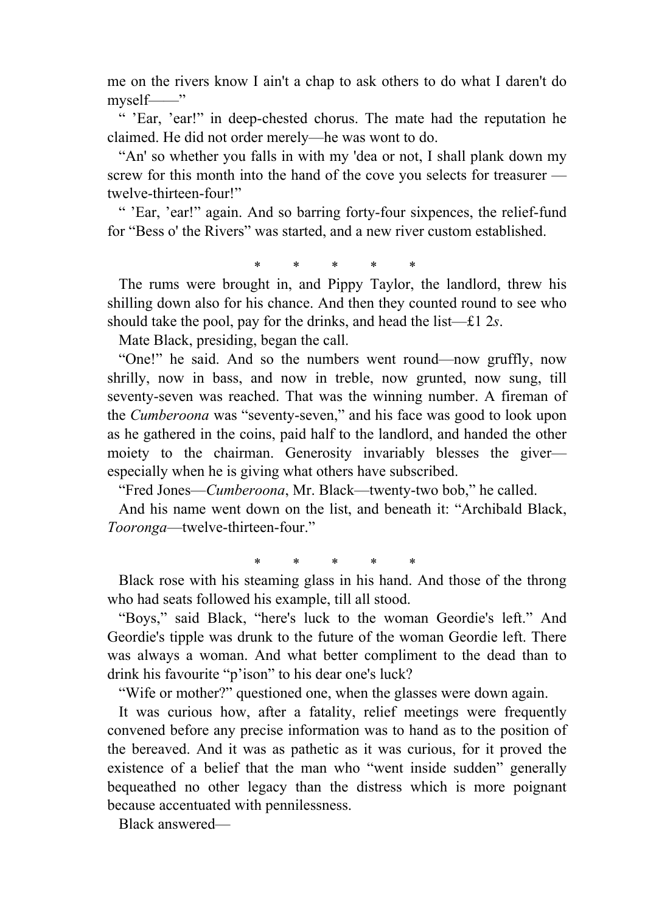me on the rivers know I ain't a chap to ask others to do what I daren't do myself——"

" 'Ear, 'ear!" in deep-chested chorus. The mate had the reputation he claimed. He did not order merely—he was wont to do.

"An' so whether you falls in with my 'dea or not, I shall plank down my screw for this month into the hand of the cove you selects for treasurer — twelve-thirteen-four!"

" 'Ear, 'ear!" again. And so barring forty-four sixpences, the relief-fund for "Bess o' the Rivers" was started, and a new river custom established.

\* \* \* \* \*

The rums were brought in, and Pippy Taylor, the landlord, threw his shilling down also for his chance. And then they counted round to see who should take the pool, pay for the drinks, and head the list—£1 2*s*.

Mate Black, presiding, began the call.

"One!" he said. And so the numbers went round—now gruffly, now shrilly, now in bass, and now in treble, now grunted, now sung, till seventy-seven was reached. That was the winning number. A fireman of the *Cumberoona* was "seventy-seven," and his face was good to look upon as he gathered in the coins, paid half to the landlord, and handed the other moiety to the chairman. Generosity invariably blesses the giver—especially when he is giving what others have subscribed.

"Fred Jones—*Cumberoona*, Mr. Black—twenty-two bob," he called.

And his name went down on the list, and beneath it: "Archibald Black, *Tooronga*—twelve-thirteen-four."

\* \* \* \* \*

Black rose with his steaming glass in his hand. And those of the throng who had seats followed his example, till all stood.

"Boys," said Black, "here's luck to the woman Geordie's left." And Geordie's tipple was drunk to the future of the woman Geordie left. There was always a woman. And what better compliment to the dead than to drink his favourite "p'ison" to his dear one's luck?

"Wife or mother?" questioned one, when the glasses were down again.

It was curious how, after a fatality, relief meetings were frequently convened before any precise information was to hand as to the position of the bereaved. And it was as pathetic as it was curious, for it proved the existence of a belief that the man who "went inside sudden" generally bequeathed no other legacy than the distress which is more poignant because accentuated with pennilessness.

Black answered—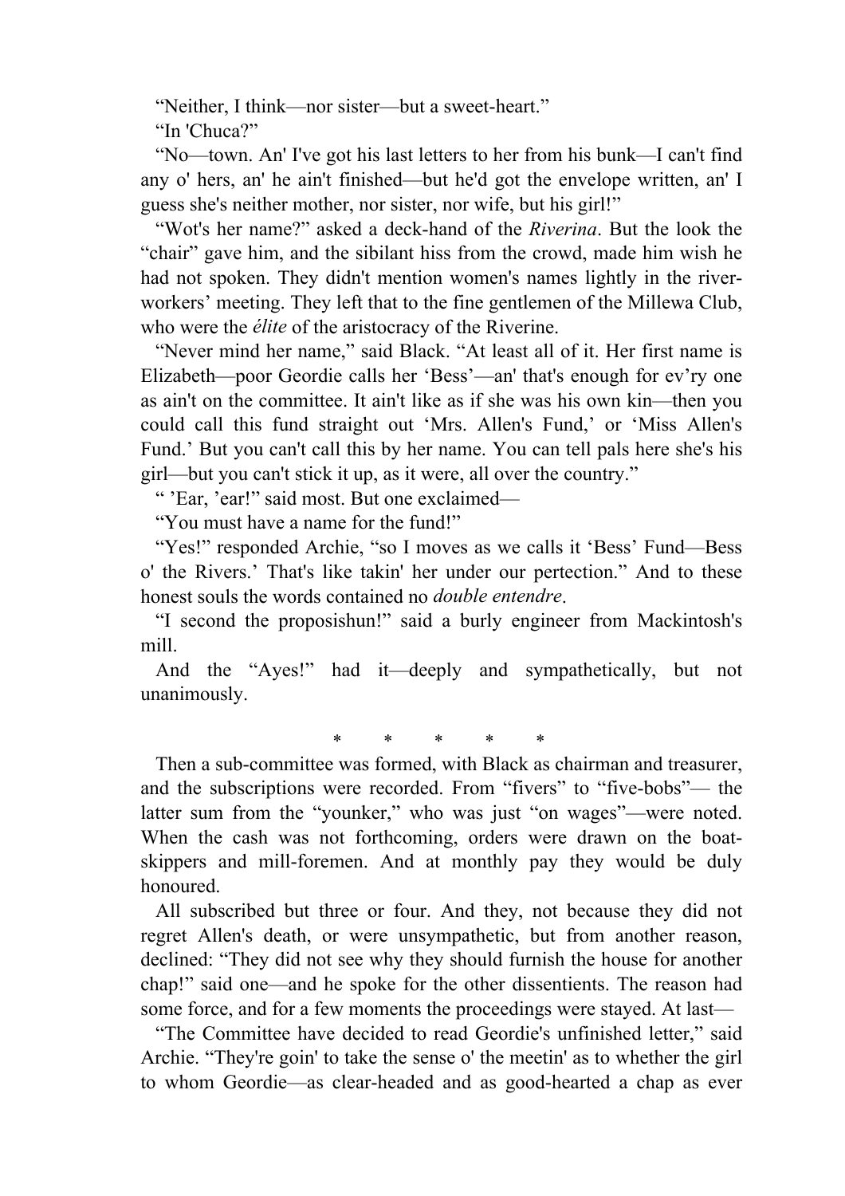“Neither, I think—nor sister—but a sweet-heart.”

“In 'Chuca?”

“No—town. An' I've got his last letters to her from his bunk—I can't find any o' hers, an' he ain't finished—but he'd got the envelope written, an' I guess she's neither mother, nor sister, nor wife, but his girl!”

“Wot's her name?” asked a deck-hand of the *Riverina*. But the look the “chair” gave him, and the sibilant hiss from the crowd, made him wish he had not spoken. They didn't mention women's names lightly in the river-workers’ meeting. They left that to the fine gentlemen of the Millewa Club, who were the *élite* of the aristocracy of the Riverine.

“Never mind her name,” said Black. “At least all of it. Her first name is Elizabeth—poor Geordie calls her ‘Bess’—an' that's enough for ev’ry one as ain't on the committee. It ain't like as if she was his own kin—then you could call this fund straight out ‘Mrs. Allen's Fund,’ or ‘Miss Allen's Fund.’ But you can't call this by her name. You can tell pals here she's his girl—but you can't stick it up, as it were, all over the country.”

“ ’Ear, ’ear!” said most. But one exclaimed—

“You must have a name for the fund!”

“Yes!” responded Archie, “so I moves as we calls it ‘Bess’ Fund—Bess o' the Rivers.’ That's like takin' her under our pertection.” And to these honest souls the words contained no *double entendre*.

“I second the proposishun!” said a burly engineer from Mackintosh's mill.

And the “Ayes!” had it—deeply and sympathetically, but not unanimously.

\* \* \* \* \*

Then a sub-committee was formed, with Black as chairman and treasurer, and the subscriptions were recorded. From “fivers” to “five-bobs”— the latter sum from the “younker,” who was just “on wages”—were noted. When the cash was not forthcoming, orders were drawn on the boat-skippers and mill-foremen. And at monthly pay they would be duly honoured.

All subscribed but three or four. And they, not because they did not regret Allen's death, or were unsympathetic, but from another reason, declined: “They did not see why they should furnish the house for another chap!” said one—and he spoke for the other dissentients. The reason had some force, and for a few moments the proceedings were stayed. At last—

“The Committee have decided to read Geordie's unfinished letter,” said Archie. “They're goin' to take the sense o' the meetin' as to whether the girl to whom Geordie—as clear-headed and as good-hearted a chap as ever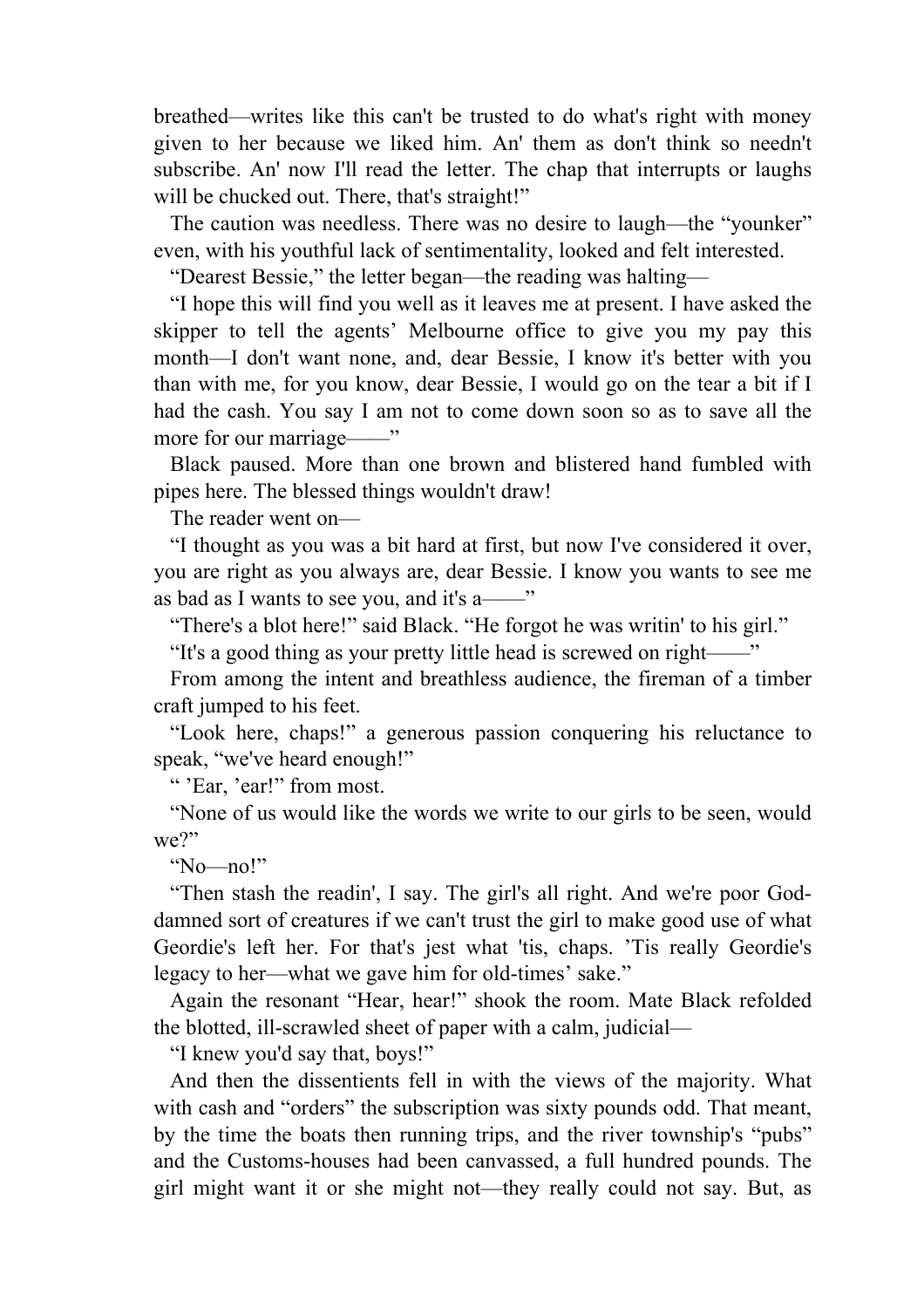breathed—writes like this can't be trusted to do what's right with money given to her because we liked him. An' them as don't think so needn't subscribe. An' now I'll read the letter. The chap that interrupts or laughs will be chucked out. There, that's straight!"

The caution was needless. There was no desire to laugh—the "younker" even, with his youthful lack of sentimentality, looked and felt interested.

"Dearest Bessie," the letter began—the reading was halting—

"I hope this will find you well as it leaves me at present. I have asked the skipper to tell the agents' Melbourne office to give you my pay this month—I don't want none, and, dear Bessie, I know it's better with you than with me, for you know, dear Bessie, I would go on the tear a bit if I had the cash. You say I am not to come down soon so as to save all the more for our marriage——"

Black paused. More than one brown and blistered hand fumbled with pipes here. The blessed things wouldn't draw!

The reader went on—

"I thought as you was a bit hard at first, but now I've considered it over, you are right as you always are, dear Bessie. I know you wants to see me as bad as I wants to see you, and it's a——"

"There's a blot here!" said Black. "He forgot he was writin' to his girl."

"It's a good thing as your pretty little head is screwed on right——"

From among the intent and breathless audience, the fireman of a timber craft jumped to his feet.

"Look here, chaps!" a generous passion conquering his reluctance to speak, "we've heard enough!"

" 'Ear, 'ear!" from most.

"None of us would like the words we write to our girls to be seen, would we?"

"No—no!"

"Then stash the readin', I say. The girl's all right. And we're poor God-damned sort of creatures if we can't trust the girl to make good use of what Geordie's left her. For that's jest what 'tis, chaps. 'Tis really Geordie's legacy to her—what we gave him for old-times' sake."

Again the resonant "Hear, hear!" shook the room. Mate Black refolded the blotted, ill-scrawled sheet of paper with a calm, judicial—

"I knew you'd say that, boys!"

And then the dissentients fell in with the views of the majority. What with cash and "orders" the subscription was sixty pounds odd. That meant, by the time the boats then running trips, and the river township's "pubs" and the Customs-houses had been canvassed, a full hundred pounds. The girl might want it or she might not—they really could not say. But, as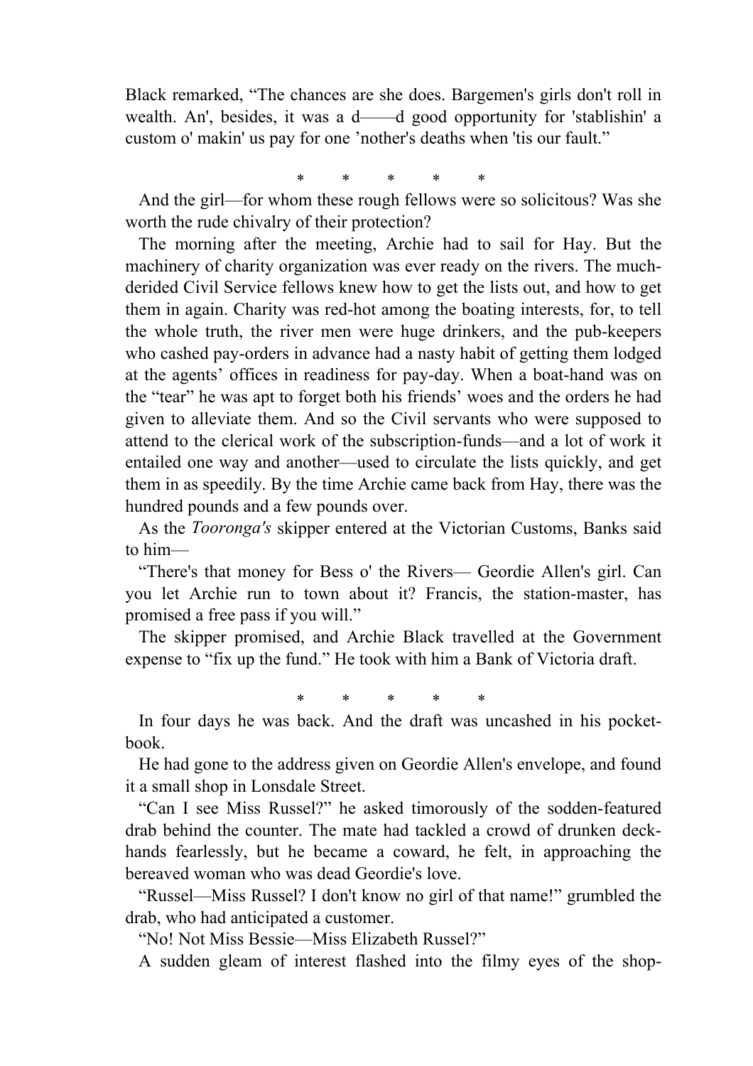Black remarked, “The chances are she does. Bargemen's girls don't roll in wealth. An', besides, it was a d——d good opportunity for 'stablishin' a custom o' makin' us pay for one ’nother's deaths when 'tis our fault.”

\*     \*     \*     \*     \*

And the girl—for whom these rough fellows were so solicitous? Was she worth the rude chivalry of their protection?

The morning after the meeting, Archie had to sail for Hay. But the machinery of charity organization was ever ready on the rivers. The much-derided Civil Service fellows knew how to get the lists out, and how to get them in again. Charity was red-hot among the boating interests, for, to tell the whole truth, the river men were huge drinkers, and the pub-keepers who cashed pay-orders in advance had a nasty habit of getting them lodged at the agents’ offices in readiness for pay-day. When a boat-hand was on the “tear” he was apt to forget both his friends’ woes and the orders he had given to alleviate them. And so the Civil servants who were supposed to attend to the clerical work of the subscription-funds—and a lot of work it entailed one way and another—used to circulate the lists quickly, and get them in as speedily. By the time Archie came back from Hay, there was the hundred pounds and a few pounds over.

As the *Tooronga's* skipper entered at the Victorian Customs, Banks said to him—

“There's that money for Bess o' the Rivers— Geordie Allen's girl. Can you let Archie run to town about it? Francis, the station-master, has promised a free pass if you will.”

The skipper promised, and Archie Black travelled at the Government expense to “fix up the fund.” He took with him a Bank of Victoria draft.

\*     \*     \*     \*     \*

In four days he was back. And the draft was uncashed in his pocket-book.

He had gone to the address given on Geordie Allen's envelope, and found it a small shop in Lonsdale Street.

“Can I see Miss Russel?” he asked timorously of the sodden-featured drab behind the counter. The mate had tackled a crowd of drunken deck-hands fearlessly, but he became a coward, he felt, in approaching the bereaved woman who was dead Geordie's love.

“Russel—Miss Russel? I don't know no girl of that name!” grumbled the drab, who had anticipated a customer.

“No! Not Miss Bessie—Miss Elizabeth Russel?”

A sudden gleam of interest flashed into the filmy eyes of the shop-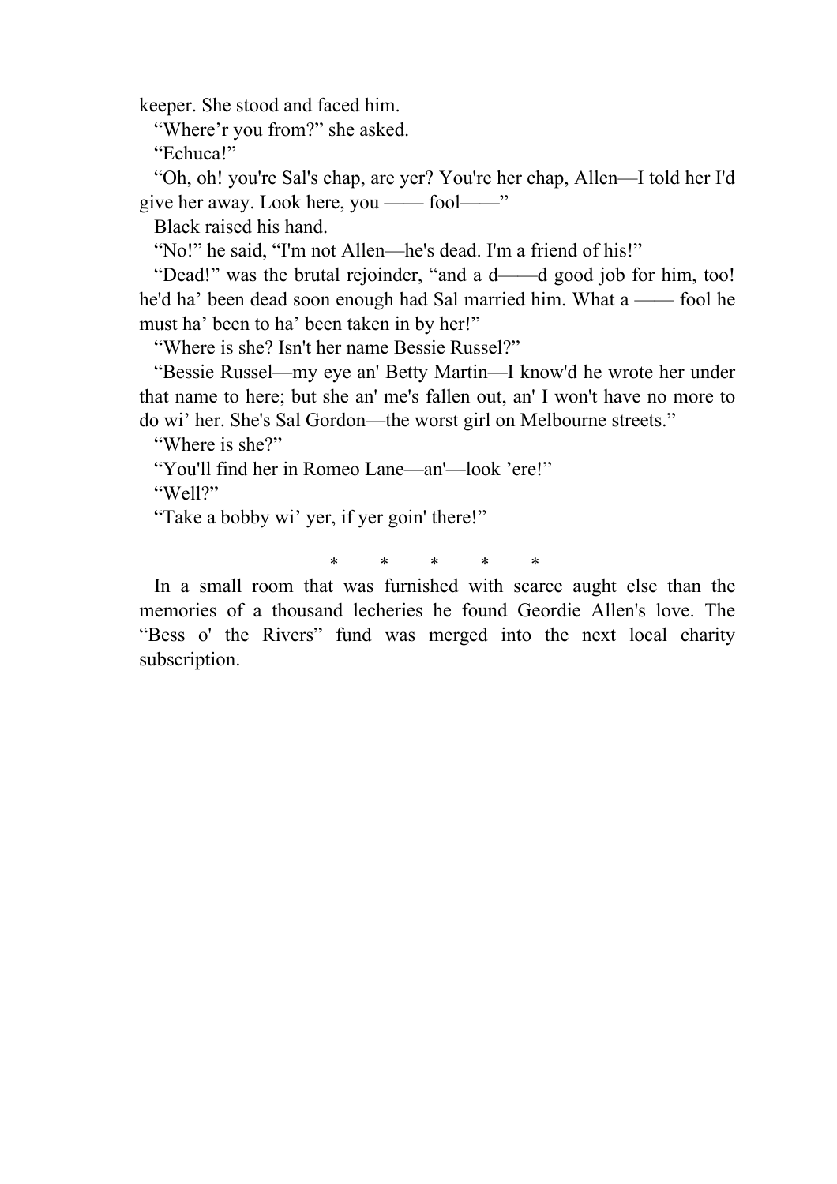keeper. She stood and faced him.

“Where’r you from?” she asked.

“Echuca!”

“Oh, oh! you're Sal's chap, are yer? You're her chap, Allen—I told her I'd give her away. Look here, you —— fool——”

Black raised his hand.

“No!” he said, “I'm not Allen—he's dead. I'm a friend of his!”

“Dead!” was the brutal rejoinder, “and a d——d good job for him, too! he'd ha’ been dead soon enough had Sal married him. What a —— fool he must ha’ been to ha’ been taken in by her!”

“Where is she? Isn't her name Bessie Russel?”

“Bessie Russel—my eye an' Betty Martin—I know'd he wrote her under that name to here; but she an' me's fallen out, an' I won't have no more to do wi’ her. She's Sal Gordon—the worst girl on Melbourne streets.”

“Where is she?”

“You'll find her in Romeo Lane—an'—look ’ere!”

“Well?”

“Take a bobby wi’ yer, if yer goin' there!”

\* \* \* \* \*

In a small room that was furnished with scarce aught else than the memories of a thousand lecheries he found Geordie Allen's love. The “Bess o' the Rivers” fund was merged into the next local charity subscription.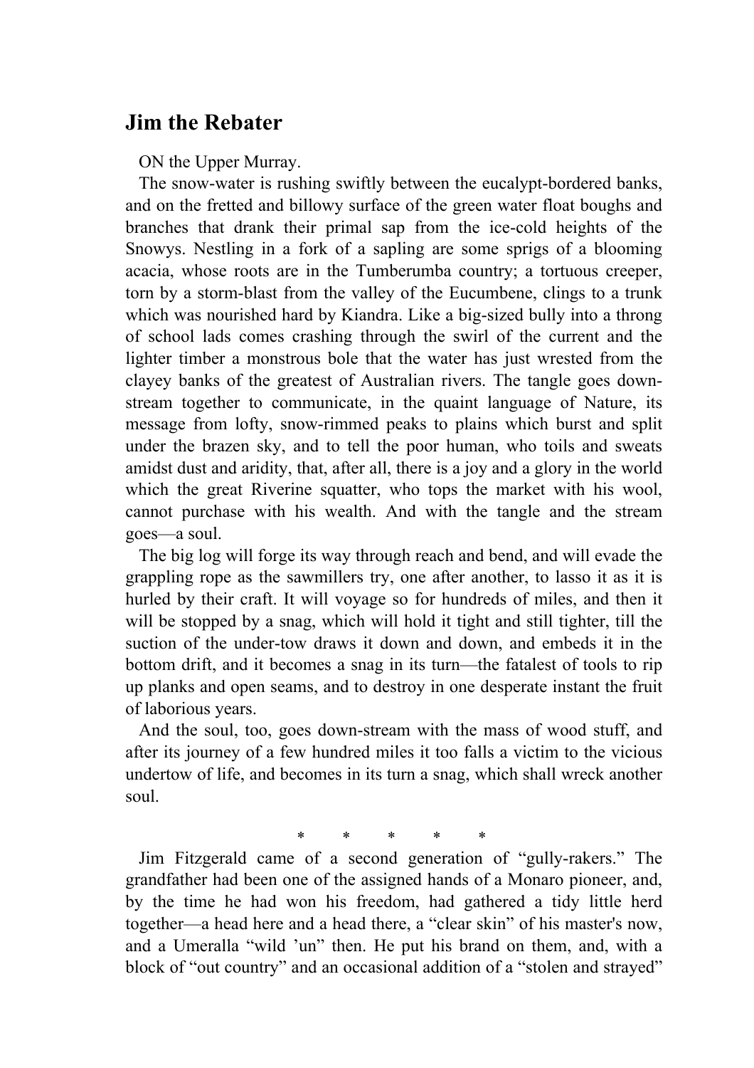# Jim the Rebater

ON the Upper Murray.

The snow-water is rushing swiftly between the eucalypt-bordered banks, and on the fretted and billowy surface of the green water float boughs and branches that drank their primal sap from the ice-cold heights of the Snowys. Nestling in a fork of a sapling are some sprigs of a blooming acacia, whose roots are in the Tumberumba country; a tortuous creeper, torn by a storm-blast from the valley of the Eucumbene, clings to a trunk which was nourished hard by Kiandra. Like a big-sized bully into a throng of school lads comes crashing through the swirl of the current and the lighter timber a monstrous bole that the water has just wrested from the clayey banks of the greatest of Australian rivers. The tangle goes down-stream together to communicate, in the quaint language of Nature, its message from lofty, snow-rimmed peaks to plains which burst and split under the brazen sky, and to tell the poor human, who toils and sweats amidst dust and aridity, that, after all, there is a joy and a glory in the world which the great Riverine squatter, who tops the market with his wool, cannot purchase with his wealth. And with the tangle and the stream goes—a soul.

The big log will forge its way through reach and bend, and will evade the grappling rope as the sawmillers try, one after another, to lasso it as it is hurled by their craft. It will voyage so for hundreds of miles, and then it will be stopped by a snag, which will hold it tight and still tighter, till the suction of the under-tow draws it down and down, and embeds it in the bottom drift, and it becomes a snag in its turn—the fatalest of tools to rip up planks and open seams, and to destroy in one desperate instant the fruit of laborious years.

And the soul, too, goes down-stream with the mass of wood stuff, and after its journey of a few hundred miles it too falls a victim to the vicious undertow of life, and becomes in its turn a snag, which shall wreck another soul.

\* \* \* \* \*

Jim Fitzgerald came of a second generation of “gully-rakers.” The grandfather had been one of the assigned hands of a Monaro pioneer, and, by the time he had won his freedom, had gathered a tidy little herd together—a head here and a head there, a “clear skin” of his master's now, and a Umeralla “wild ’un” then. He put his brand on them, and, with a block of “out country” and an occasional addition of a “stolen and strayed”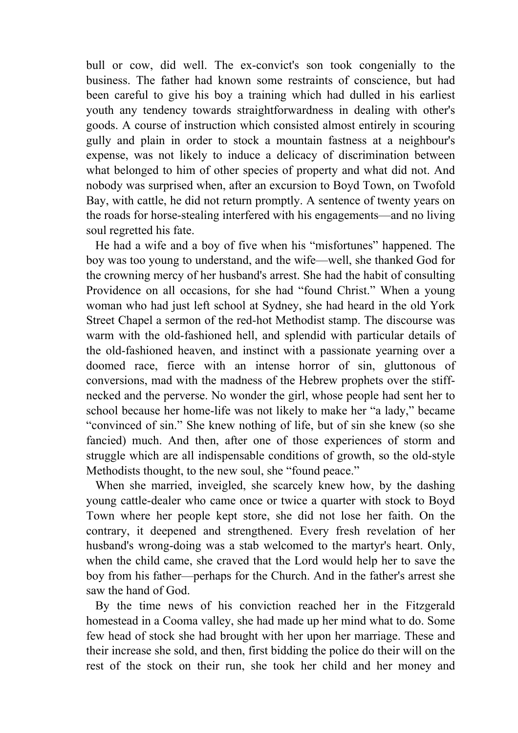bull or cow, did well. The ex-convict's son took congenially to the business. The father had known some restraints of conscience, but had been careful to give his boy a training which had dulled in his earliest youth any tendency towards straightforwardness in dealing with other's goods. A course of instruction which consisted almost entirely in scouring gully and plain in order to stock a mountain fastness at a neighbour's expense, was not likely to induce a delicacy of discrimination between what belonged to him of other species of property and what did not. And nobody was surprised when, after an excursion to Boyd Town, on Twofold Bay, with cattle, he did not return promptly. A sentence of twenty years on the roads for horse-stealing interfered with his engagements—and no living soul regretted his fate.

He had a wife and a boy of five when his "misfortunes" happened. The boy was too young to understand, and the wife—well, she thanked God for the crowning mercy of her husband's arrest. She had the habit of consulting Providence on all occasions, for she had "found Christ." When a young woman who had just left school at Sydney, she had heard in the old York Street Chapel a sermon of the red-hot Methodist stamp. The discourse was warm with the old-fashioned hell, and splendid with particular details of the old-fashioned heaven, and instinct with a passionate yearning over a doomed race, fierce with an intense horror of sin, gluttonous of conversions, mad with the madness of the Hebrew prophets over the stiff-necked and the perverse. No wonder the girl, whose people had sent her to school because her home-life was not likely to make her "a lady," became "convinced of sin." She knew nothing of life, but of sin she knew (so she fancied) much. And then, after one of those experiences of storm and struggle which are all indispensable conditions of growth, so the old-style Methodists thought, to the new soul, she "found peace."

When she married, inveigled, she scarcely knew how, by the dashing young cattle-dealer who came once or twice a quarter with stock to Boyd Town where her people kept store, she did not lose her faith. On the contrary, it deepened and strengthened. Every fresh revelation of her husband's wrong-doing was a stab welcomed to the martyr's heart. Only, when the child came, she craved that the Lord would help her to save the boy from his father—perhaps for the Church. And in the father's arrest she saw the hand of God.

By the time news of his conviction reached her in the Fitzgerald homestead in a Cooma valley, she had made up her mind what to do. Some few head of stock she had brought with her upon her marriage. These and their increase she sold, and then, first bidding the police do their will on the rest of the stock on their run, she took her child and her money and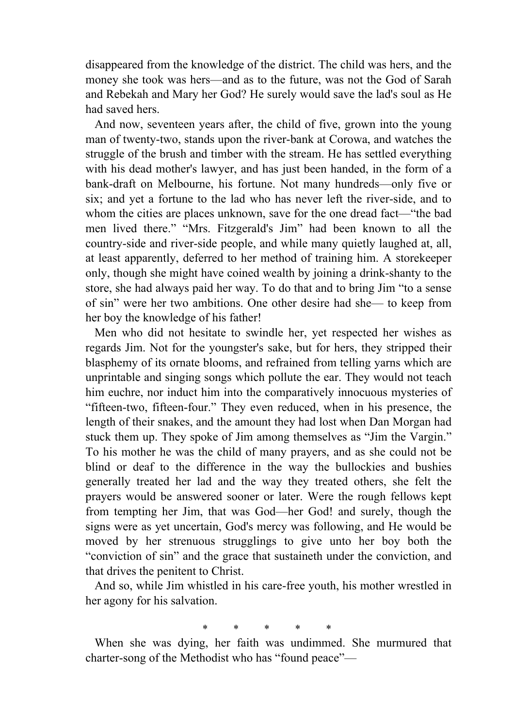disappeared from the knowledge of the district. The child was hers, and the money she took was hers—and as to the future, was not the God of Sarah and Rebekah and Mary her God? He surely would save the lad's soul as He had saved hers.

And now, seventeen years after, the child of five, grown into the young man of twenty-two, stands upon the river-bank at Corowa, and watches the struggle of the brush and timber with the stream. He has settled everything with his dead mother's lawyer, and has just been handed, in the form of a bank-draft on Melbourne, his fortune. Not many hundreds—only five or six; and yet a fortune to the lad who has never left the river-side, and to whom the cities are places unknown, save for the one dread fact—"the bad men lived there." "Mrs. Fitzgerald's Jim" had been known to all the country-side and river-side people, and while many quietly laughed at, all, at least apparently, deferred to her method of training him. A storekeeper only, though she might have coined wealth by joining a drink-shanty to the store, she had always paid her way. To do that and to bring Jim "to a sense of sin" were her two ambitions. One other desire had she— to keep from her boy the knowledge of his father!

Men who did not hesitate to swindle her, yet respected her wishes as regards Jim. Not for the youngster's sake, but for hers, they stripped their blasphemy of its ornate blooms, and refrained from telling yarns which are unprintable and singing songs which pollute the ear. They would not teach him euchre, nor induct him into the comparatively innocuous mysteries of "fifteen-two, fifteen-four." They even reduced, when in his presence, the length of their snakes, and the amount they had lost when Dan Morgan had stuck them up. They spoke of Jim among themselves as "Jim the Vargin." To his mother he was the child of many prayers, and as she could not be blind or deaf to the difference in the way the bullockies and bushies generally treated her lad and the way they treated others, she felt the prayers would be answered sooner or later. Were the rough fellows kept from tempting her Jim, that was God—her God! and surely, though the signs were as yet uncertain, God's mercy was following, and He would be moved by her strenuous strugglings to give unto her boy both the "conviction of sin" and the grace that sustaineth under the conviction, and that drives the penitent to Christ.

And so, while Jim whistled in his care-free youth, his mother wrestled in her agony for his salvation.

\* \* \* \* \*

When she was dying, her faith was undimmed. She murmured that charter-song of the Methodist who has "found peace"—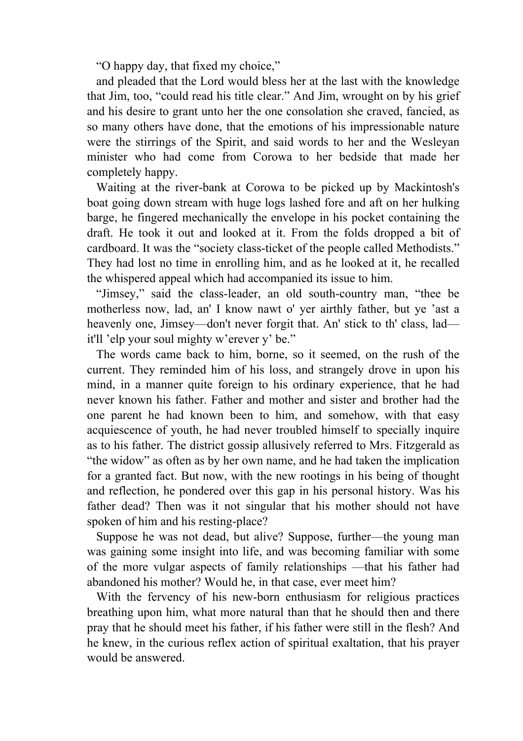“O happy day, that fixed my choice,”

and pleaded that the Lord would bless her at the last with the knowledge that Jim, too, “could read his title clear.” And Jim, wrought on by his grief and his desire to grant unto her the one consolation she craved, fancied, as so many others have done, that the emotions of his impressionable nature were the stirrings of the Spirit, and said words to her and the Wesleyan minister who had come from Corowa to her bedside that made her completely happy.

Waiting at the river-bank at Corowa to be picked up by Mackintosh's boat going down stream with huge logs lashed fore and aft on her hulking barge, he fingered mechanically the envelope in his pocket containing the draft. He took it out and looked at it. From the folds dropped a bit of cardboard. It was the “society class-ticket of the people called Methodists.” They had lost no time in enrolling him, and as he looked at it, he recalled the whispered appeal which had accompanied its issue to him.

“Jimsey,” said the class-leader, an old south-country man, “thee be motherless now, lad, an' I know nawt o' yer airthly father, but ye ’ast a heavenly one, Jimsey—don't never forgit that. An' stick to th' class, lad—it'll ’elp your soul mighty w’erever y’ be.”

The words came back to him, borne, so it seemed, on the rush of the current. They reminded him of his loss, and strangely drove in upon his mind, in a manner quite foreign to his ordinary experience, that he had never known his father. Father and mother and sister and brother had the one parent he had known been to him, and somehow, with that easy acquiescence of youth, he had never troubled himself to specially inquire as to his father. The district gossip allusively referred to Mrs. Fitzgerald as “the widow” as often as by her own name, and he had taken the implication for a granted fact. But now, with the new rootings in his being of thought and reflection, he pondered over this gap in his personal history. Was his father dead? Then was it not singular that his mother should not have spoken of him and his resting-place?

Suppose he was not dead, but alive? Suppose, further—the young man was gaining some insight into life, and was becoming familiar with some of the more vulgar aspects of family relationships —that his father had abandoned his mother? Would he, in that case, ever meet him?

With the fervency of his new-born enthusiasm for religious practices breathing upon him, what more natural than that he should then and there pray that he should meet his father, if his father were still in the flesh? And he knew, in the curious reflex action of spiritual exaltation, that his prayer would be answered.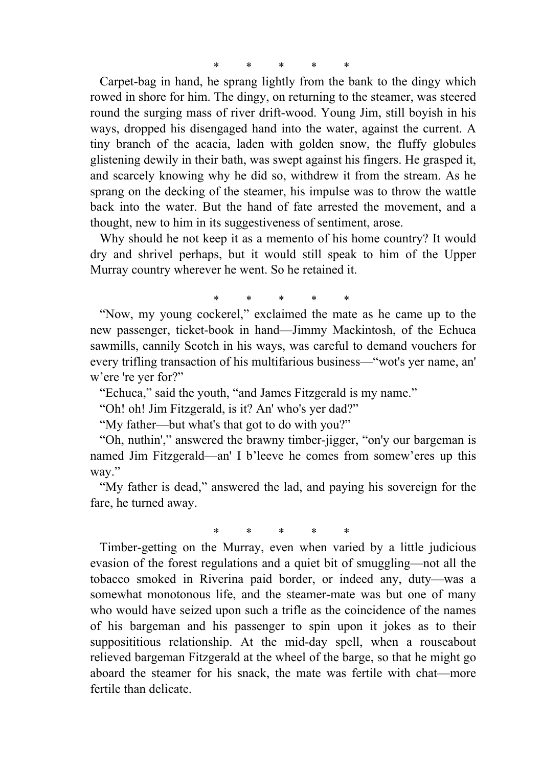\*       \*       \*       \*       \*

Carpet-bag in hand, he sprang lightly from the bank to the dingy which rowed in shore for him. The dingy, on returning to the steamer, was steered round the surging mass of river drift-wood. Young Jim, still boyish in his ways, dropped his disengaged hand into the water, against the current. A tiny branch of the acacia, laden with golden snow, the fluffy globules glistening dewily in their bath, was swept against his fingers. He grasped it, and scarcely knowing why he did so, withdrew it from the stream. As he sprang on the decking of the steamer, his impulse was to throw the wattle back into the water. But the hand of fate arrested the movement, and a thought, new to him in its suggestiveness of sentiment, arose.

Why should he not keep it as a memento of his home country? It would dry and shrivel perhaps, but it would still speak to him of the Upper Murray country wherever he went. So he retained it.

\*       \*       \*       \*       \*

"Now, my young cockerel," exclaimed the mate as he came up to the new passenger, ticket-book in hand—Jimmy Mackintosh, of the Echuca sawmills, cannily Scotch in his ways, was careful to demand vouchers for every trifling transaction of his multifarious business—"wot's yer name, an' w'ere 're yer for?"

"Echuca," said the youth, "and James Fitzgerald is my name."

"Oh! oh! Jim Fitzgerald, is it? An' who's yer dad?"

"My father—but what's that got to do with you?"

"Oh, nuthin'," answered the brawny timber-jigger, "on'y our bargeman is named Jim Fitzgerald—an' I b'leeve he comes from somew'eres up this way."

"My father is dead," answered the lad, and paying his sovereign for the fare, he turned away.

\*       \*       \*       \*       \*

Timber-getting on the Murray, even when varied by a little judicious evasion of the forest regulations and a quiet bit of smuggling—not all the tobacco smoked in Riverina paid border, or indeed any, duty—was a somewhat monotonous life, and the steamer-mate was but one of many who would have seized upon such a trifle as the coincidence of the names of his bargeman and his passenger to spin upon it jokes as to their supposititious relationship. At the mid-day spell, when a rouseabout relieved bargeman Fitzgerald at the wheel of the barge, so that he might go aboard the steamer for his snack, the mate was fertile with chat—more fertile than delicate.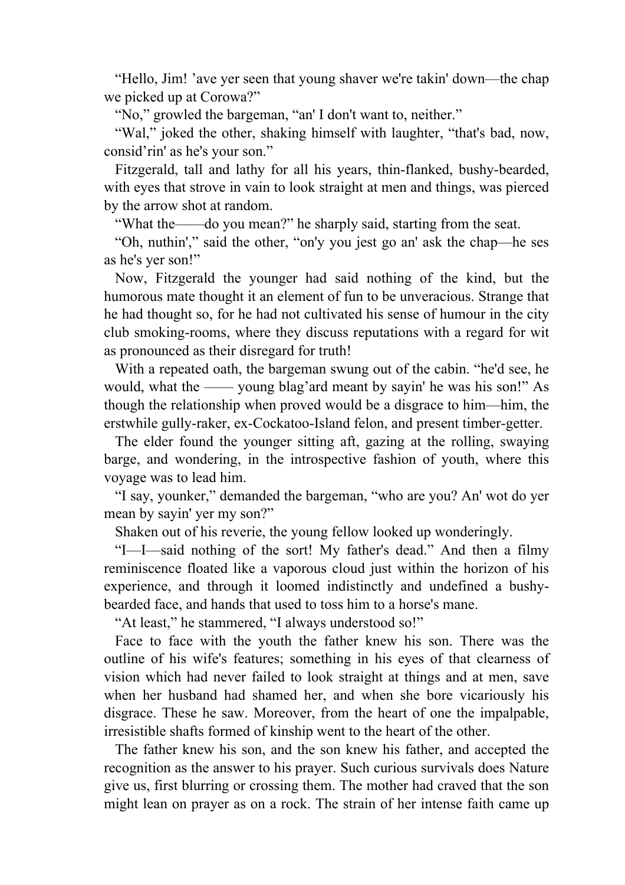“Hello, Jim! ’ave yer seen that young shaver we're takin' down—the chap we picked up at Corowa?”

“No,” growled the bargeman, “an' I don't want to, neither.”

“Wal,” joked the other, shaking himself with laughter, “that's bad, now, consid’rin' as he's your son.”

Fitzgerald, tall and lathy for all his years, thin-flanked, bushy-bearded, with eyes that strove in vain to look straight at men and things, was pierced by the arrow shot at random.

“What the——do you mean?” he sharply said, starting from the seat.

“Oh, nuthin',” said the other, “on'y you jest go an' ask the chap—he ses as he's yer son!”

Now, Fitzgerald the younger had said nothing of the kind, but the humorous mate thought it an element of fun to be unveracious. Strange that he had thought so, for he had not cultivated his sense of humour in the city club smoking-rooms, where they discuss reputations with a regard for wit as pronounced as their disregard for truth!

With a repeated oath, the bargeman swung out of the cabin. “he'd see, he would, what the —— young blag’ard meant by sayin' he was his son!” As though the relationship when proved would be a disgrace to him—him, the erstwhile gully-raker, ex-Cockatoo-Island felon, and present timber-getter.

The elder found the younger sitting aft, gazing at the rolling, swaying barge, and wondering, in the introspective fashion of youth, where this voyage was to lead him.

“I say, younker,” demanded the bargeman, “who are you? An' wot do yer mean by sayin' yer my son?”

Shaken out of his reverie, the young fellow looked up wonderingly.

“I—I—said nothing of the sort! My father's dead.” And then a filmy reminiscence floated like a vaporous cloud just within the horizon of his experience, and through it loomed indistinctly and undefined a bushy-bearded face, and hands that used to toss him to a horse's mane.

“At least,” he stammered, “I always understood so!”

Face to face with the youth the father knew his son. There was the outline of his wife's features; something in his eyes of that clearness of vision which had never failed to look straight at things and at men, save when her husband had shamed her, and when she bore vicariously his disgrace. These he saw. Moreover, from the heart of one the impalpable, irresistible shafts formed of kinship went to the heart of the other.

The father knew his son, and the son knew his father, and accepted the recognition as the answer to his prayer. Such curious survivals does Nature give us, first blurring or crossing them. The mother had craved that the son might lean on prayer as on a rock. The strain of her intense faith came up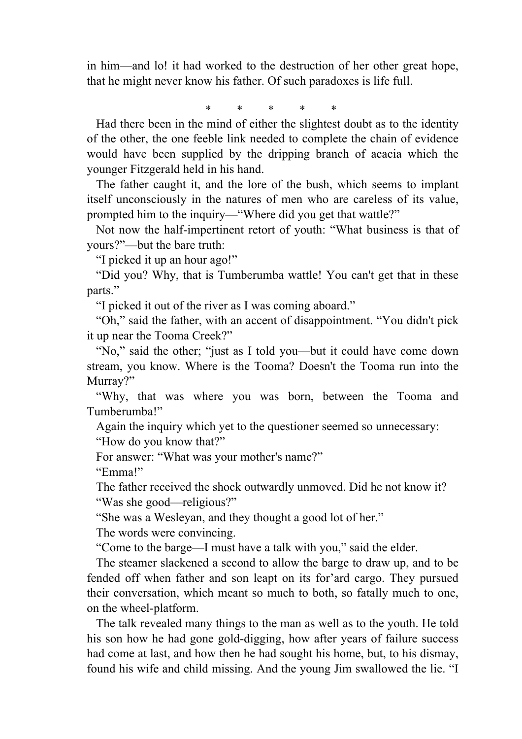in him—and lo! it had worked to the destruction of her other great hope, that he might never know his father. Of such paradoxes is life full.

\*         \*         \*         \*         \*

Had there been in the mind of either the slightest doubt as to the identity of the other, the one feeble link needed to complete the chain of evidence would have been supplied by the dripping branch of acacia which the younger Fitzgerald held in his hand.

The father caught it, and the lore of the bush, which seems to implant itself unconsciously in the natures of men who are careless of its value, prompted him to the inquiry—"Where did you get that wattle?"

Not now the half-impertinent retort of youth: "What business is that of yours?"—but the bare truth:

"I picked it up an hour ago!"

"Did you? Why, that is Tumberumba wattle! You can't get that in these parts."

"I picked it out of the river as I was coming aboard."

"Oh," said the father, with an accent of disappointment. "You didn't pick it up near the Tooma Creek?"

"No," said the other; "just as I told you—but it could have come down stream, you know. Where is the Tooma? Doesn't the Tooma run into the Murray?"

"Why, that was where you was born, between the Tooma and Tumberumba!"

Again the inquiry which yet to the questioner seemed so unnecessary:

"How do you know that?"

For answer: "What was your mother's name?"

"Emma!"

The father received the shock outwardly unmoved. Did he not know it?

"Was she good—religious?"

"She was a Wesleyan, and they thought a good lot of her."

The words were convincing.

"Come to the barge—I must have a talk with you," said the elder.

The steamer slackened a second to allow the barge to draw up, and to be fended off when father and son leapt on its for'ard cargo. They pursued their conversation, which meant so much to both, so fatally much to one, on the wheel-platform.

The talk revealed many things to the man as well as to the youth. He told his son how he had gone gold-digging, how after years of failure success had come at last, and how then he had sought his home, but, to his dismay, found his wife and child missing. And the young Jim swallowed the lie. "I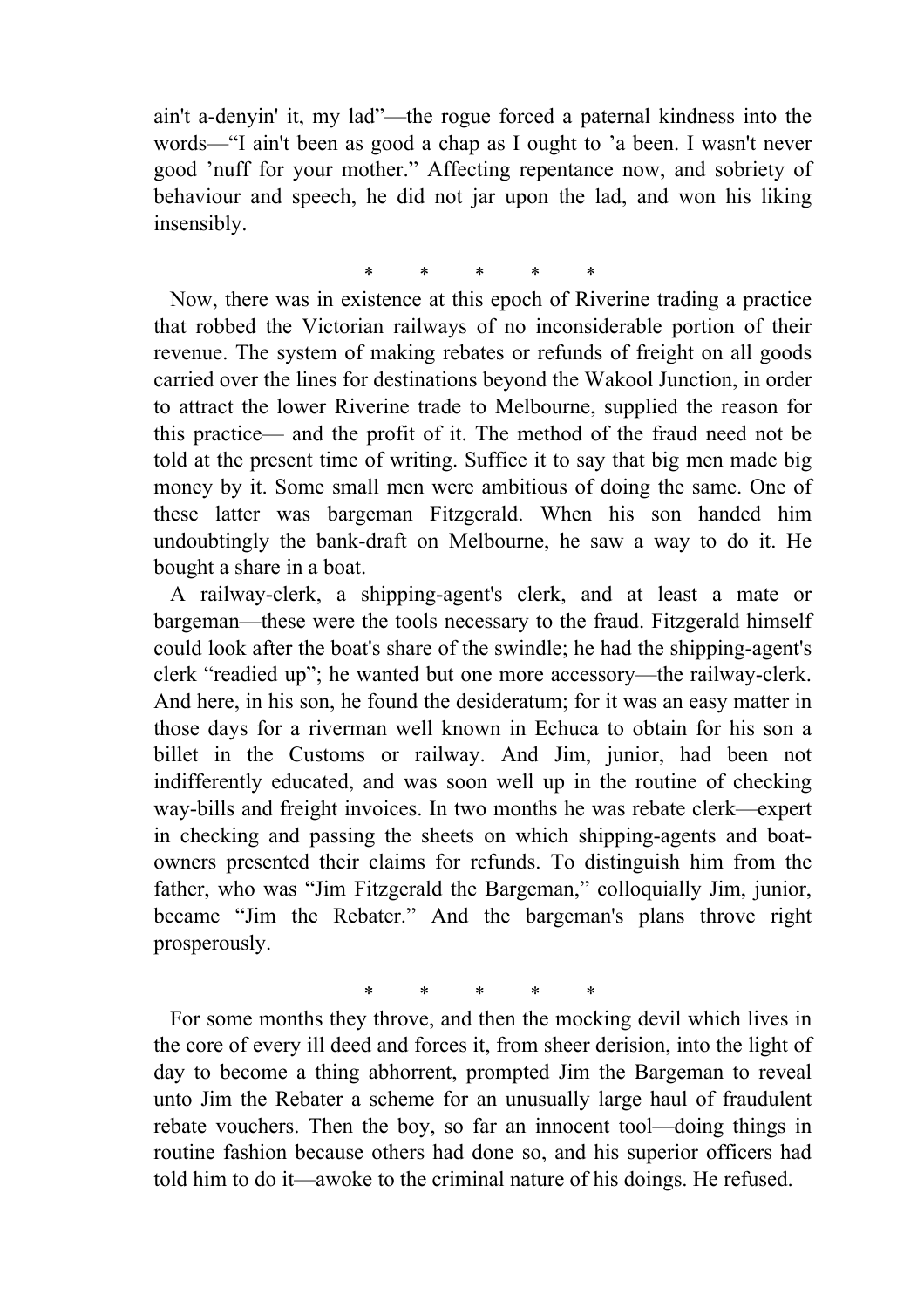ain't a-denyin' it, my lad"—the rogue forced a paternal kindness into the words—"I ain't been as good a chap as I ought to 'a been. I wasn't never good 'nuff for your mother." Affecting repentance now, and sobriety of behaviour and speech, he did not jar upon the lad, and won his liking insensibly.

\*  \*  \*  \*  \*

Now, there was in existence at this epoch of Riverine trading a practice that robbed the Victorian railways of no inconsiderable portion of their revenue. The system of making rebates or refunds of freight on all goods carried over the lines for destinations beyond the Wakool Junction, in order to attract the lower Riverine trade to Melbourne, supplied the reason for this practice— and the profit of it. The method of the fraud need not be told at the present time of writing. Suffice it to say that big men made big money by it. Some small men were ambitious of doing the same. One of these latter was bargeman Fitzgerald. When his son handed him undoubtingly the bank-draft on Melbourne, he saw a way to do it. He bought a share in a boat.

A railway-clerk, a shipping-agent's clerk, and at least a mate or bargeman—these were the tools necessary to the fraud. Fitzgerald himself could look after the boat's share of the swindle; he had the shipping-agent's clerk "readied up"; he wanted but one more accessory—the railway-clerk. And here, in his son, he found the desideratum; for it was an easy matter in those days for a riverman well known in Echuca to obtain for his son a billet in the Customs or railway. And Jim, junior, had been not indifferently educated, and was soon well up in the routine of checking way-bills and freight invoices. In two months he was rebate clerk—expert in checking and passing the sheets on which shipping-agents and boat-owners presented their claims for refunds. To distinguish him from the father, who was "Jim Fitzgerald the Bargeman," colloquially Jim, junior, became "Jim the Rebater." And the bargeman's plans throve right prosperously.

\*  \*  \*  \*  \*

For some months they throve, and then the mocking devil which lives in the core of every ill deed and forces it, from sheer derision, into the light of day to become a thing abhorrent, prompted Jim the Bargeman to reveal unto Jim the Rebater a scheme for an unusually large haul of fraudulent rebate vouchers. Then the boy, so far an innocent tool—doing things in routine fashion because others had done so, and his superior officers had told him to do it—awoke to the criminal nature of his doings. He refused.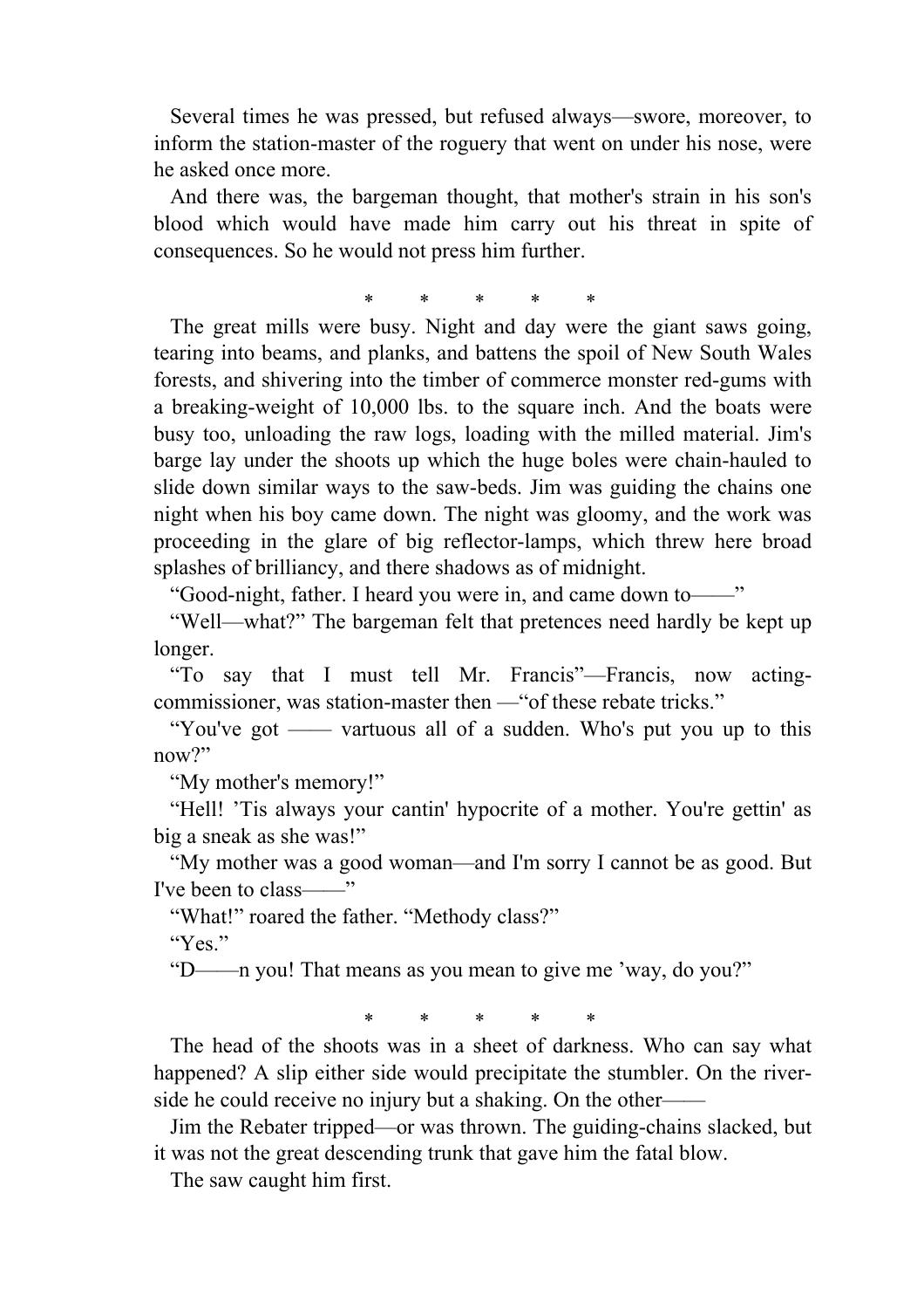Several times he was pressed, but refused always—swore, moreover, to inform the station-master of the roguery that went on under his nose, were he asked once more.

And there was, the bargeman thought, that mother's strain in his son's blood which would have made him carry out his threat in spite of consequences. So he would not press him further.

\* \* \* \* \*

The great mills were busy. Night and day were the giant saws going, tearing into beams, and planks, and battens the spoil of New South Wales forests, and shivering into the timber of commerce monster red-gums with a breaking-weight of 10,000 lbs. to the square inch. And the boats were busy too, unloading the raw logs, loading with the milled material. Jim's barge lay under the shoots up which the huge boles were chain-hauled to slide down similar ways to the saw-beds. Jim was guiding the chains one night when his boy came down. The night was gloomy, and the work was proceeding in the glare of big reflector-lamps, which threw here broad splashes of brilliancy, and there shadows as of midnight.

"Good-night, father. I heard you were in, and came down to——"

"Well—what?" The bargeman felt that pretences need hardly be kept up longer.

"To say that I must tell Mr. Francis"—Francis, now acting-commissioner, was station-master then —"of these rebate tricks."

"You've got —— vartuous all of a sudden. Who's put you up to this now?"

"My mother's memory!"

"Hell! 'Tis always your cantin' hypocrite of a mother. You're gettin' as big a sneak as she was!"

"My mother was a good woman—and I'm sorry I cannot be as good. But I've been to class——"

"What!" roared the father. "Methody class?"

"Yes."

"D——n you! That means as you mean to give me 'way, do you?"

\* \* \* \* \*

The head of the shoots was in a sheet of darkness. Who can say what happened? A slip either side would precipitate the stumbler. On the river-side he could receive no injury but a shaking. On the other——

Jim the Rebater tripped—or was thrown. The guiding-chains slacked, but it was not the great descending trunk that gave him the fatal blow.

The saw caught him first.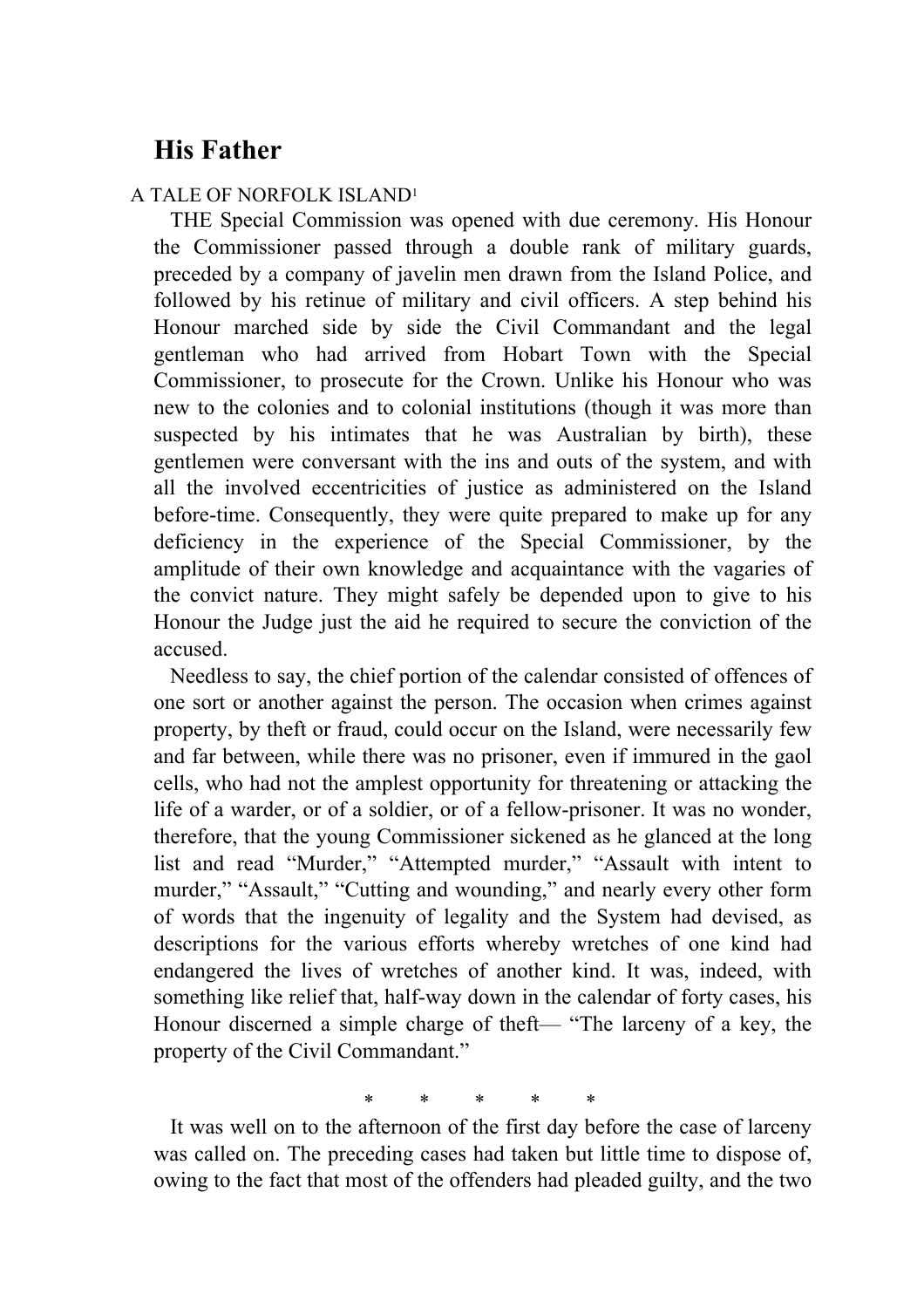# His Father

A TALE OF NORFOLK ISLAND[1]

THE Special Commission was opened with due ceremony. His Honour the Commissioner passed through a double rank of military guards, preceded by a company of javelin men drawn from the Island Police, and followed by his retinue of military and civil officers. A step behind his Honour marched side by side the Civil Commandant and the legal gentleman who had arrived from Hobart Town with the Special Commissioner, to prosecute for the Crown. Unlike his Honour who was new to the colonies and to colonial institutions (though it was more than suspected by his intimates that he was Australian by birth), these gentlemen were conversant with the ins and outs of the system, and with all the involved eccentricities of justice as administered on the Island before-time. Consequently, they were quite prepared to make up for any deficiency in the experience of the Special Commissioner, by the amplitude of their own knowledge and acquaintance with the vagaries of the convict nature. They might safely be depended upon to give to his Honour the Judge just the aid he required to secure the conviction of the accused.

Needless to say, the chief portion of the calendar consisted of offences of one sort or another against the person. The occasion when crimes against property, by theft or fraud, could occur on the Island, were necessarily few and far between, while there was no prisoner, even if immured in the gaol cells, who had not the amplest opportunity for threatening or attacking the life of a warder, or of a soldier, or of a fellow-prisoner. It was no wonder, therefore, that the young Commissioner sickened as he glanced at the long list and read "Murder," "Attempted murder," "Assault with intent to murder," "Assault," "Cutting and wounding," and nearly every other form of words that the ingenuity of legality and the System had devised, as descriptions for the various efforts whereby wretches of one kind had endangered the lives of wretches of another kind. It was, indeed, with something like relief that, half-way down in the calendar of forty cases, his Honour discerned a simple charge of theft— "The larceny of a key, the property of the Civil Commandant."

\*     \*     \*     \*     \*

It was well on to the afternoon of the first day before the case of larceny was called on. The preceding cases had taken but little time to dispose of, owing to the fact that most of the offenders had pleaded guilty, and the two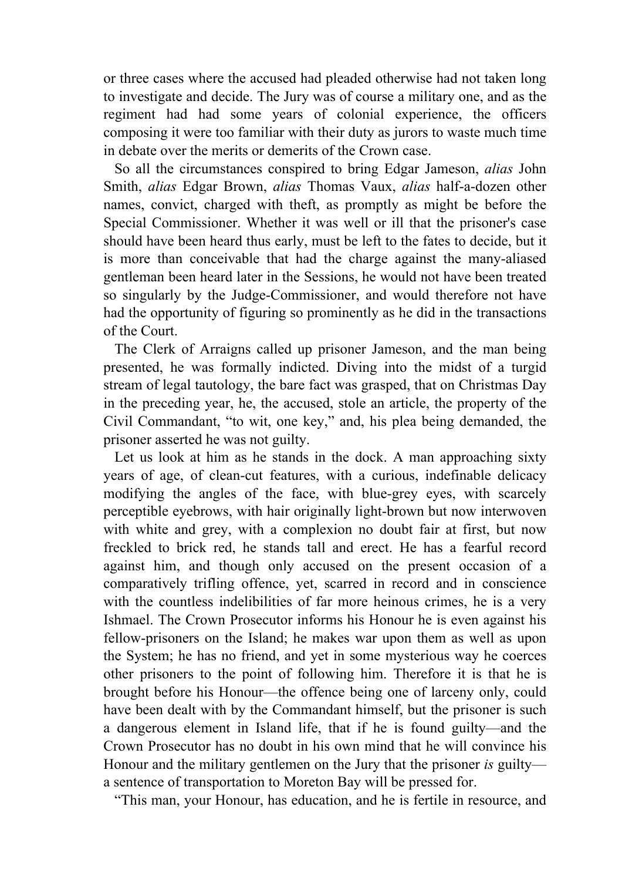or three cases where the accused had pleaded otherwise had not taken long to investigate and decide. The Jury was of course a military one, and as the regiment had had some years of colonial experience, the officers composing it were too familiar with their duty as jurors to waste much time in debate over the merits or demerits of the Crown case.

So all the circumstances conspired to bring Edgar Jameson, *alias* John Smith, *alias* Edgar Brown, *alias* Thomas Vaux, *alias* half-a-dozen other names, convict, charged with theft, as promptly as might be before the Special Commissioner. Whether it was well or ill that the prisoner's case should have been heard thus early, must be left to the fates to decide, but it is more than conceivable that had the charge against the many-aliased gentleman been heard later in the Sessions, he would not have been treated so singularly by the Judge-Commissioner, and would therefore not have had the opportunity of figuring so prominently as he did in the transactions of the Court.

The Clerk of Arraigns called up prisoner Jameson, and the man being presented, he was formally indicted. Diving into the midst of a turgid stream of legal tautology, the bare fact was grasped, that on Christmas Day in the preceding year, he, the accused, stole an article, the property of the Civil Commandant, "to wit, one key," and, his plea being demanded, the prisoner asserted he was not guilty.

Let us look at him as he stands in the dock. A man approaching sixty years of age, of clean-cut features, with a curious, indefinable delicacy modifying the angles of the face, with blue-grey eyes, with scarcely perceptible eyebrows, with hair originally light-brown but now interwoven with white and grey, with a complexion no doubt fair at first, but now freckled to brick red, he stands tall and erect. He has a fearful record against him, and though only accused on the present occasion of a comparatively trifling offence, yet, scarred in record and in conscience with the countless indelibilities of far more heinous crimes, he is a very Ishmael. The Crown Prosecutor informs his Honour he is even against his fellow-prisoners on the Island; he makes war upon them as well as upon the System; he has no friend, and yet in some mysterious way he coerces other prisoners to the point of following him. Therefore it is that he is brought before his Honour—the offence being one of larceny only, could have been dealt with by the Commandant himself, but the prisoner is such a dangerous element in Island life, that if he is found guilty—and the Crown Prosecutor has no doubt in his own mind that he will convince his Honour and the military gentlemen on the Jury that the prisoner *is* guilty—a sentence of transportation to Moreton Bay will be pressed for.

"This man, your Honour, has education, and he is fertile in resource, and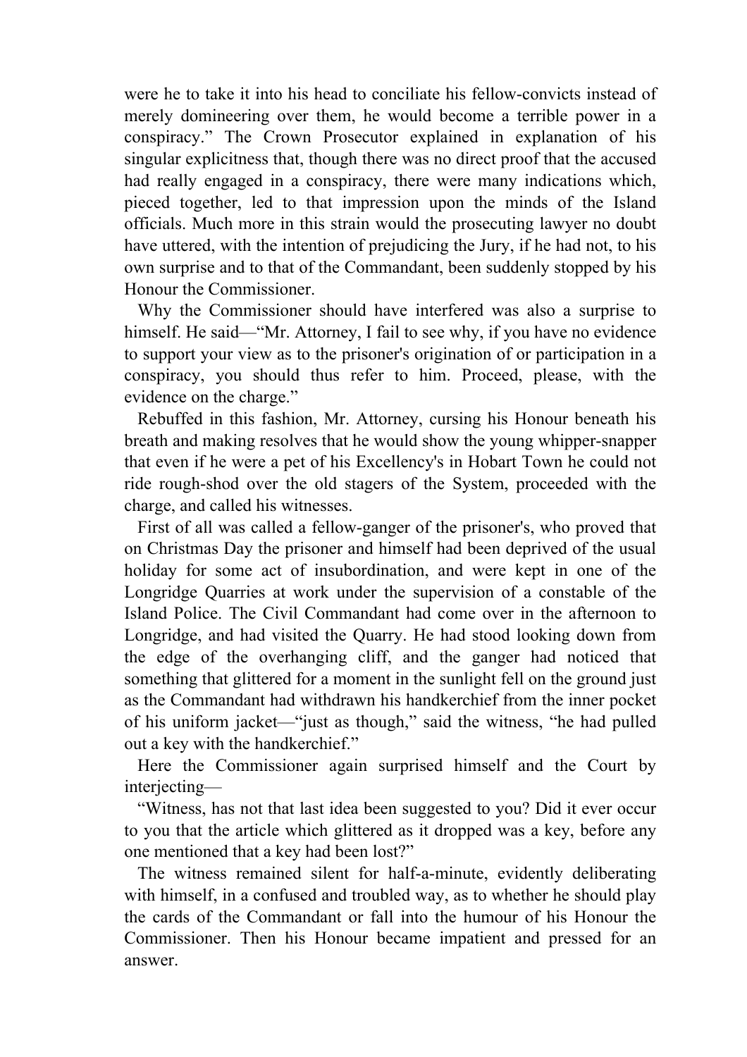were he to take it into his head to conciliate his fellow-convicts instead of merely domineering over them, he would become a terrible power in a conspiracy." The Crown Prosecutor explained in explanation of his singular explicitness that, though there was no direct proof that the accused had really engaged in a conspiracy, there were many indications which, pieced together, led to that impression upon the minds of the Island officials. Much more in this strain would the prosecuting lawyer no doubt have uttered, with the intention of prejudicing the Jury, if he had not, to his own surprise and to that of the Commandant, been suddenly stopped by his Honour the Commissioner.

Why the Commissioner should have interfered was also a surprise to himself. He said—"Mr. Attorney, I fail to see why, if you have no evidence to support your view as to the prisoner's origination of or participation in a conspiracy, you should thus refer to him. Proceed, please, with the evidence on the charge."

Rebuffed in this fashion, Mr. Attorney, cursing his Honour beneath his breath and making resolves that he would show the young whipper-snapper that even if he were a pet of his Excellency's in Hobart Town he could not ride rough-shod over the old stagers of the System, proceeded with the charge, and called his witnesses.

First of all was called a fellow-ganger of the prisoner's, who proved that on Christmas Day the prisoner and himself had been deprived of the usual holiday for some act of insubordination, and were kept in one of the Longridge Quarries at work under the supervision of a constable of the Island Police. The Civil Commandant had come over in the afternoon to Longridge, and had visited the Quarry. He had stood looking down from the edge of the overhanging cliff, and the ganger had noticed that something that glittered for a moment in the sunlight fell on the ground just as the Commandant had withdrawn his handkerchief from the inner pocket of his uniform jacket—"just as though," said the witness, "he had pulled out a key with the handkerchief."

Here the Commissioner again surprised himself and the Court by interjecting—

"Witness, has not that last idea been suggested to you? Did it ever occur to you that the article which glittered as it dropped was a key, before any one mentioned that a key had been lost?"

The witness remained silent for half-a-minute, evidently deliberating with himself, in a confused and troubled way, as to whether he should play the cards of the Commandant or fall into the humour of his Honour the Commissioner. Then his Honour became impatient and pressed for an answer.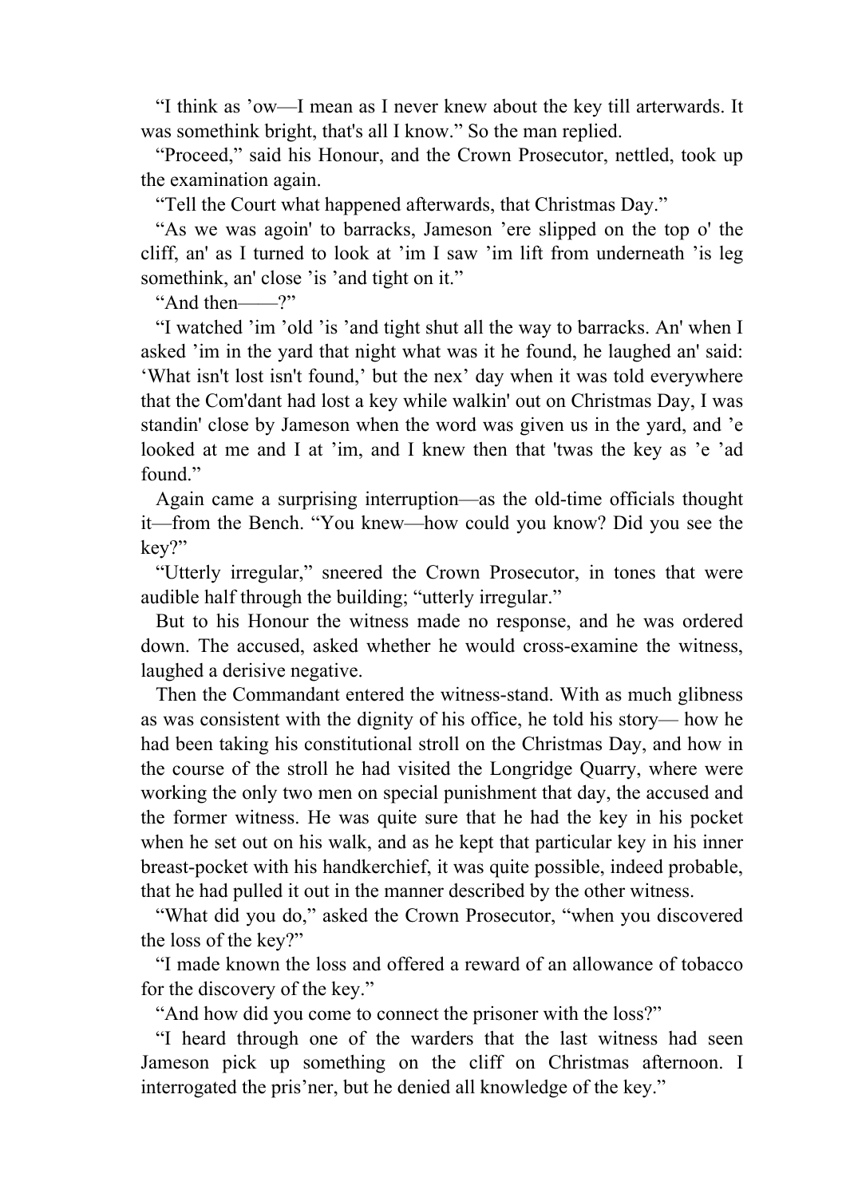“I think as ’ow—I mean as I never knew about the key till arterwards. It was somethink bright, that's all I know.” So the man replied.

“Proceed,” said his Honour, and the Crown Prosecutor, nettled, took up the examination again.

“Tell the Court what happened afterwards, that Christmas Day.”

“As we was agoin' to barracks, Jameson ’ere slipped on the top o' the cliff, an' as I turned to look at ’im I saw ’im lift from underneath ’is leg somethink, an' close ’is ’and tight on it.”

“And then——?”

“I watched ’im ’old ’is ’and tight shut all the way to barracks. An' when I asked ’im in the yard that night what was it he found, he laughed an' said: ‘What isn't lost isn't found,’ but the nex’ day when it was told everywhere that the Com'dant had lost a key while walkin' out on Christmas Day, I was standin' close by Jameson when the word was given us in the yard, and ’e looked at me and I at ’im, and I knew then that 'twas the key as ’e ’ad found.”

Again came a surprising interruption—as the old-time officials thought it—from the Bench. “You knew—how could you know? Did you see the key?”

“Utterly irregular,” sneered the Crown Prosecutor, in tones that were audible half through the building; “utterly irregular.”

But to his Honour the witness made no response, and he was ordered down. The accused, asked whether he would cross-examine the witness, laughed a derisive negative.

Then the Commandant entered the witness-stand. With as much glibness as was consistent with the dignity of his office, he told his story— how he had been taking his constitutional stroll on the Christmas Day, and how in the course of the stroll he had visited the Longridge Quarry, where were working the only two men on special punishment that day, the accused and the former witness. He was quite sure that he had the key in his pocket when he set out on his walk, and as he kept that particular key in his inner breast-pocket with his handkerchief, it was quite possible, indeed probable, that he had pulled it out in the manner described by the other witness.

“What did you do,” asked the Crown Prosecutor, “when you discovered the loss of the key?”

“I made known the loss and offered a reward of an allowance of tobacco for the discovery of the key.”

“And how did you come to connect the prisoner with the loss?”

“I heard through one of the warders that the last witness had seen Jameson pick up something on the cliff on Christmas afternoon. I interrogated the pris’ner, but he denied all knowledge of the key.”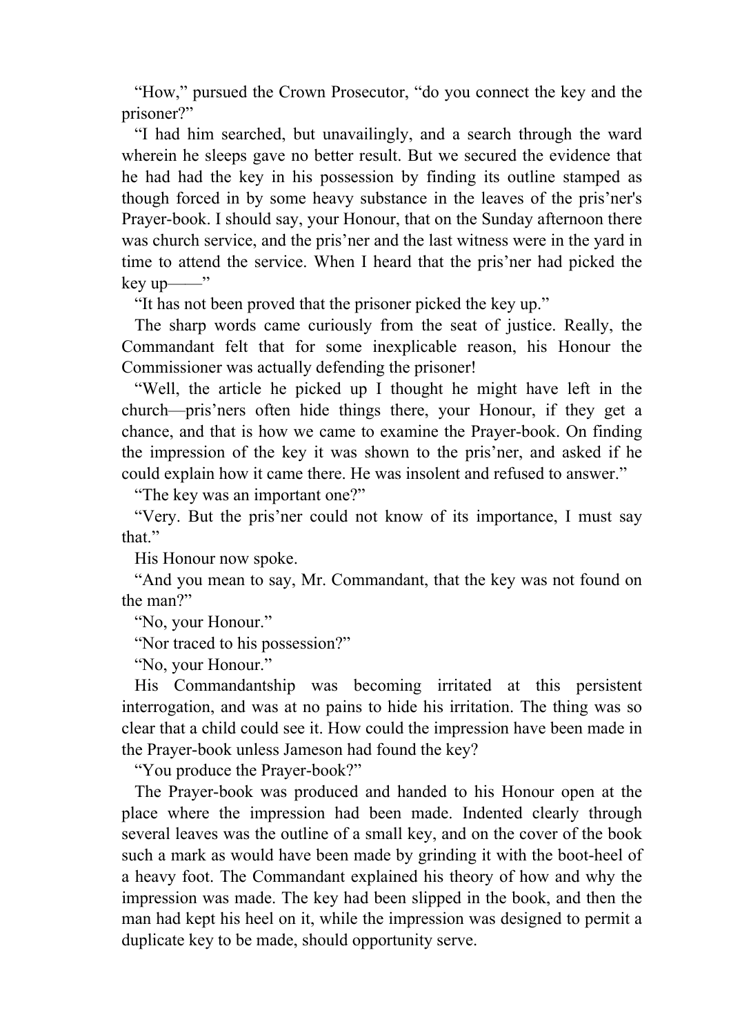"How," pursued the Crown Prosecutor, "do you connect the key and the prisoner?"

"I had him searched, but unavailingly, and a search through the ward wherein he sleeps gave no better result. But we secured the evidence that he had had the key in his possession by finding its outline stamped as though forced in by some heavy substance in the leaves of the pris'ner's Prayer-book. I should say, your Honour, that on the Sunday afternoon there was church service, and the pris'ner and the last witness were in the yard in time to attend the service. When I heard that the pris'ner had picked the key up——"

"It has not been proved that the prisoner picked the key up."

The sharp words came curiously from the seat of justice. Really, the Commandant felt that for some inexplicable reason, his Honour the Commissioner was actually defending the prisoner!

"Well, the article he picked up I thought he might have left in the church—pris'ners often hide things there, your Honour, if they get a chance, and that is how we came to examine the Prayer-book. On finding the impression of the key it was shown to the pris'ner, and asked if he could explain how it came there. He was insolent and refused to answer."

"The key was an important one?"

"Very. But the pris'ner could not know of its importance, I must say that."

His Honour now spoke.

"And you mean to say, Mr. Commandant, that the key was not found on the man?"

"No, your Honour."

"Nor traced to his possession?"

"No, your Honour."

His Commandantship was becoming irritated at this persistent interrogation, and was at no pains to hide his irritation. The thing was so clear that a child could see it. How could the impression have been made in the Prayer-book unless Jameson had found the key?

"You produce the Prayer-book?"

The Prayer-book was produced and handed to his Honour open at the place where the impression had been made. Indented clearly through several leaves was the outline of a small key, and on the cover of the book such a mark as would have been made by grinding it with the boot-heel of a heavy foot. The Commandant explained his theory of how and why the impression was made. The key had been slipped in the book, and then the man had kept his heel on it, while the impression was designed to permit a duplicate key to be made, should opportunity serve.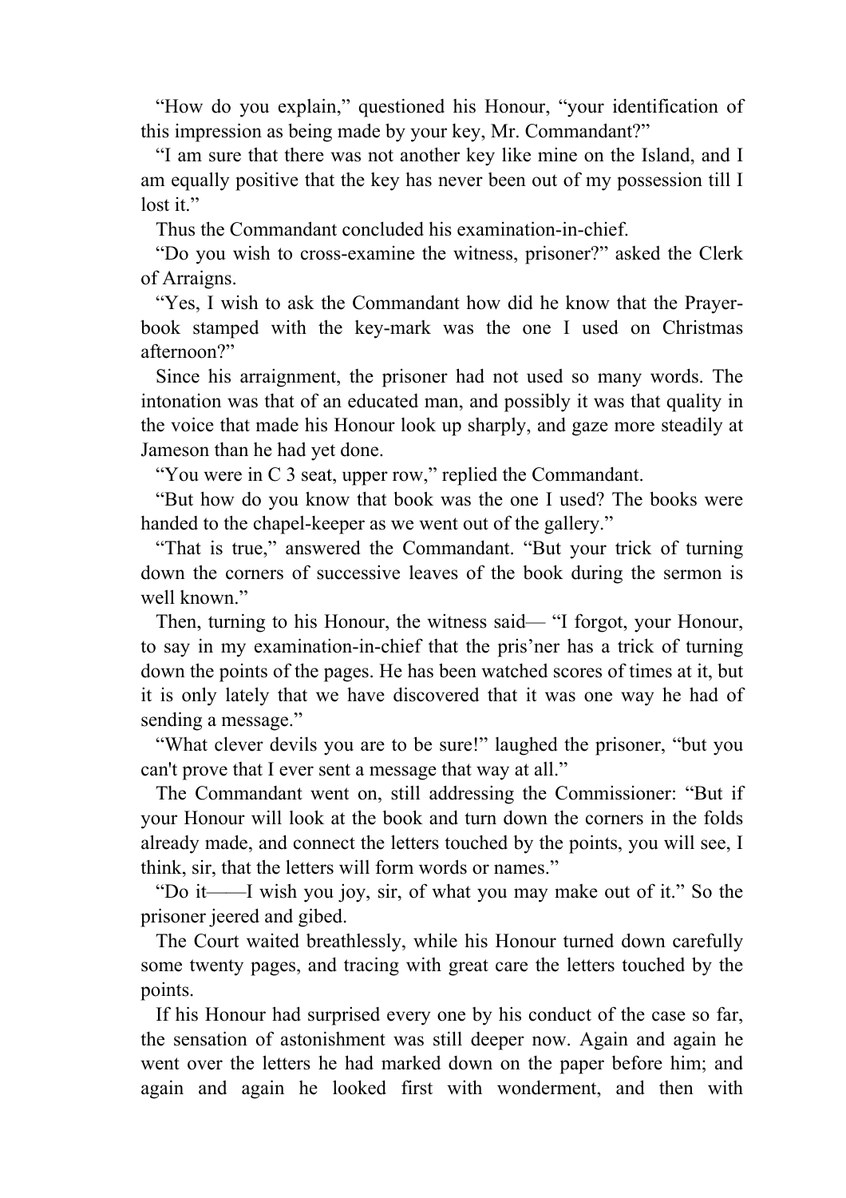"How do you explain," questioned his Honour, "your identification of this impression as being made by your key, Mr. Commandant?"

"I am sure that there was not another key like mine on the Island, and I am equally positive that the key has never been out of my possession till I lost it."

Thus the Commandant concluded his examination-in-chief.

"Do you wish to cross-examine the witness, prisoner?" asked the Clerk of Arraigns.

"Yes, I wish to ask the Commandant how did he know that the Prayer-book stamped with the key-mark was the one I used on Christmas afternoon?"

Since his arraignment, the prisoner had not used so many words. The intonation was that of an educated man, and possibly it was that quality in the voice that made his Honour look up sharply, and gaze more steadily at Jameson than he had yet done.

"You were in C 3 seat, upper row," replied the Commandant.

"But how do you know that book was the one I used? The books were handed to the chapel-keeper as we went out of the gallery."

"That is true," answered the Commandant. "But your trick of turning down the corners of successive leaves of the book during the sermon is well known."

Then, turning to his Honour, the witness said— "I forgot, your Honour, to say in my examination-in-chief that the pris'ner has a trick of turning down the points of the pages. He has been watched scores of times at it, but it is only lately that we have discovered that it was one way he had of sending a message."

"What clever devils you are to be sure!" laughed the prisoner, "but you can't prove that I ever sent a message that way at all."

The Commandant went on, still addressing the Commissioner: "But if your Honour will look at the book and turn down the corners in the folds already made, and connect the letters touched by the points, you will see, I think, sir, that the letters will form words or names."

"Do it——I wish you joy, sir, of what you may make out of it." So the prisoner jeered and gibed.

The Court waited breathlessly, while his Honour turned down carefully some twenty pages, and tracing with great care the letters touched by the points.

If his Honour had surprised every one by his conduct of the case so far, the sensation of astonishment was still deeper now. Again and again he went over the letters he had marked down on the paper before him; and again and again he looked first with wonderment, and then with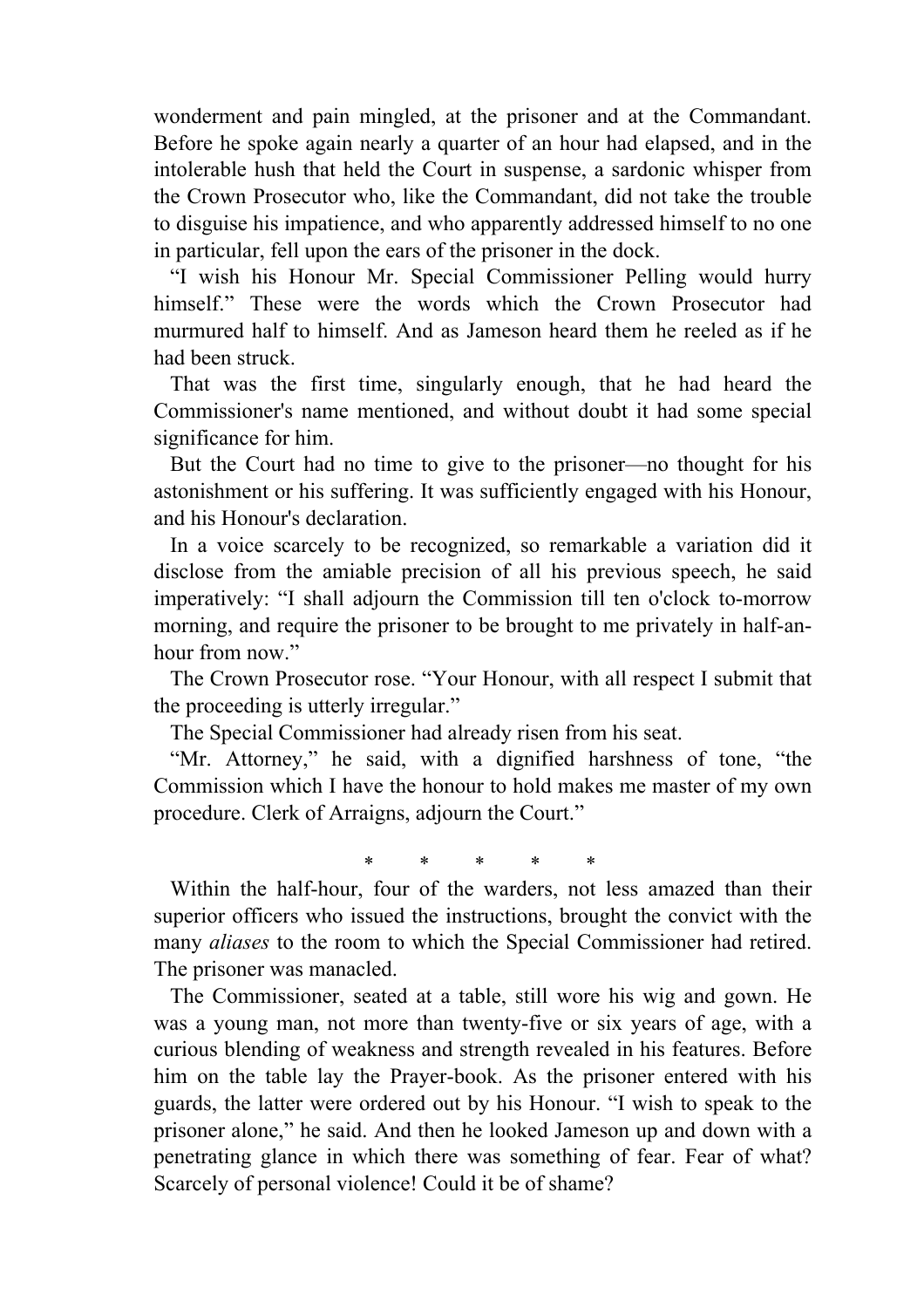wonderment and pain mingled, at the prisoner and at the Commandant. Before he spoke again nearly a quarter of an hour had elapsed, and in the intolerable hush that held the Court in suspense, a sardonic whisper from the Crown Prosecutor who, like the Commandant, did not take the trouble to disguise his impatience, and who apparently addressed himself to no one in particular, fell upon the ears of the prisoner in the dock.

"I wish his Honour Mr. Special Commissioner Pelling would hurry himself." These were the words which the Crown Prosecutor had murmured half to himself. And as Jameson heard them he reeled as if he had been struck.

That was the first time, singularly enough, that he had heard the Commissioner's name mentioned, and without doubt it had some special significance for him.

But the Court had no time to give to the prisoner—no thought for his astonishment or his suffering. It was sufficiently engaged with his Honour, and his Honour's declaration.

In a voice scarcely to be recognized, so remarkable a variation did it disclose from the amiable precision of all his previous speech, he said imperatively: "I shall adjourn the Commission till ten o'clock to-morrow morning, and require the prisoner to be brought to me privately in half-an-hour from now."

The Crown Prosecutor rose. "Your Honour, with all respect I submit that the proceeding is utterly irregular."

The Special Commissioner had already risen from his seat.

"Mr. Attorney," he said, with a dignified harshness of tone, "the Commission which I have the honour to hold makes me master of my own procedure. Clerk of Arraigns, adjourn the Court."

\* \* \* \* \*

Within the half-hour, four of the warders, not less amazed than their superior officers who issued the instructions, brought the convict with the many *aliases* to the room to which the Special Commissioner had retired. The prisoner was manacled.

The Commissioner, seated at a table, still wore his wig and gown. He was a young man, not more than twenty-five or six years of age, with a curious blending of weakness and strength revealed in his features. Before him on the table lay the Prayer-book. As the prisoner entered with his guards, the latter were ordered out by his Honour. "I wish to speak to the prisoner alone," he said. And then he looked Jameson up and down with a penetrating glance in which there was something of fear. Fear of what? Scarcely of personal violence! Could it be of shame?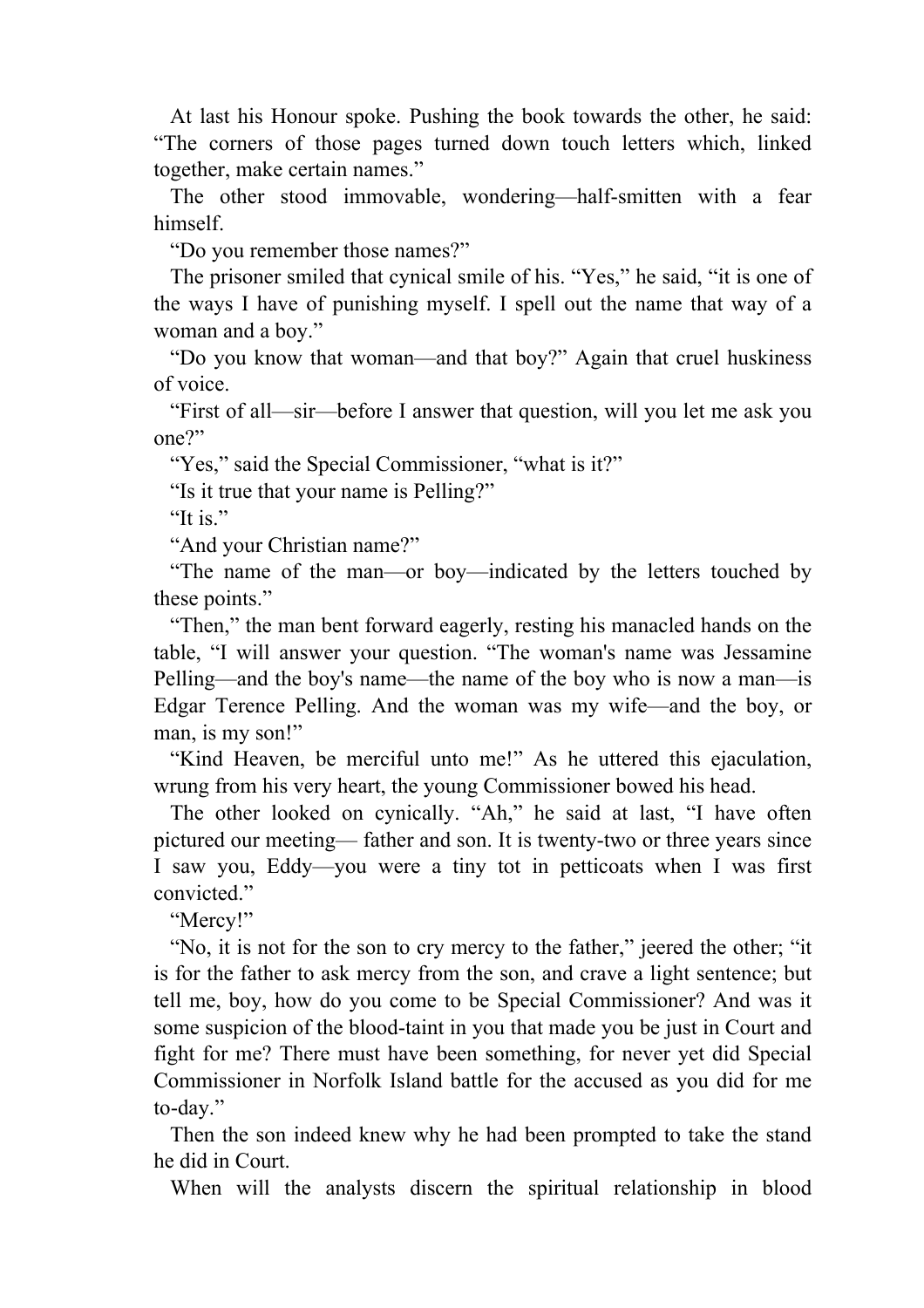At last his Honour spoke. Pushing the book towards the other, he said: "The corners of those pages turned down touch letters which, linked together, make certain names."

The other stood immovable, wondering—half-smitten with a fear himself.

"Do you remember those names?"

The prisoner smiled that cynical smile of his. "Yes," he said, "it is one of the ways I have of punishing myself. I spell out the name that way of a woman and a boy."

"Do you know that woman—and that boy?" Again that cruel huskiness of voice.

"First of all—sir—before I answer that question, will you let me ask you one?"

"Yes," said the Special Commissioner, "what is it?"

"Is it true that your name is Pelling?"

"It is."

"And your Christian name?"

"The name of the man—or boy—indicated by the letters touched by these points."

"Then," the man bent forward eagerly, resting his manacled hands on the table, "I will answer your question. "The woman's name was Jessamine Pelling—and the boy's name—the name of the boy who is now a man—is Edgar Terence Pelling. And the woman was my wife—and the boy, or man, is my son!"

"Kind Heaven, be merciful unto me!" As he uttered this ejaculation, wrung from his very heart, the young Commissioner bowed his head.

The other looked on cynically. "Ah," he said at last, "I have often pictured our meeting— father and son. It is twenty-two or three years since I saw you, Eddy—you were a tiny tot in petticoats when I was first convicted."

"Mercy!"

"No, it is not for the son to cry mercy to the father," jeered the other; "it is for the father to ask mercy from the son, and crave a light sentence; but tell me, boy, how do you come to be Special Commissioner? And was it some suspicion of the blood-taint in you that made you be just in Court and fight for me? There must have been something, for never yet did Special Commissioner in Norfolk Island battle for the accused as you did for me to-day."

Then the son indeed knew why he had been prompted to take the stand he did in Court.

When will the analysts discern the spiritual relationship in blood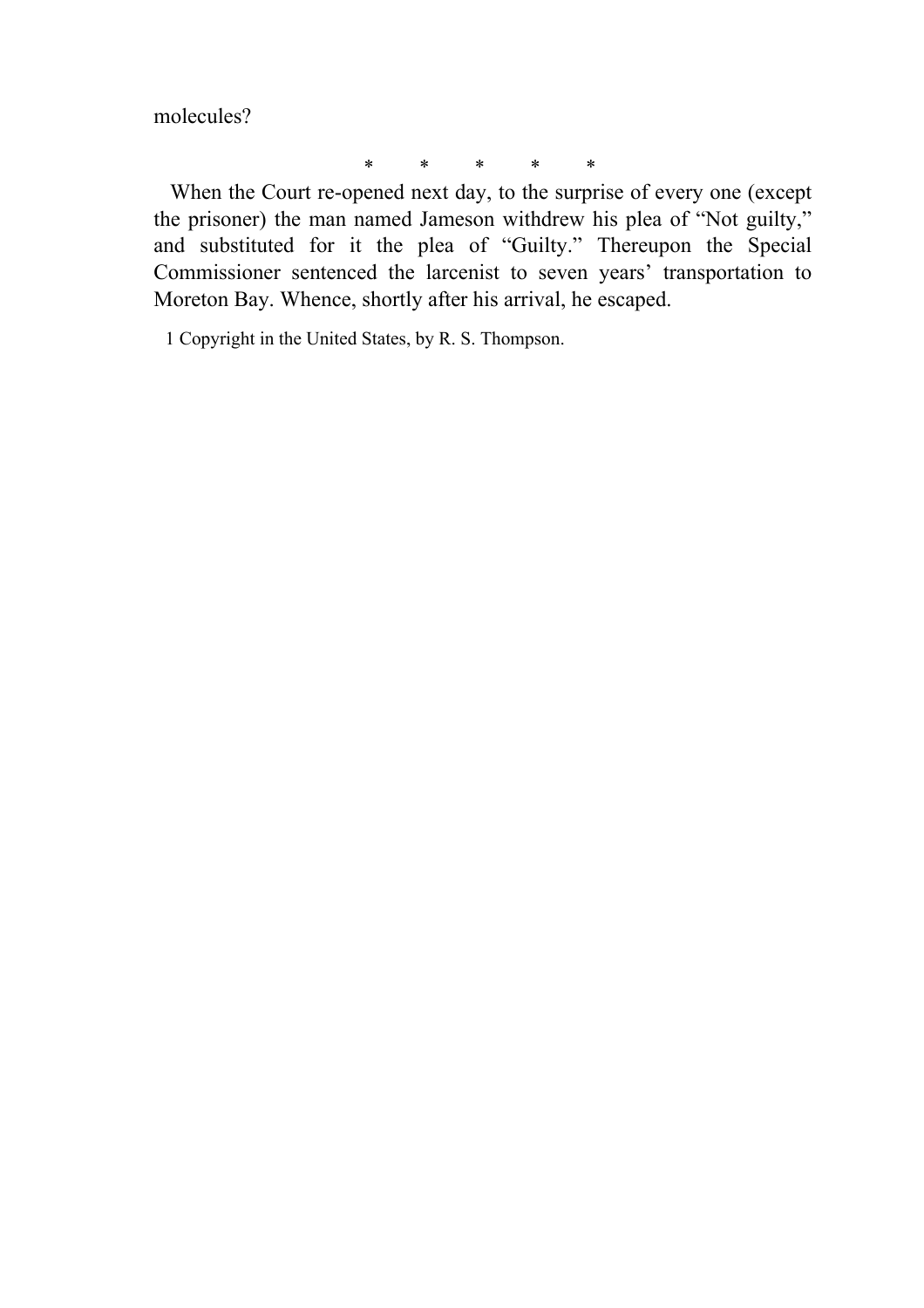molecules?

*         *         *         *         *

When the Court re-opened next day, to the surprise of every one (except the prisoner) the man named Jameson withdrew his plea of “Not guilty,” and substituted for it the plea of “Guilty.” Thereupon the Special Commissioner sentenced the larcenist to seven years’ transportation to Moreton Bay. Whence, shortly after his arrival, he escaped.

1 Copyright in the United States, by R. S. Thompson.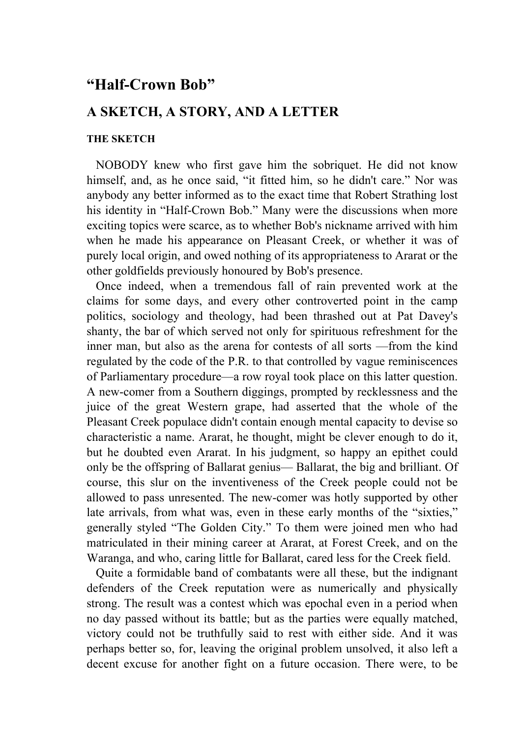# "Half-Crown Bob"

## A SKETCH, A STORY, AND A LETTER

### THE SKETCH

NOBODY knew who first gave him the sobriquet. He did not know himself, and, as he once said, "it fitted him, so he didn't care." Nor was anybody any better informed as to the exact time that Robert Strathing lost his identity in "Half-Crown Bob." Many were the discussions when more exciting topics were scarce, as to whether Bob's nickname arrived with him when he made his appearance on Pleasant Creek, or whether it was of purely local origin, and owed nothing of its appropriateness to Ararat or the other goldfields previously honoured by Bob's presence.

Once indeed, when a tremendous fall of rain prevented work at the claims for some days, and every other controverted point in the camp politics, sociology and theology, had been thrashed out at Pat Davey's shanty, the bar of which served not only for spirituous refreshment for the inner man, but also as the arena for contests of all sorts —from the kind regulated by the code of the P.R. to that controlled by vague reminiscences of Parliamentary procedure—a row royal took place on this latter question. A new-comer from a Southern diggings, prompted by recklessness and the juice of the great Western grape, had asserted that the whole of the Pleasant Creek populace didn't contain enough mental capacity to devise so characteristic a name. Ararat, he thought, might be clever enough to do it, but he doubted even Ararat. In his judgment, so happy an epithet could only be the offspring of Ballarat genius— Ballarat, the big and brilliant. Of course, this slur on the inventiveness of the Creek people could not be allowed to pass unresented. The new-comer was hotly supported by other late arrivals, from what was, even in these early months of the "sixties," generally styled "The Golden City." To them were joined men who had matriculated in their mining career at Ararat, at Forest Creek, and on the Waranga, and who, caring little for Ballarat, cared less for the Creek field.

Quite a formidable band of combatants were all these, but the indignant defenders of the Creek reputation were as numerically and physically strong. The result was a contest which was epochal even in a period when no day passed without its battle; but as the parties were equally matched, victory could not be truthfully said to rest with either side. And it was perhaps better so, for, leaving the original problem unsolved, it also left a decent excuse for another fight on a future occasion. There were, to be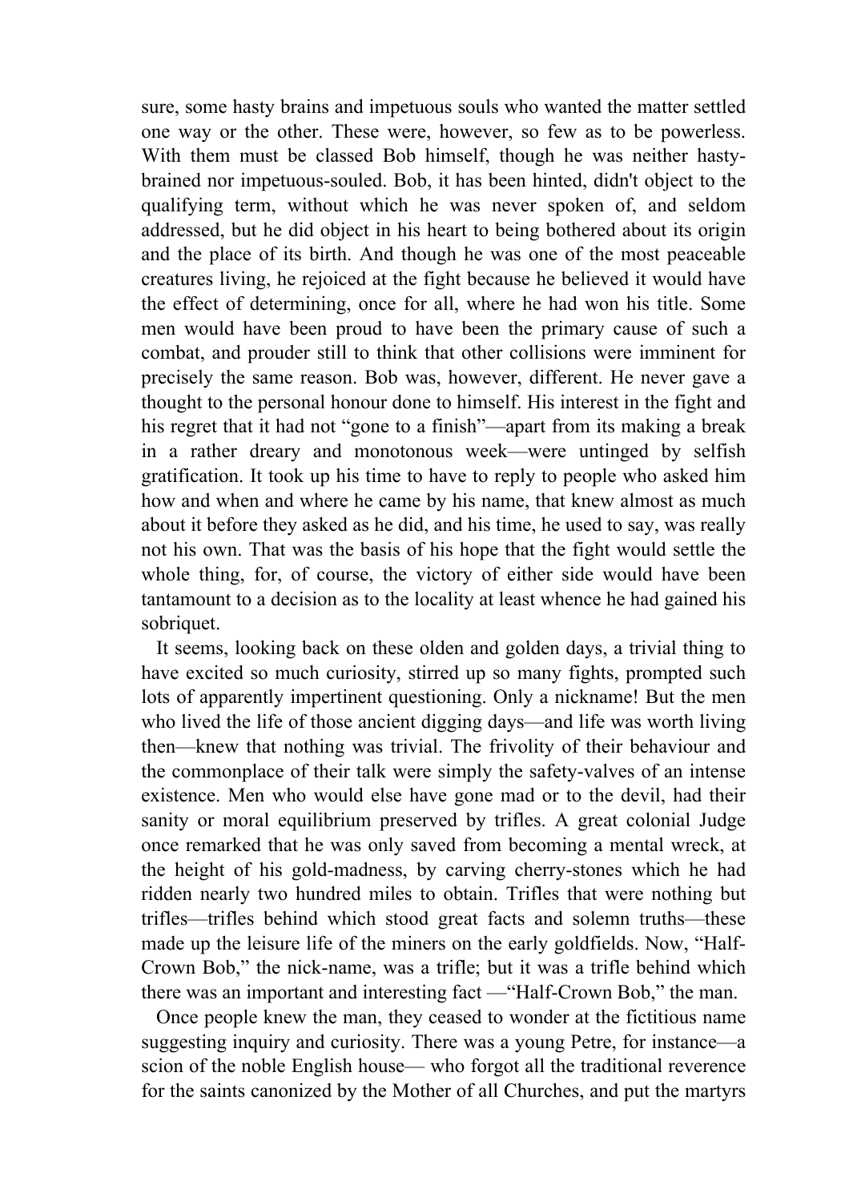sure, some hasty brains and impetuous souls who wanted the matter settled one way or the other. These were, however, so few as to be powerless. With them must be classed Bob himself, though he was neither hasty-brained nor impetuous-souled. Bob, it has been hinted, didn't object to the qualifying term, without which he was never spoken of, and seldom addressed, but he did object in his heart to being bothered about its origin and the place of its birth. And though he was one of the most peaceable creatures living, he rejoiced at the fight because he believed it would have the effect of determining, once for all, where he had won his title. Some men would have been proud to have been the primary cause of such a combat, and prouder still to think that other collisions were imminent for precisely the same reason. Bob was, however, different. He never gave a thought to the personal honour done to himself. His interest in the fight and his regret that it had not "gone to a finish"—apart from its making a break in a rather dreary and monotonous week—were untinged by selfish gratification. It took up his time to have to reply to people who asked him how and when and where he came by his name, that knew almost as much about it before they asked as he did, and his time, he used to say, was really not his own. That was the basis of his hope that the fight would settle the whole thing, for, of course, the victory of either side would have been tantamount to a decision as to the locality at least whence he had gained his sobriquet.

It seems, looking back on these olden and golden days, a trivial thing to have excited so much curiosity, stirred up so many fights, prompted such lots of apparently impertinent questioning. Only a nickname! But the men who lived the life of those ancient digging days—and life was worth living then—knew that nothing was trivial. The frivolity of their behaviour and the commonplace of their talk were simply the safety-valves of an intense existence. Men who would else have gone mad or to the devil, had their sanity or moral equilibrium preserved by trifles. A great colonial Judge once remarked that he was only saved from becoming a mental wreck, at the height of his gold-madness, by carving cherry-stones which he had ridden nearly two hundred miles to obtain. Trifles that were nothing but trifles—trifles behind which stood great facts and solemn truths—these made up the leisure life of the miners on the early goldfields. Now, "Half-Crown Bob," the nick-name, was a trifle; but it was a trifle behind which there was an important and interesting fact —"Half-Crown Bob," the man.

Once people knew the man, they ceased to wonder at the fictitious name suggesting inquiry and curiosity. There was a young Petre, for instance—a scion of the noble English house— who forgot all the traditional reverence for the saints canonized by the Mother of all Churches, and put the martyrs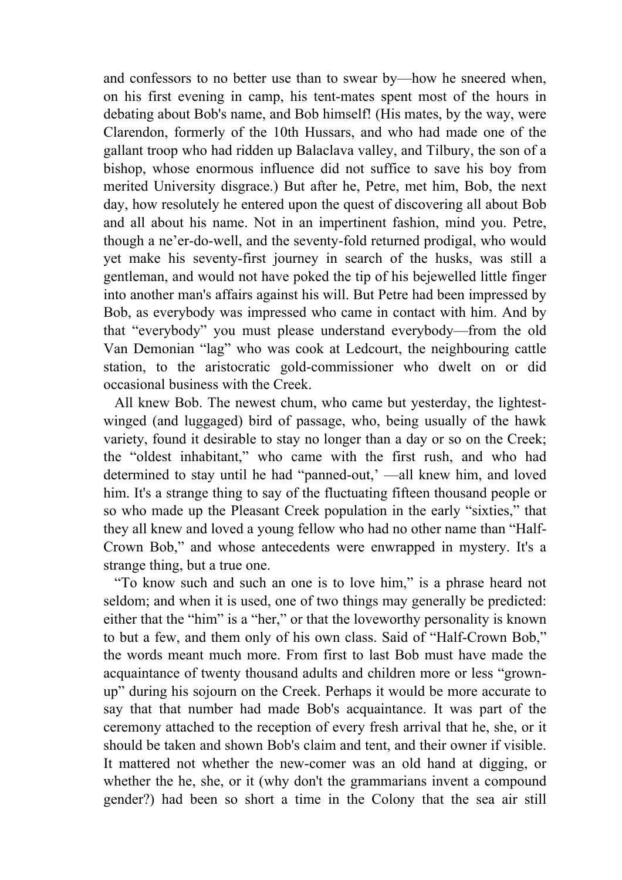and confessors to no better use than to swear by—how he sneered when, on his first evening in camp, his tent-mates spent most of the hours in debating about Bob's name, and Bob himself! (His mates, by the way, were Clarendon, formerly of the 10th Hussars, and who had made one of the gallant troop who had ridden up Balaclava valley, and Tilbury, the son of a bishop, whose enormous influence did not suffice to save his boy from merited University disgrace.) But after he, Petre, met him, Bob, the next day, how resolutely he entered upon the quest of discovering all about Bob and all about his name. Not in an impertinent fashion, mind you. Petre, though a ne'er-do-well, and the seventy-fold returned prodigal, who would yet make his seventy-first journey in search of the husks, was still a gentleman, and would not have poked the tip of his bejewelled little finger into another man's affairs against his will. But Petre had been impressed by Bob, as everybody was impressed who came in contact with him. And by that "everybody" you must please understand everybody—from the old Van Demonian "lag" who was cook at Ledcourt, the neighbouring cattle station, to the aristocratic gold-commissioner who dwelt on or did occasional business with the Creek.

All knew Bob. The newest chum, who came but yesterday, the lightest-winged (and luggaged) bird of passage, who, being usually of the hawk variety, found it desirable to stay no longer than a day or so on the Creek; the "oldest inhabitant," who came with the first rush, and who had determined to stay until he had "panned-out,' —all knew him, and loved him. It's a strange thing to say of the fluctuating fifteen thousand people or so who made up the Pleasant Creek population in the early "sixties," that they all knew and loved a young fellow who had no other name than "Half-Crown Bob," and whose antecedents were enwrapped in mystery. It's a strange thing, but a true one.

"To know such and such an one is to love him," is a phrase heard not seldom; and when it is used, one of two things may generally be predicted: either that the "him" is a "her," or that the loveworthy personality is known to but a few, and them only of his own class. Said of "Half-Crown Bob," the words meant much more. From first to last Bob must have made the acquaintance of twenty thousand adults and children more or less "grown-up" during his sojourn on the Creek. Perhaps it would be more accurate to say that that number had made Bob's acquaintance. It was part of the ceremony attached to the reception of every fresh arrival that he, she, or it should be taken and shown Bob's claim and tent, and their owner if visible. It mattered not whether the new-comer was an old hand at digging, or whether the he, she, or it (why don't the grammarians invent a compound gender?) had been so short a time in the Colony that the sea air still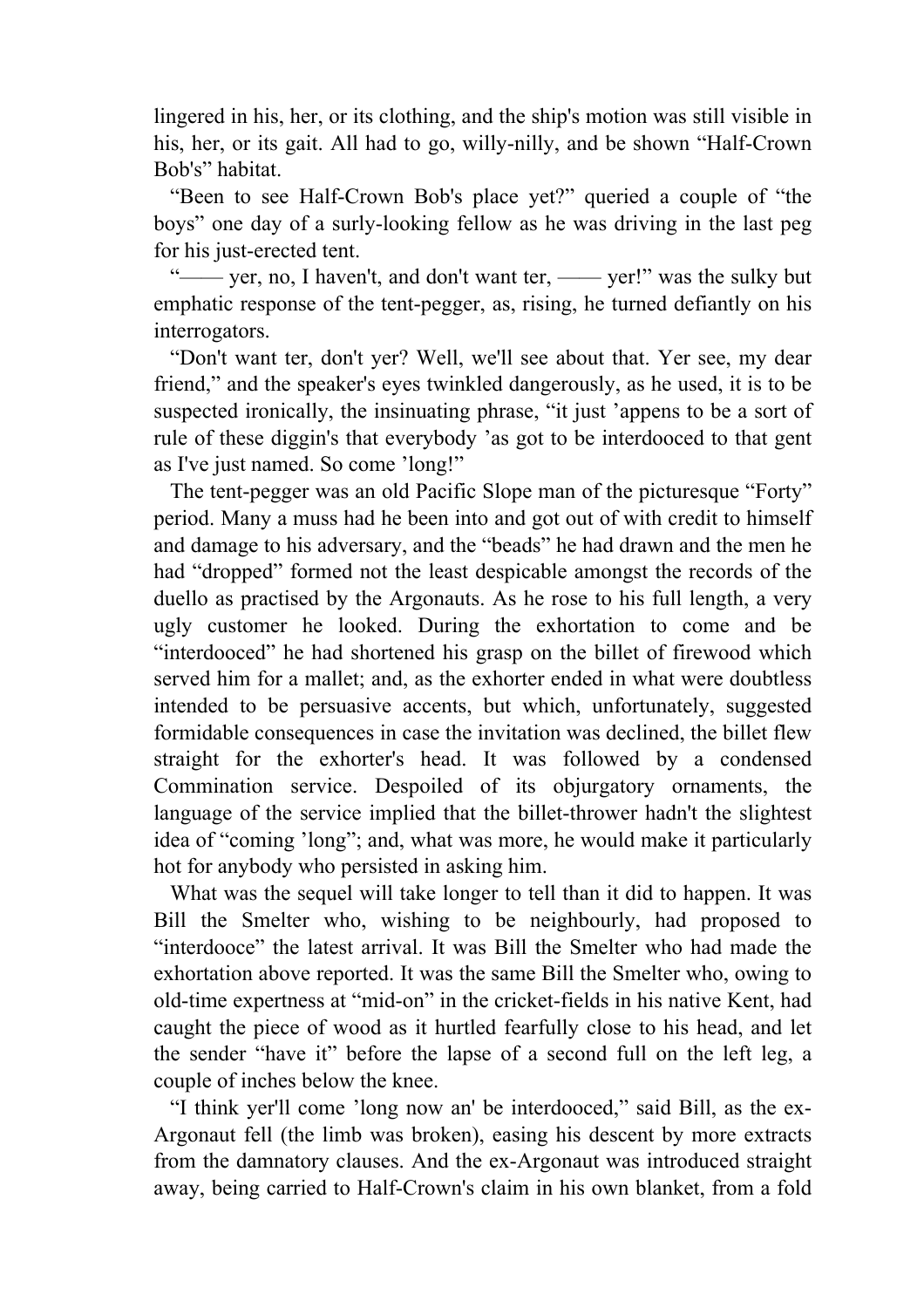lingered in his, her, or its clothing, and the ship's motion was still visible in his, her, or its gait. All had to go, willy-nilly, and be shown "Half-Crown Bob's" habitat.

"Been to see Half-Crown Bob's place yet?" queried a couple of "the boys" one day of a surly-looking fellow as he was driving in the last peg for his just-erected tent.

"—— yer, no, I haven't, and don't want ter, —— yer!" was the sulky but emphatic response of the tent-pegger, as, rising, he turned defiantly on his interrogators.

"Don't want ter, don't yer? Well, we'll see about that. Yer see, my dear friend," and the speaker's eyes twinkled dangerously, as he used, it is to be suspected ironically, the insinuating phrase, "it just 'appens to be a sort of rule of these diggin's that everybody 'as got to be interdooced to that gent as I've just named. So come 'long!"

The tent-pegger was an old Pacific Slope man of the picturesque "Forty" period. Many a muss had he been into and got out of with credit to himself and damage to his adversary, and the "beads" he had drawn and the men he had "dropped" formed not the least despicable amongst the records of the duello as practised by the Argonauts. As he rose to his full length, a very ugly customer he looked. During the exhortation to come and be "interdooced" he had shortened his grasp on the billet of firewood which served him for a mallet; and, as the exhorter ended in what were doubtless intended to be persuasive accents, but which, unfortunately, suggested formidable consequences in case the invitation was declined, the billet flew straight for the exhorter's head. It was followed by a condensed Commination service. Despoiled of its objurgatory ornaments, the language of the service implied that the billet-thrower hadn't the slightest idea of "coming 'long"; and, what was more, he would make it particularly hot for anybody who persisted in asking him.

What was the sequel will take longer to tell than it did to happen. It was Bill the Smelter who, wishing to be neighbourly, had proposed to "interdooce" the latest arrival. It was Bill the Smelter who had made the exhortation above reported. It was the same Bill the Smelter who, owing to old-time expertness at "mid-on" in the cricket-fields in his native Kent, had caught the piece of wood as it hurtled fearfully close to his head, and let the sender "have it" before the lapse of a second full on the left leg, a couple of inches below the knee.

"I think yer'll come 'long now an' be interdooced," said Bill, as the ex-Argonaut fell (the limb was broken), easing his descent by more extracts from the damnatory clauses. And the ex-Argonaut was introduced straight away, being carried to Half-Crown's claim in his own blanket, from a fold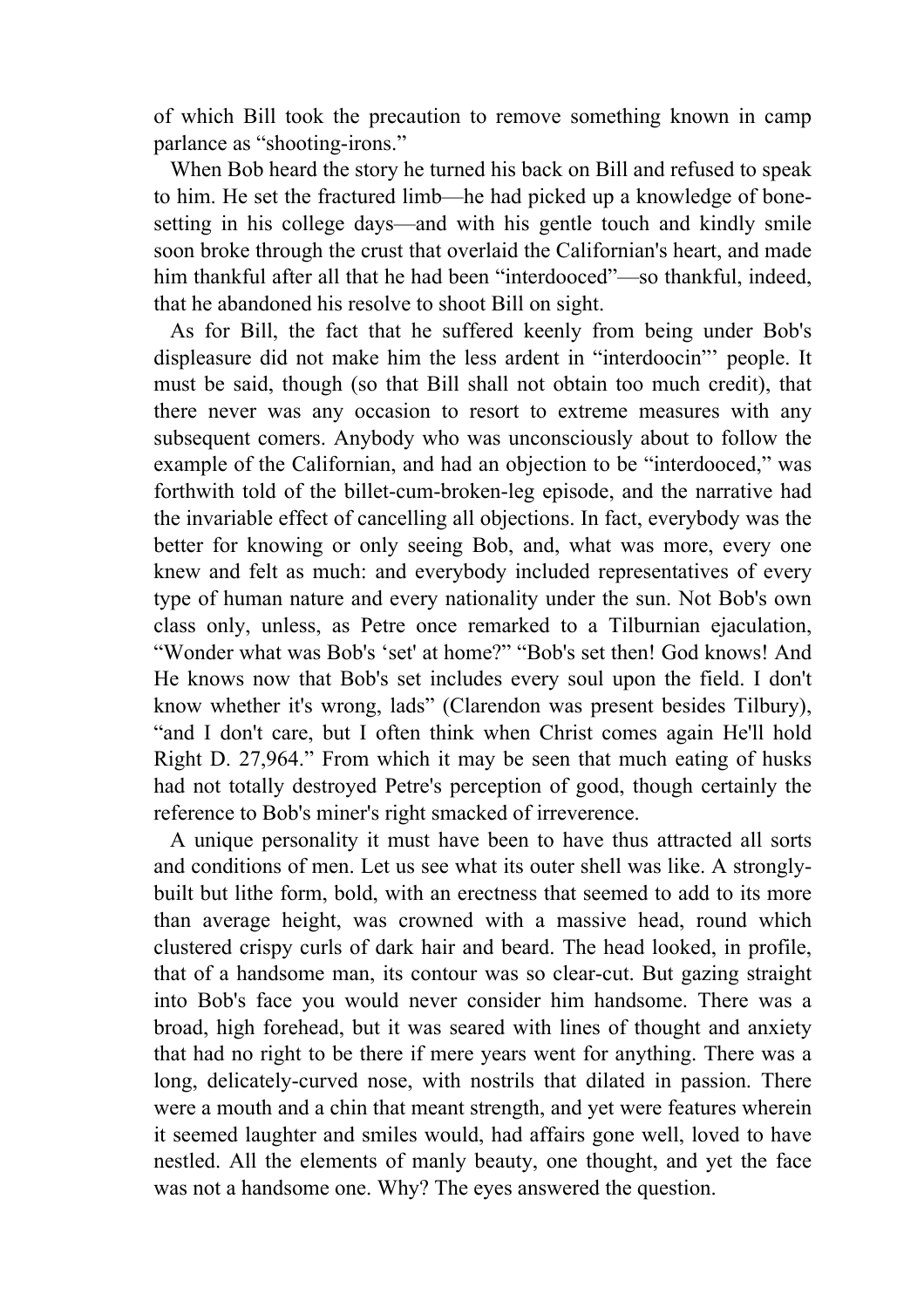of which Bill took the precaution to remove something known in camp parlance as "shooting-irons."

When Bob heard the story he turned his back on Bill and refused to speak to him. He set the fractured limb—he had picked up a knowledge of bone-setting in his college days—and with his gentle touch and kindly smile soon broke through the crust that overlaid the Californian's heart, and made him thankful after all that he had been "interdooced"—so thankful, indeed, that he abandoned his resolve to shoot Bill on sight.

As for Bill, the fact that he suffered keenly from being under Bob's displeasure did not make him the less ardent in "interdoocin'" people. It must be said, though (so that Bill shall not obtain too much credit), that there never was any occasion to resort to extreme measures with any subsequent comers. Anybody who was unconsciously about to follow the example of the Californian, and had an objection to be "interdooced," was forthwith told of the billet-cum-broken-leg episode, and the narrative had the invariable effect of cancelling all objections. In fact, everybody was the better for knowing or only seeing Bob, and, what was more, every one knew and felt as much: and everybody included representatives of every type of human nature and every nationality under the sun. Not Bob's own class only, unless, as Petre once remarked to a Tilburnian ejaculation, "Wonder what was Bob's 'set' at home?" "Bob's set then! God knows! And He knows now that Bob's set includes every soul upon the field. I don't know whether it's wrong, lads" (Clarendon was present besides Tilbury), "and I don't care, but I often think when Christ comes again He'll hold Right D. 27,964." From which it may be seen that much eating of husks had not totally destroyed Petre's perception of good, though certainly the reference to Bob's miner's right smacked of irreverence.

A unique personality it must have been to have thus attracted all sorts and conditions of men. Let us see what its outer shell was like. A strongly-built but lithe form, bold, with an erectness that seemed to add to its more than average height, was crowned with a massive head, round which clustered crispy curls of dark hair and beard. The head looked, in profile, that of a handsome man, its contour was so clear-cut. But gazing straight into Bob's face you would never consider him handsome. There was a broad, high forehead, but it was seared with lines of thought and anxiety that had no right to be there if mere years went for anything. There was a long, delicately-curved nose, with nostrils that dilated in passion. There were a mouth and a chin that meant strength, and yet were features wherein it seemed laughter and smiles would, had affairs gone well, loved to have nestled. All the elements of manly beauty, one thought, and yet the face was not a handsome one. Why? The eyes answered the question.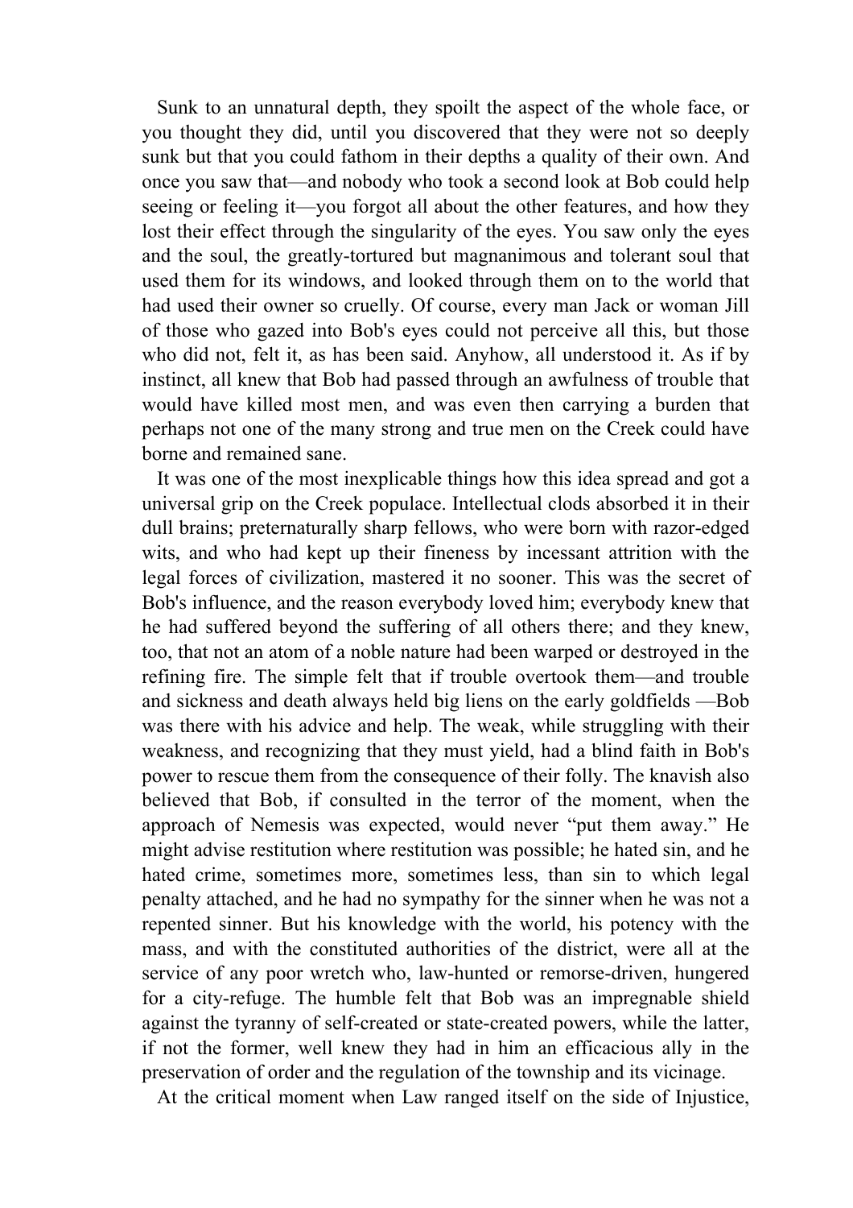Sunk to an unnatural depth, they spoilt the aspect of the whole face, or you thought they did, until you discovered that they were not so deeply sunk but that you could fathom in their depths a quality of their own. And once you saw that—and nobody who took a second look at Bob could help seeing or feeling it—you forgot all about the other features, and how they lost their effect through the singularity of the eyes. You saw only the eyes and the soul, the greatly-tortured but magnanimous and tolerant soul that used them for its windows, and looked through them on to the world that had used their owner so cruelly. Of course, every man Jack or woman Jill of those who gazed into Bob's eyes could not perceive all this, but those who did not, felt it, as has been said. Anyhow, all understood it. As if by instinct, all knew that Bob had passed through an awfulness of trouble that would have killed most men, and was even then carrying a burden that perhaps not one of the many strong and true men on the Creek could have borne and remained sane.

It was one of the most inexplicable things how this idea spread and got a universal grip on the Creek populace. Intellectual clods absorbed it in their dull brains; preternaturally sharp fellows, who were born with razor-edged wits, and who had kept up their fineness by incessant attrition with the legal forces of civilization, mastered it no sooner. This was the secret of Bob's influence, and the reason everybody loved him; everybody knew that he had suffered beyond the suffering of all others there; and they knew, too, that not an atom of a noble nature had been warped or destroyed in the refining fire. The simple felt that if trouble overtook them—and trouble and sickness and death always held big liens on the early goldfields —Bob was there with his advice and help. The weak, while struggling with their weakness, and recognizing that they must yield, had a blind faith in Bob's power to rescue them from the consequence of their folly. The knavish also believed that Bob, if consulted in the terror of the moment, when the approach of Nemesis was expected, would never "put them away." He might advise restitution where restitution was possible; he hated sin, and he hated crime, sometimes more, sometimes less, than sin to which legal penalty attached, and he had no sympathy for the sinner when he was not a repented sinner. But his knowledge with the world, his potency with the mass, and with the constituted authorities of the district, were all at the service of any poor wretch who, law-hunted or remorse-driven, hungered for a city-refuge. The humble felt that Bob was an impregnable shield against the tyranny of self-created or state-created powers, while the latter, if not the former, well knew they had in him an efficacious ally in the preservation of order and the regulation of the township and its vicinage.

At the critical moment when Law ranged itself on the side of Injustice,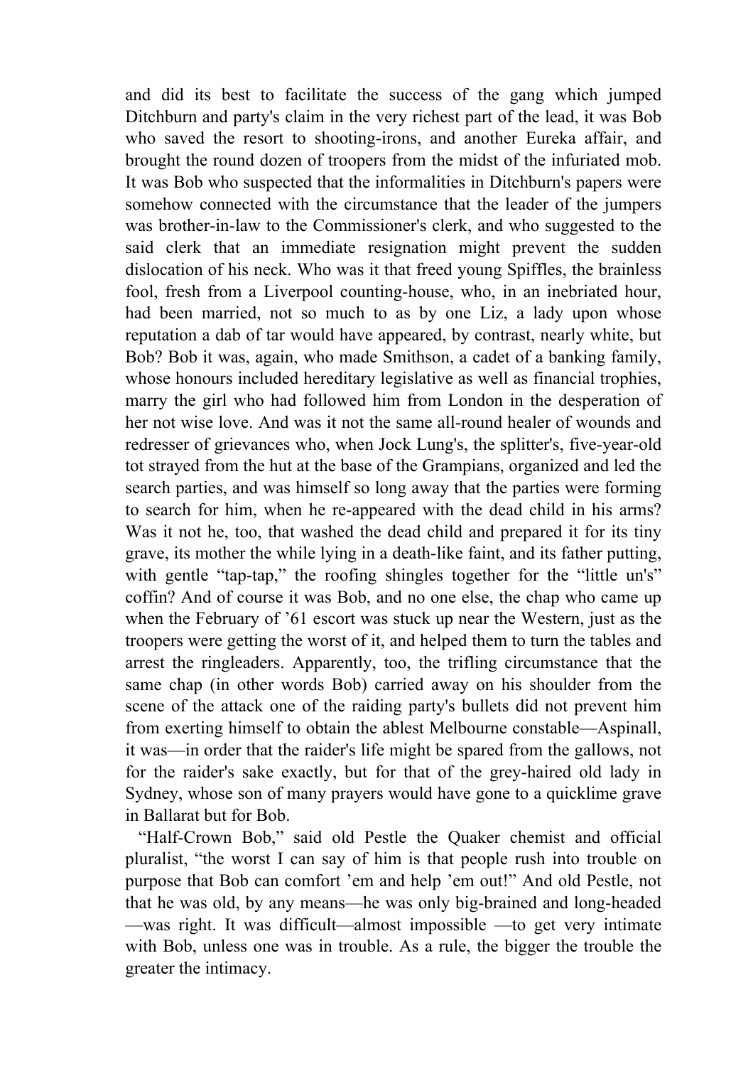and did its best to facilitate the success of the gang which jumped Ditchburn and party's claim in the very richest part of the lead, it was Bob who saved the resort to shooting-irons, and another Eureka affair, and brought the round dozen of troopers from the midst of the infuriated mob. It was Bob who suspected that the informalities in Ditchburn's papers were somehow connected with the circumstance that the leader of the jumpers was brother-in-law to the Commissioner's clerk, and who suggested to the said clerk that an immediate resignation might prevent the sudden dislocation of his neck. Who was it that freed young Spiffles, the brainless fool, fresh from a Liverpool counting-house, who, in an inebriated hour, had been married, not so much to as by one Liz, a lady upon whose reputation a dab of tar would have appeared, by contrast, nearly white, but Bob? Bob it was, again, who made Smithson, a cadet of a banking family, whose honours included hereditary legislative as well as financial trophies, marry the girl who had followed him from London in the desperation of her not wise love. And was it not the same all-round healer of wounds and redresser of grievances who, when Jock Lung's, the splitter's, five-year-old tot strayed from the hut at the base of the Grampians, organized and led the search parties, and was himself so long away that the parties were forming to search for him, when he re-appeared with the dead child in his arms? Was it not he, too, that washed the dead child and prepared it for its tiny grave, its mother the while lying in a death-like faint, and its father putting, with gentle "tap-tap," the roofing shingles together for the "little un's" coffin? And of course it was Bob, and no one else, the chap who came up when the February of '61 escort was stuck up near the Western, just as the troopers were getting the worst of it, and helped them to turn the tables and arrest the ringleaders. Apparently, too, the trifling circumstance that the same chap (in other words Bob) carried away on his shoulder from the scene of the attack one of the raiding party's bullets did not prevent him from exerting himself to obtain the ablest Melbourne constable—Aspinall, it was—in order that the raider's life might be spared from the gallows, not for the raider's sake exactly, but for that of the grey-haired old lady in Sydney, whose son of many prayers would have gone to a quicklime grave in Ballarat but for Bob.

"Half-Crown Bob," said old Pestle the Quaker chemist and official pluralist, "the worst I can say of him is that people rush into trouble on purpose that Bob can comfort 'em and help 'em out!" And old Pestle, not that he was old, by any means—he was only big-brained and long-headed—was right. It was difficult—almost impossible —to get very intimate with Bob, unless one was in trouble. As a rule, the bigger the trouble the greater the intimacy.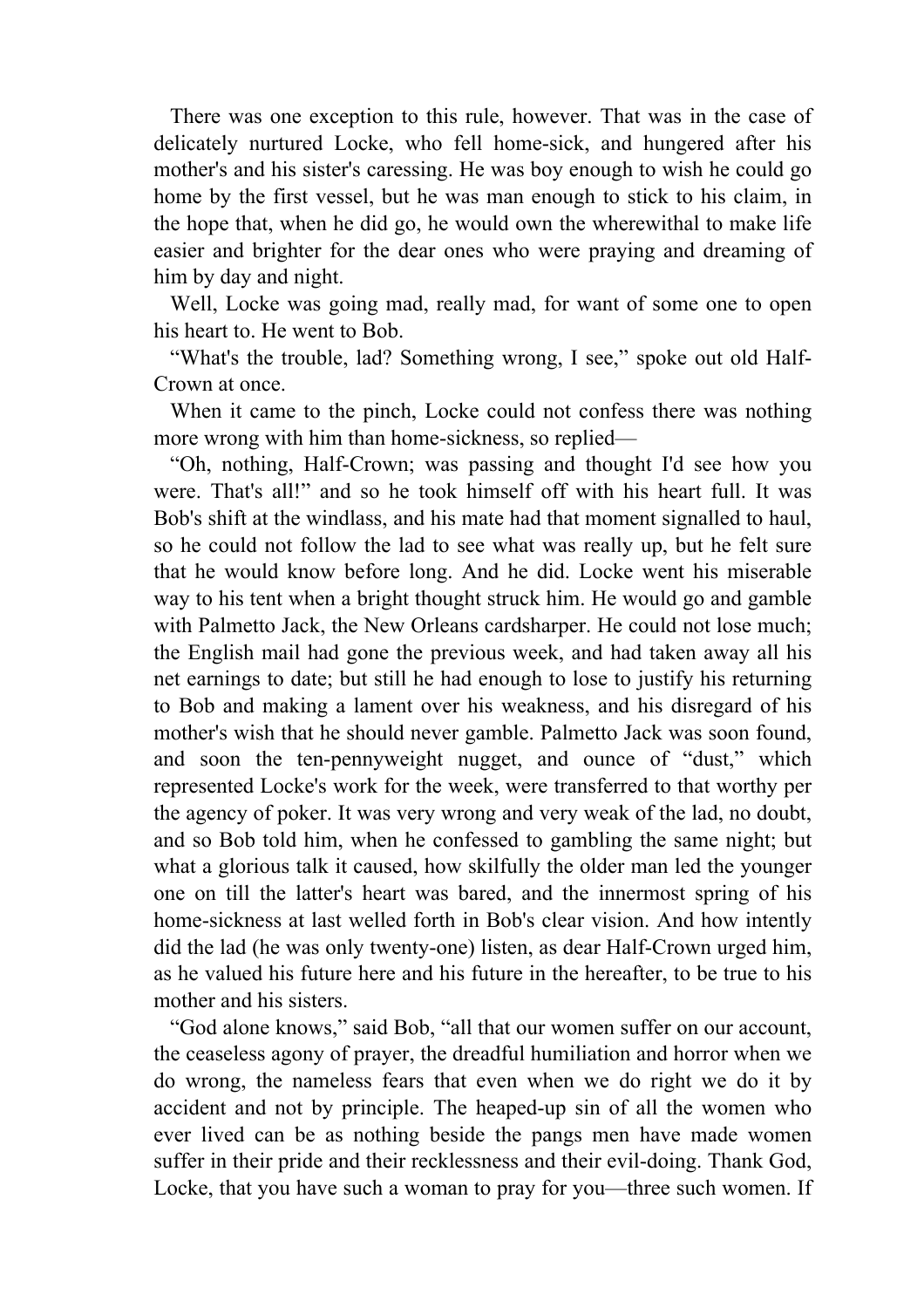There was one exception to this rule, however. That was in the case of delicately nurtured Locke, who fell home-sick, and hungered after his mother's and his sister's caressing. He was boy enough to wish he could go home by the first vessel, but he was man enough to stick to his claim, in the hope that, when he did go, he would own the wherewithal to make life easier and brighter for the dear ones who were praying and dreaming of him by day and night.

Well, Locke was going mad, really mad, for want of some one to open his heart to. He went to Bob.

"What's the trouble, lad? Something wrong, I see," spoke out old Half-Crown at once.

When it came to the pinch, Locke could not confess there was nothing more wrong with him than home-sickness, so replied—

"Oh, nothing, Half-Crown; was passing and thought I'd see how you were. That's all!" and so he took himself off with his heart full. It was Bob's shift at the windlass, and his mate had that moment signalled to haul, so he could not follow the lad to see what was really up, but he felt sure that he would know before long. And he did. Locke went his miserable way to his tent when a bright thought struck him. He would go and gamble with Palmetto Jack, the New Orleans cardsharper. He could not lose much; the English mail had gone the previous week, and had taken away all his net earnings to date; but still he had enough to lose to justify his returning to Bob and making a lament over his weakness, and his disregard of his mother's wish that he should never gamble. Palmetto Jack was soon found, and soon the ten-pennyweight nugget, and ounce of "dust," which represented Locke's work for the week, were transferred to that worthy per the agency of poker. It was very wrong and very weak of the lad, no doubt, and so Bob told him, when he confessed to gambling the same night; but what a glorious talk it caused, how skilfully the older man led the younger one on till the latter's heart was bared, and the innermost spring of his home-sickness at last welled forth in Bob's clear vision. And how intently did the lad (he was only twenty-one) listen, as dear Half-Crown urged him, as he valued his future here and his future in the hereafter, to be true to his mother and his sisters.

"God alone knows," said Bob, "all that our women suffer on our account, the ceaseless agony of prayer, the dreadful humiliation and horror when we do wrong, the nameless fears that even when we do right we do it by accident and not by principle. The heaped-up sin of all the women who ever lived can be as nothing beside the pangs men have made women suffer in their pride and their recklessness and their evil-doing. Thank God, Locke, that you have such a woman to pray for you—three such women. If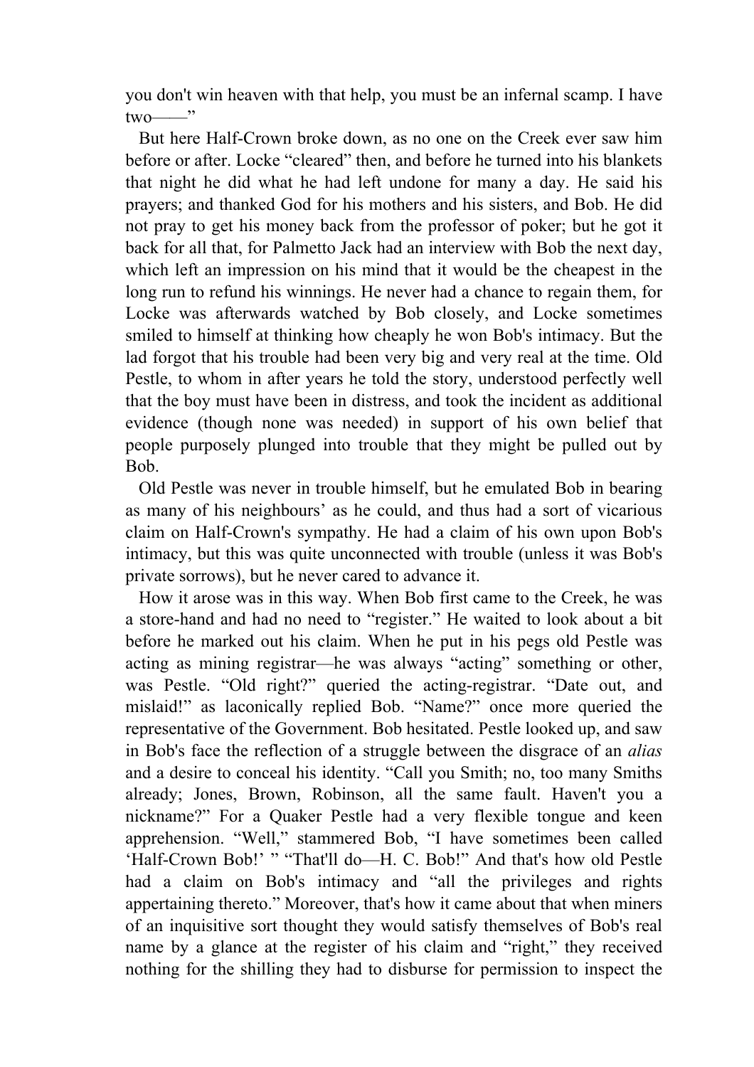you don't win heaven with that help, you must be an infernal scamp. I have two——"

But here Half-Crown broke down, as no one on the Creek ever saw him before or after. Locke "cleared" then, and before he turned into his blankets that night he did what he had left undone for many a day. He said his prayers; and thanked God for his mothers and his sisters, and Bob. He did not pray to get his money back from the professor of poker; but he got it back for all that, for Palmetto Jack had an interview with Bob the next day, which left an impression on his mind that it would be the cheapest in the long run to refund his winnings. He never had a chance to regain them, for Locke was afterwards watched by Bob closely, and Locke sometimes smiled to himself at thinking how cheaply he won Bob's intimacy. But the lad forgot that his trouble had been very big and very real at the time. Old Pestle, to whom in after years he told the story, understood perfectly well that the boy must have been in distress, and took the incident as additional evidence (though none was needed) in support of his own belief that people purposely plunged into trouble that they might be pulled out by Bob.

Old Pestle was never in trouble himself, but he emulated Bob in bearing as many of his neighbours' as he could, and thus had a sort of vicarious claim on Half-Crown's sympathy. He had a claim of his own upon Bob's intimacy, but this was quite unconnected with trouble (unless it was Bob's private sorrows), but he never cared to advance it.

How it arose was in this way. When Bob first came to the Creek, he was a store-hand and had no need to "register." He waited to look about a bit before he marked out his claim. When he put in his pegs old Pestle was acting as mining registrar—he was always "acting" something or other, was Pestle. "Old right?" queried the acting-registrar. "Date out, and mislaid!" as laconically replied Bob. "Name?" once more queried the representative of the Government. Bob hesitated. Pestle looked up, and saw in Bob's face the reflection of a struggle between the disgrace of an *alias* and a desire to conceal his identity. "Call you Smith; no, too many Smiths already; Jones, Brown, Robinson, all the same fault. Haven't you a nickname?" For a Quaker Pestle had a very flexible tongue and keen apprehension. "Well," stammered Bob, "I have sometimes been called 'Half-Crown Bob!' " "That'll do—H. C. Bob!" And that's how old Pestle had a claim on Bob's intimacy and "all the privileges and rights appertaining thereto." Moreover, that's how it came about that when miners of an inquisitive sort thought they would satisfy themselves of Bob's real name by a glance at the register of his claim and "right," they received nothing for the shilling they had to disburse for permission to inspect the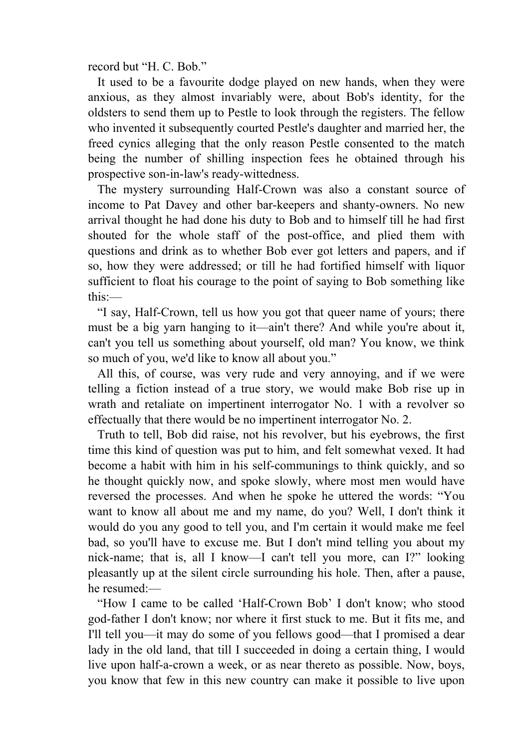record but "H. C. Bob."

It used to be a favourite dodge played on new hands, when they were anxious, as they almost invariably were, about Bob's identity, for the oldsters to send them up to Pestle to look through the registers. The fellow who invented it subsequently courted Pestle's daughter and married her, the freed cynics alleging that the only reason Pestle consented to the match being the number of shilling inspection fees he obtained through his prospective son-in-law's ready-wittedness.

The mystery surrounding Half-Crown was also a constant source of income to Pat Davey and other bar-keepers and shanty-owners. No new arrival thought he had done his duty to Bob and to himself till he had first shouted for the whole staff of the post-office, and plied them with questions and drink as to whether Bob ever got letters and papers, and if so, how they were addressed; or till he had fortified himself with liquor sufficient to float his courage to the point of saying to Bob something like this:—

"I say, Half-Crown, tell us how you got that queer name of yours; there must be a big yarn hanging to it—ain't there? And while you're about it, can't you tell us something about yourself, old man? You know, we think so much of you, we'd like to know all about you."

All this, of course, was very rude and very annoying, and if we were telling a fiction instead of a true story, we would make Bob rise up in wrath and retaliate on impertinent interrogator No. 1 with a revolver so effectually that there would be no impertinent interrogator No. 2.

Truth to tell, Bob did raise, not his revolver, but his eyebrows, the first time this kind of question was put to him, and felt somewhat vexed. It had become a habit with him in his self-communings to think quickly, and so he thought quickly now, and spoke slowly, where most men would have reversed the processes. And when he spoke he uttered the words: "You want to know all about me and my name, do you? Well, I don't think it would do you any good to tell you, and I'm certain it would make me feel bad, so you'll have to excuse me. But I don't mind telling you about my nick-name; that is, all I know—I can't tell you more, can I?" looking pleasantly up at the silent circle surrounding his hole. Then, after a pause, he resumed:—

"How I came to be called 'Half-Crown Bob' I don't know; who stood god-father I don't know; nor where it first stuck to me. But it fits me, and I'll tell you—it may do some of you fellows good—that I promised a dear lady in the old land, that till I succeeded in doing a certain thing, I would live upon half-a-crown a week, or as near thereto as possible. Now, boys, you know that few in this new country can make it possible to live upon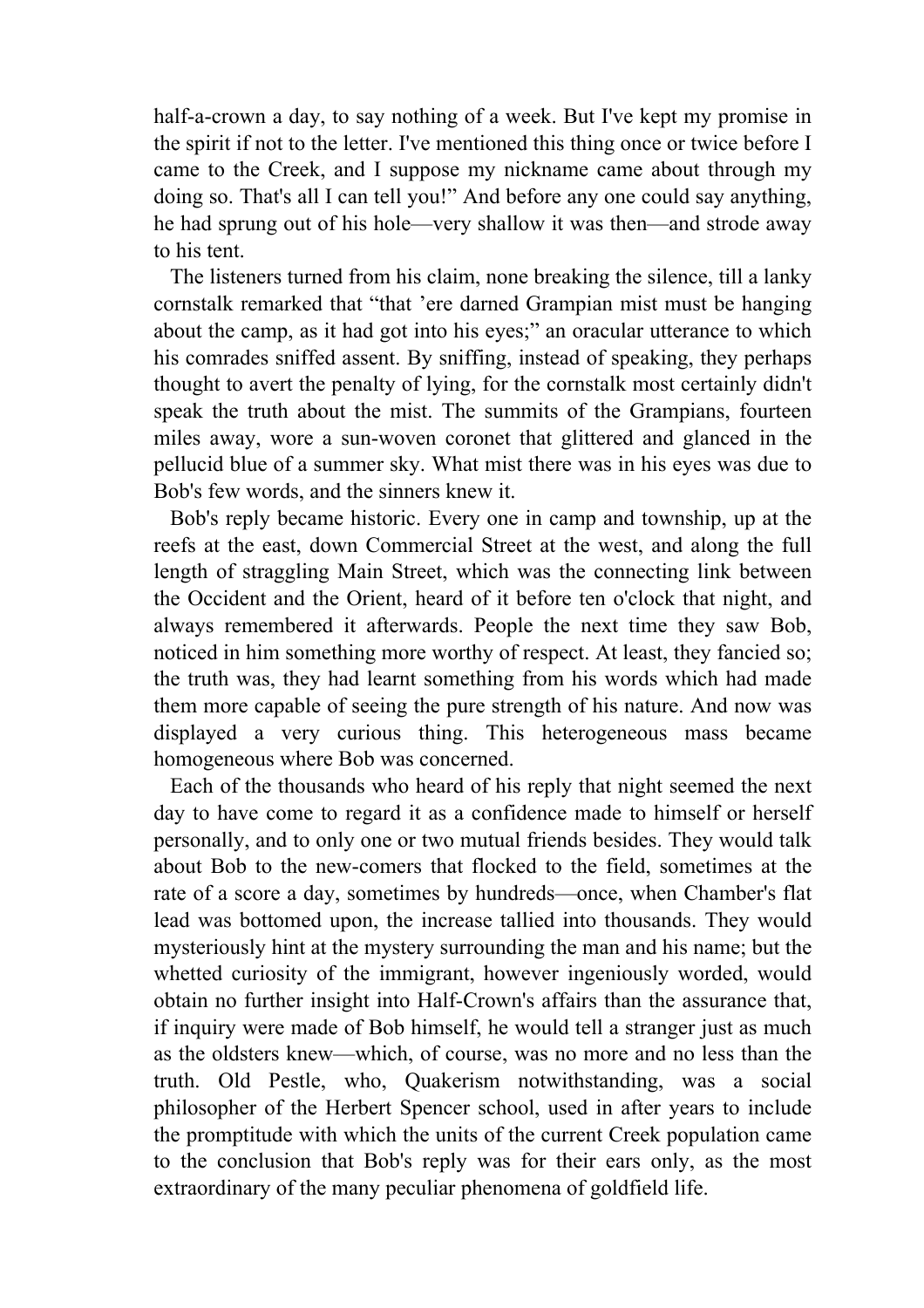half-a-crown a day, to say nothing of a week. But I've kept my promise in the spirit if not to the letter. I've mentioned this thing once or twice before I came to the Creek, and I suppose my nickname came about through my doing so. That's all I can tell you!" And before any one could say anything, he had sprung out of his hole—very shallow it was then—and strode away to his tent.

The listeners turned from his claim, none breaking the silence, till a lanky cornstalk remarked that "that 'ere darned Grampian mist must be hanging about the camp, as it had got into his eyes;" an oracular utterance to which his comrades sniffed assent. By sniffing, instead of speaking, they perhaps thought to avert the penalty of lying, for the cornstalk most certainly didn't speak the truth about the mist. The summits of the Grampians, fourteen miles away, wore a sun-woven coronet that glittered and glanced in the pellucid blue of a summer sky. What mist there was in his eyes was due to Bob's few words, and the sinners knew it.

Bob's reply became historic. Every one in camp and township, up at the reefs at the east, down Commercial Street at the west, and along the full length of straggling Main Street, which was the connecting link between the Occident and the Orient, heard of it before ten o'clock that night, and always remembered it afterwards. People the next time they saw Bob, noticed in him something more worthy of respect. At least, they fancied so; the truth was, they had learnt something from his words which had made them more capable of seeing the pure strength of his nature. And now was displayed a very curious thing. This heterogeneous mass became homogeneous where Bob was concerned.

Each of the thousands who heard of his reply that night seemed the next day to have come to regard it as a confidence made to himself or herself personally, and to only one or two mutual friends besides. They would talk about Bob to the new-comers that flocked to the field, sometimes at the rate of a score a day, sometimes by hundreds—once, when Chamber's flat lead was bottomed upon, the increase tallied into thousands. They would mysteriously hint at the mystery surrounding the man and his name; but the whetted curiosity of the immigrant, however ingeniously worded, would obtain no further insight into Half-Crown's affairs than the assurance that, if inquiry were made of Bob himself, he would tell a stranger just as much as the oldsters knew—which, of course, was no more and no less than the truth. Old Pestle, who, Quakerism notwithstanding, was a social philosopher of the Herbert Spencer school, used in after years to include the promptitude with which the units of the current Creek population came to the conclusion that Bob's reply was for their ears only, as the most extraordinary of the many peculiar phenomena of goldfield life.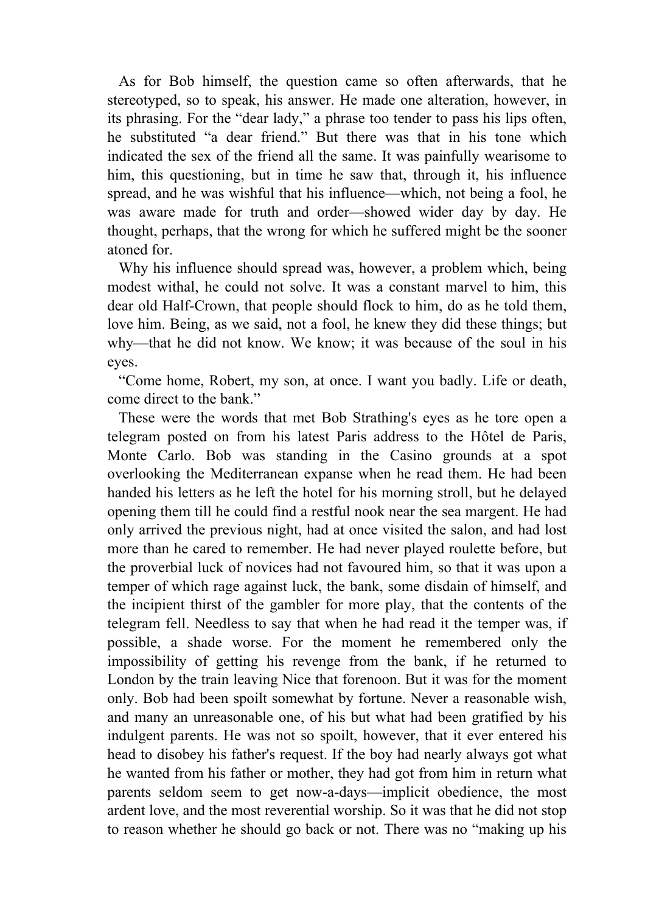As for Bob himself, the question came so often afterwards, that he stereotyped, so to speak, his answer. He made one alteration, however, in its phrasing. For the "dear lady," a phrase too tender to pass his lips often, he substituted "a dear friend." But there was that in his tone which indicated the sex of the friend all the same. It was painfully wearisome to him, this questioning, but in time he saw that, through it, his influence spread, and he was wishful that his influence—which, not being a fool, he was aware made for truth and order—showed wider day by day. He thought, perhaps, that the wrong for which he suffered might be the sooner atoned for.

Why his influence should spread was, however, a problem which, being modest withal, he could not solve. It was a constant marvel to him, this dear old Half-Crown, that people should flock to him, do as he told them, love him. Being, as we said, not a fool, he knew they did these things; but why—that he did not know. We know; it was because of the soul in his eyes.

"Come home, Robert, my son, at once. I want you badly. Life or death, come direct to the bank."

These were the words that met Bob Strathing's eyes as he tore open a telegram posted on from his latest Paris address to the Hôtel de Paris, Monte Carlo. Bob was standing in the Casino grounds at a spot overlooking the Mediterranean expanse when he read them. He had been handed his letters as he left the hotel for his morning stroll, but he delayed opening them till he could find a restful nook near the sea margent. He had only arrived the previous night, had at once visited the salon, and had lost more than he cared to remember. He had never played roulette before, but the proverbial luck of novices had not favoured him, so that it was upon a temper of which rage against luck, the bank, some disdain of himself, and the incipient thirst of the gambler for more play, that the contents of the telegram fell. Needless to say that when he had read it the temper was, if possible, a shade worse. For the moment he remembered only the impossibility of getting his revenge from the bank, if he returned to London by the train leaving Nice that forenoon. But it was for the moment only. Bob had been spoilt somewhat by fortune. Never a reasonable wish, and many an unreasonable one, of his but what had been gratified by his indulgent parents. He was not so spoilt, however, that it ever entered his head to disobey his father's request. If the boy had nearly always got what he wanted from his father or mother, they had got from him in return what parents seldom seem to get now-a-days—implicit obedience, the most ardent love, and the most reverential worship. So it was that he did not stop to reason whether he should go back or not. There was no "making up his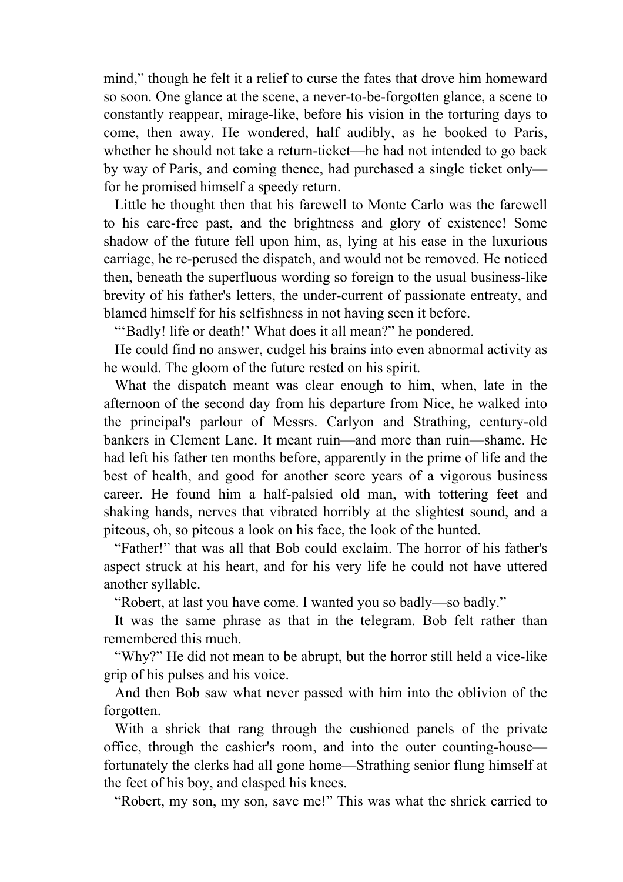mind," though he felt it a relief to curse the fates that drove him homeward so soon. One glance at the scene, a never-to-be-forgotten glance, a scene to constantly reappear, mirage-like, before his vision in the torturing days to come, then away. He wondered, half audibly, as he booked to Paris, whether he should not take a return-ticket—he had not intended to go back by way of Paris, and coming thence, had purchased a single ticket only—for he promised himself a speedy return.

Little he thought then that his farewell to Monte Carlo was the farewell to his care-free past, and the brightness and glory of existence! Some shadow of the future fell upon him, as, lying at his ease in the luxurious carriage, he re-perused the dispatch, and would not be removed. He noticed then, beneath the superfluous wording so foreign to the usual business-like brevity of his father's letters, the under-current of passionate entreaty, and blamed himself for his selfishness in not having seen it before.

"'Badly! life or death!' What does it all mean?" he pondered.

He could find no answer, cudgel his brains into even abnormal activity as he would. The gloom of the future rested on his spirit.

What the dispatch meant was clear enough to him, when, late in the afternoon of the second day from his departure from Nice, he walked into the principal's parlour of Messrs. Carlyon and Strathing, century-old bankers in Clement Lane. It meant ruin—and more than ruin—shame. He had left his father ten months before, apparently in the prime of life and the best of health, and good for another score years of a vigorous business career. He found him a half-palsied old man, with tottering feet and shaking hands, nerves that vibrated horribly at the slightest sound, and a piteous, oh, so piteous a look on his face, the look of the hunted.

"Father!" that was all that Bob could exclaim. The horror of his father's aspect struck at his heart, and for his very life he could not have uttered another syllable.

"Robert, at last you have come. I wanted you so badly—so badly."

It was the same phrase as that in the telegram. Bob felt rather than remembered this much.

"Why?" He did not mean to be abrupt, but the horror still held a vice-like grip of his pulses and his voice.

And then Bob saw what never passed with him into the oblivion of the forgotten.

With a shriek that rang through the cushioned panels of the private office, through the cashier's room, and into the outer counting-house—fortunately the clerks had all gone home—Strathing senior flung himself at the feet of his boy, and clasped his knees.

"Robert, my son, my son, save me!" This was what the shriek carried to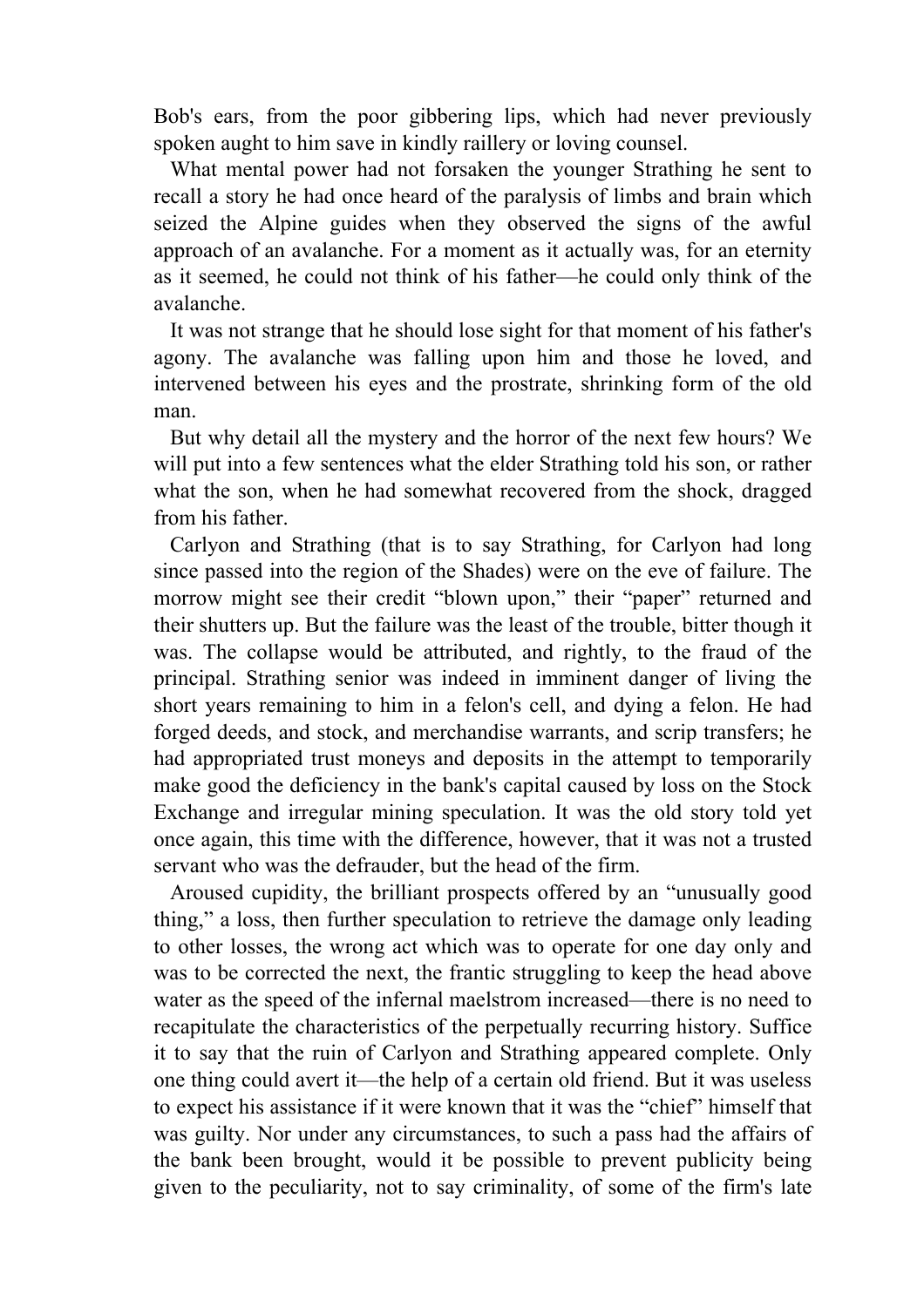Bob's ears, from the poor gibbering lips, which had never previously spoken aught to him save in kindly raillery or loving counsel.

What mental power had not forsaken the younger Strathing he sent to recall a story he had once heard of the paralysis of limbs and brain which seized the Alpine guides when they observed the signs of the awful approach of an avalanche. For a moment as it actually was, for an eternity as it seemed, he could not think of his father—he could only think of the avalanche.

It was not strange that he should lose sight for that moment of his father's agony. The avalanche was falling upon him and those he loved, and intervened between his eyes and the prostrate, shrinking form of the old man.

But why detail all the mystery and the horror of the next few hours? We will put into a few sentences what the elder Strathing told his son, or rather what the son, when he had somewhat recovered from the shock, dragged from his father.

Carlyon and Strathing (that is to say Strathing, for Carlyon had long since passed into the region of the Shades) were on the eve of failure. The morrow might see their credit "blown upon," their "paper" returned and their shutters up. But the failure was the least of the trouble, bitter though it was. The collapse would be attributed, and rightly, to the fraud of the principal. Strathing senior was indeed in imminent danger of living the short years remaining to him in a felon's cell, and dying a felon. He had forged deeds, and stock, and merchandise warrants, and scrip transfers; he had appropriated trust moneys and deposits in the attempt to temporarily make good the deficiency in the bank's capital caused by loss on the Stock Exchange and irregular mining speculation. It was the old story told yet once again, this time with the difference, however, that it was not a trusted servant who was the defrauder, but the head of the firm.

Aroused cupidity, the brilliant prospects offered by an "unusually good thing," a loss, then further speculation to retrieve the damage only leading to other losses, the wrong act which was to operate for one day only and was to be corrected the next, the frantic struggling to keep the head above water as the speed of the infernal maelstrom increased—there is no need to recapitulate the characteristics of the perpetually recurring history. Suffice it to say that the ruin of Carlyon and Strathing appeared complete. Only one thing could avert it—the help of a certain old friend. But it was useless to expect his assistance if it were known that it was the "chief" himself that was guilty. Nor under any circumstances, to such a pass had the affairs of the bank been brought, would it be possible to prevent publicity being given to the peculiarity, not to say criminality, of some of the firm's late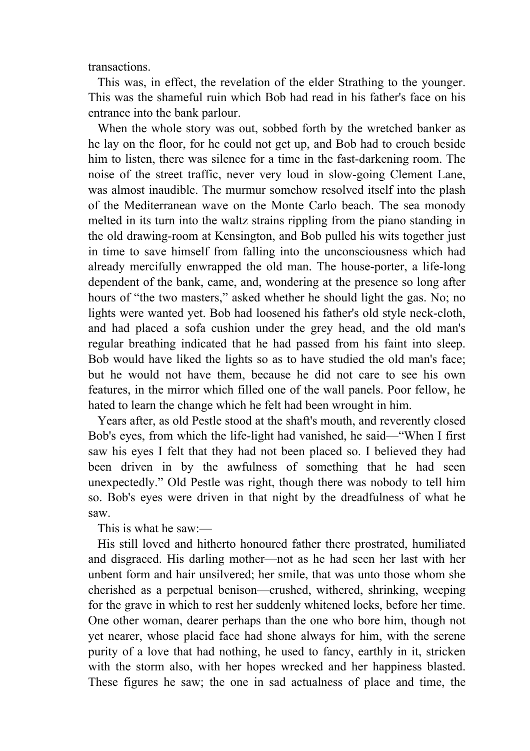transactions.

This was, in effect, the revelation of the elder Strathing to the younger. This was the shameful ruin which Bob had read in his father's face on his entrance into the bank parlour.

When the whole story was out, sobbed forth by the wretched banker as he lay on the floor, for he could not get up, and Bob had to crouch beside him to listen, there was silence for a time in the fast-darkening room. The noise of the street traffic, never very loud in slow-going Clement Lane, was almost inaudible. The murmur somehow resolved itself into the plash of the Mediterranean wave on the Monte Carlo beach. The sea monody melted in its turn into the waltz strains rippling from the piano standing in the old drawing-room at Kensington, and Bob pulled his wits together just in time to save himself from falling into the unconsciousness which had already mercifully enwrapped the old man. The house-porter, a life-long dependent of the bank, came, and, wondering at the presence so long after hours of "the two masters," asked whether he should light the gas. No; no lights were wanted yet. Bob had loosened his father's old style neck-cloth, and had placed a sofa cushion under the grey head, and the old man's regular breathing indicated that he had passed from his faint into sleep. Bob would have liked the lights so as to have studied the old man's face; but he would not have them, because he did not care to see his own features, in the mirror which filled one of the wall panels. Poor fellow, he hated to learn the change which he felt had been wrought in him.

Years after, as old Pestle stood at the shaft's mouth, and reverently closed Bob's eyes, from which the life-light had vanished, he said—"When I first saw his eyes I felt that they had not been placed so. I believed they had been driven in by the awfulness of something that he had seen unexpectedly." Old Pestle was right, though there was nobody to tell him so. Bob's eyes were driven in that night by the dreadfulness of what he saw.

This is what he saw:—

His still loved and hitherto honoured father there prostrated, humiliated and disgraced. His darling mother—not as he had seen her last with her unbent form and hair unsilvered; her smile, that was unto those whom she cherished as a perpetual benison—crushed, withered, shrinking, weeping for the grave in which to rest her suddenly whitened locks, before her time. One other woman, dearer perhaps than the one who bore him, though not yet nearer, whose placid face had shone always for him, with the serene purity of a love that had nothing, he used to fancy, earthly in it, stricken with the storm also, with her hopes wrecked and her happiness blasted. These figures he saw; the one in sad actualness of place and time, the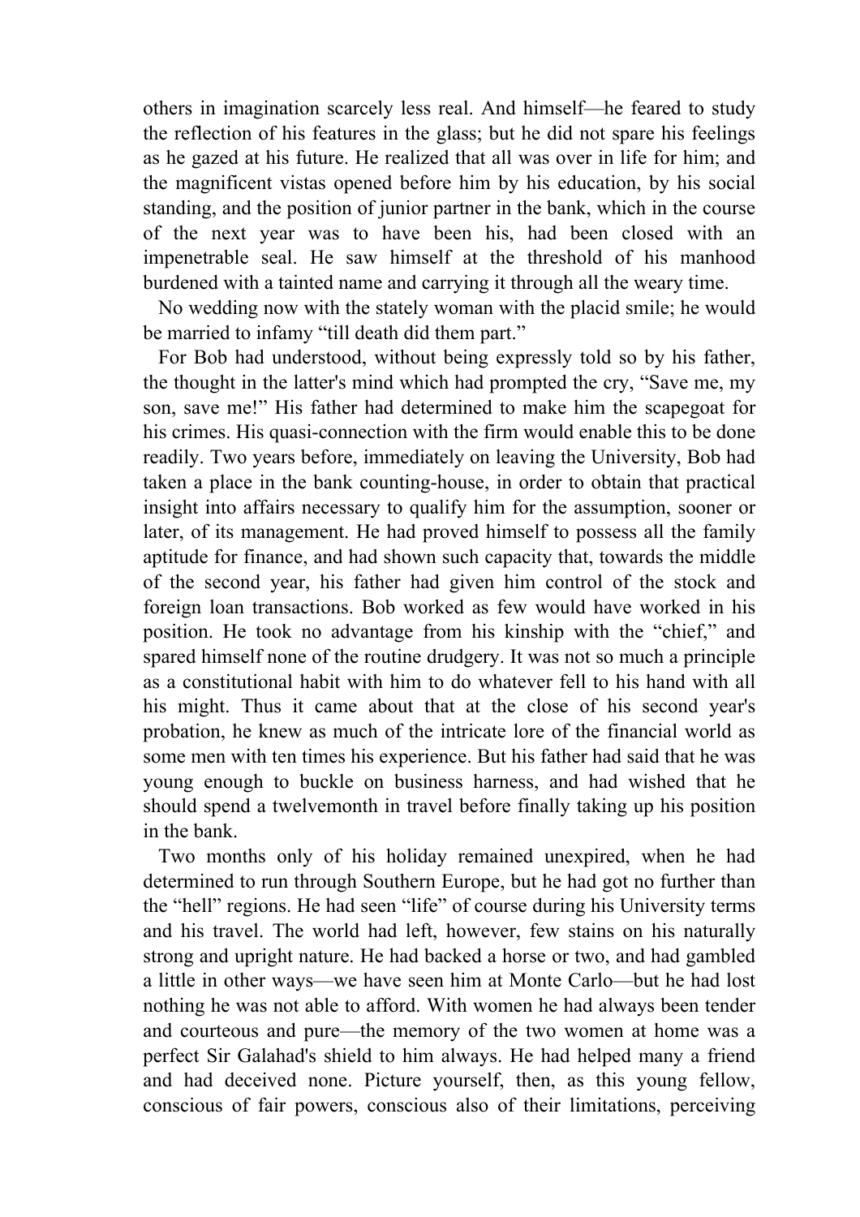others in imagination scarcely less real. And himself—he feared to study the reflection of his features in the glass; but he did not spare his feelings as he gazed at his future. He realized that all was over in life for him; and the magnificent vistas opened before him by his education, by his social standing, and the position of junior partner in the bank, which in the course of the next year was to have been his, had been closed with an impenetrable seal. He saw himself at the threshold of his manhood burdened with a tainted name and carrying it through all the weary time.

No wedding now with the stately woman with the placid smile; he would be married to infamy "till death did them part."

For Bob had understood, without being expressly told so by his father, the thought in the latter's mind which had prompted the cry, "Save me, my son, save me!" His father had determined to make him the scapegoat for his crimes. His quasi-connection with the firm would enable this to be done readily. Two years before, immediately on leaving the University, Bob had taken a place in the bank counting-house, in order to obtain that practical insight into affairs necessary to qualify him for the assumption, sooner or later, of its management. He had proved himself to possess all the family aptitude for finance, and had shown such capacity that, towards the middle of the second year, his father had given him control of the stock and foreign loan transactions. Bob worked as few would have worked in his position. He took no advantage from his kinship with the "chief," and spared himself none of the routine drudgery. It was not so much a principle as a constitutional habit with him to do whatever fell to his hand with all his might. Thus it came about that at the close of his second year's probation, he knew as much of the intricate lore of the financial world as some men with ten times his experience. But his father had said that he was young enough to buckle on business harness, and had wished that he should spend a twelvemonth in travel before finally taking up his position in the bank.

Two months only of his holiday remained unexpired, when he had determined to run through Southern Europe, but he had got no further than the "hell" regions. He had seen "life" of course during his University terms and his travel. The world had left, however, few stains on his naturally strong and upright nature. He had backed a horse or two, and had gambled a little in other ways—we have seen him at Monte Carlo—but he had lost nothing he was not able to afford. With women he had always been tender and courteous and pure—the memory of the two women at home was a perfect Sir Galahad's shield to him always. He had helped many a friend and had deceived none. Picture yourself, then, as this young fellow, conscious of fair powers, conscious also of their limitations, perceiving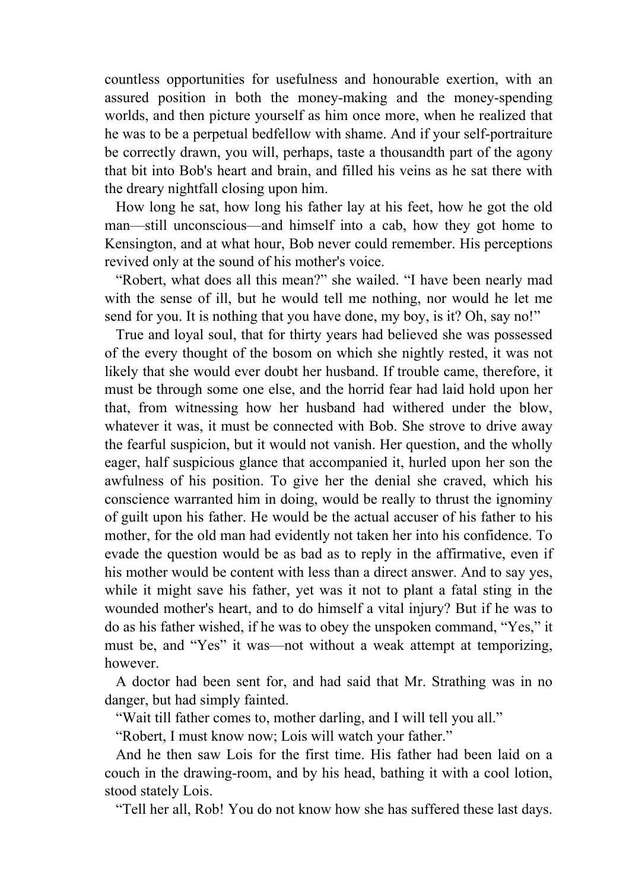countless opportunities for usefulness and honourable exertion, with an assured position in both the money-making and the money-spending worlds, and then picture yourself as him once more, when he realized that he was to be a perpetual bedfellow with shame. And if your self-portraiture be correctly drawn, you will, perhaps, taste a thousandth part of the agony that bit into Bob's heart and brain, and filled his veins as he sat there with the dreary nightfall closing upon him.

How long he sat, how long his father lay at his feet, how he got the old man—still unconscious—and himself into a cab, how they got home to Kensington, and at what hour, Bob never could remember. His perceptions revived only at the sound of his mother's voice.

"Robert, what does all this mean?" she wailed. "I have been nearly mad with the sense of ill, but he would tell me nothing, nor would he let me send for you. It is nothing that you have done, my boy, is it? Oh, say no!"

True and loyal soul, that for thirty years had believed she was possessed of the every thought of the bosom on which she nightly rested, it was not likely that she would ever doubt her husband. If trouble came, therefore, it must be through some one else, and the horrid fear had laid hold upon her that, from witnessing how her husband had withered under the blow, whatever it was, it must be connected with Bob. She strove to drive away the fearful suspicion, but it would not vanish. Her question, and the wholly eager, half suspicious glance that accompanied it, hurled upon her son the awfulness of his position. To give her the denial she craved, which his conscience warranted him in doing, would be really to thrust the ignominy of guilt upon his father. He would be the actual accuser of his father to his mother, for the old man had evidently not taken her into his confidence. To evade the question would be as bad as to reply in the affirmative, even if his mother would be content with less than a direct answer. And to say yes, while it might save his father, yet was it not to plant a fatal sting in the wounded mother's heart, and to do himself a vital injury? But if he was to do as his father wished, if he was to obey the unspoken command, "Yes," it must be, and "Yes" it was—not without a weak attempt at temporizing, however.

A doctor had been sent for, and had said that Mr. Strathing was in no danger, but had simply fainted.

"Wait till father comes to, mother darling, and I will tell you all."

"Robert, I must know now; Lois will watch your father."

And he then saw Lois for the first time. His father had been laid on a couch in the drawing-room, and by his head, bathing it with a cool lotion, stood stately Lois.

"Tell her all, Rob! You do not know how she has suffered these last days.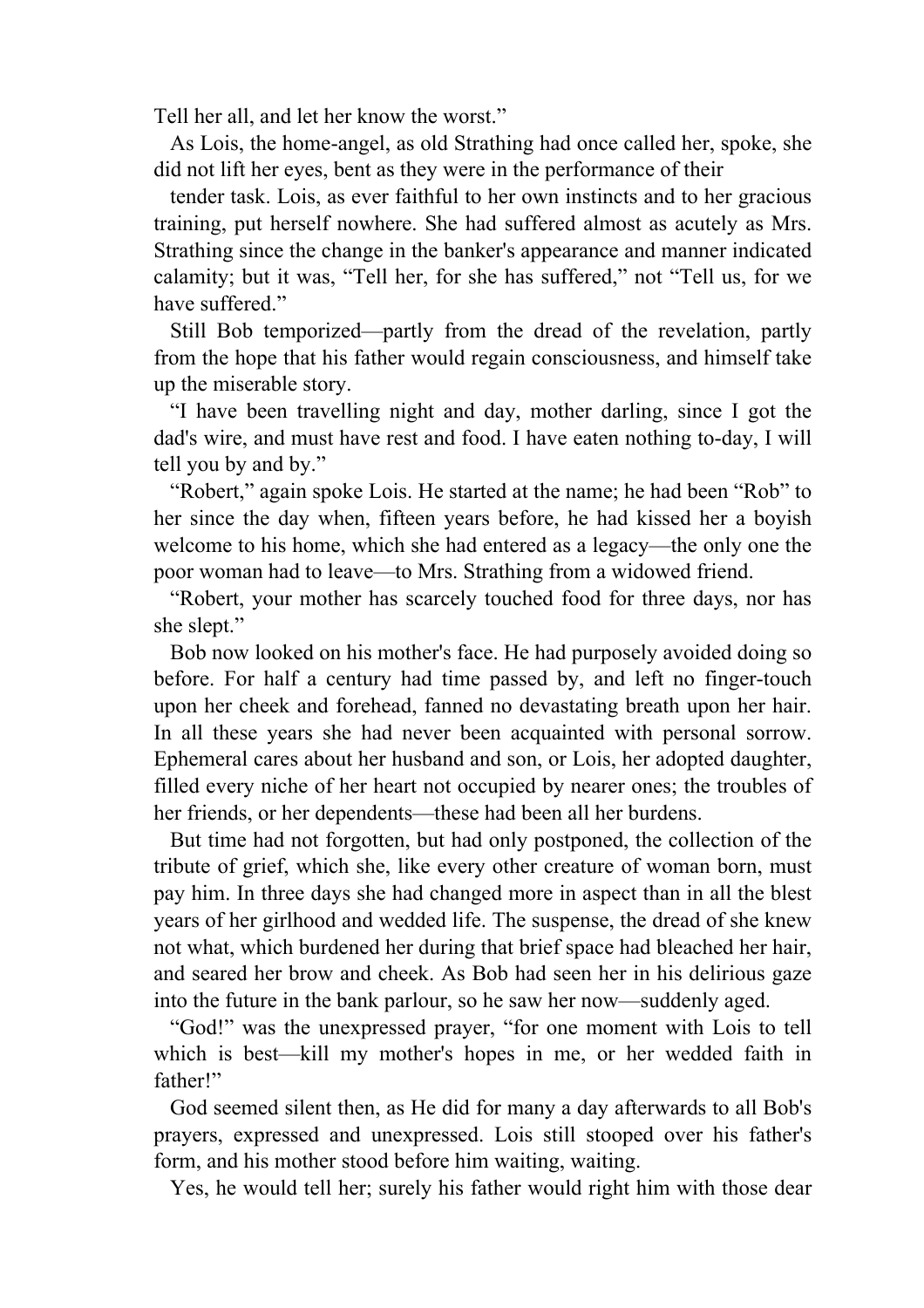Tell her all, and let her know the worst."

As Lois, the home-angel, as old Strathing had once called her, spoke, she did not lift her eyes, bent as they were in the performance of their tender task. Lois, as ever faithful to her own instincts and to her gracious training, put herself nowhere. She had suffered almost as acutely as Mrs. Strathing since the change in the banker's appearance and manner indicated calamity; but it was, "Tell her, for she has suffered," not "Tell us, for we have suffered."

Still Bob temporized—partly from the dread of the revelation, partly from the hope that his father would regain consciousness, and himself take up the miserable story.

"I have been travelling night and day, mother darling, since I got the dad's wire, and must have rest and food. I have eaten nothing to-day, I will tell you by and by."

"Robert," again spoke Lois. He started at the name; he had been "Rob" to her since the day when, fifteen years before, he had kissed her a boyish welcome to his home, which she had entered as a legacy—the only one the poor woman had to leave—to Mrs. Strathing from a widowed friend.

"Robert, your mother has scarcely touched food for three days, nor has she slept."

Bob now looked on his mother's face. He had purposely avoided doing so before. For half a century had time passed by, and left no finger-touch upon her cheek and forehead, fanned no devastating breath upon her hair. In all these years she had never been acquainted with personal sorrow. Ephemeral cares about her husband and son, or Lois, her adopted daughter, filled every niche of her heart not occupied by nearer ones; the troubles of her friends, or her dependents—these had been all her burdens.

But time had not forgotten, but had only postponed, the collection of the tribute of grief, which she, like every other creature of woman born, must pay him. In three days she had changed more in aspect than in all the blest years of her girlhood and wedded life. The suspense, the dread of she knew not what, which burdened her during that brief space had bleached her hair, and seared her brow and cheek. As Bob had seen her in his delirious gaze into the future in the bank parlour, so he saw her now—suddenly aged.

"God!" was the unexpressed prayer, "for one moment with Lois to tell which is best—kill my mother's hopes in me, or her wedded faith in father!"

God seemed silent then, as He did for many a day afterwards to all Bob's prayers, expressed and unexpressed. Lois still stooped over his father's form, and his mother stood before him waiting, waiting.

Yes, he would tell her; surely his father would right him with those dear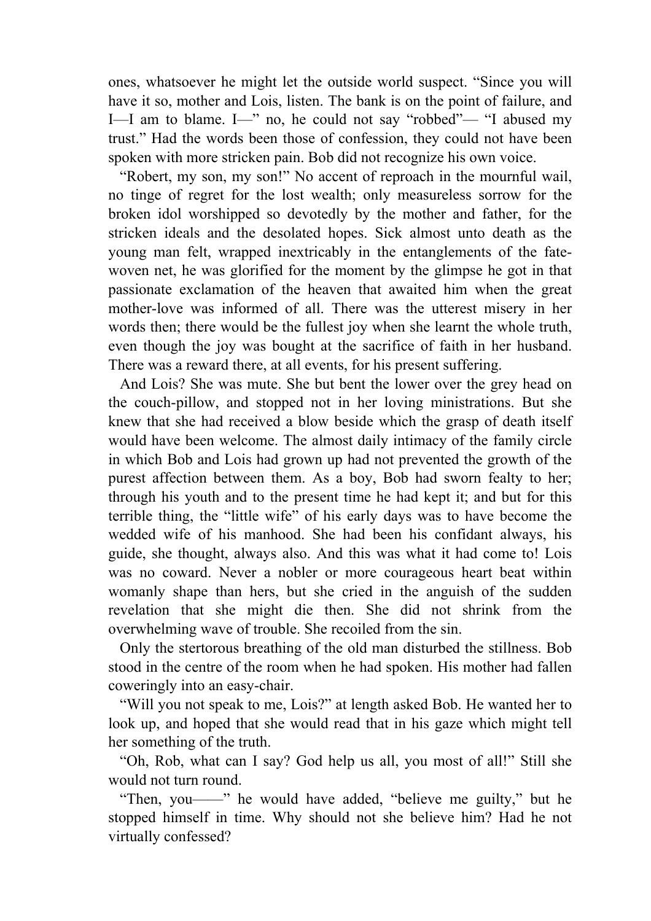ones, whatsoever he might let the outside world suspect. "Since you will have it so, mother and Lois, listen. The bank is on the point of failure, and I—I am to blame. I—" no, he could not say "robbed"— "I abused my trust." Had the words been those of confession, they could not have been spoken with more stricken pain. Bob did not recognize his own voice.

"Robert, my son, my son!" No accent of reproach in the mournful wail, no tinge of regret for the lost wealth; only measureless sorrow for the broken idol worshipped so devotedly by the mother and father, for the stricken ideals and the desolated hopes. Sick almost unto death as the young man felt, wrapped inextricably in the entanglements of the fate-woven net, he was glorified for the moment by the glimpse he got in that passionate exclamation of the heaven that awaited him when the great mother-love was informed of all. There was the utterest misery in her words then; there would be the fullest joy when she learnt the whole truth, even though the joy was bought at the sacrifice of faith in her husband. There was a reward there, at all events, for his present suffering.

And Lois? She was mute. She but bent the lower over the grey head on the couch-pillow, and stopped not in her loving ministrations. But she knew that she had received a blow beside which the grasp of death itself would have been welcome. The almost daily intimacy of the family circle in which Bob and Lois had grown up had not prevented the growth of the purest affection between them. As a boy, Bob had sworn fealty to her; through his youth and to the present time he had kept it; and but for this terrible thing, the "little wife" of his early days was to have become the wedded wife of his manhood. She had been his confidant always, his guide, she thought, always also. And this was what it had come to! Lois was no coward. Never a nobler or more courageous heart beat within womanly shape than hers, but she cried in the anguish of the sudden revelation that she might die then. She did not shrink from the overwhelming wave of trouble. She recoiled from the sin.

Only the stertorous breathing of the old man disturbed the stillness. Bob stood in the centre of the room when he had spoken. His mother had fallen coweringly into an easy-chair.

"Will you not speak to me, Lois?" at length asked Bob. He wanted her to look up, and hoped that she would read that in his gaze which might tell her something of the truth.

"Oh, Rob, what can I say? God help us all, you most of all!" Still she would not turn round.

"Then, you——" he would have added, "believe me guilty," but he stopped himself in time. Why should not she believe him? Had he not virtually confessed?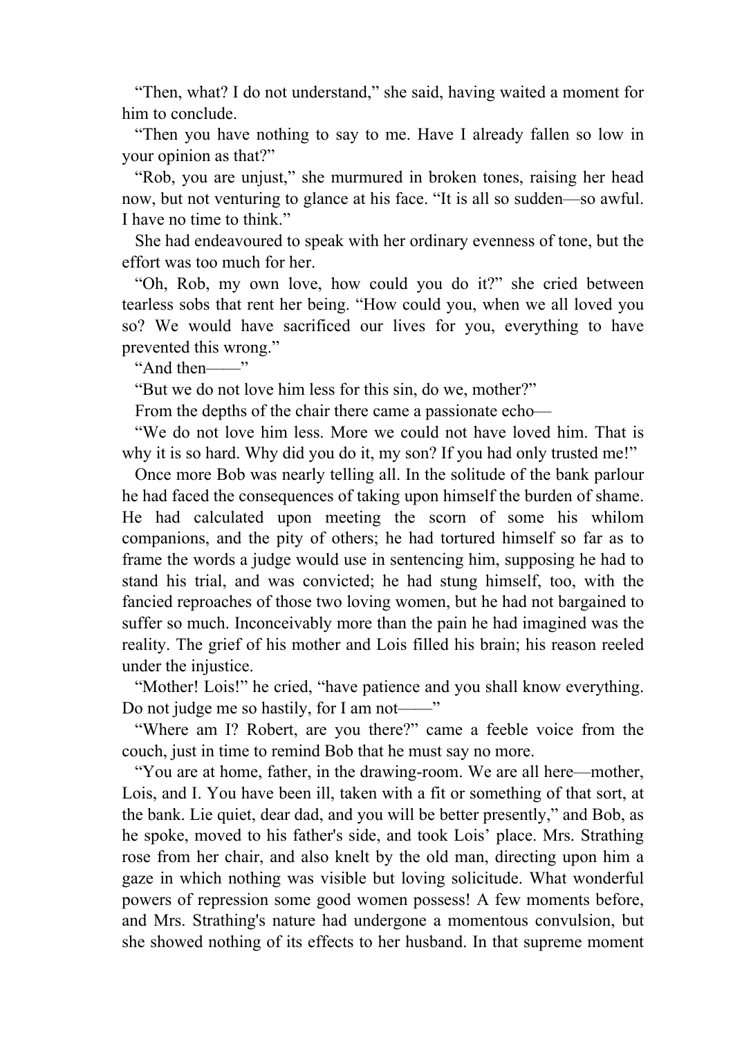“Then, what? I do not understand,” she said, having waited a moment for him to conclude.

“Then you have nothing to say to me. Have I already fallen so low in your opinion as that?”

“Rob, you are unjust,” she murmured in broken tones, raising her head now, but not venturing to glance at his face. “It is all so sudden—so awful. I have no time to think.”

She had endeavoured to speak with her ordinary evenness of tone, but the effort was too much for her.

“Oh, Rob, my own love, how could you do it?” she cried between tearless sobs that rent her being. “How could you, when we all loved you so? We would have sacrificed our lives for you, everything to have prevented this wrong.”

“And then——”

“But we do not love him less for this sin, do we, mother?”

From the depths of the chair there came a passionate echo—

“We do not love him less. More we could not have loved him. That is why it is so hard. Why did you do it, my son? If you had only trusted me!”

Once more Bob was nearly telling all. In the solitude of the bank parlour he had faced the consequences of taking upon himself the burden of shame. He had calculated upon meeting the scorn of some his whilom companions, and the pity of others; he had tortured himself so far as to frame the words a judge would use in sentencing him, supposing he had to stand his trial, and was convicted; he had stung himself, too, with the fancied reproaches of those two loving women, but he had not bargained to suffer so much. Inconceivably more than the pain he had imagined was the reality. The grief of his mother and Lois filled his brain; his reason reeled under the injustice.

“Mother! Lois!” he cried, “have patience and you shall know everything. Do not judge me so hastily, for I am not——”

“Where am I? Robert, are you there?” came a feeble voice from the couch, just in time to remind Bob that he must say no more.

“You are at home, father, in the drawing-room. We are all here—mother, Lois, and I. You have been ill, taken with a fit or something of that sort, at the bank. Lie quiet, dear dad, and you will be better presently,” and Bob, as he spoke, moved to his father's side, and took Lois’ place. Mrs. Strathing rose from her chair, and also knelt by the old man, directing upon him a gaze in which nothing was visible but loving solicitude. What wonderful powers of repression some good women possess! A few moments before, and Mrs. Strathing's nature had undergone a momentous convulsion, but she showed nothing of its effects to her husband. In that supreme moment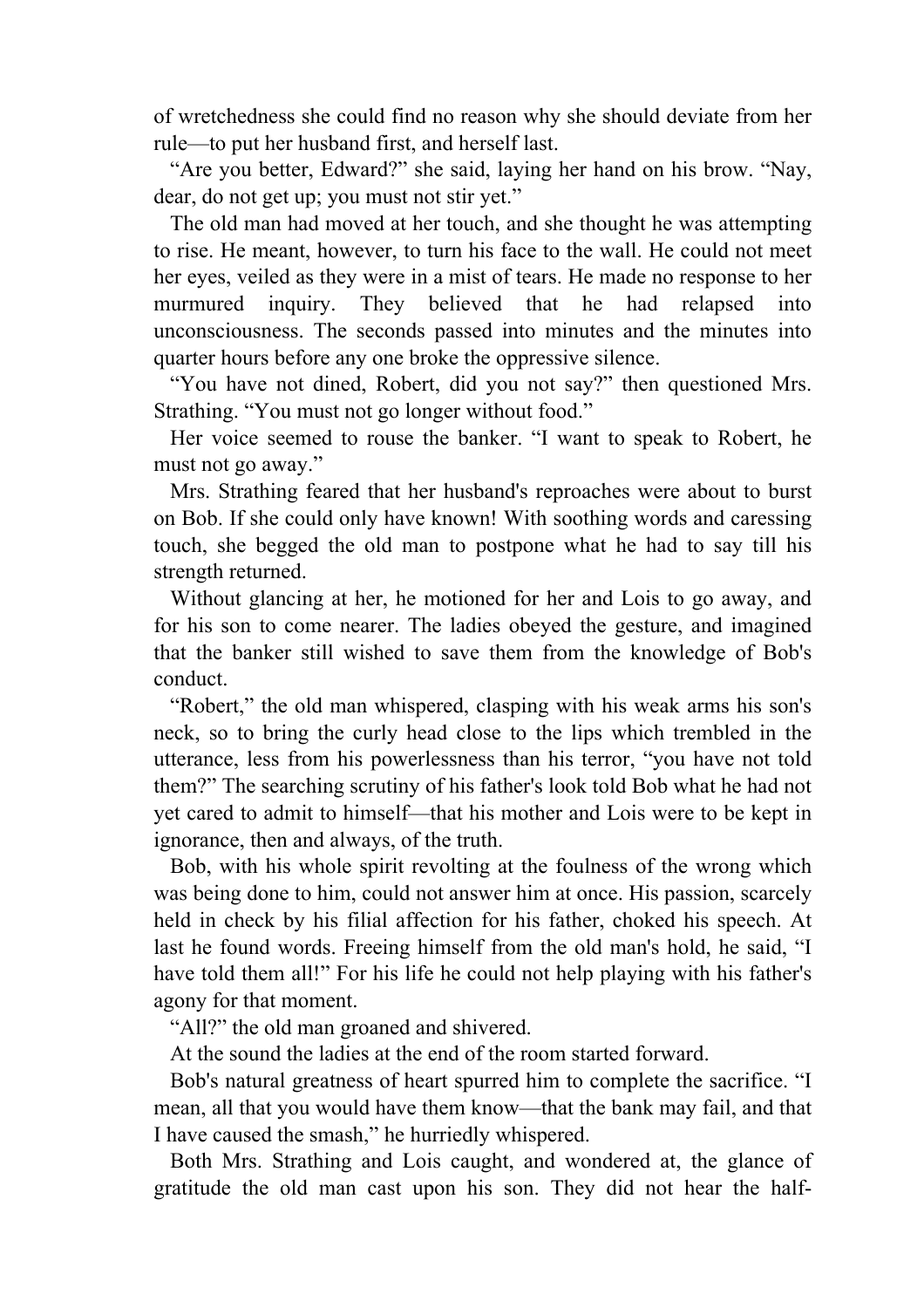of wretchedness she could find no reason why she should deviate from her rule—to put her husband first, and herself last.

"Are you better, Edward?" she said, laying her hand on his brow. "Nay, dear, do not get up; you must not stir yet."

The old man had moved at her touch, and she thought he was attempting to rise. He meant, however, to turn his face to the wall. He could not meet her eyes, veiled as they were in a mist of tears. He made no response to her murmured inquiry. They believed that he had relapsed into unconsciousness. The seconds passed into minutes and the minutes into quarter hours before any one broke the oppressive silence.

"You have not dined, Robert, did you not say?" then questioned Mrs. Strathing. "You must not go longer without food."

Her voice seemed to rouse the banker. "I want to speak to Robert, he must not go away."

Mrs. Strathing feared that her husband's reproaches were about to burst on Bob. If she could only have known! With soothing words and caressing touch, she begged the old man to postpone what he had to say till his strength returned.

Without glancing at her, he motioned for her and Lois to go away, and for his son to come nearer. The ladies obeyed the gesture, and imagined that the banker still wished to save them from the knowledge of Bob's conduct.

"Robert," the old man whispered, clasping with his weak arms his son's neck, so to bring the curly head close to the lips which trembled in the utterance, less from his powerlessness than his terror, "you have not told them?" The searching scrutiny of his father's look told Bob what he had not yet cared to admit to himself—that his mother and Lois were to be kept in ignorance, then and always, of the truth.

Bob, with his whole spirit revolting at the foulness of the wrong which was being done to him, could not answer him at once. His passion, scarcely held in check by his filial affection for his father, choked his speech. At last he found words. Freeing himself from the old man's hold, he said, "I have told them all!" For his life he could not help playing with his father's agony for that moment.

"All?" the old man groaned and shivered.

At the sound the ladies at the end of the room started forward.

Bob's natural greatness of heart spurred him to complete the sacrifice. "I mean, all that you would have them know—that the bank may fail, and that I have caused the smash," he hurriedly whispered.

Both Mrs. Strathing and Lois caught, and wondered at, the glance of gratitude the old man cast upon his son. They did not hear the half-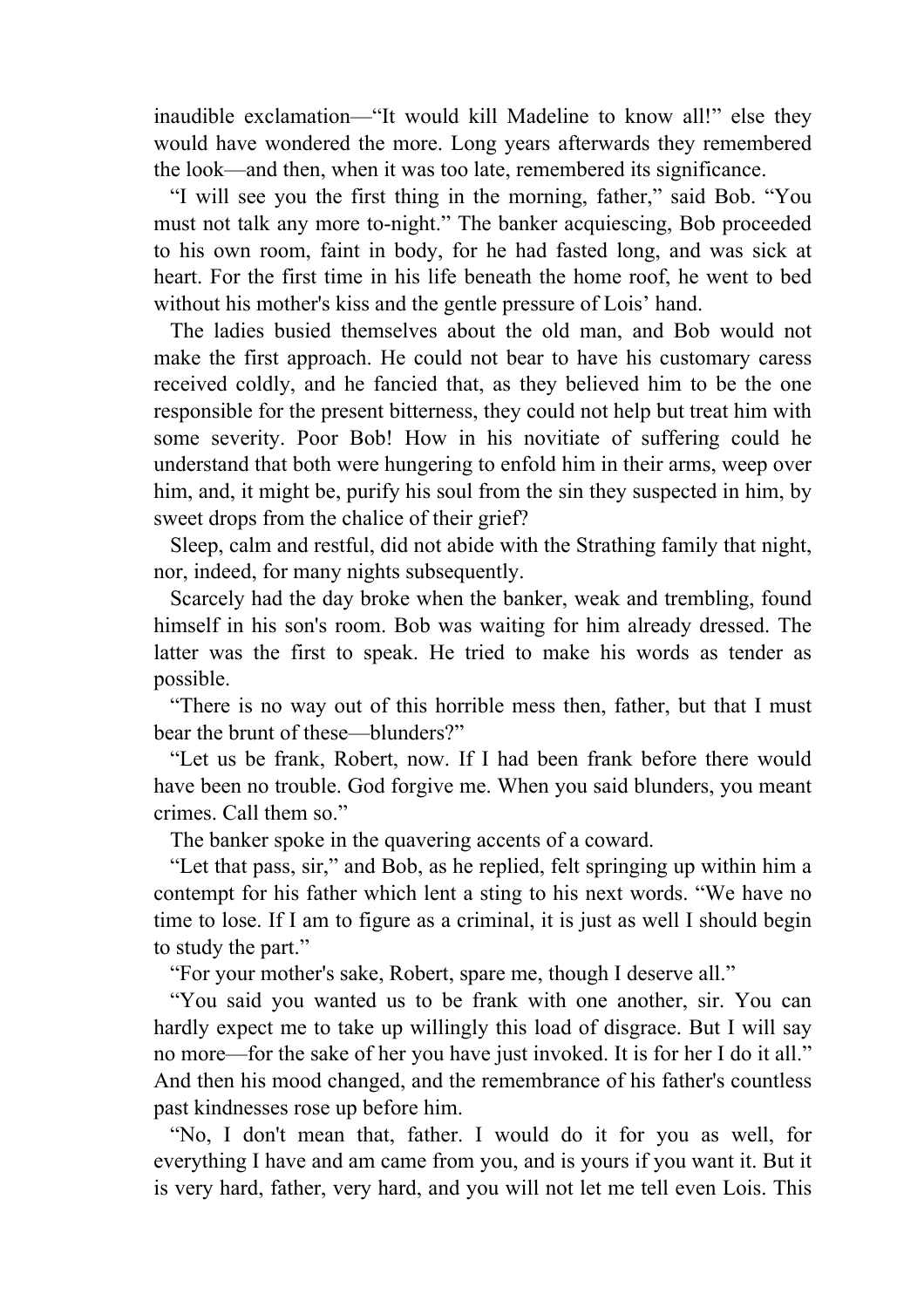inaudible exclamation—“It would kill Madeline to know all!” else they would have wondered the more. Long years afterwards they remembered the look—and then, when it was too late, remembered its significance.

“I will see you the first thing in the morning, father,” said Bob. “You must not talk any more to-night.” The banker acquiescing, Bob proceeded to his own room, faint in body, for he had fasted long, and was sick at heart. For the first time in his life beneath the home roof, he went to bed without his mother's kiss and the gentle pressure of Lois’ hand.

The ladies busied themselves about the old man, and Bob would not make the first approach. He could not bear to have his customary caress received coldly, and he fancied that, as they believed him to be the one responsible for the present bitterness, they could not help but treat him with some severity. Poor Bob! How in his novitiate of suffering could he understand that both were hungering to enfold him in their arms, weep over him, and, it might be, purify his soul from the sin they suspected in him, by sweet drops from the chalice of their grief?

Sleep, calm and restful, did not abide with the Strathing family that night, nor, indeed, for many nights subsequently.

Scarcely had the day broke when the banker, weak and trembling, found himself in his son's room. Bob was waiting for him already dressed. The latter was the first to speak. He tried to make his words as tender as possible.

“There is no way out of this horrible mess then, father, but that I must bear the brunt of these—blunders?”

“Let us be frank, Robert, now. If I had been frank before there would have been no trouble. God forgive me. When you said blunders, you meant crimes. Call them so.”

The banker spoke in the quavering accents of a coward.

“Let that pass, sir,” and Bob, as he replied, felt springing up within him a contempt for his father which lent a sting to his next words. “We have no time to lose. If I am to figure as a criminal, it is just as well I should begin to study the part.”

“For your mother's sake, Robert, spare me, though I deserve all.”

“You said you wanted us to be frank with one another, sir. You can hardly expect me to take up willingly this load of disgrace. But I will say no more—for the sake of her you have just invoked. It is for her I do it all.” And then his mood changed, and the remembrance of his father's countless past kindnesses rose up before him.

“No, I don't mean that, father. I would do it for you as well, for everything I have and am came from you, and is yours if you want it. But it is very hard, father, very hard, and you will not let me tell even Lois. This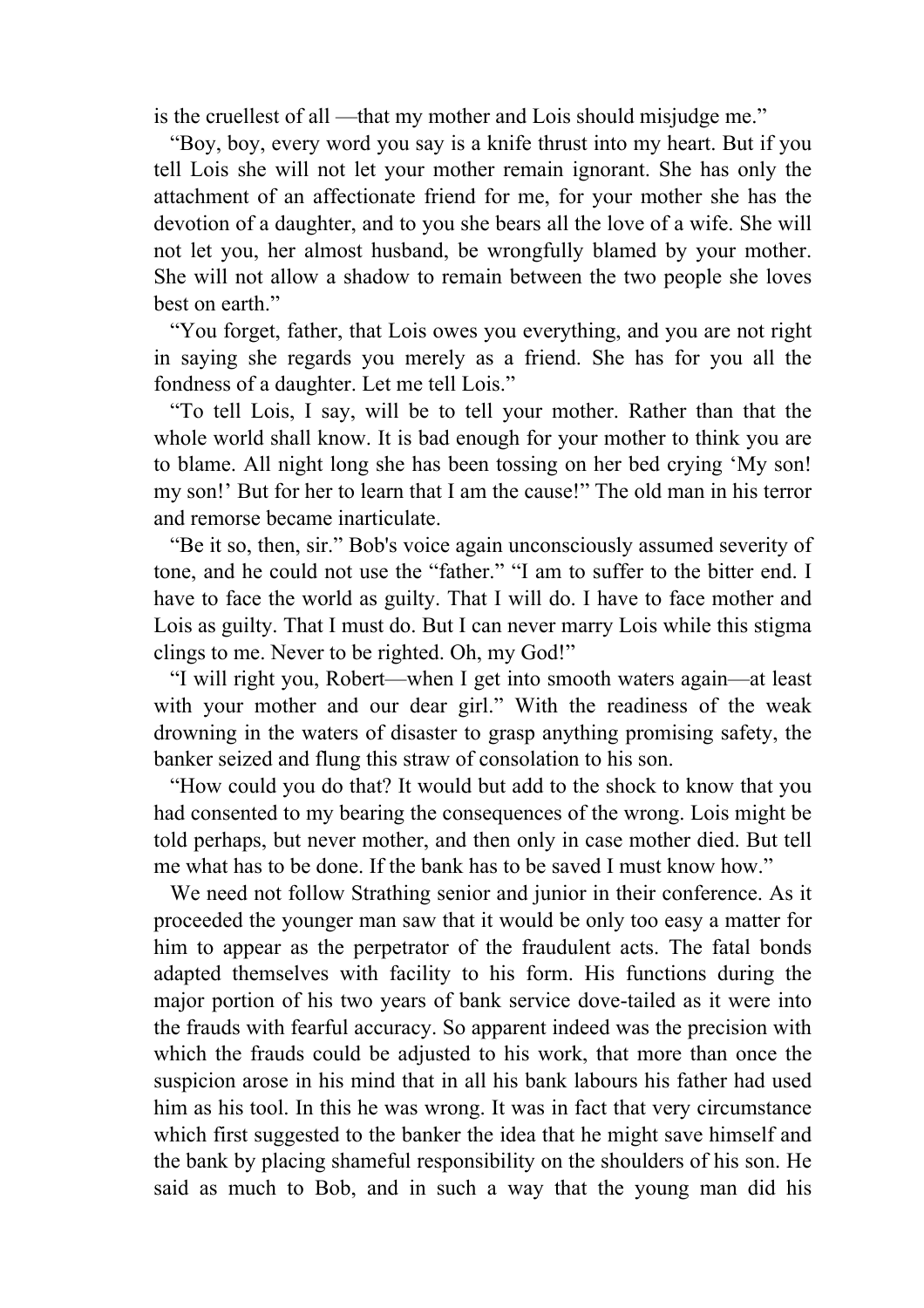is the cruellest of all —that my mother and Lois should misjudge me."

"Boy, boy, every word you say is a knife thrust into my heart. But if you tell Lois she will not let your mother remain ignorant. She has only the attachment of an affectionate friend for me, for your mother she has the devotion of a daughter, and to you she bears all the love of a wife. She will not let you, her almost husband, be wrongfully blamed by your mother. She will not allow a shadow to remain between the two people she loves best on earth."

"You forget, father, that Lois owes you everything, and you are not right in saying she regards you merely as a friend. She has for you all the fondness of a daughter. Let me tell Lois."

"To tell Lois, I say, will be to tell your mother. Rather than that the whole world shall know. It is bad enough for your mother to think you are to blame. All night long she has been tossing on her bed crying 'My son! my son!' But for her to learn that I am the cause!" The old man in his terror and remorse became inarticulate.

"Be it so, then, sir." Bob's voice again unconsciously assumed severity of tone, and he could not use the "father." "I am to suffer to the bitter end. I have to face the world as guilty. That I will do. I have to face mother and Lois as guilty. That I must do. But I can never marry Lois while this stigma clings to me. Never to be righted. Oh, my God!"

"I will right you, Robert—when I get into smooth waters again—at least with your mother and our dear girl." With the readiness of the weak drowning in the waters of disaster to grasp anything promising safety, the banker seized and flung this straw of consolation to his son.

"How could you do that? It would but add to the shock to know that you had consented to my bearing the consequences of the wrong. Lois might be told perhaps, but never mother, and then only in case mother died. But tell me what has to be done. If the bank has to be saved I must know how."

We need not follow Strathing senior and junior in their conference. As it proceeded the younger man saw that it would be only too easy a matter for him to appear as the perpetrator of the fraudulent acts. The fatal bonds adapted themselves with facility to his form. His functions during the major portion of his two years of bank service dove-tailed as it were into the frauds with fearful accuracy. So apparent indeed was the precision with which the frauds could be adjusted to his work, that more than once the suspicion arose in his mind that in all his bank labours his father had used him as his tool. In this he was wrong. It was in fact that very circumstance which first suggested to the banker the idea that he might save himself and the bank by placing shameful responsibility on the shoulders of his son. He said as much to Bob, and in such a way that the young man did his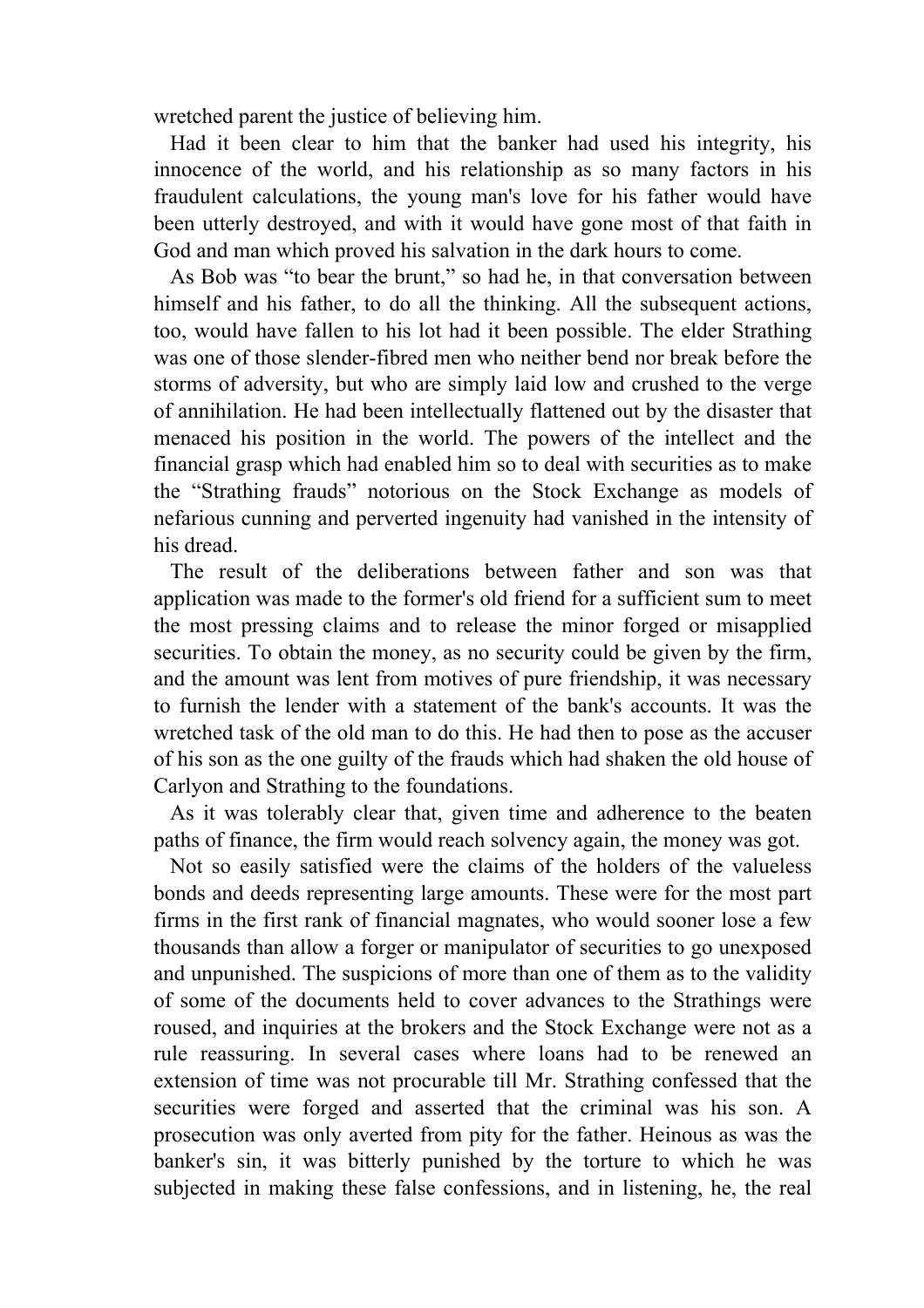wretched parent the justice of believing him.

Had it been clear to him that the banker had used his integrity, his innocence of the world, and his relationship as so many factors in his fraudulent calculations, the young man's love for his father would have been utterly destroyed, and with it would have gone most of that faith in God and man which proved his salvation in the dark hours to come.

As Bob was "to bear the brunt," so had he, in that conversation between himself and his father, to do all the thinking. All the subsequent actions, too, would have fallen to his lot had it been possible. The elder Strathing was one of those slender-fibred men who neither bend nor break before the storms of adversity, but who are simply laid low and crushed to the verge of annihilation. He had been intellectually flattened out by the disaster that menaced his position in the world. The powers of the intellect and the financial grasp which had enabled him so to deal with securities as to make the "Strathing frauds" notorious on the Stock Exchange as models of nefarious cunning and perverted ingenuity had vanished in the intensity of his dread.

The result of the deliberations between father and son was that application was made to the former's old friend for a sufficient sum to meet the most pressing claims and to release the minor forged or misapplied securities. To obtain the money, as no security could be given by the firm, and the amount was lent from motives of pure friendship, it was necessary to furnish the lender with a statement of the bank's accounts. It was the wretched task of the old man to do this. He had then to pose as the accuser of his son as the one guilty of the frauds which had shaken the old house of Carlyon and Strathing to the foundations.

As it was tolerably clear that, given time and adherence to the beaten paths of finance, the firm would reach solvency again, the money was got.

Not so easily satisfied were the claims of the holders of the valueless bonds and deeds representing large amounts. These were for the most part firms in the first rank of financial magnates, who would sooner lose a few thousands than allow a forger or manipulator of securities to go unexposed and unpunished. The suspicions of more than one of them as to the validity of some of the documents held to cover advances to the Strathings were roused, and inquiries at the brokers and the Stock Exchange were not as a rule reassuring. In several cases where loans had to be renewed an extension of time was not procurable till Mr. Strathing confessed that the securities were forged and asserted that the criminal was his son. A prosecution was only averted from pity for the father. Heinous as was the banker's sin, it was bitterly punished by the torture to which he was subjected in making these false confessions, and in listening, he, the real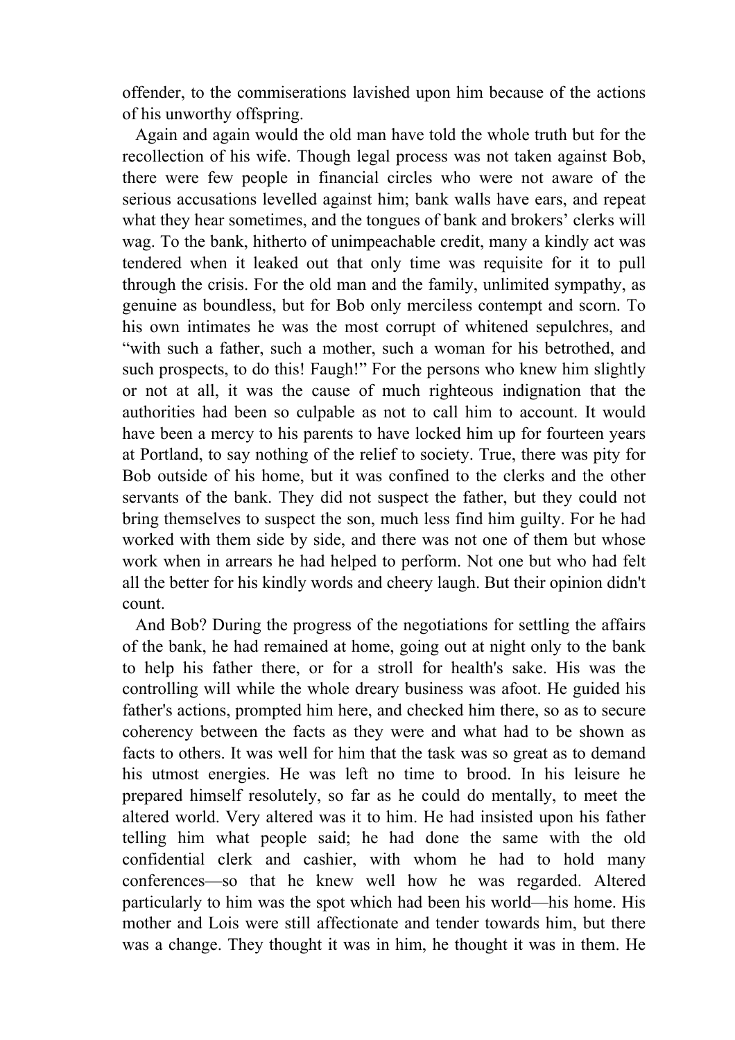offender, to the commiserations lavished upon him because of the actions of his unworthy offspring.

Again and again would the old man have told the whole truth but for the recollection of his wife. Though legal process was not taken against Bob, there were few people in financial circles who were not aware of the serious accusations levelled against him; bank walls have ears, and repeat what they hear sometimes, and the tongues of bank and brokers' clerks will wag. To the bank, hitherto of unimpeachable credit, many a kindly act was tendered when it leaked out that only time was requisite for it to pull through the crisis. For the old man and the family, unlimited sympathy, as genuine as boundless, but for Bob only merciless contempt and scorn. To his own intimates he was the most corrupt of whitened sepulchres, and "with such a father, such a mother, such a woman for his betrothed, and such prospects, to do this! Faugh!" For the persons who knew him slightly or not at all, it was the cause of much righteous indignation that the authorities had been so culpable as not to call him to account. It would have been a mercy to his parents to have locked him up for fourteen years at Portland, to say nothing of the relief to society. True, there was pity for Bob outside of his home, but it was confined to the clerks and the other servants of the bank. They did not suspect the father, but they could not bring themselves to suspect the son, much less find him guilty. For he had worked with them side by side, and there was not one of them but whose work when in arrears he had helped to perform. Not one but who had felt all the better for his kindly words and cheery laugh. But their opinion didn't count.

And Bob? During the progress of the negotiations for settling the affairs of the bank, he had remained at home, going out at night only to the bank to help his father there, or for a stroll for health's sake. His was the controlling will while the whole dreary business was afoot. He guided his father's actions, prompted him here, and checked him there, so as to secure coherency between the facts as they were and what had to be shown as facts to others. It was well for him that the task was so great as to demand his utmost energies. He was left no time to brood. In his leisure he prepared himself resolutely, so far as he could do mentally, to meet the altered world. Very altered was it to him. He had insisted upon his father telling him what people said; he had done the same with the old confidential clerk and cashier, with whom he had to hold many conferences—so that he knew well how he was regarded. Altered particularly to him was the spot which had been his world—his home. His mother and Lois were still affectionate and tender towards him, but there was a change. They thought it was in him, he thought it was in them. He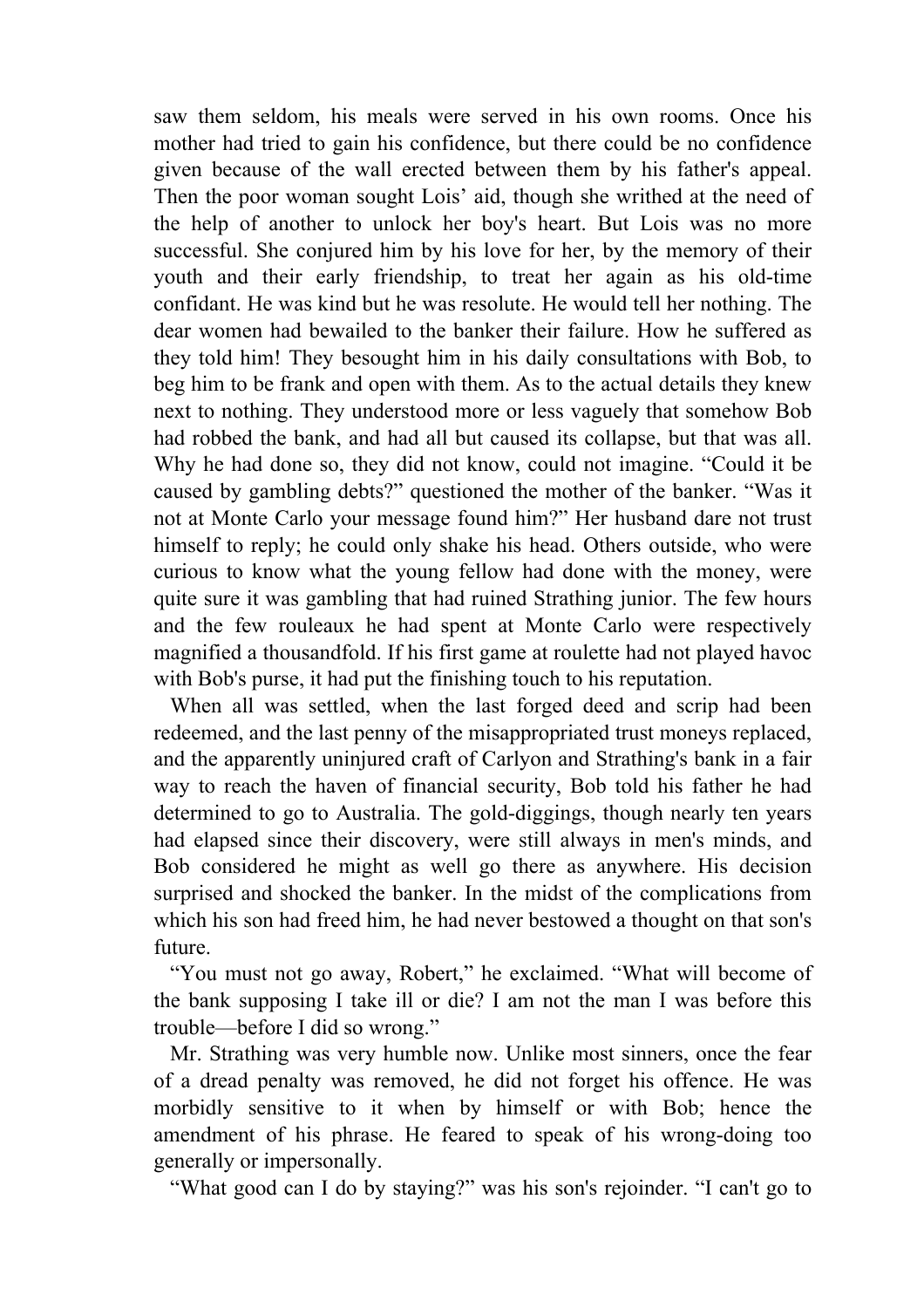saw them seldom, his meals were served in his own rooms. Once his mother had tried to gain his confidence, but there could be no confidence given because of the wall erected between them by his father's appeal. Then the poor woman sought Lois' aid, though she writhed at the need of the help of another to unlock her boy's heart. But Lois was no more successful. She conjured him by his love for her, by the memory of their youth and their early friendship, to treat her again as his old-time confidant. He was kind but he was resolute. He would tell her nothing. The dear women had bewailed to the banker their failure. How he suffered as they told him! They besought him in his daily consultations with Bob, to beg him to be frank and open with them. As to the actual details they knew next to nothing. They understood more or less vaguely that somehow Bob had robbed the bank, and had all but caused its collapse, but that was all. Why he had done so, they did not know, could not imagine. "Could it be caused by gambling debts?" questioned the mother of the banker. "Was it not at Monte Carlo your message found him?" Her husband dare not trust himself to reply; he could only shake his head. Others outside, who were curious to know what the young fellow had done with the money, were quite sure it was gambling that had ruined Strathing junior. The few hours and the few rouleaux he had spent at Monte Carlo were respectively magnified a thousandfold. If his first game at roulette had not played havoc with Bob's purse, it had put the finishing touch to his reputation.

When all was settled, when the last forged deed and scrip had been redeemed, and the last penny of the misappropriated trust moneys replaced, and the apparently uninjured craft of Carlyon and Strathing's bank in a fair way to reach the haven of financial security, Bob told his father he had determined to go to Australia. The gold-diggings, though nearly ten years had elapsed since their discovery, were still always in men's minds, and Bob considered he might as well go there as anywhere. His decision surprised and shocked the banker. In the midst of the complications from which his son had freed him, he had never bestowed a thought on that son's future.

"You must not go away, Robert," he exclaimed. "What will become of the bank supposing I take ill or die? I am not the man I was before this trouble—before I did so wrong."

Mr. Strathing was very humble now. Unlike most sinners, once the fear of a dread penalty was removed, he did not forget his offence. He was morbidly sensitive to it when by himself or with Bob; hence the amendment of his phrase. He feared to speak of his wrong-doing too generally or impersonally.

"What good can I do by staying?" was his son's rejoinder. "I can't go to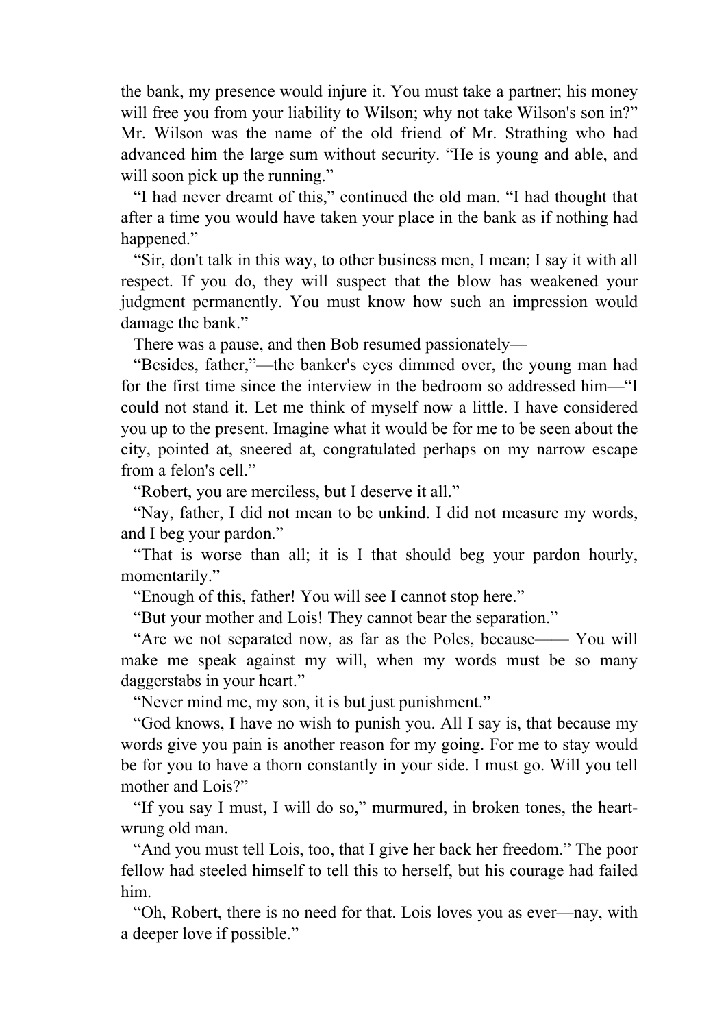the bank, my presence would injure it. You must take a partner; his money will free you from your liability to Wilson; why not take Wilson's son in?" Mr. Wilson was the name of the old friend of Mr. Strathing who had advanced him the large sum without security. "He is young and able, and will soon pick up the running."

"I had never dreamt of this," continued the old man. "I had thought that after a time you would have taken your place in the bank as if nothing had happened."

"Sir, don't talk in this way, to other business men, I mean; I say it with all respect. If you do, they will suspect that the blow has weakened your judgment permanently. You must know how such an impression would damage the bank."

There was a pause, and then Bob resumed passionately—

"Besides, father,"—the banker's eyes dimmed over, the young man had for the first time since the interview in the bedroom so addressed him—"I could not stand it. Let me think of myself now a little. I have considered you up to the present. Imagine what it would be for me to be seen about the city, pointed at, sneered at, congratulated perhaps on my narrow escape from a felon's cell."

"Robert, you are merciless, but I deserve it all."

"Nay, father, I did not mean to be unkind. I did not measure my words, and I beg your pardon."

"That is worse than all; it is I that should beg your pardon hourly, momentarily."

"Enough of this, father! You will see I cannot stop here."

"But your mother and Lois! They cannot bear the separation."

"Are we not separated now, as far as the Poles, because—— You will make me speak against my will, when my words must be so many daggerstabs in your heart."

"Never mind me, my son, it is but just punishment."

"God knows, I have no wish to punish you. All I say is, that because my words give you pain is another reason for my going. For me to stay would be for you to have a thorn constantly in your side. I must go. Will you tell mother and Lois?"

"If you say I must, I will do so," murmured, in broken tones, the heart-wrung old man.

"And you must tell Lois, too, that I give her back her freedom." The poor fellow had steeled himself to tell this to herself, but his courage had failed him.

"Oh, Robert, there is no need for that. Lois loves you as ever—nay, with a deeper love if possible."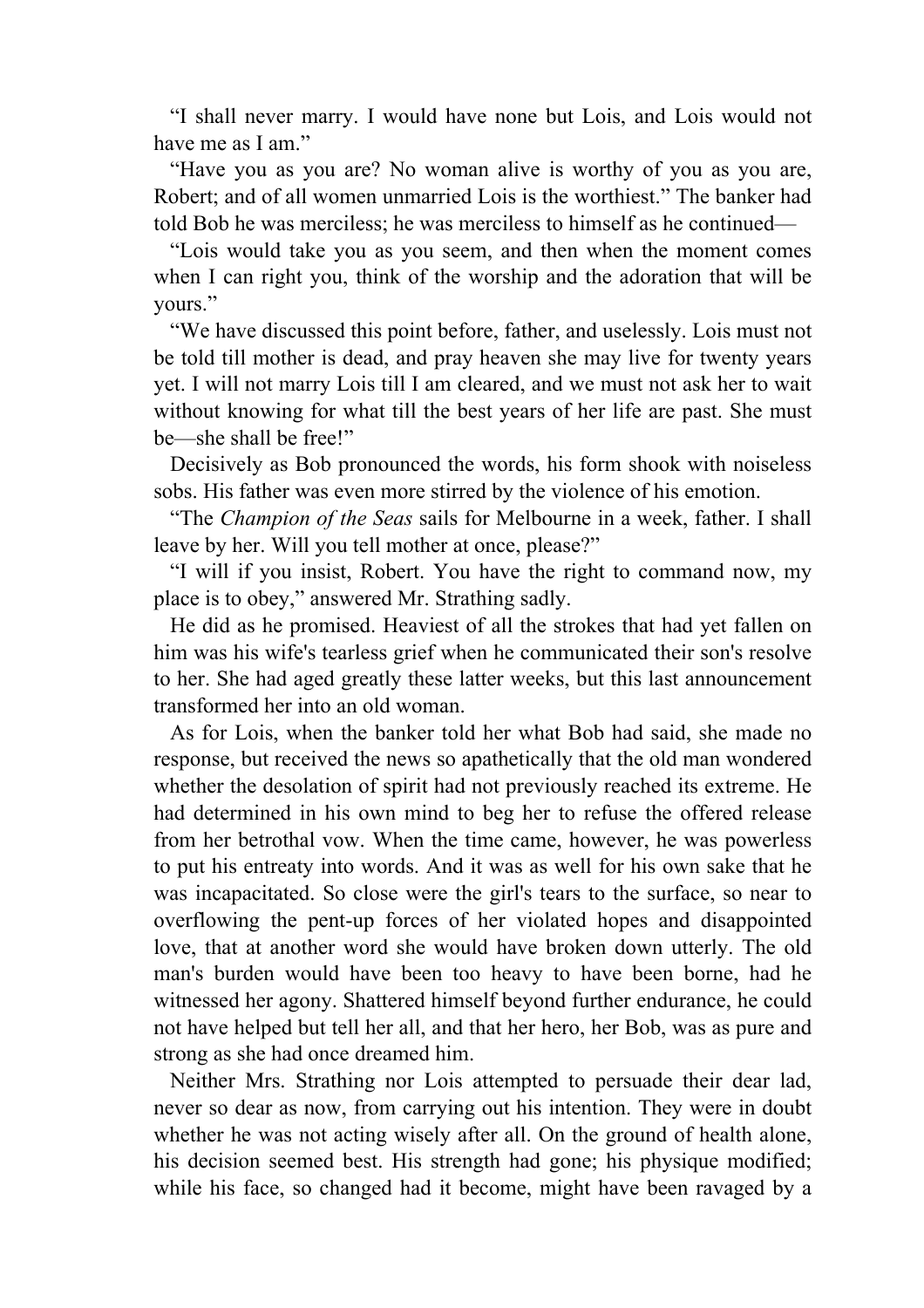"I shall never marry. I would have none but Lois, and Lois would not have me as I am."

"Have you as you are? No woman alive is worthy of you as you are, Robert; and of all women unmarried Lois is the worthiest." The banker had told Bob he was merciless; he was merciless to himself as he continued—

"Lois would take you as you seem, and then when the moment comes when I can right you, think of the worship and the adoration that will be yours."

"We have discussed this point before, father, and uselessly. Lois must not be told till mother is dead, and pray heaven she may live for twenty years yet. I will not marry Lois till I am cleared, and we must not ask her to wait without knowing for what till the best years of her life are past. She must be—she shall be free!"

Decisively as Bob pronounced the words, his form shook with noiseless sobs. His father was even more stirred by the violence of his emotion.

"The *Champion of the Seas* sails for Melbourne in a week, father. I shall leave by her. Will you tell mother at once, please?"

"I will if you insist, Robert. You have the right to command now, my place is to obey," answered Mr. Strathing sadly.

He did as he promised. Heaviest of all the strokes that had yet fallen on him was his wife's tearless grief when he communicated their son's resolve to her. She had aged greatly these latter weeks, but this last announcement transformed her into an old woman.

As for Lois, when the banker told her what Bob had said, she made no response, but received the news so apathetically that the old man wondered whether the desolation of spirit had not previously reached its extreme. He had determined in his own mind to beg her to refuse the offered release from her betrothal vow. When the time came, however, he was powerless to put his entreaty into words. And it was as well for his own sake that he was incapacitated. So close were the girl's tears to the surface, so near to overflowing the pent-up forces of her violated hopes and disappointed love, that at another word she would have broken down utterly. The old man's burden would have been too heavy to have been borne, had he witnessed her agony. Shattered himself beyond further endurance, he could not have helped but tell her all, and that her hero, her Bob, was as pure and strong as she had once dreamed him.

Neither Mrs. Strathing nor Lois attempted to persuade their dear lad, never so dear as now, from carrying out his intention. They were in doubt whether he was not acting wisely after all. On the ground of health alone, his decision seemed best. His strength had gone; his physique modified; while his face, so changed had it become, might have been ravaged by a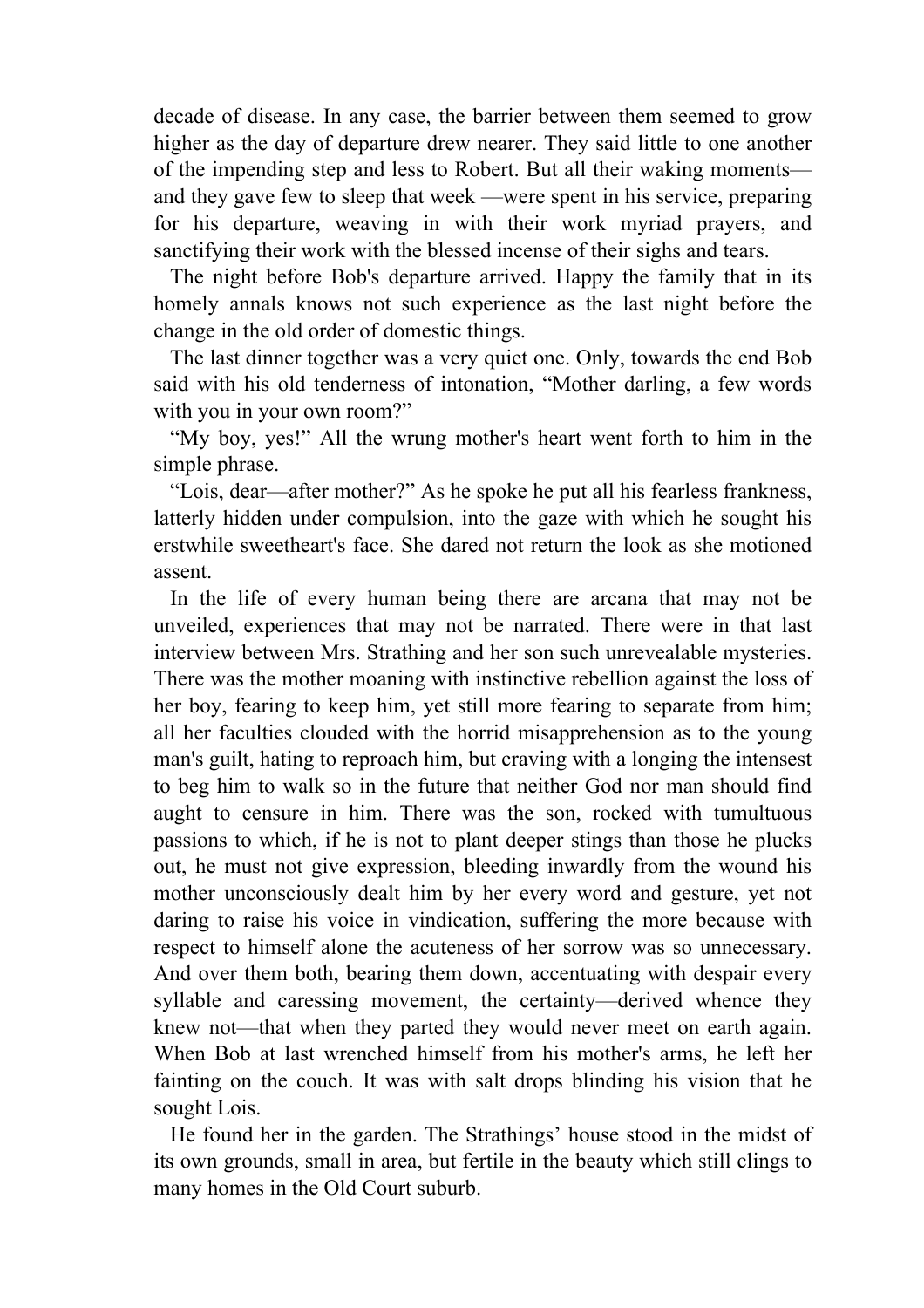decade of disease. In any case, the barrier between them seemed to grow higher as the day of departure drew nearer. They said little to one another of the impending step and less to Robert. But all their waking moments—and they gave few to sleep that week —were spent in his service, preparing for his departure, weaving in with their work myriad prayers, and sanctifying their work with the blessed incense of their sighs and tears.

The night before Bob's departure arrived. Happy the family that in its homely annals knows not such experience as the last night before the change in the old order of domestic things.

The last dinner together was a very quiet one. Only, towards the end Bob said with his old tenderness of intonation, “Mother darling, a few words with you in your own room?”

“My boy, yes!” All the wrung mother's heart went forth to him in the simple phrase.

“Lois, dear—after mother?” As he spoke he put all his fearless frankness, latterly hidden under compulsion, into the gaze with which he sought his erstwhile sweetheart's face. She dared not return the look as she motioned assent.

In the life of every human being there are arcana that may not be unveiled, experiences that may not be narrated. There were in that last interview between Mrs. Strathing and her son such unrevealable mysteries. There was the mother moaning with instinctive rebellion against the loss of her boy, fearing to keep him, yet still more fearing to separate from him; all her faculties clouded with the horrid misapprehension as to the young man's guilt, hating to reproach him, but craving with a longing the intensest to beg him to walk so in the future that neither God nor man should find aught to censure in him. There was the son, rocked with tumultuous passions to which, if he is not to plant deeper stings than those he plucks out, he must not give expression, bleeding inwardly from the wound his mother unconsciously dealt him by her every word and gesture, yet not daring to raise his voice in vindication, suffering the more because with respect to himself alone the acuteness of her sorrow was so unnecessary. And over them both, bearing them down, accentuating with despair every syllable and caressing movement, the certainty—derived whence they knew not—that when they parted they would never meet on earth again. When Bob at last wrenched himself from his mother's arms, he left her fainting on the couch. It was with salt drops blinding his vision that he sought Lois.

He found her in the garden. The Strathings’ house stood in the midst of its own grounds, small in area, but fertile in the beauty which still clings to many homes in the Old Court suburb.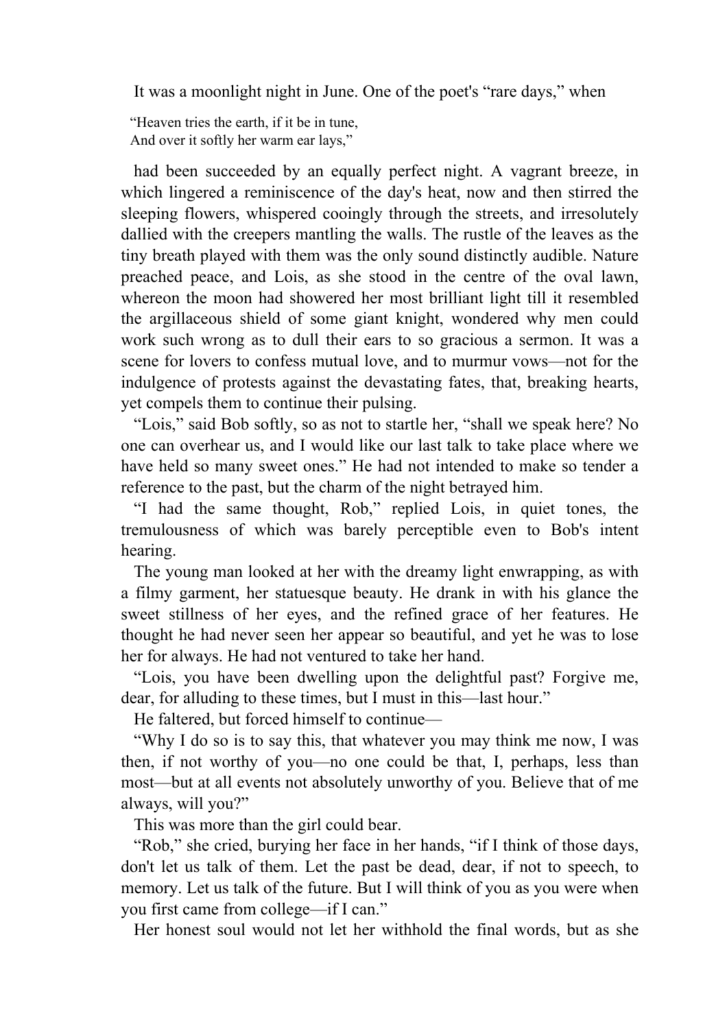It was a moonlight night in June. One of the poet's "rare days," when

> "Heaven tries the earth, if it be in tune,
> And over it softly her warm ear lays,"

had been succeeded by an equally perfect night. A vagrant breeze, in which lingered a reminiscence of the day's heat, now and then stirred the sleeping flowers, whispered cooingly through the streets, and irresolutely dallied with the creepers mantling the walls. The rustle of the leaves as the tiny breath played with them was the only sound distinctly audible. Nature preached peace, and Lois, as she stood in the centre of the oval lawn, whereon the moon had showered her most brilliant light till it resembled the argillaceous shield of some giant knight, wondered why men could work such wrong as to dull their ears to so gracious a sermon. It was a scene for lovers to confess mutual love, and to murmur vows—not for the indulgence of protests against the devastating fates, that, breaking hearts, yet compels them to continue their pulsing.

"Lois," said Bob softly, so as not to startle her, "shall we speak here? No one can overhear us, and I would like our last talk to take place where we have held so many sweet ones." He had not intended to make so tender a reference to the past, but the charm of the night betrayed him.

"I had the same thought, Rob," replied Lois, in quiet tones, the tremulousness of which was barely perceptible even to Bob's intent hearing.

The young man looked at her with the dreamy light enwrapping, as with a filmy garment, her statuesque beauty. He drank in with his glance the sweet stillness of her eyes, and the refined grace of her features. He thought he had never seen her appear so beautiful, and yet he was to lose her for always. He had not ventured to take her hand.

"Lois, you have been dwelling upon the delightful past? Forgive me, dear, for alluding to these times, but I must in this—last hour."

He faltered, but forced himself to continue—

"Why I do so is to say this, that whatever you may think me now, I was then, if not worthy of you—no one could be that, I, perhaps, less than most—but at all events not absolutely unworthy of you. Believe that of me always, will you?"

This was more than the girl could bear.

"Rob," she cried, burying her face in her hands, "if I think of those days, don't let us talk of them. Let the past be dead, dear, if not to speech, to memory. Let us talk of the future. But I will think of you as you were when you first came from college—if I can."

Her honest soul would not let her withhold the final words, but as she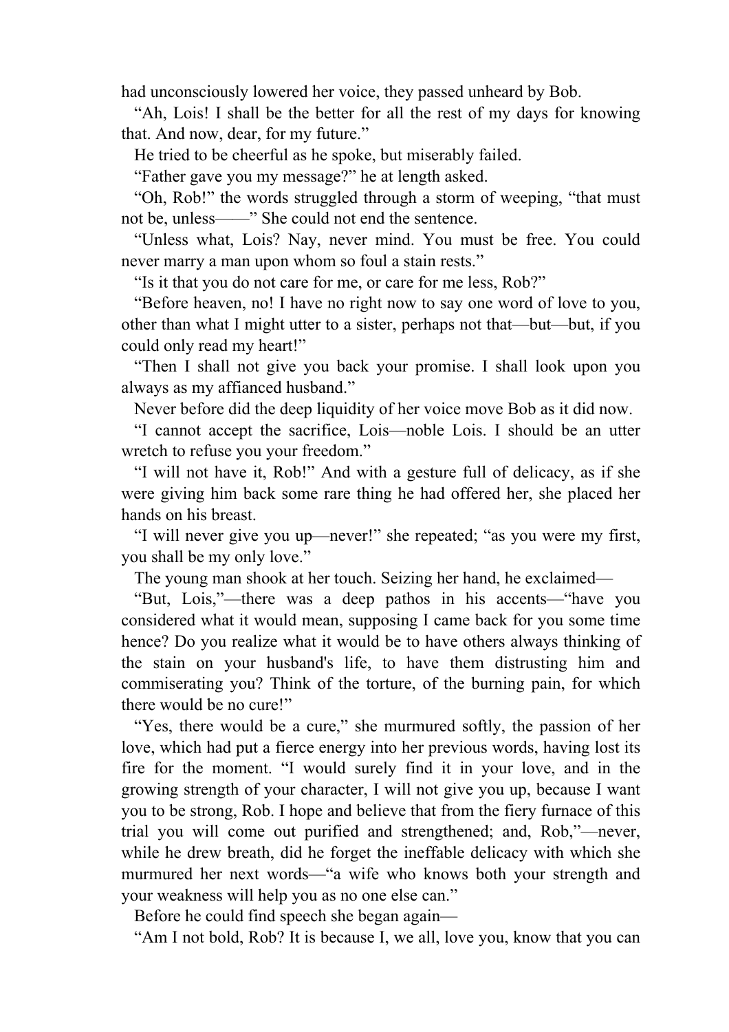had unconsciously lowered her voice, they passed unheard by Bob.

"Ah, Lois! I shall be the better for all the rest of my days for knowing that. And now, dear, for my future."

He tried to be cheerful as he spoke, but miserably failed.

"Father gave you my message?" he at length asked.

"Oh, Rob!" the words struggled through a storm of weeping, "that must not be, unless——" She could not end the sentence.

"Unless what, Lois? Nay, never mind. You must be free. You could never marry a man upon whom so foul a stain rests."

"Is it that you do not care for me, or care for me less, Rob?"

"Before heaven, no! I have no right now to say one word of love to you, other than what I might utter to a sister, perhaps not that—but—but, if you could only read my heart!"

"Then I shall not give you back your promise. I shall look upon you always as my affianced husband."

Never before did the deep liquidity of her voice move Bob as it did now.

"I cannot accept the sacrifice, Lois—noble Lois. I should be an utter wretch to refuse you your freedom."

"I will not have it, Rob!" And with a gesture full of delicacy, as if she were giving him back some rare thing he had offered her, she placed her hands on his breast.

"I will never give you up—never!" she repeated; "as you were my first, you shall be my only love."

The young man shook at her touch. Seizing her hand, he exclaimed—

"But, Lois,"—there was a deep pathos in his accents—"have you considered what it would mean, supposing I came back for you some time hence? Do you realize what it would be to have others always thinking of the stain on your husband's life, to have them distrusting him and commiserating you? Think of the torture, of the burning pain, for which there would be no cure!"

"Yes, there would be a cure," she murmured softly, the passion of her love, which had put a fierce energy into her previous words, having lost its fire for the moment. "I would surely find it in your love, and in the growing strength of your character, I will not give you up, because I want you to be strong, Rob. I hope and believe that from the fiery furnace of this trial you will come out purified and strengthened; and, Rob,"—never, while he drew breath, did he forget the ineffable delicacy with which she murmured her next words—"a wife who knows both your strength and your weakness will help you as no one else can."

Before he could find speech she began again—

"Am I not bold, Rob? It is because I, we all, love you, know that you can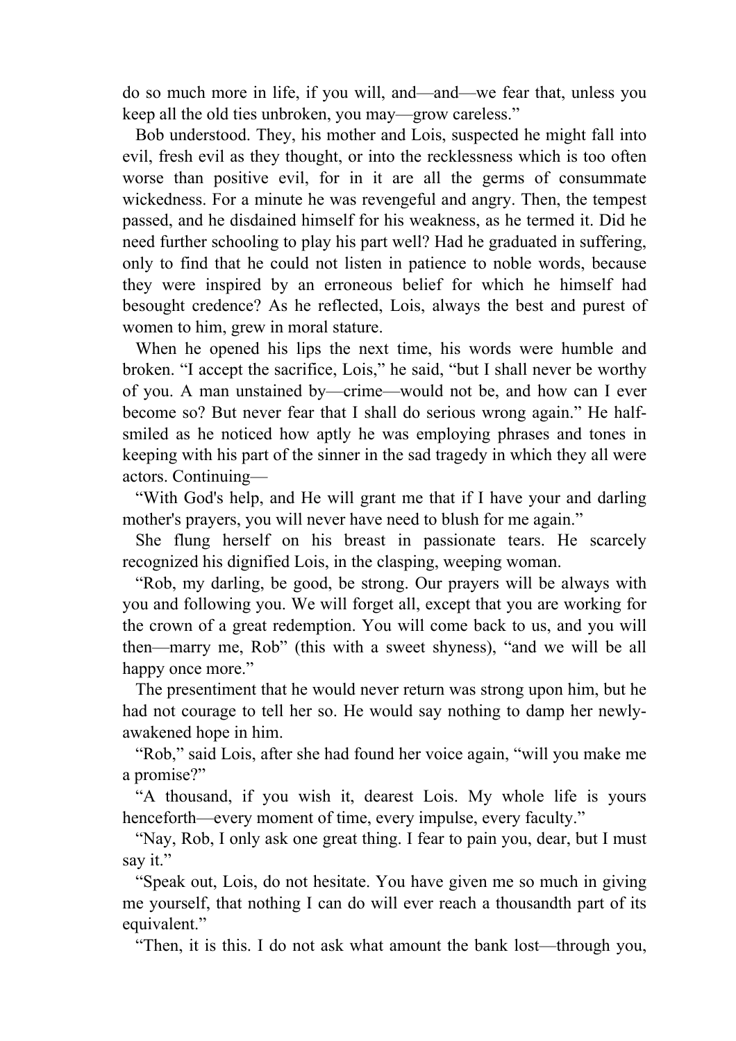do so much more in life, if you will, and—and—we fear that, unless you keep all the old ties unbroken, you may—grow careless."

Bob understood. They, his mother and Lois, suspected he might fall into evil, fresh evil as they thought, or into the recklessness which is too often worse than positive evil, for in it are all the germs of consummate wickedness. For a minute he was revengeful and angry. Then, the tempest passed, and he disdained himself for his weakness, as he termed it. Did he need further schooling to play his part well? Had he graduated in suffering, only to find that he could not listen in patience to noble words, because they were inspired by an erroneous belief for which he himself had besought credence? As he reflected, Lois, always the best and purest of women to him, grew in moral stature.

When he opened his lips the next time, his words were humble and broken. "I accept the sacrifice, Lois," he said, "but I shall never be worthy of you. A man unstained by—crime—would not be, and how can I ever become so? But never fear that I shall do serious wrong again." He half-smiled as he noticed how aptly he was employing phrases and tones in keeping with his part of the sinner in the sad tragedy in which they all were actors. Continuing—

"With God's help, and He will grant me that if I have your and darling mother's prayers, you will never have need to blush for me again."

She flung herself on his breast in passionate tears. He scarcely recognized his dignified Lois, in the clasping, weeping woman.

"Rob, my darling, be good, be strong. Our prayers will be always with you and following you. We will forget all, except that you are working for the crown of a great redemption. You will come back to us, and you will then—marry me, Rob" (this with a sweet shyness), "and we will be all happy once more."

The presentiment that he would never return was strong upon him, but he had not courage to tell her so. He would say nothing to damp her newly-awakened hope in him.

"Rob," said Lois, after she had found her voice again, "will you make me a promise?"

"A thousand, if you wish it, dearest Lois. My whole life is yours henceforth—every moment of time, every impulse, every faculty."

"Nay, Rob, I only ask one great thing. I fear to pain you, dear, but I must say it."

"Speak out, Lois, do not hesitate. You have given me so much in giving me yourself, that nothing I can do will ever reach a thousandth part of its equivalent."

"Then, it is this. I do not ask what amount the bank lost—through you,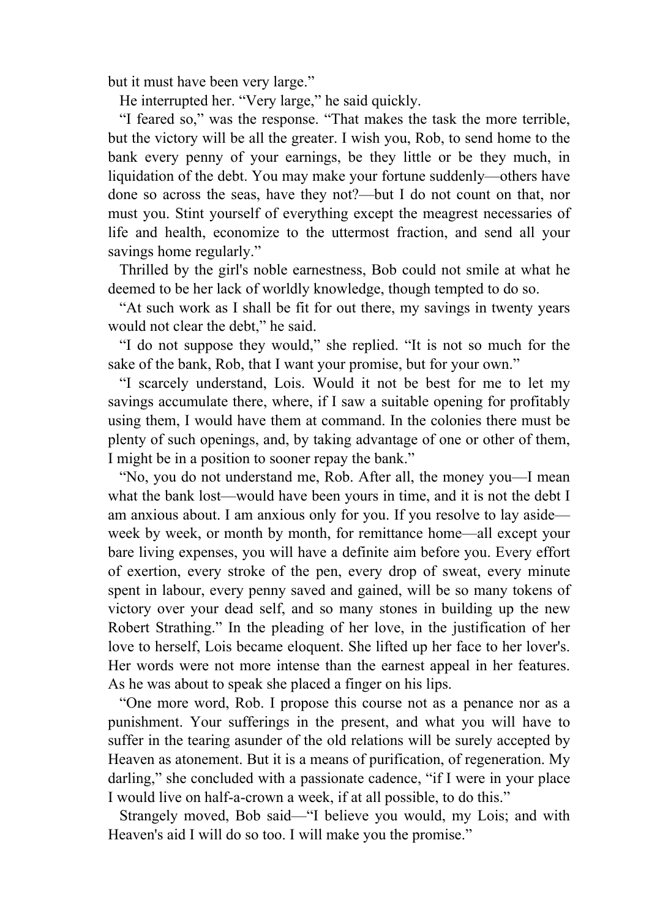but it must have been very large."

He interrupted her. "Very large," he said quickly.

"I feared so," was the response. "That makes the task the more terrible, but the victory will be all the greater. I wish you, Rob, to send home to the bank every penny of your earnings, be they little or be they much, in liquidation of the debt. You may make your fortune suddenly—others have done so across the seas, have they not?—but I do not count on that, nor must you. Stint yourself of everything except the meagrest necessaries of life and health, economize to the uttermost fraction, and send all your savings home regularly."

Thrilled by the girl's noble earnestness, Bob could not smile at what he deemed to be her lack of worldly knowledge, though tempted to do so.

"At such work as I shall be fit for out there, my savings in twenty years would not clear the debt," he said.

"I do not suppose they would," she replied. "It is not so much for the sake of the bank, Rob, that I want your promise, but for your own."

"I scarcely understand, Lois. Would it not be best for me to let my savings accumulate there, where, if I saw a suitable opening for profitably using them, I would have them at command. In the colonies there must be plenty of such openings, and, by taking advantage of one or other of them, I might be in a position to sooner repay the bank."

"No, you do not understand me, Rob. After all, the money you—I mean what the bank lost—would have been yours in time, and it is not the debt I am anxious about. I am anxious only for you. If you resolve to lay aside—week by week, or month by month, for remittance home—all except your bare living expenses, you will have a definite aim before you. Every effort of exertion, every stroke of the pen, every drop of sweat, every minute spent in labour, every penny saved and gained, will be so many tokens of victory over your dead self, and so many stones in building up the new Robert Strathing." In the pleading of her love, in the justification of her love to herself, Lois became eloquent. She lifted up her face to her lover's. Her words were not more intense than the earnest appeal in her features. As he was about to speak she placed a finger on his lips.

"One more word, Rob. I propose this course not as a penance nor as a punishment. Your sufferings in the present, and what you will have to suffer in the tearing asunder of the old relations will be surely accepted by Heaven as atonement. But it is a means of purification, of regeneration. My darling," she concluded with a passionate cadence, "if I were in your place I would live on half-a-crown a week, if at all possible, to do this."

Strangely moved, Bob said—"I believe you would, my Lois; and with Heaven's aid I will do so too. I will make you the promise."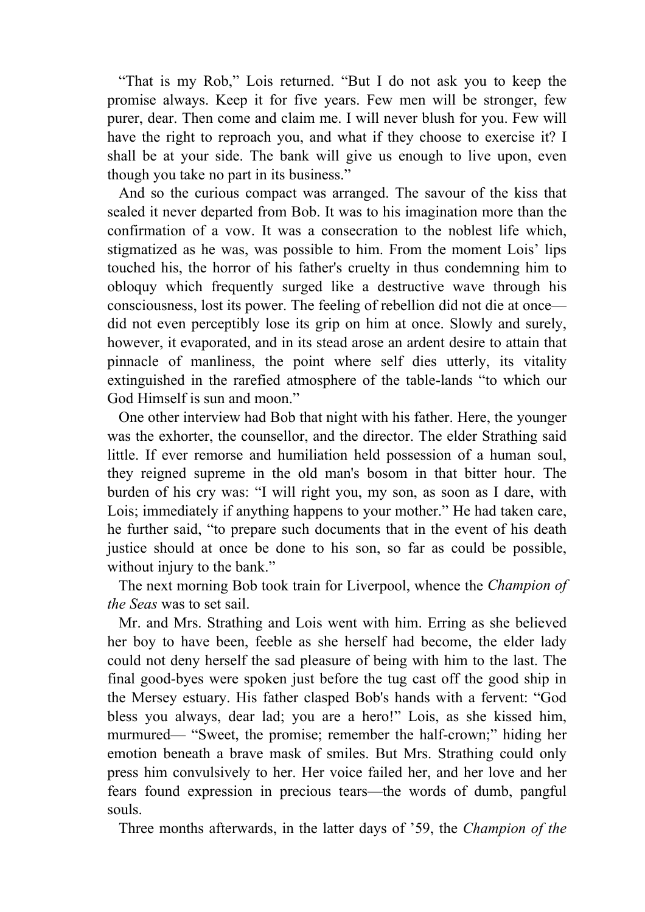"That is my Rob," Lois returned. "But I do not ask you to keep the promise always. Keep it for five years. Few men will be stronger, few purer, dear. Then come and claim me. I will never blush for you. Few will have the right to reproach you, and what if they choose to exercise it? I shall be at your side. The bank will give us enough to live upon, even though you take no part in its business."

And so the curious compact was arranged. The savour of the kiss that sealed it never departed from Bob. It was to his imagination more than the confirmation of a vow. It was a consecration to the noblest life which, stigmatized as he was, was possible to him. From the moment Lois' lips touched his, the horror of his father's cruelty in thus condemning him to obloquy which frequently surged like a destructive wave through his consciousness, lost its power. The feeling of rebellion did not die at once—did not even perceptibly lose its grip on him at once. Slowly and surely, however, it evaporated, and in its stead arose an ardent desire to attain that pinnacle of manliness, the point where self dies utterly, its vitality extinguished in the rarefied atmosphere of the table-lands "to which our God Himself is sun and moon."

One other interview had Bob that night with his father. Here, the younger was the exhorter, the counsellor, and the director. The elder Strathing said little. If ever remorse and humiliation held possession of a human soul, they reigned supreme in the old man's bosom in that bitter hour. The burden of his cry was: "I will right you, my son, as soon as I dare, with Lois; immediately if anything happens to your mother." He had taken care, he further said, "to prepare such documents that in the event of his death justice should at once be done to his son, so far as could be possible, without injury to the bank."

The next morning Bob took train for Liverpool, whence the *Champion of the Seas* was to set sail.

Mr. and Mrs. Strathing and Lois went with him. Erring as she believed her boy to have been, feeble as she herself had become, the elder lady could not deny herself the sad pleasure of being with him to the last. The final good-byes were spoken just before the tug cast off the good ship in the Mersey estuary. His father clasped Bob's hands with a fervent: "God bless you always, dear lad; you are a hero!" Lois, as she kissed him, murmured— "Sweet, the promise; remember the half-crown;" hiding her emotion beneath a brave mask of smiles. But Mrs. Strathing could only press him convulsively to her. Her voice failed her, and her love and her fears found expression in precious tears—the words of dumb, pangful souls.

Three months afterwards, in the latter days of '59, the *Champion of the*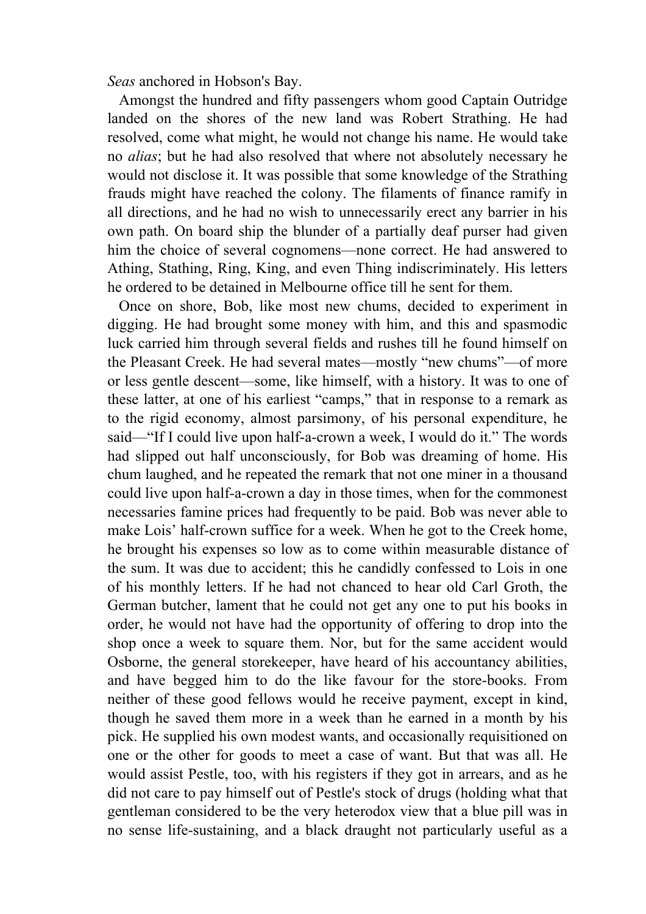*Seas* anchored in Hobson's Bay.

Amongst the hundred and fifty passengers whom good Captain Outridge landed on the shores of the new land was Robert Strathing. He had resolved, come what might, he would not change his name. He would take no *alias*; but he had also resolved that where not absolutely necessary he would not disclose it. It was possible that some knowledge of the Strathing frauds might have reached the colony. The filaments of finance ramify in all directions, and he had no wish to unnecessarily erect any barrier in his own path. On board ship the blunder of a partially deaf purser had given him the choice of several cognomens—none correct. He had answered to Athing, Stathing, Ring, King, and even Thing indiscriminately. His letters he ordered to be detained in Melbourne office till he sent for them.

Once on shore, Bob, like most new chums, decided to experiment in digging. He had brought some money with him, and this and spasmodic luck carried him through several fields and rushes till he found himself on the Pleasant Creek. He had several mates—mostly "new chums"—of more or less gentle descent—some, like himself, with a history. It was to one of these latter, at one of his earliest "camps," that in response to a remark as to the rigid economy, almost parsimony, of his personal expenditure, he said—"If I could live upon half-a-crown a week, I would do it." The words had slipped out half unconsciously, for Bob was dreaming of home. His chum laughed, and he repeated the remark that not one miner in a thousand could live upon half-a-crown a day in those times, when for the commonest necessaries famine prices had frequently to be paid. Bob was never able to make Lois' half-crown suffice for a week. When he got to the Creek home, he brought his expenses so low as to come within measurable distance of the sum. It was due to accident; this he candidly confessed to Lois in one of his monthly letters. If he had not chanced to hear old Carl Groth, the German butcher, lament that he could not get any one to put his books in order, he would not have had the opportunity of offering to drop into the shop once a week to square them. Nor, but for the same accident would Osborne, the general storekeeper, have heard of his accountancy abilities, and have begged him to do the like favour for the store-books. From neither of these good fellows would he receive payment, except in kind, though he saved them more in a week than he earned in a month by his pick. He supplied his own modest wants, and occasionally requisitioned on one or the other for goods to meet a case of want. But that was all. He would assist Pestle, too, with his registers if they got in arrears, and as he did not care to pay himself out of Pestle's stock of drugs (holding what that gentleman considered to be the very heterodox view that a blue pill was in no sense life-sustaining, and a black draught not particularly useful as a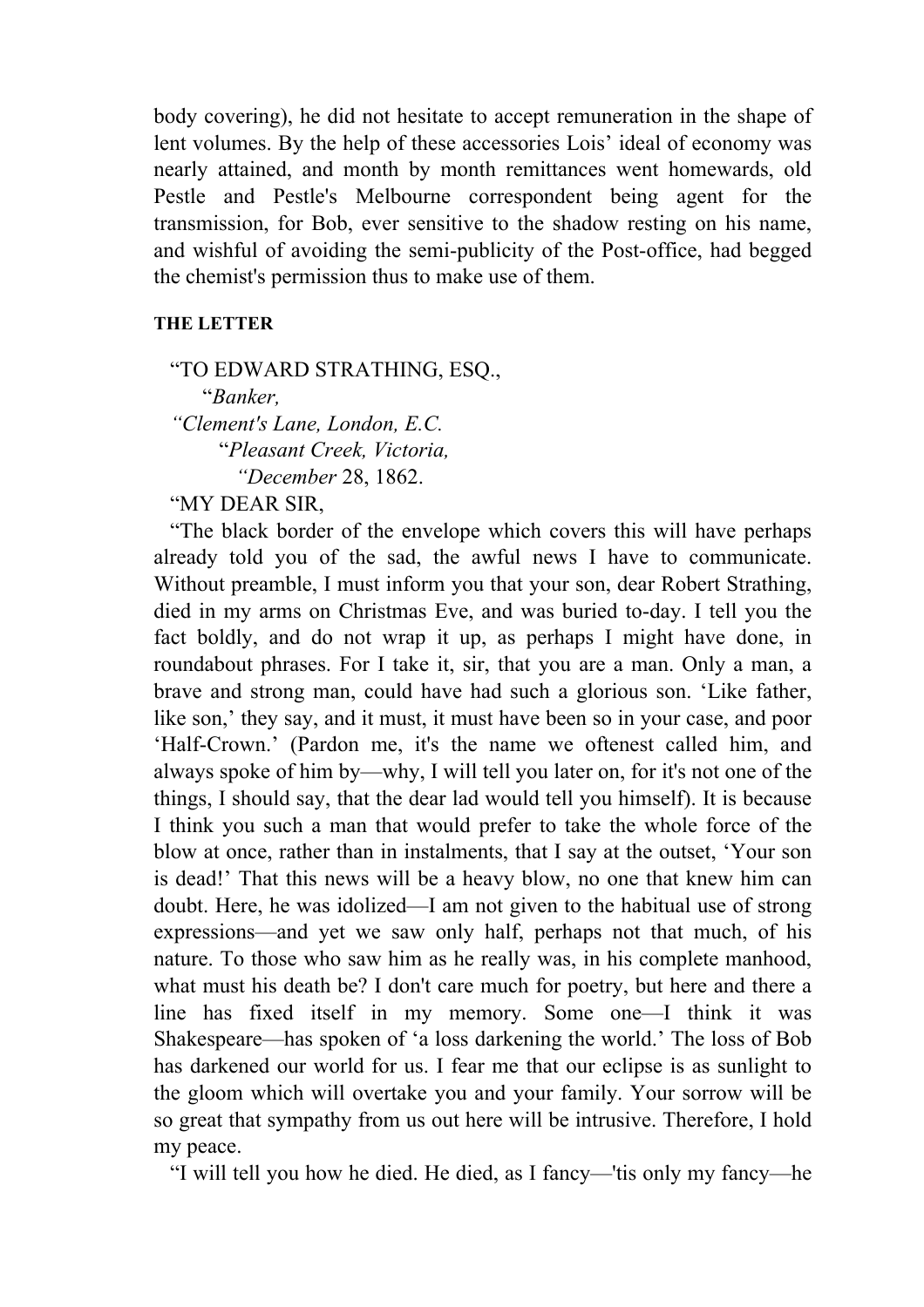body covering), he did not hesitate to accept remuneration in the shape of lent volumes. By the help of these accessories Lois' ideal of economy was nearly attained, and month by month remittances went homewards, old Pestle and Pestle's Melbourne correspondent being agent for the transmission, for Bob, ever sensitive to the shadow resting on his name, and wishful of avoiding the semi-publicity of the Post-office, had begged the chemist's permission thus to make use of them.

#### THE LETTER

"TO EDWARD STRATHING, ESQ.,
"*Banker,*
*"Clement's Lane, London, E.C.*
"*Pleasant Creek, Victoria,*
*"December* 28, 1862.

"MY DEAR SIR,

"The black border of the envelope which covers this will have perhaps already told you of the sad, the awful news I have to communicate. Without preamble, I must inform you that your son, dear Robert Strathing, died in my arms on Christmas Eve, and was buried to-day. I tell you the fact boldly, and do not wrap it up, as perhaps I might have done, in roundabout phrases. For I take it, sir, that you are a man. Only a man, a brave and strong man, could have had such a glorious son. 'Like father, like son,' they say, and it must, it must have been so in your case, and poor 'Half-Crown.' (Pardon me, it's the name we oftenest called him, and always spoke of him by—why, I will tell you later on, for it's not one of the things, I should say, that the dear lad would tell you himself). It is because I think you such a man that would prefer to take the whole force of the blow at once, rather than in instalments, that I say at the outset, 'Your son is dead!' That this news will be a heavy blow, no one that knew him can doubt. Here, he was idolized—I am not given to the habitual use of strong expressions—and yet we saw only half, perhaps not that much, of his nature. To those who saw him as he really was, in his complete manhood, what must his death be? I don't care much for poetry, but here and there a line has fixed itself in my memory. Some one—I think it was Shakespeare—has spoken of 'a loss darkening the world.' The loss of Bob has darkened our world for us. I fear me that our eclipse is as sunlight to the gloom which will overtake you and your family. Your sorrow will be so great that sympathy from us out here will be intrusive. Therefore, I hold my peace.

"I will tell you how he died. He died, as I fancy—'tis only my fancy—he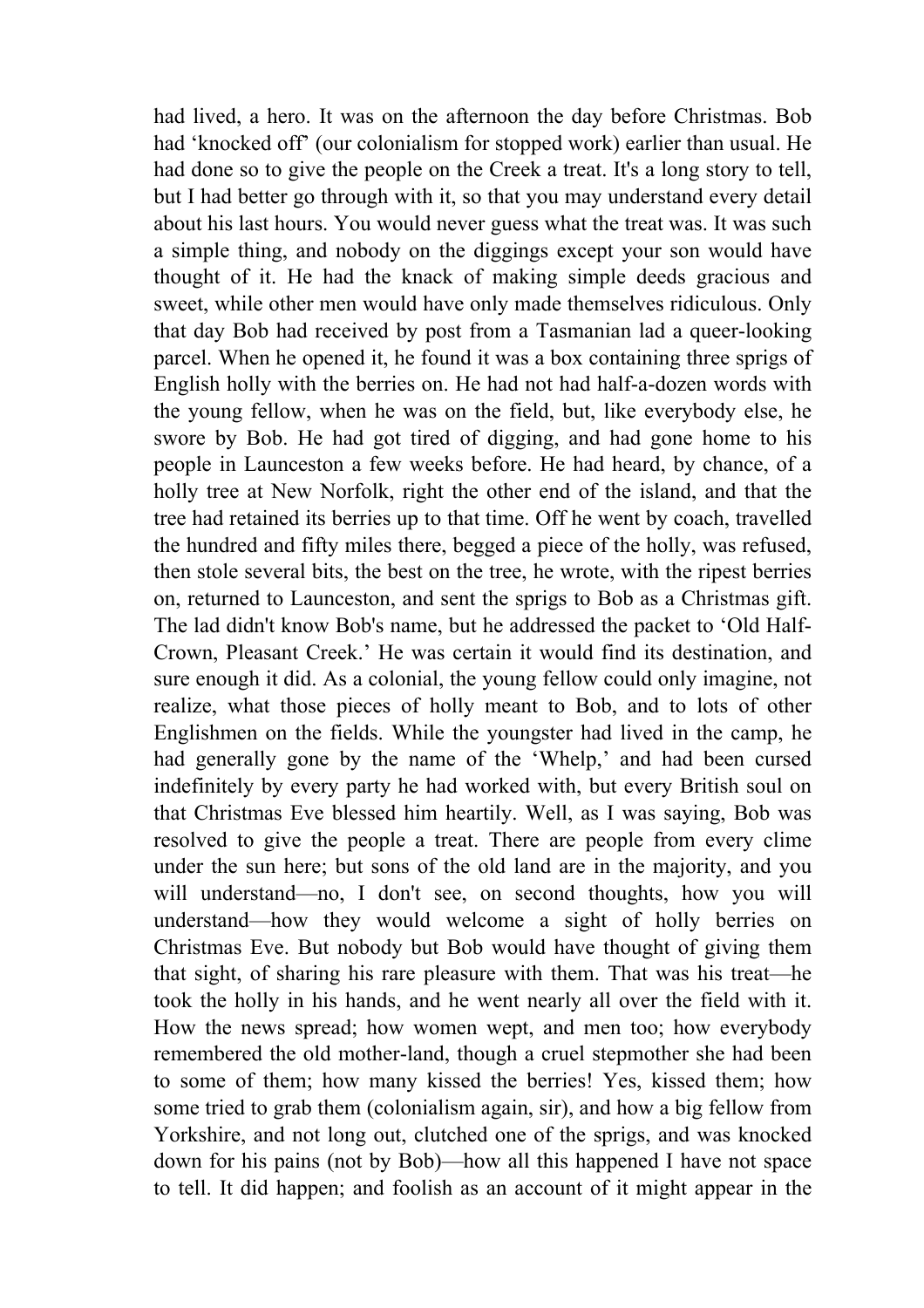had lived, a hero. It was on the afternoon the day before Christmas. Bob had 'knocked off' (our colonialism for stopped work) earlier than usual. He had done so to give the people on the Creek a treat. It's a long story to tell, but I had better go through with it, so that you may understand every detail about his last hours. You would never guess what the treat was. It was such a simple thing, and nobody on the diggings except your son would have thought of it. He had the knack of making simple deeds gracious and sweet, while other men would have only made themselves ridiculous. Only that day Bob had received by post from a Tasmanian lad a queer-looking parcel. When he opened it, he found it was a box containing three sprigs of English holly with the berries on. He had not had half-a-dozen words with the young fellow, when he was on the field, but, like everybody else, he swore by Bob. He had got tired of digging, and had gone home to his people in Launceston a few weeks before. He had heard, by chance, of a holly tree at New Norfolk, right the other end of the island, and that the tree had retained its berries up to that time. Off he went by coach, travelled the hundred and fifty miles there, begged a piece of the holly, was refused, then stole several bits, the best on the tree, he wrote, with the ripest berries on, returned to Launceston, and sent the sprigs to Bob as a Christmas gift. The lad didn't know Bob's name, but he addressed the packet to 'Old Half-Crown, Pleasant Creek.' He was certain it would find its destination, and sure enough it did. As a colonial, the young fellow could only imagine, not realize, what those pieces of holly meant to Bob, and to lots of other Englishmen on the fields. While the youngster had lived in the camp, he had generally gone by the name of the 'Whelp,' and had been cursed indefinitely by every party he had worked with, but every British soul on that Christmas Eve blessed him heartily. Well, as I was saying, Bob was resolved to give the people a treat. There are people from every clime under the sun here; but sons of the old land are in the majority, and you will understand—no, I don't see, on second thoughts, how you will understand—how they would welcome a sight of holly berries on Christmas Eve. But nobody but Bob would have thought of giving them that sight, of sharing his rare pleasure with them. That was his treat—he took the holly in his hands, and he went nearly all over the field with it. How the news spread; how women wept, and men too; how everybody remembered the old mother-land, though a cruel stepmother she had been to some of them; how many kissed the berries! Yes, kissed them; how some tried to grab them (colonialism again, sir), and how a big fellow from Yorkshire, and not long out, clutched one of the sprigs, and was knocked down for his pains (not by Bob)—how all this happened I have not space to tell. It did happen; and foolish as an account of it might appear in the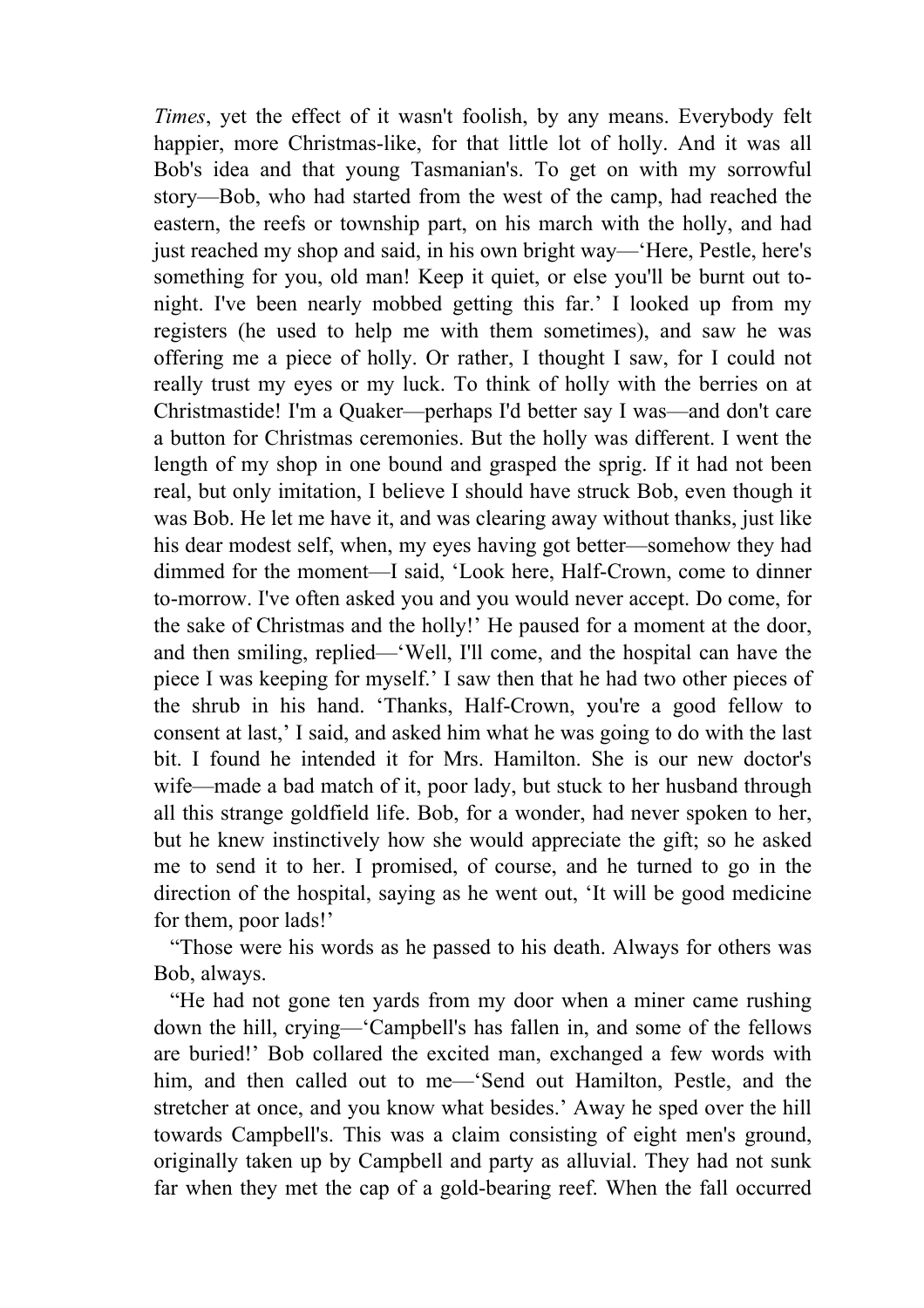*Times*, yet the effect of it wasn't foolish, by any means. Everybody felt happier, more Christmas-like, for that little lot of holly. And it was all Bob's idea and that young Tasmanian's. To get on with my sorrowful story—Bob, who had started from the west of the camp, had reached the eastern, the reefs or township part, on his march with the holly, and had just reached my shop and said, in his own bright way—'Here, Pestle, here's something for you, old man! Keep it quiet, or else you'll be burnt out to-night. I've been nearly mobbed getting this far.' I looked up from my registers (he used to help me with them sometimes), and saw he was offering me a piece of holly. Or rather, I thought I saw, for I could not really trust my eyes or my luck. To think of holly with the berries on at Christmastide! I'm a Quaker—perhaps I'd better say I was—and don't care a button for Christmas ceremonies. But the holly was different. I went the length of my shop in one bound and grasped the sprig. If it had not been real, but only imitation, I believe I should have struck Bob, even though it was Bob. He let me have it, and was clearing away without thanks, just like his dear modest self, when, my eyes having got better—somehow they had dimmed for the moment—I said, 'Look here, Half-Crown, come to dinner to-morrow. I've often asked you and you would never accept. Do come, for the sake of Christmas and the holly!' He paused for a moment at the door, and then smiling, replied—'Well, I'll come, and the hospital can have the piece I was keeping for myself.' I saw then that he had two other pieces of the shrub in his hand. 'Thanks, Half-Crown, you're a good fellow to consent at last,' I said, and asked him what he was going to do with the last bit. I found he intended it for Mrs. Hamilton. She is our new doctor's wife—made a bad match of it, poor lady, but stuck to her husband through all this strange goldfield life. Bob, for a wonder, had never spoken to her, but he knew instinctively how she would appreciate the gift; so he asked me to send it to her. I promised, of course, and he turned to go in the direction of the hospital, saying as he went out, 'It will be good medicine for them, poor lads!'

"Those were his words as he passed to his death. Always for others was Bob, always.

"He had not gone ten yards from my door when a miner came rushing down the hill, crying—'Campbell's has fallen in, and some of the fellows are buried!' Bob collared the excited man, exchanged a few words with him, and then called out to me—'Send out Hamilton, Pestle, and the stretcher at once, and you know what besides.' Away he sped over the hill towards Campbell's. This was a claim consisting of eight men's ground, originally taken up by Campbell and party as alluvial. They had not sunk far when they met the cap of a gold-bearing reef. When the fall occurred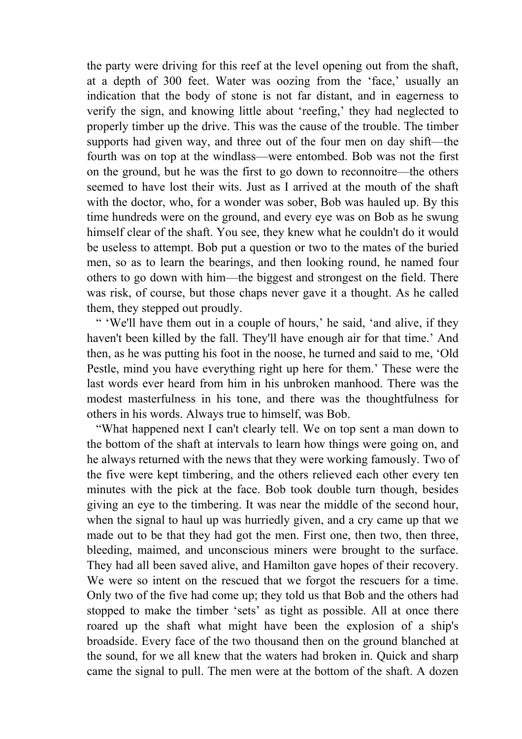the party were driving for this reef at the level opening out from the shaft, at a depth of 300 feet. Water was oozing from the 'face,' usually an indication that the body of stone is not far distant, and in eagerness to verify the sign, and knowing little about 'reefing,' they had neglected to properly timber up the drive. This was the cause of the trouble. The timber supports had given way, and three out of the four men on day shift—the fourth was on top at the windlass—were entombed. Bob was not the first on the ground, but he was the first to go down to reconnoitre—the others seemed to have lost their wits. Just as I arrived at the mouth of the shaft with the doctor, who, for a wonder was sober, Bob was hauled up. By this time hundreds were on the ground, and every eye was on Bob as he swung himself clear of the shaft. You see, they knew what he couldn't do it would be useless to attempt. Bob put a question or two to the mates of the buried men, so as to learn the bearings, and then looking round, he named four others to go down with him—the biggest and strongest on the field. There was risk, of course, but those chaps never gave it a thought. As he called them, they stepped out proudly.

" 'We'll have them out in a couple of hours,' he said, 'and alive, if they haven't been killed by the fall. They'll have enough air for that time.' And then, as he was putting his foot in the noose, he turned and said to me, 'Old Pestle, mind you have everything right up here for them.' These were the last words ever heard from him in his unbroken manhood. There was the modest masterfulness in his tone, and there was the thoughtfulness for others in his words. Always true to himself, was Bob.

"What happened next I can't clearly tell. We on top sent a man down to the bottom of the shaft at intervals to learn how things were going on, and he always returned with the news that they were working famously. Two of the five were kept timbering, and the others relieved each other every ten minutes with the pick at the face. Bob took double turn though, besides giving an eye to the timbering. It was near the middle of the second hour, when the signal to haul up was hurriedly given, and a cry came up that we made out to be that they had got the men. First one, then two, then three, bleeding, maimed, and unconscious miners were brought to the surface. They had all been saved alive, and Hamilton gave hopes of their recovery. We were so intent on the rescued that we forgot the rescuers for a time. Only two of the five had come up; they told us that Bob and the others had stopped to make the timber 'sets' as tight as possible. All at once there roared up the shaft what might have been the explosion of a ship's broadside. Every face of the two thousand then on the ground blanched at the sound, for we all knew that the waters had broken in. Quick and sharp came the signal to pull. The men were at the bottom of the shaft. A dozen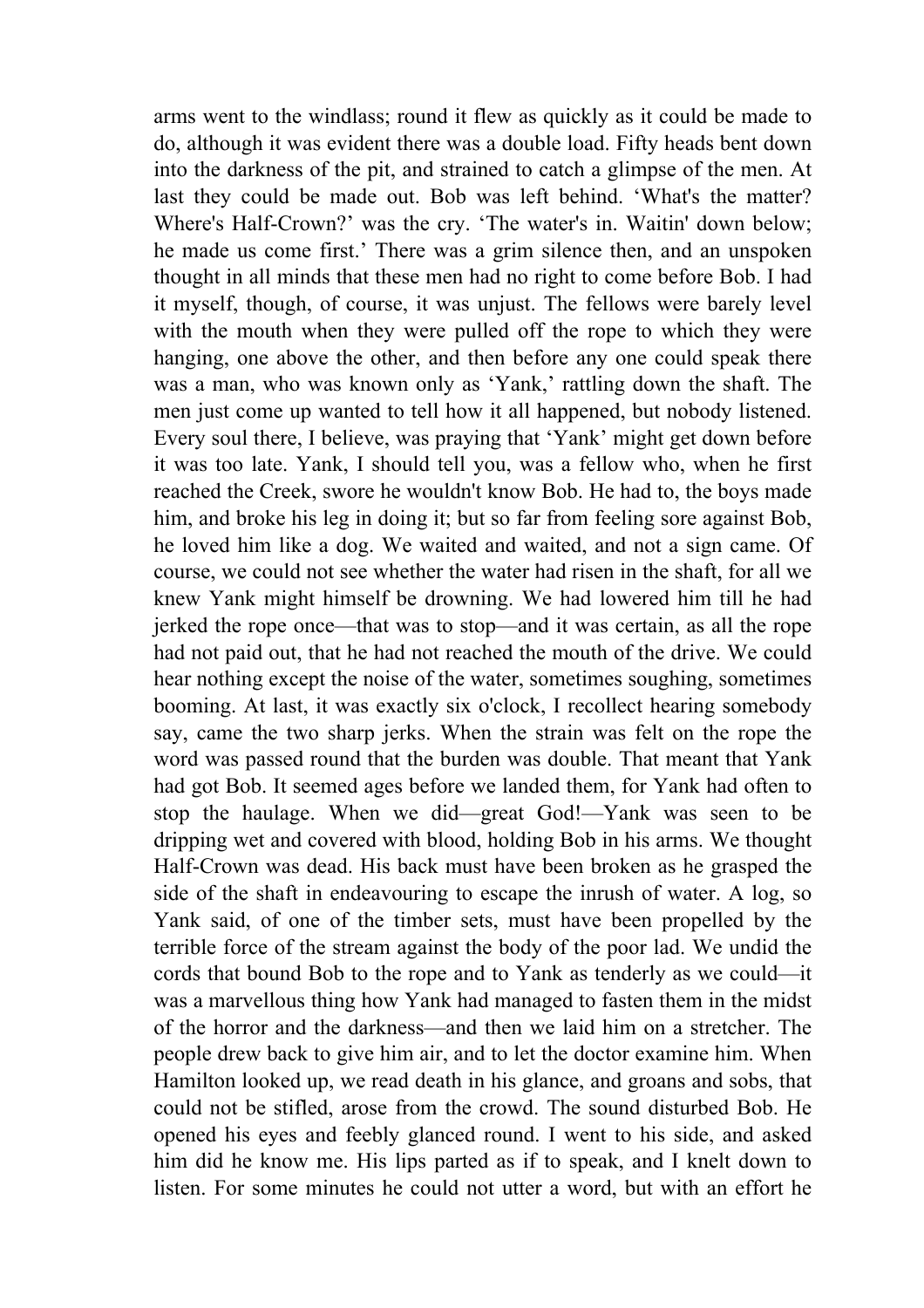arms went to the windlass; round it flew as quickly as it could be made to do, although it was evident there was a double load. Fifty heads bent down into the darkness of the pit, and strained to catch a glimpse of the men. At last they could be made out. Bob was left behind. 'What's the matter? Where's Half-Crown?' was the cry. 'The water's in. Waitin' down below; he made us come first.' There was a grim silence then, and an unspoken thought in all minds that these men had no right to come before Bob. I had it myself, though, of course, it was unjust. The fellows were barely level with the mouth when they were pulled off the rope to which they were hanging, one above the other, and then before any one could speak there was a man, who was known only as 'Yank,' rattling down the shaft. The men just come up wanted to tell how it all happened, but nobody listened. Every soul there, I believe, was praying that 'Yank' might get down before it was too late. Yank, I should tell you, was a fellow who, when he first reached the Creek, swore he wouldn't know Bob. He had to, the boys made him, and broke his leg in doing it; but so far from feeling sore against Bob, he loved him like a dog. We waited and waited, and not a sign came. Of course, we could not see whether the water had risen in the shaft, for all we knew Yank might himself be drowning. We had lowered him till he had jerked the rope once—that was to stop—and it was certain, as all the rope had not paid out, that he had not reached the mouth of the drive. We could hear nothing except the noise of the water, sometimes soughing, sometimes booming. At last, it was exactly six o'clock, I recollect hearing somebody say, came the two sharp jerks. When the strain was felt on the rope the word was passed round that the burden was double. That meant that Yank had got Bob. It seemed ages before we landed them, for Yank had often to stop the haulage. When we did—great God!—Yank was seen to be dripping wet and covered with blood, holding Bob in his arms. We thought Half-Crown was dead. His back must have been broken as he grasped the side of the shaft in endeavouring to escape the inrush of water. A log, so Yank said, of one of the timber sets, must have been propelled by the terrible force of the stream against the body of the poor lad. We undid the cords that bound Bob to the rope and to Yank as tenderly as we could—it was a marvellous thing how Yank had managed to fasten them in the midst of the horror and the darkness—and then we laid him on a stretcher. The people drew back to give him air, and to let the doctor examine him. When Hamilton looked up, we read death in his glance, and groans and sobs, that could not be stifled, arose from the crowd. The sound disturbed Bob. He opened his eyes and feebly glanced round. I went to his side, and asked him did he know me. His lips parted as if to speak, and I knelt down to listen. For some minutes he could not utter a word, but with an effort he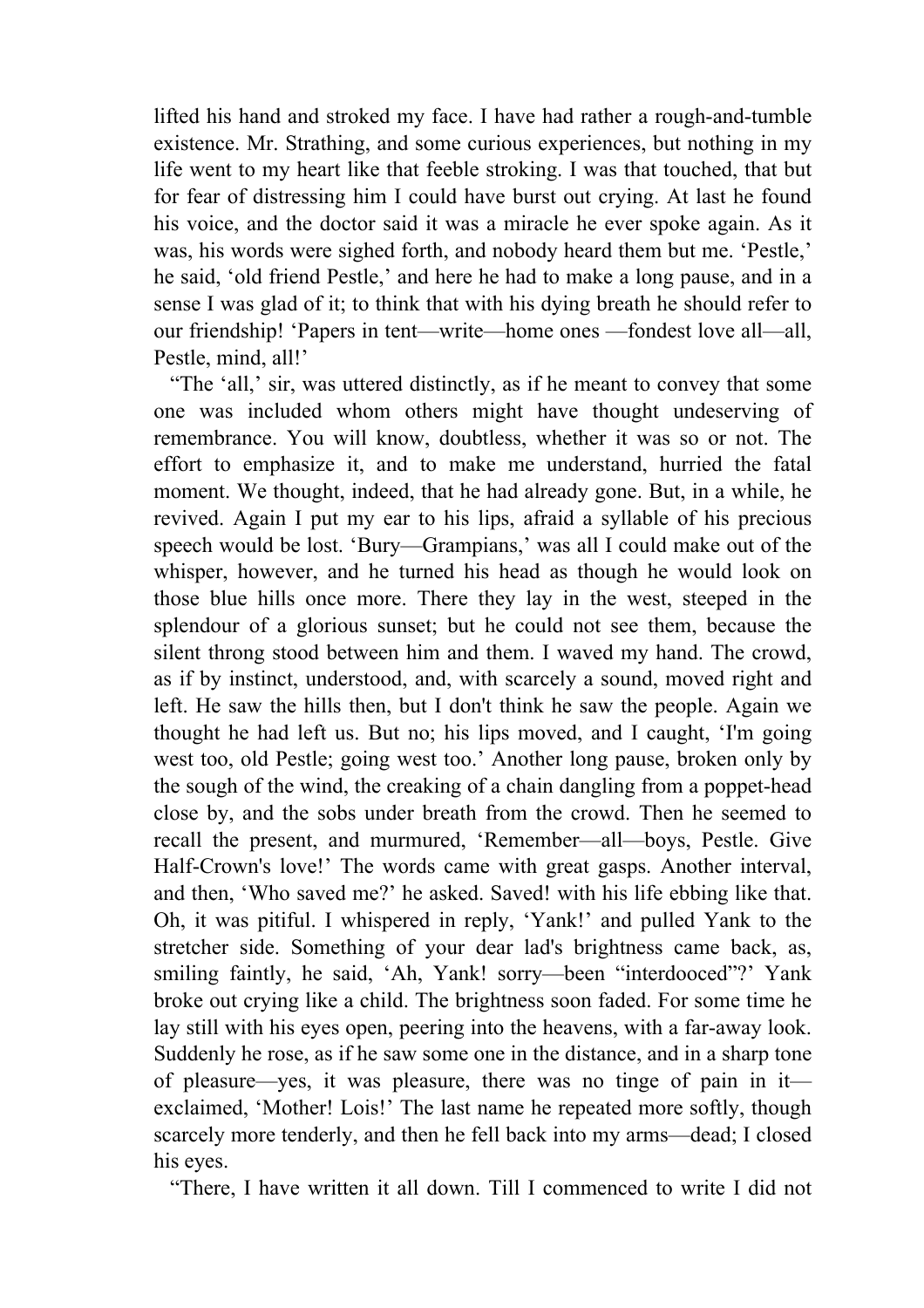lifted his hand and stroked my face. I have had rather a rough-and-tumble existence. Mr. Strathing, and some curious experiences, but nothing in my life went to my heart like that feeble stroking. I was that touched, that but for fear of distressing him I could have burst out crying. At last he found his voice, and the doctor said it was a miracle he ever spoke again. As it was, his words were sighed forth, and nobody heard them but me. 'Pestle,' he said, 'old friend Pestle,' and here he had to make a long pause, and in a sense I was glad of it; to think that with his dying breath he should refer to our friendship! 'Papers in tent—write—home ones —fondest love all—all, Pestle, mind, all!'

"The 'all,' sir, was uttered distinctly, as if he meant to convey that some one was included whom others might have thought undeserving of remembrance. You will know, doubtless, whether it was so or not. The effort to emphasize it, and to make me understand, hurried the fatal moment. We thought, indeed, that he had already gone. But, in a while, he revived. Again I put my ear to his lips, afraid a syllable of his precious speech would be lost. 'Bury—Grampians,' was all I could make out of the whisper, however, and he turned his head as though he would look on those blue hills once more. There they lay in the west, steeped in the splendour of a glorious sunset; but he could not see them, because the silent throng stood between him and them. I waved my hand. The crowd, as if by instinct, understood, and, with scarcely a sound, moved right and left. He saw the hills then, but I don't think he saw the people. Again we thought he had left us. But no; his lips moved, and I caught, 'I'm going west too, old Pestle; going west too.' Another long pause, broken only by the sough of the wind, the creaking of a chain dangling from a poppet-head close by, and the sobs under breath from the crowd. Then he seemed to recall the present, and murmured, 'Remember—all—boys, Pestle. Give Half-Crown's love!' The words came with great gasps. Another interval, and then, 'Who saved me?' he asked. Saved! with his life ebbing like that. Oh, it was pitiful. I whispered in reply, 'Yank!' and pulled Yank to the stretcher side. Something of your dear lad's brightness came back, as, smiling faintly, he said, 'Ah, Yank! sorry—been "interdooced"?' Yank broke out crying like a child. The brightness soon faded. For some time he lay still with his eyes open, peering into the heavens, with a far-away look. Suddenly he rose, as if he saw some one in the distance, and in a sharp tone of pleasure—yes, it was pleasure, there was no tinge of pain in it—exclaimed, 'Mother! Lois!' The last name he repeated more softly, though scarcely more tenderly, and then he fell back into my arms—dead; I closed his eyes.

"There, I have written it all down. Till I commenced to write I did not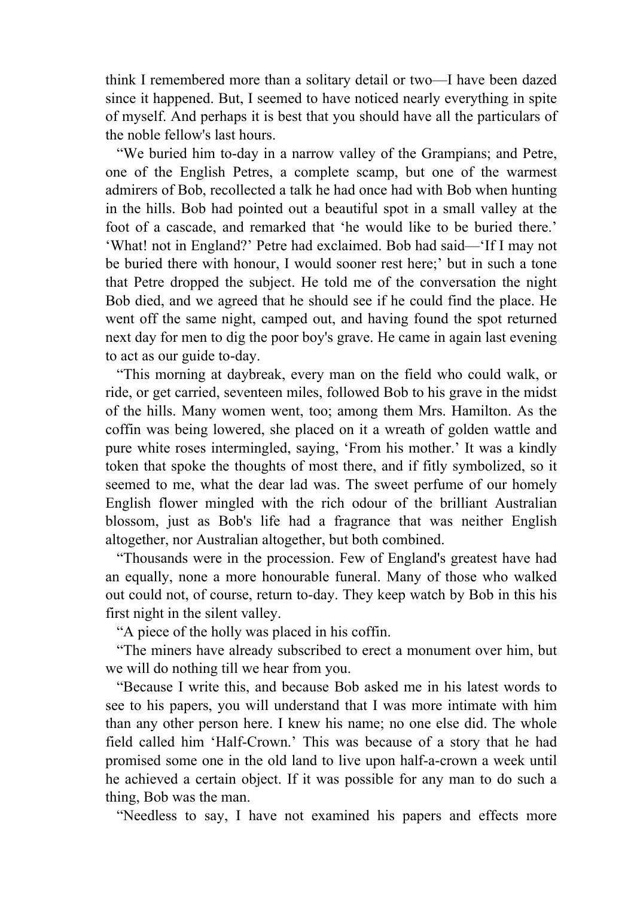think I remembered more than a solitary detail or two—I have been dazed since it happened. But, I seemed to have noticed nearly everything in spite of myself. And perhaps it is best that you should have all the particulars of the noble fellow's last hours.

“We buried him to-day in a narrow valley of the Grampians; and Petre, one of the English Petres, a complete scamp, but one of the warmest admirers of Bob, recollected a talk he had once had with Bob when hunting in the hills. Bob had pointed out a beautiful spot in a small valley at the foot of a cascade, and remarked that ‘he would like to be buried there.’ ‘What! not in England?’ Petre had exclaimed. Bob had said—‘If I may not be buried there with honour, I would sooner rest here;’ but in such a tone that Petre dropped the subject. He told me of the conversation the night Bob died, and we agreed that he should see if he could find the place. He went off the same night, camped out, and having found the spot returned next day for men to dig the poor boy's grave. He came in again last evening to act as our guide to-day.

“This morning at daybreak, every man on the field who could walk, or ride, or get carried, seventeen miles, followed Bob to his grave in the midst of the hills. Many women went, too; among them Mrs. Hamilton. As the coffin was being lowered, she placed on it a wreath of golden wattle and pure white roses intermingled, saying, ‘From his mother.’ It was a kindly token that spoke the thoughts of most there, and it fitly symbolized, so it seemed to me, what the dear lad was. The sweet perfume of our homely English flower mingled with the rich odour of the brilliant Australian blossom, just as Bob's life had a fragrance that was neither English altogether, nor Australian altogether, but both combined.

“Thousands were in the procession. Few of England's greatest have had an equally, none a more honourable funeral. Many of those who walked out could not, of course, return to-day. They keep watch by Bob in this his first night in the silent valley.

“A piece of the holly was placed in his coffin.

“The miners have already subscribed to erect a monument over him, but we will do nothing till we hear from you.

“Because I write this, and because Bob asked me in his latest words to see to his papers, you will understand that I was more intimate with him than any other person here. I knew his name; no one else did. The whole field called him ‘Half-Crown.’ This was because of a story that he had promised some one in the old land to live upon half-a-crown a week until he achieved a certain object. If it was possible for any man to do such a thing, Bob was the man.

“Needless to say, I have not examined his papers and effects more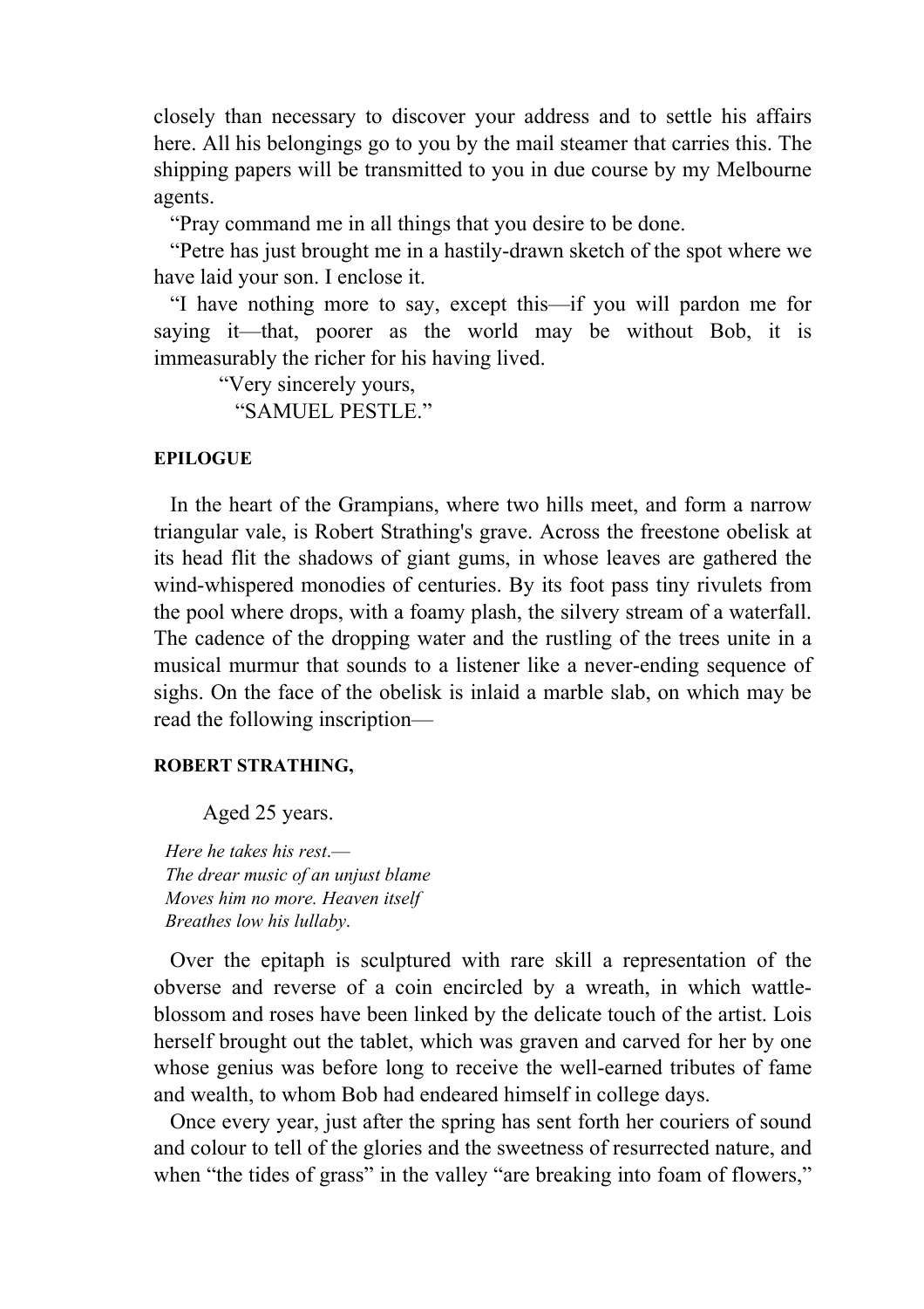closely than necessary to discover your address and to settle his affairs here. All his belongings go to you by the mail steamer that carries this. The shipping papers will be transmitted to you in due course by my Melbourne agents.

"Pray command me in all things that you desire to be done.

"Petre has just brought me in a hastily-drawn sketch of the spot where we have laid your son. I enclose it.

"I have nothing more to say, except this—if you will pardon me for saying it—that, poorer as the world may be without Bob, it is immeasurably the richer for his having lived.

"Very sincerely yours,

"SAMUEL PESTLE."

## EPILOGUE

In the heart of the Grampians, where two hills meet, and form a narrow triangular vale, is Robert Strathing's grave. Across the freestone obelisk at its head flit the shadows of giant gums, in whose leaves are gathered the wind-whispered monodies of centuries. By its foot pass tiny rivulets from the pool where drops, with a foamy plash, the silvery stream of a waterfall. The cadence of the dropping water and the rustling of the trees unite in a musical murmur that sounds to a listener like a never-ending sequence of sighs. On the face of the obelisk is inlaid a marble slab, on which may be read the following inscription—

**ROBERT STRATHING,**

Aged 25 years.

*Here he takes his rest.—*
*The drear music of an unjust blame*
*Moves him no more. Heaven itself*
*Breathes low his lullaby.*

Over the epitaph is sculptured with rare skill a representation of the obverse and reverse of a coin encircled by a wreath, in which wattle-blossom and roses have been linked by the delicate touch of the artist. Lois herself brought out the tablet, which was graven and carved for her by one whose genius was before long to receive the well-earned tributes of fame and wealth, to whom Bob had endeared himself in college days.

Once every year, just after the spring has sent forth her couriers of sound and colour to tell of the glories and the sweetness of resurrected nature, and when "the tides of grass" in the valley "are breaking into foam of flowers,"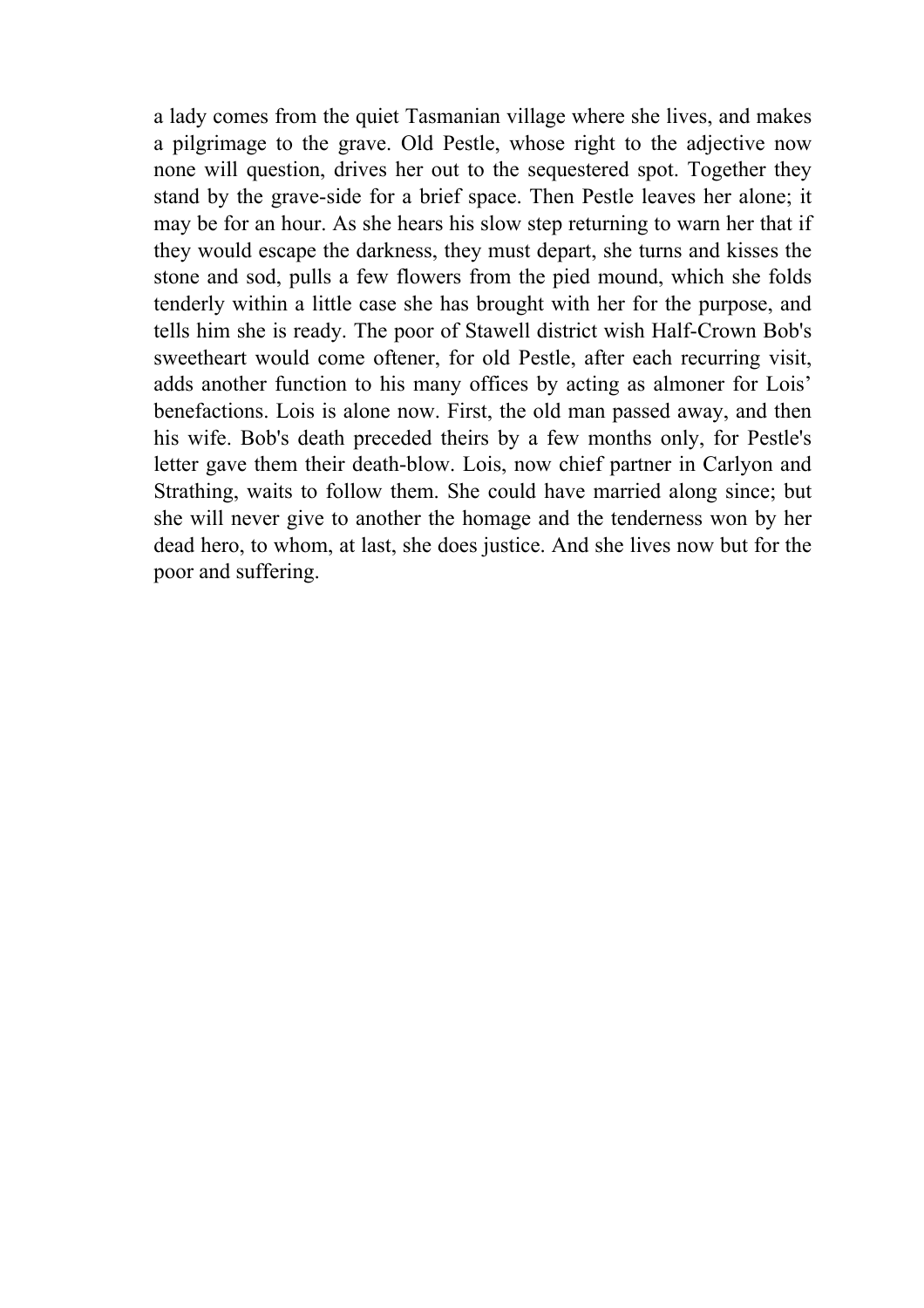a lady comes from the quiet Tasmanian village where she lives, and makes a pilgrimage to the grave. Old Pestle, whose right to the adjective now none will question, drives her out to the sequestered spot. Together they stand by the grave-side for a brief space. Then Pestle leaves her alone; it may be for an hour. As she hears his slow step returning to warn her that if they would escape the darkness, they must depart, she turns and kisses the stone and sod, pulls a few flowers from the pied mound, which she folds tenderly within a little case she has brought with her for the purpose, and tells him she is ready. The poor of Stawell district wish Half-Crown Bob's sweetheart would come oftener, for old Pestle, after each recurring visit, adds another function to his many offices by acting as almoner for Lois' benefactions. Lois is alone now. First, the old man passed away, and then his wife. Bob's death preceded theirs by a few months only, for Pestle's letter gave them their death-blow. Lois, now chief partner in Carlyon and Strathing, waits to follow them. She could have married along since; but she will never give to another the homage and the tenderness won by her dead hero, to whom, at last, she does justice. And she lives now but for the poor and suffering.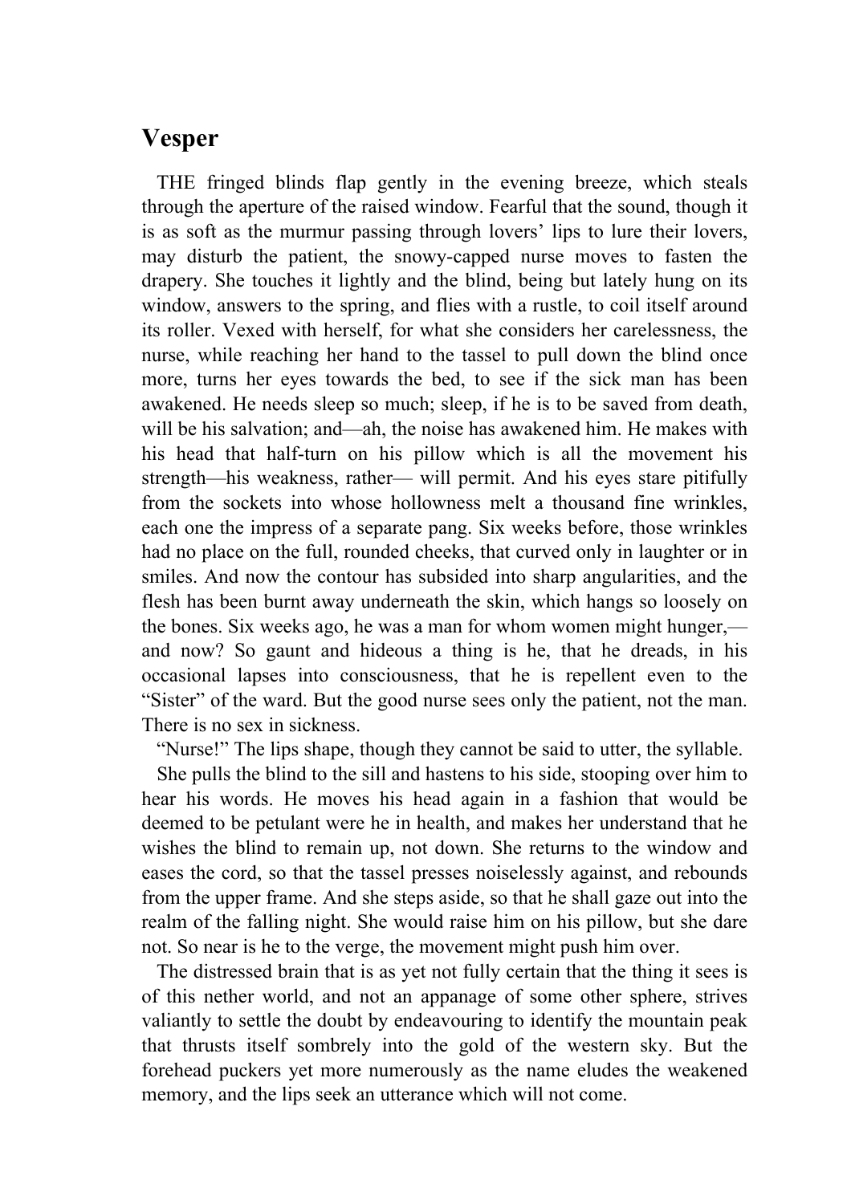## Vesper

THE fringed blinds flap gently in the evening breeze, which steals through the aperture of the raised window. Fearful that the sound, though it is as soft as the murmur passing through lovers' lips to lure their lovers, may disturb the patient, the snowy-capped nurse moves to fasten the drapery. She touches it lightly and the blind, being but lately hung on its window, answers to the spring, and flies with a rustle, to coil itself around its roller. Vexed with herself, for what she considers her carelessness, the nurse, while reaching her hand to the tassel to pull down the blind once more, turns her eyes towards the bed, to see if the sick man has been awakened. He needs sleep so much; sleep, if he is to be saved from death, will be his salvation; and—ah, the noise has awakened him. He makes with his head that half-turn on his pillow which is all the movement his strength—his weakness, rather— will permit. And his eyes stare pitifully from the sockets into whose hollowness melt a thousand fine wrinkles, each one the impress of a separate pang. Six weeks before, those wrinkles had no place on the full, rounded cheeks, that curved only in laughter or in smiles. And now the contour has subsided into sharp angularities, and the flesh has been burnt away underneath the skin, which hangs so loosely on the bones. Six weeks ago, he was a man for whom women might hunger,—and now? So gaunt and hideous a thing is he, that he dreads, in his occasional lapses into consciousness, that he is repellent even to the "Sister" of the ward. But the good nurse sees only the patient, not the man. There is no sex in sickness.

"Nurse!" The lips shape, though they cannot be said to utter, the syllable.

She pulls the blind to the sill and hastens to his side, stooping over him to hear his words. He moves his head again in a fashion that would be deemed to be petulant were he in health, and makes her understand that he wishes the blind to remain up, not down. She returns to the window and eases the cord, so that the tassel presses noiselessly against, and rebounds from the upper frame. And she steps aside, so that he shall gaze out into the realm of the falling night. She would raise him on his pillow, but she dare not. So near is he to the verge, the movement might push him over.

The distressed brain that is as yet not fully certain that the thing it sees is of this nether world, and not an appanage of some other sphere, strives valiantly to settle the doubt by endeavouring to identify the mountain peak that thrusts itself sombrely into the gold of the western sky. But the forehead puckers yet more numerously as the name eludes the weakened memory, and the lips seek an utterance which will not come.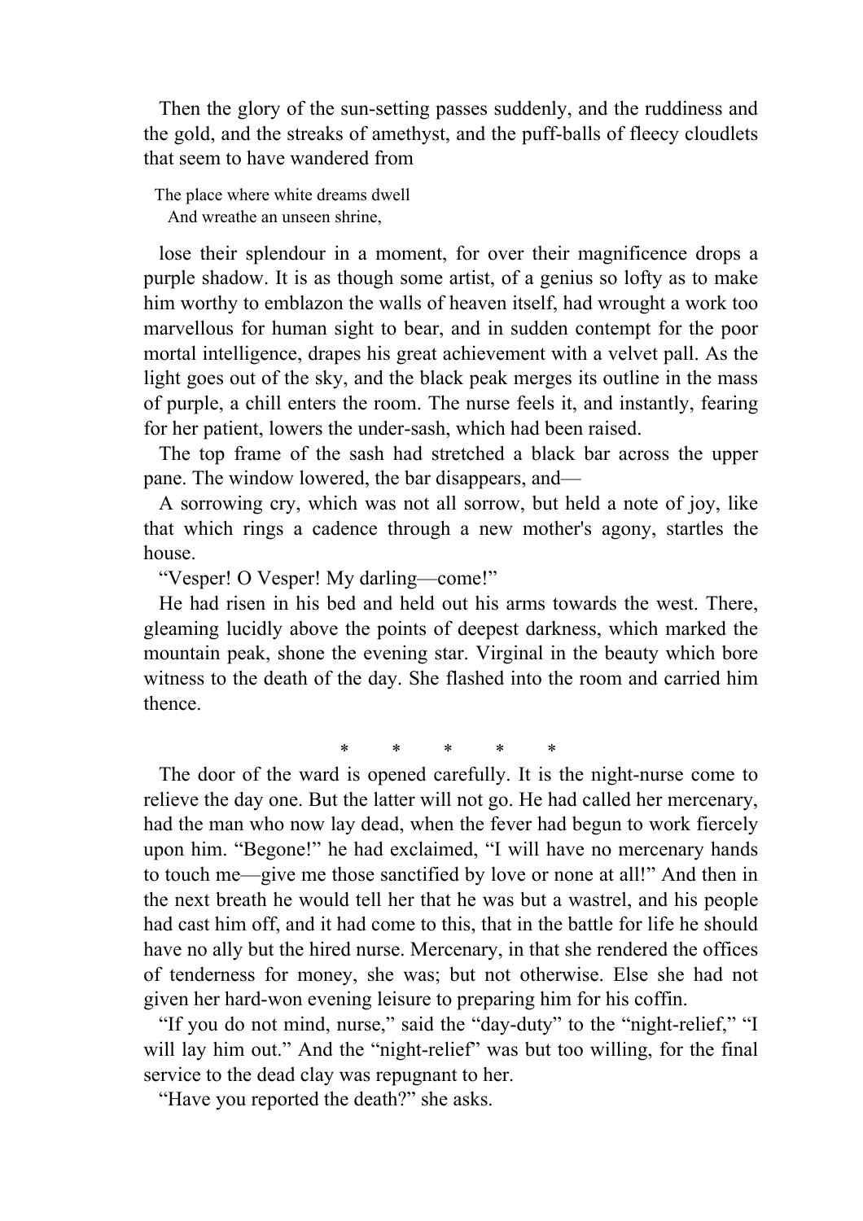Then the glory of the sun-setting passes suddenly, and the ruddiness and the gold, and the streaks of amethyst, and the puff-balls of fleecy cloudlets that seem to have wandered from

> The place where white dreams dwell
> And wreathe an unseen shrine,

lose their splendour in a moment, for over their magnificence drops a purple shadow. It is as though some artist, of a genius so lofty as to make him worthy to emblazon the walls of heaven itself, had wrought a work too marvellous for human sight to bear, and in sudden contempt for the poor mortal intelligence, drapes his great achievement with a velvet pall. As the light goes out of the sky, and the black peak merges its outline in the mass of purple, a chill enters the room. The nurse feels it, and instantly, fearing for her patient, lowers the under-sash, which had been raised.

The top frame of the sash had stretched a black bar across the upper pane. The window lowered, the bar disappears, and—

A sorrowing cry, which was not all sorrow, but held a note of joy, like that which rings a cadence through a new mother's agony, startles the house.

"Vesper! O Vesper! My darling—come!"

He had risen in his bed and held out his arms towards the west. There, gleaming lucidly above the points of deepest darkness, which marked the mountain peak, shone the evening star. Virginal in the beauty which bore witness to the death of the day. She flashed into the room and carried him thence.

\* \* \* \* \*

The door of the ward is opened carefully. It is the night-nurse come to relieve the day one. But the latter will not go. He had called her mercenary, had the man who now lay dead, when the fever had begun to work fiercely upon him. "Begone!" he had exclaimed, "I will have no mercenary hands to touch me—give me those sanctified by love or none at all!" And then in the next breath he would tell her that he was but a wastrel, and his people had cast him off, and it had come to this, that in the battle for life he should have no ally but the hired nurse. Mercenary, in that she rendered the offices of tenderness for money, she was; but not otherwise. Else she had not given her hard-won evening leisure to preparing him for his coffin.

"If you do not mind, nurse," said the "day-duty" to the "night-relief," "I will lay him out." And the "night-relief" was but too willing, for the final service to the dead clay was repugnant to her.

"Have you reported the death?" she asks.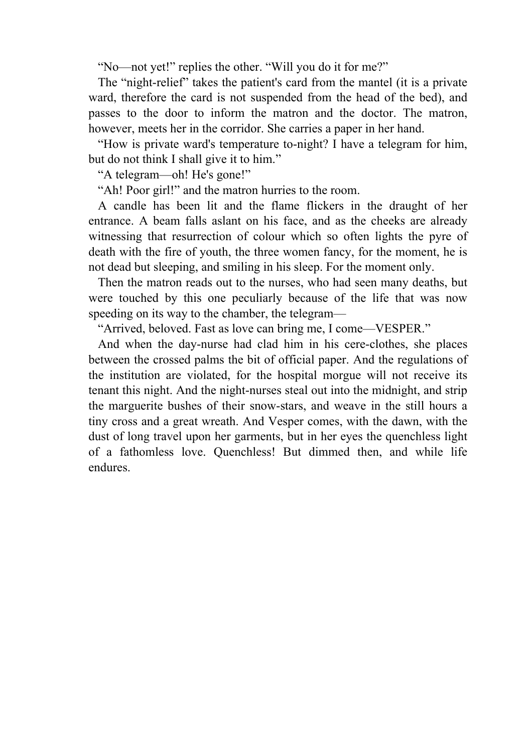"No—not yet!" replies the other. "Will you do it for me?"

The "night-relief" takes the patient's card from the mantel (it is a private ward, therefore the card is not suspended from the head of the bed), and passes to the door to inform the matron and the doctor. The matron, however, meets her in the corridor. She carries a paper in her hand.

"How is private ward's temperature to-night? I have a telegram for him, but do not think I shall give it to him."

"A telegram—oh! He's gone!"

"Ah! Poor girl!" and the matron hurries to the room.

A candle has been lit and the flame flickers in the draught of her entrance. A beam falls aslant on his face, and as the cheeks are already witnessing that resurrection of colour which so often lights the pyre of death with the fire of youth, the three women fancy, for the moment, he is not dead but sleeping, and smiling in his sleep. For the moment only.

Then the matron reads out to the nurses, who had seen many deaths, but were touched by this one peculiarly because of the life that was now speeding on its way to the chamber, the telegram—

"Arrived, beloved. Fast as love can bring me, I come—VESPER."

And when the day-nurse had clad him in his cere-clothes, she places between the crossed palms the bit of official paper. And the regulations of the institution are violated, for the hospital morgue will not receive its tenant this night. And the night-nurses steal out into the midnight, and strip the marguerite bushes of their snow-stars, and weave in the still hours a tiny cross and a great wreath. And Vesper comes, with the dawn, with the dust of long travel upon her garments, but in her eyes the quenchless light of a fathomless love. Quenchless! But dimmed then, and while life endures.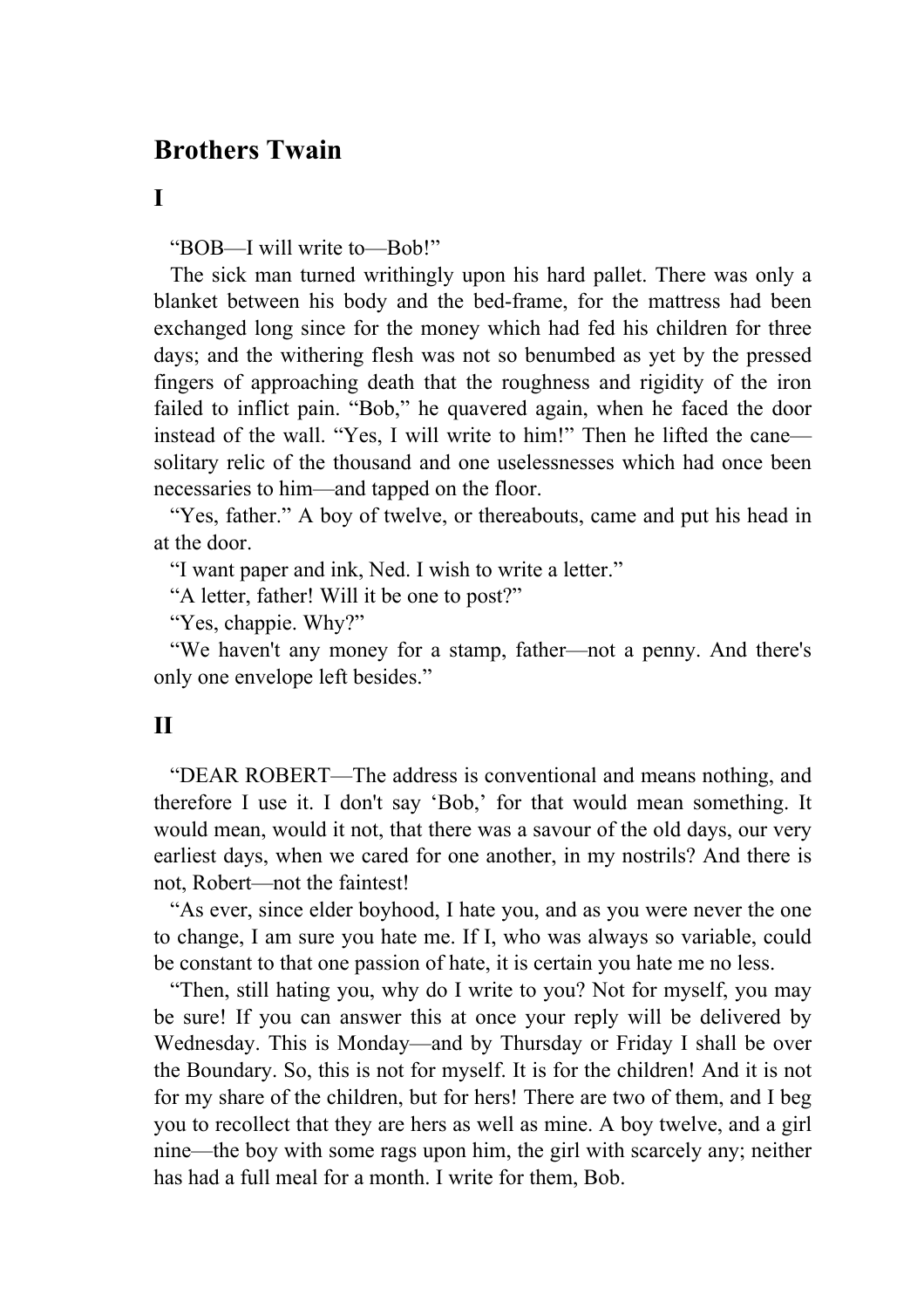## Brothers Twain

### I

"BOB—I will write to—Bob!"

The sick man turned writhingly upon his hard pallet. There was only a blanket between his body and the bed-frame, for the mattress had been exchanged long since for the money which had fed his children for three days; and the withering flesh was not so benumbed as yet by the pressed fingers of approaching death that the roughness and rigidity of the iron failed to inflict pain. "Bob," he quavered again, when he faced the door instead of the wall. "Yes, I will write to him!" Then he lifted the cane—solitary relic of the thousand and one uselessnesses which had once been necessaries to him—and tapped on the floor.

"Yes, father." A boy of twelve, or thereabouts, came and put his head in at the door.

"I want paper and ink, Ned. I wish to write a letter."

"A letter, father! Will it be one to post?"

"Yes, chappie. Why?"

"We haven't any money for a stamp, father—not a penny. And there's only one envelope left besides."

### II

"DEAR ROBERT—The address is conventional and means nothing, and therefore I use it. I don't say 'Bob,' for that would mean something. It would mean, would it not, that there was a savour of the old days, our very earliest days, when we cared for one another, in my nostrils? And there is not, Robert—not the faintest!

"As ever, since elder boyhood, I hate you, and as you were never the one to change, I am sure you hate me. If I, who was always so variable, could be constant to that one passion of hate, it is certain you hate me no less.

"Then, still hating you, why do I write to you? Not for myself, you may be sure! If you can answer this at once your reply will be delivered by Wednesday. This is Monday—and by Thursday or Friday I shall be over the Boundary. So, this is not for myself. It is for the children! And it is not for my share of the children, but for hers! There are two of them, and I beg you to recollect that they are hers as well as mine. A boy twelve, and a girl nine—the boy with some rags upon him, the girl with scarcely any; neither has had a full meal for a month. I write for them, Bob.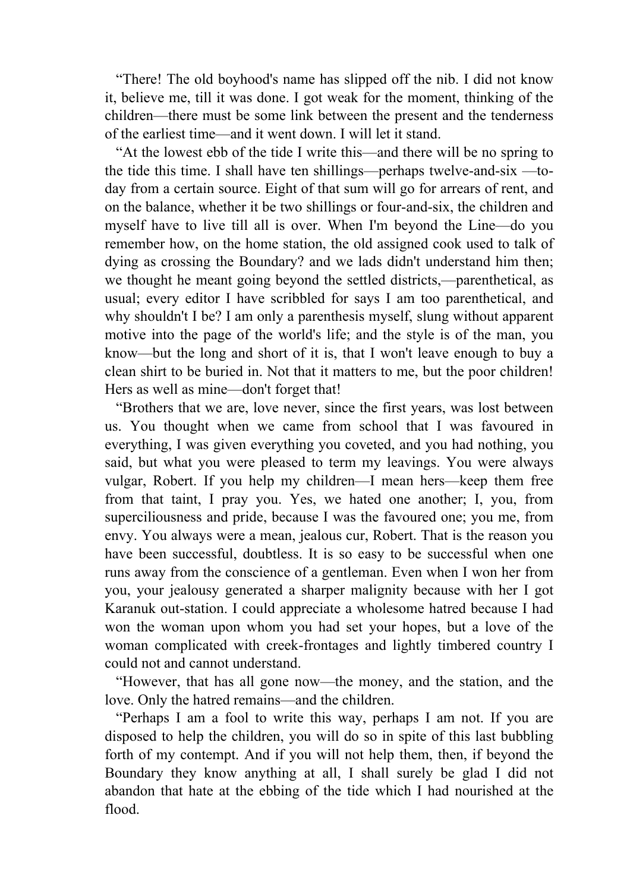“There! The old boyhood's name has slipped off the nib. I did not know it, believe me, till it was done. I got weak for the moment, thinking of the children—there must be some link between the present and the tenderness of the earliest time—and it went down. I will let it stand.

“At the lowest ebb of the tide I write this—and there will be no spring to the tide this time. I shall have ten shillings—perhaps twelve-and-six —to-day from a certain source. Eight of that sum will go for arrears of rent, and on the balance, whether it be two shillings or four-and-six, the children and myself have to live till all is over. When I'm beyond the Line—do you remember how, on the home station, the old assigned cook used to talk of dying as crossing the Boundary? and we lads didn't understand him then; we thought he meant going beyond the settled districts,—parenthetical, as usual; every editor I have scribbled for says I am too parenthetical, and why shouldn't I be? I am only a parenthesis myself, slung without apparent motive into the page of the world's life; and the style is of the man, you know—but the long and short of it is, that I won't leave enough to buy a clean shirt to be buried in. Not that it matters to me, but the poor children! Hers as well as mine—don't forget that!

“Brothers that we are, love never, since the first years, was lost between us. You thought when we came from school that I was favoured in everything, I was given everything you coveted, and you had nothing, you said, but what you were pleased to term my leavings. You were always vulgar, Robert. If you help my children—I mean hers—keep them free from that taint, I pray you. Yes, we hated one another; I, you, from superciliousness and pride, because I was the favoured one; you me, from envy. You always were a mean, jealous cur, Robert. That is the reason you have been successful, doubtless. It is so easy to be successful when one runs away from the conscience of a gentleman. Even when I won her from you, your jealousy generated a sharper malignity because with her I got Karanuk out-station. I could appreciate a wholesome hatred because I had won the woman upon whom you had set your hopes, but a love of the woman complicated with creek-frontages and lightly timbered country I could not and cannot understand.

“However, that has all gone now—the money, and the station, and the love. Only the hatred remains—and the children.

“Perhaps I am a fool to write this way, perhaps I am not. If you are disposed to help the children, you will do so in spite of this last bubbling forth of my contempt. And if you will not help them, then, if beyond the Boundary they know anything at all, I shall surely be glad I did not abandon that hate at the ebbing of the tide which I had nourished at the flood.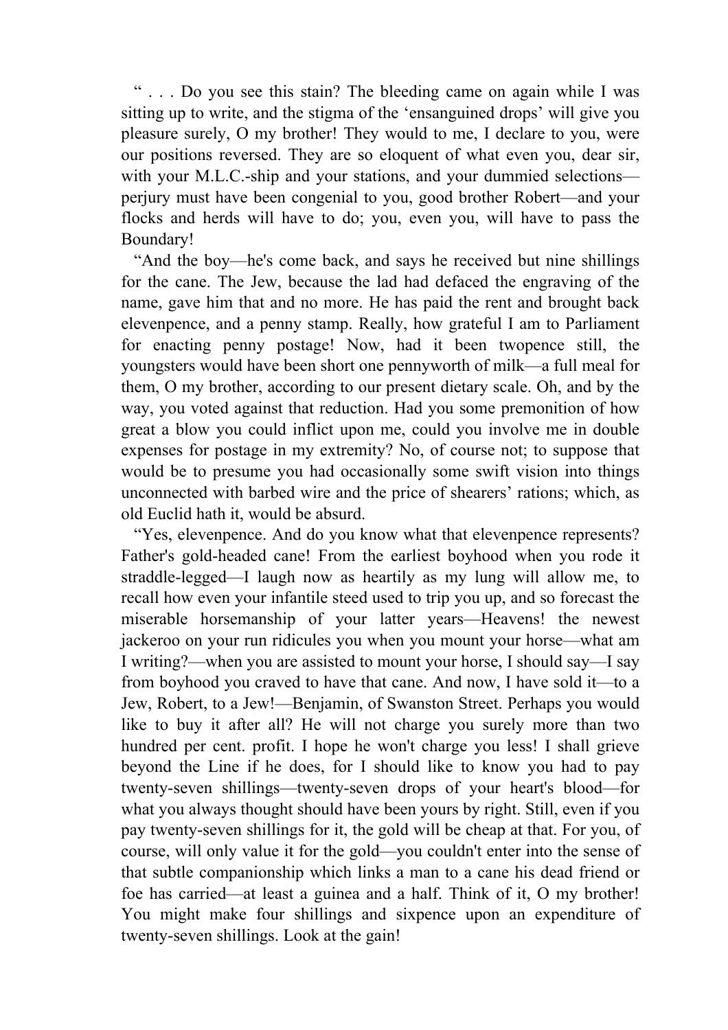“ . . . Do you see this stain? The bleeding came on again while I was sitting up to write, and the stigma of the ‘ensanguined drops’ will give you pleasure surely, O my brother! They would to me, I declare to you, were our positions reversed. They are so eloquent of what even you, dear sir, with your M.L.C.-ship and your stations, and your dummied selections—perjury must have been congenial to you, good brother Robert—and your flocks and herds will have to do; you, even you, will have to pass the Boundary!

“And the boy—he's come back, and says he received but nine shillings for the cane. The Jew, because the lad had defaced the engraving of the name, gave him that and no more. He has paid the rent and brought back elevenpence, and a penny stamp. Really, how grateful I am to Parliament for enacting penny postage! Now, had it been twopence still, the youngsters would have been short one pennyworth of milk—a full meal for them, O my brother, according to our present dietary scale. Oh, and by the way, you voted against that reduction. Had you some premonition of how great a blow you could inflict upon me, could you involve me in double expenses for postage in my extremity? No, of course not; to suppose that would be to presume you had occasionally some swift vision into things unconnected with barbed wire and the price of shearers’ rations; which, as old Euclid hath it, would be absurd.

“Yes, elevenpence. And do you know what that elevenpence represents? Father's gold-headed cane! From the earliest boyhood when you rode it straddle-legged—I laugh now as heartily as my lung will allow me, to recall how even your infantile steed used to trip you up, and so forecast the miserable horsemanship of your latter years—Heavens! the newest jackeroo on your run ridicules you when you mount your horse—what am I writing?—when you are assisted to mount your horse, I should say—I say from boyhood you craved to have that cane. And now, I have sold it—to a Jew, Robert, to a Jew!—Benjamin, of Swanston Street. Perhaps you would like to buy it after all? He will not charge you surely more than two hundred per cent. profit. I hope he won't charge you less! I shall grieve beyond the Line if he does, for I should like to know you had to pay twenty-seven shillings—twenty-seven drops of your heart's blood—for what you always thought should have been yours by right. Still, even if you pay twenty-seven shillings for it, the gold will be cheap at that. For you, of course, will only value it for the gold—you couldn't enter into the sense of that subtle companionship which links a man to a cane his dead friend or foe has carried—at least a guinea and a half. Think of it, O my brother! You might make four shillings and sixpence upon an expenditure of twenty-seven shillings. Look at the gain!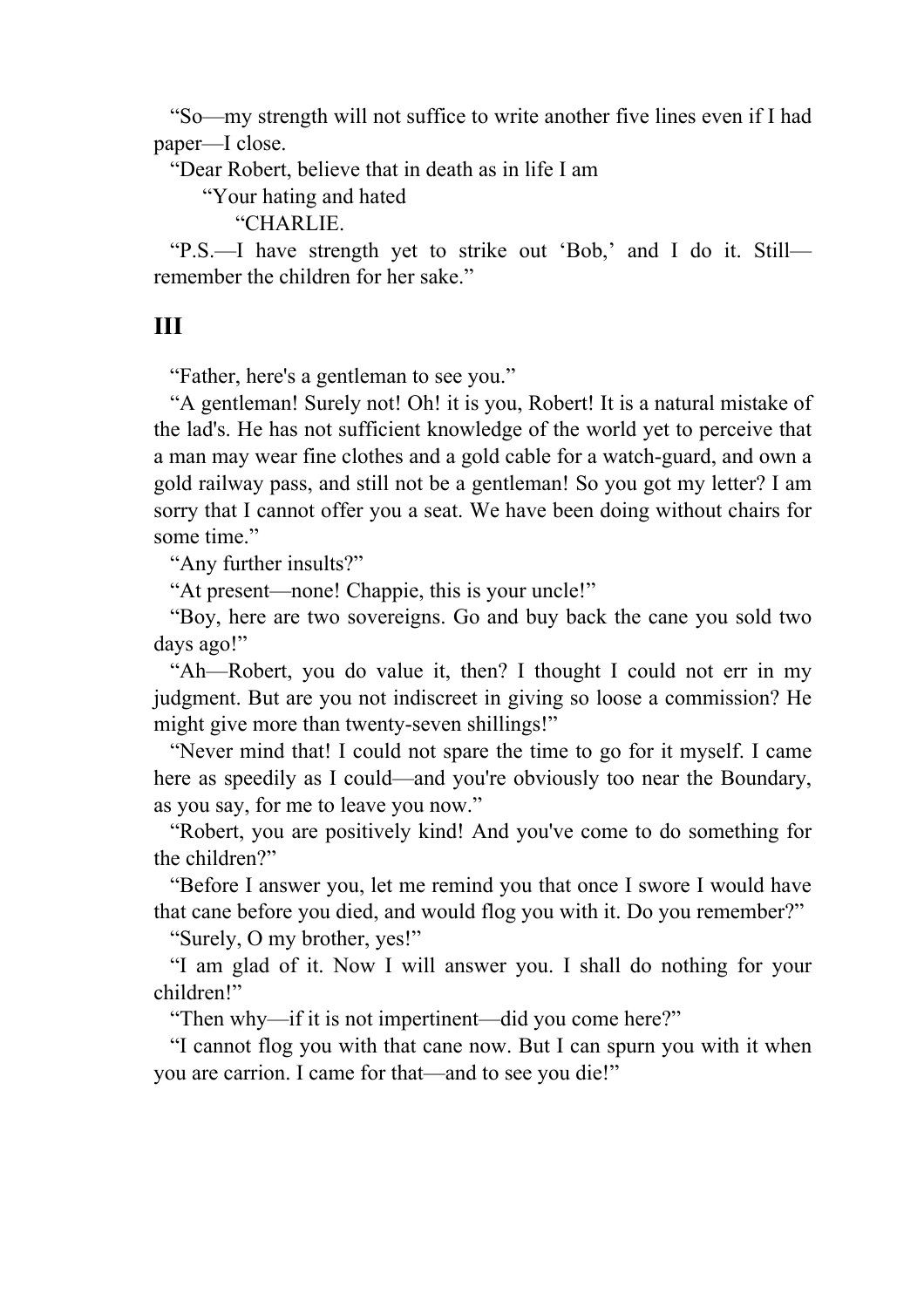"So—my strength will not suffice to write another five lines even if I had paper—I close.

"Dear Robert, believe that in death as in life I am

"Your hating and hated

"CHARLIE.

"P.S.—I have strength yet to strike out 'Bob,' and I do it. Still—remember the children for her sake."

## III

"Father, here's a gentleman to see you."

"A gentleman! Surely not! Oh! it is you, Robert! It is a natural mistake of the lad's. He has not sufficient knowledge of the world yet to perceive that a man may wear fine clothes and a gold cable for a watch-guard, and own a gold railway pass, and still not be a gentleman! So you got my letter? I am sorry that I cannot offer you a seat. We have been doing without chairs for some time."

"Any further insults?"

"At present—none! Chappie, this is your uncle!"

"Boy, here are two sovereigns. Go and buy back the cane you sold two days ago!"

"Ah—Robert, you do value it, then? I thought I could not err in my judgment. But are you not indiscreet in giving so loose a commission? He might give more than twenty-seven shillings!"

"Never mind that! I could not spare the time to go for it myself. I came here as speedily as I could—and you're obviously too near the Boundary, as you say, for me to leave you now."

"Robert, you are positively kind! And you've come to do something for the children?"

"Before I answer you, let me remind you that once I swore I would have that cane before you died, and would flog you with it. Do you remember?"

"Surely, O my brother, yes!"

"I am glad of it. Now I will answer you. I shall do nothing for your children!"

"Then why—if it is not impertinent—did you come here?"

"I cannot flog you with that cane now. But I can spurn you with it when you are carrion. I came for that—and to see you die!"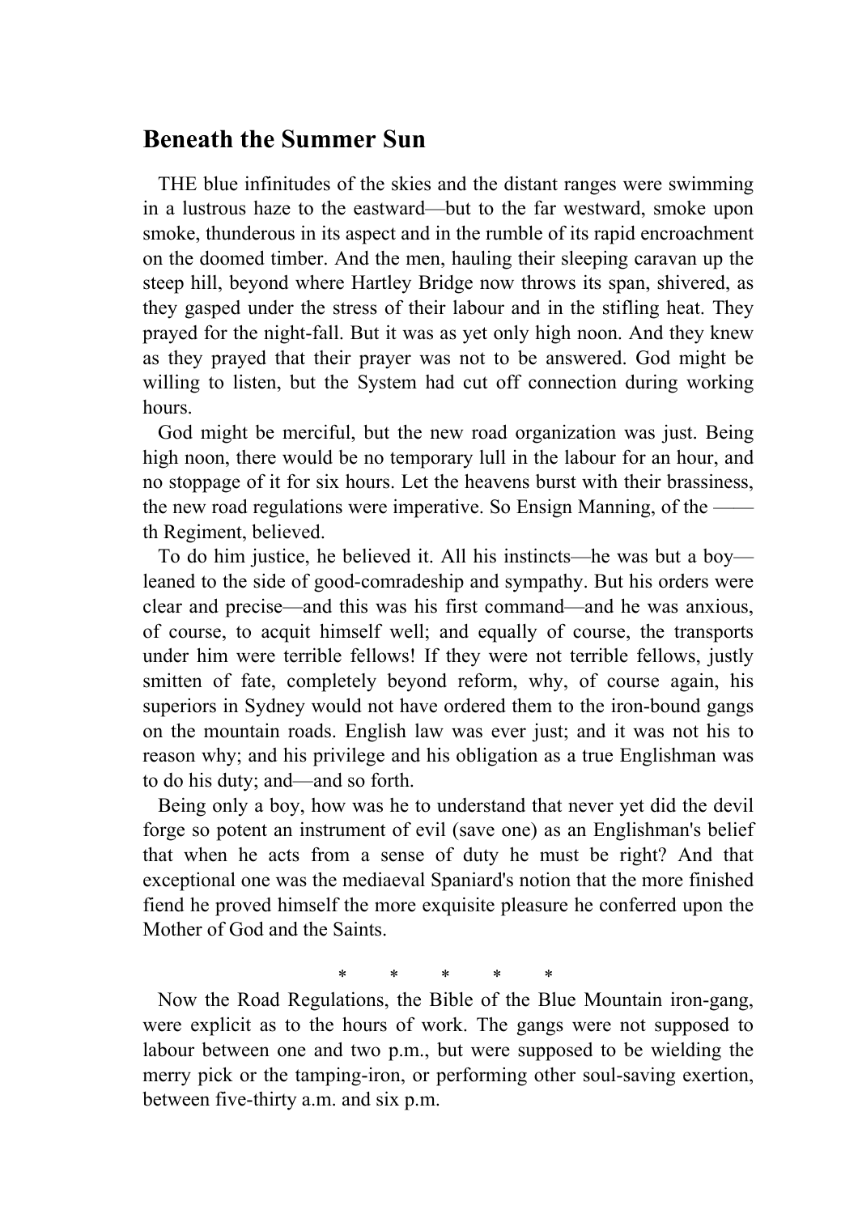## Beneath the Summer Sun

THE blue infinitudes of the skies and the distant ranges were swimming in a lustrous haze to the eastward—but to the far westward, smoke upon smoke, thunderous in its aspect and in the rumble of its rapid encroachment on the doomed timber. And the men, hauling their sleeping caravan up the steep hill, beyond where Hartley Bridge now throws its span, shivered, as they gasped under the stress of their labour and in the stifling heat. They prayed for the night-fall. But it was as yet only high noon. And they knew as they prayed that their prayer was not to be answered. God might be willing to listen, but the System had cut off connection during working hours.

God might be merciful, but the new road organization was just. Being high noon, there would be no temporary lull in the labour for an hour, and no stoppage of it for six hours. Let the heavens burst with their brassiness, the new road regulations were imperative. So Ensign Manning, of the ——th Regiment, believed.

To do him justice, he believed it. All his instincts—he was but a boy—leaned to the side of good-comradeship and sympathy. But his orders were clear and precise—and this was his first command—and he was anxious, of course, to acquit himself well; and equally of course, the transports under him were terrible fellows! If they were not terrible fellows, justly smitten of fate, completely beyond reform, why, of course again, his superiors in Sydney would not have ordered them to the iron-bound gangs on the mountain roads. English law was ever just; and it was not his to reason why; and his privilege and his obligation as a true Englishman was to do his duty; and—and so forth.

Being only a boy, how was he to understand that never yet did the devil forge so potent an instrument of evil (save one) as an Englishman's belief that when he acts from a sense of duty he must be right? And that exceptional one was the mediaeval Spaniard's notion that the more finished fiend he proved himself the more exquisite pleasure he conferred upon the Mother of God and the Saints.

\* \* \* \* \*

Now the Road Regulations, the Bible of the Blue Mountain iron-gang, were explicit as to the hours of work. The gangs were not supposed to labour between one and two p.m., but were supposed to be wielding the merry pick or the tamping-iron, or performing other soul-saving exertion, between five-thirty a.m. and six p.m.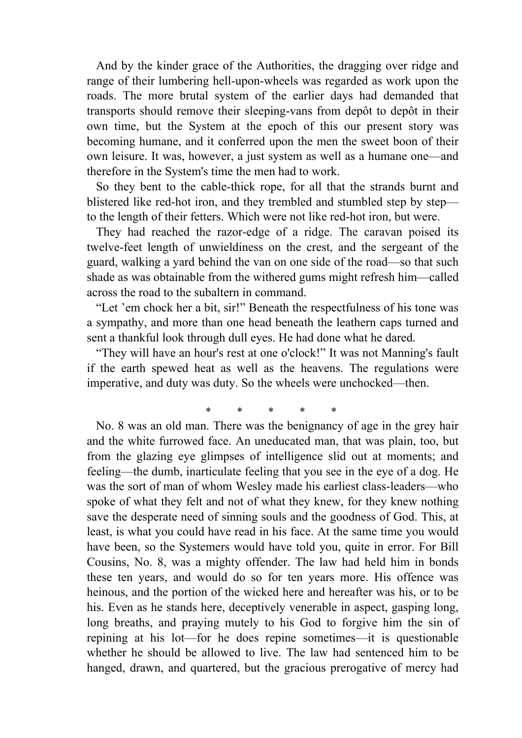And by the kinder grace of the Authorities, the dragging over ridge and range of their lumbering hell-upon-wheels was regarded as work upon the roads. The more brutal system of the earlier days had demanded that transports should remove their sleeping-vans from depôt to depôt in their own time, but the System at the epoch of this our present story was becoming humane, and it conferred upon the men the sweet boon of their own leisure. It was, however, a just system as well as a humane one—and therefore in the System's time the men had to work.

So they bent to the cable-thick rope, for all that the strands burnt and blistered like red-hot iron, and they trembled and stumbled step by step—to the length of their fetters. Which were not like red-hot iron, but were.

They had reached the razor-edge of a ridge. The caravan poised its twelve-feet length of unwieldiness on the crest, and the sergeant of the guard, walking a yard behind the van on one side of the road—so that such shade as was obtainable from the withered gums might refresh him—called across the road to the subaltern in command.

"Let 'em chock her a bit, sir!" Beneath the respectfulness of his tone was a sympathy, and more than one head beneath the leathern caps turned and sent a thankful look through dull eyes. He had done what he dared.

"They will have an hour's rest at one o'clock!" It was not Manning's fault if the earth spewed heat as well as the heavens. The regulations were imperative, and duty was duty. So the wheels were unchocked—then.

\*       \*       \*       \*       \*

No. 8 was an old man. There was the benignancy of age in the grey hair and the white furrowed face. An uneducated man, that was plain, too, but from the glazing eye glimpses of intelligence slid out at moments; and feeling—the dumb, inarticulate feeling that you see in the eye of a dog. He was the sort of man of whom Wesley made his earliest class-leaders—who spoke of what they felt and not of what they knew, for they knew nothing save the desperate need of sinning souls and the goodness of God. This, at least, is what you could have read in his face. At the same time you would have been, so the Systemers would have told you, quite in error. For Bill Cousins, No. 8, was a mighty offender. The law had held him in bonds these ten years, and would do so for ten years more. His offence was heinous, and the portion of the wicked here and hereafter was his, or to be his. Even as he stands here, deceptively venerable in aspect, gasping long, long breaths, and praying mutely to his God to forgive him the sin of repining at his lot—for he does repine sometimes—it is questionable whether he should be allowed to live. The law had sentenced him to be hanged, drawn, and quartered, but the gracious prerogative of mercy had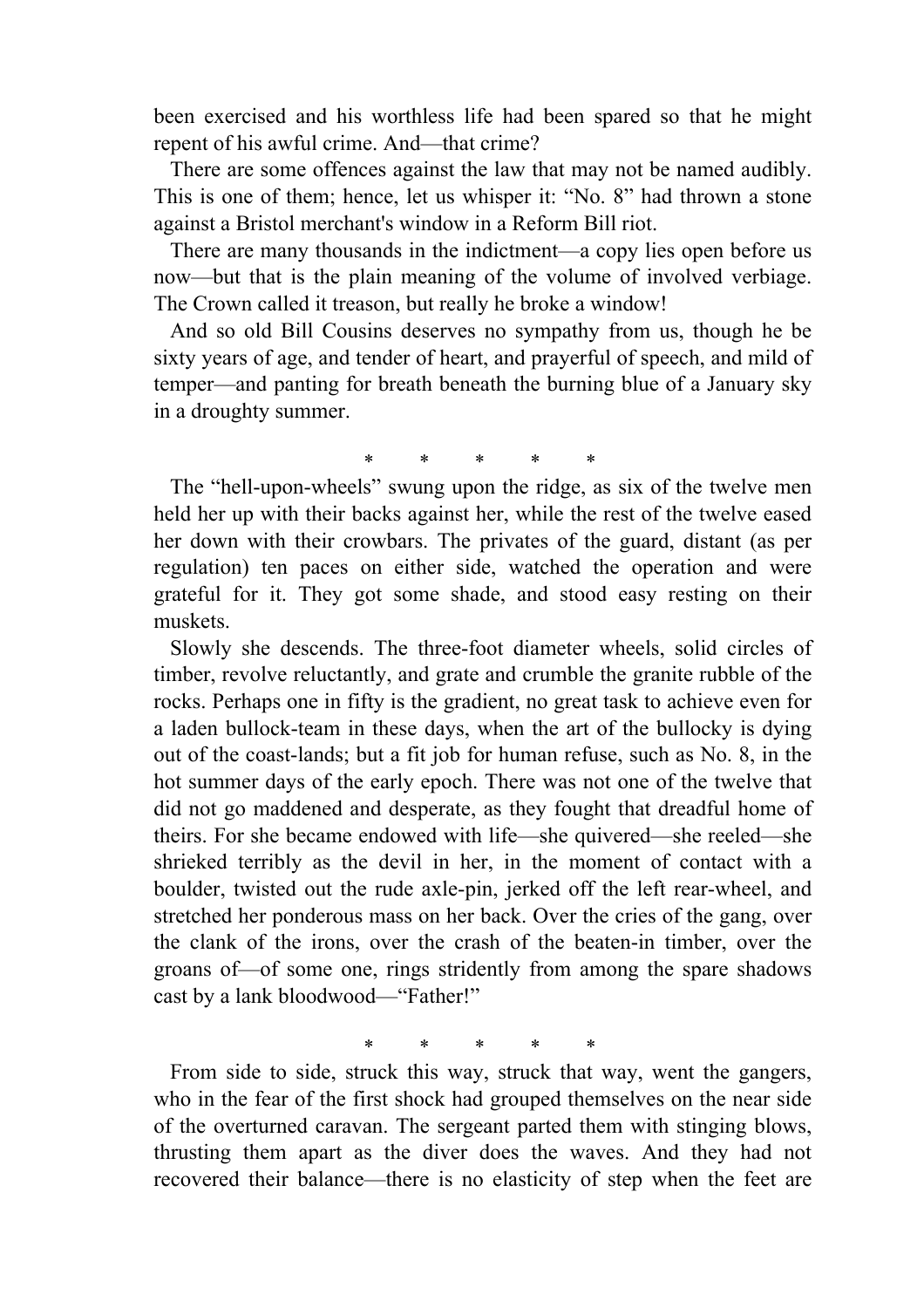been exercised and his worthless life had been spared so that he might repent of his awful crime. And—that crime?

There are some offences against the law that may not be named audibly. This is one of them; hence, let us whisper it: "No. 8" had thrown a stone against a Bristol merchant's window in a Reform Bill riot.

There are many thousands in the indictment—a copy lies open before us now—but that is the plain meaning of the volume of involved verbiage. The Crown called it treason, but really he broke a window!

And so old Bill Cousins deserves no sympathy from us, though he be sixty years of age, and tender of heart, and prayerful of speech, and mild of temper—and panting for breath beneath the burning blue of a January sky in a droughty summer.

\* \* \* \* \*

The "hell-upon-wheels" swung upon the ridge, as six of the twelve men held her up with their backs against her, while the rest of the twelve eased her down with their crowbars. The privates of the guard, distant (as per regulation) ten paces on either side, watched the operation and were grateful for it. They got some shade, and stood easy resting on their muskets.

Slowly she descends. The three-foot diameter wheels, solid circles of timber, revolve reluctantly, and grate and crumble the granite rubble of the rocks. Perhaps one in fifty is the gradient, no great task to achieve even for a laden bullock-team in these days, when the art of the bullocky is dying out of the coast-lands; but a fit job for human refuse, such as No. 8, in the hot summer days of the early epoch. There was not one of the twelve that did not go maddened and desperate, as they fought that dreadful home of theirs. For she became endowed with life—she quivered—she reeled—she shrieked terribly as the devil in her, in the moment of contact with a boulder, twisted out the rude axle-pin, jerked off the left rear-wheel, and stretched her ponderous mass on her back. Over the cries of the gang, over the clank of the irons, over the crash of the beaten-in timber, over the groans of—of some one, rings stridently from among the spare shadows cast by a lank bloodwood—"Father!"

\* \* \* \* \*

From side to side, struck this way, struck that way, went the gangers, who in the fear of the first shock had grouped themselves on the near side of the overturned caravan. The sergeant parted them with stinging blows, thrusting them apart as the diver does the waves. And they had not recovered their balance—there is no elasticity of step when the feet are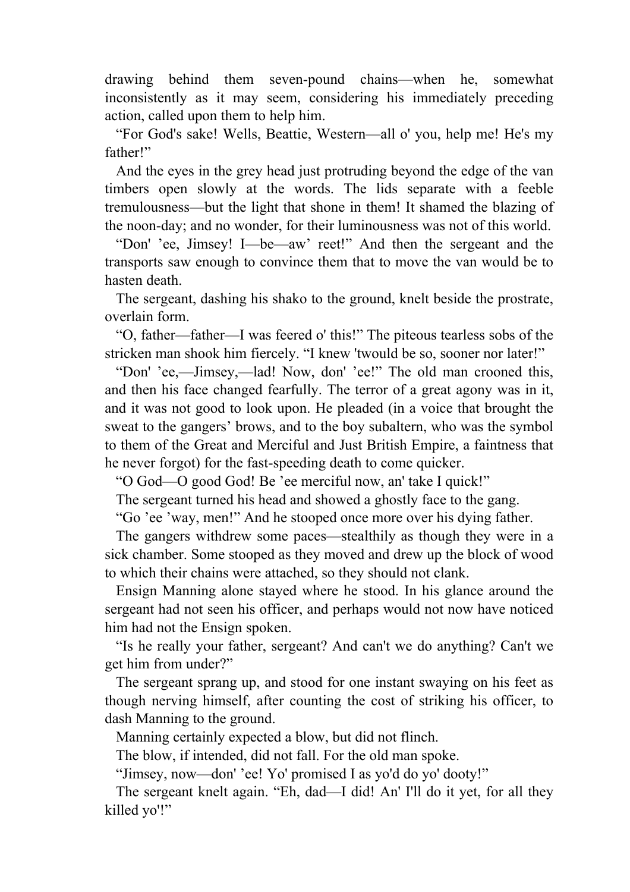drawing behind them seven-pound chains—when he, somewhat inconsistently as it may seem, considering his immediately preceding action, called upon them to help him.

"For God's sake! Wells, Beattie, Western—all o' you, help me! He's my father!"

And the eyes in the grey head just protruding beyond the edge of the van timbers open slowly at the words. The lids separate with a feeble tremulousness—but the light that shone in them! It shamed the blazing of the noon-day; and no wonder, for their luminousness was not of this world.

"Don' 'ee, Jimsey! I—be—aw' reet!" And then the sergeant and the transports saw enough to convince them that to move the van would be to hasten death.

The sergeant, dashing his shako to the ground, knelt beside the prostrate, overlain form.

"O, father—father—I was feered o' this!" The piteous tearless sobs of the stricken man shook him fiercely. "I knew 'twould be so, sooner nor later!"

"Don' 'ee,—Jimsey,—lad! Now, don' 'ee!" The old man crooned this, and then his face changed fearfully. The terror of a great agony was in it, and it was not good to look upon. He pleaded (in a voice that brought the sweat to the gangers' brows, and to the boy subaltern, who was the symbol to them of the Great and Merciful and Just British Empire, a faintness that he never forgot) for the fast-speeding death to come quicker.

"O God—O good God! Be 'ee merciful now, an' take I quick!"

The sergeant turned his head and showed a ghostly face to the gang.

"Go 'ee 'way, men!" And he stooped once more over his dying father.

The gangers withdrew some paces—stealthily as though they were in a sick chamber. Some stooped as they moved and drew up the block of wood to which their chains were attached, so they should not clank.

Ensign Manning alone stayed where he stood. In his glance around the sergeant had not seen his officer, and perhaps would not now have noticed him had not the Ensign spoken.

"Is he really your father, sergeant? And can't we do anything? Can't we get him from under?"

The sergeant sprang up, and stood for one instant swaying on his feet as though nerving himself, after counting the cost of striking his officer, to dash Manning to the ground.

Manning certainly expected a blow, but did not flinch.

The blow, if intended, did not fall. For the old man spoke.

"Jimsey, now—don' 'ee! Yo' promised I as yo'd do yo' dooty!"

The sergeant knelt again. "Eh, dad—I did! An' I'll do it yet, for all they killed yo'!"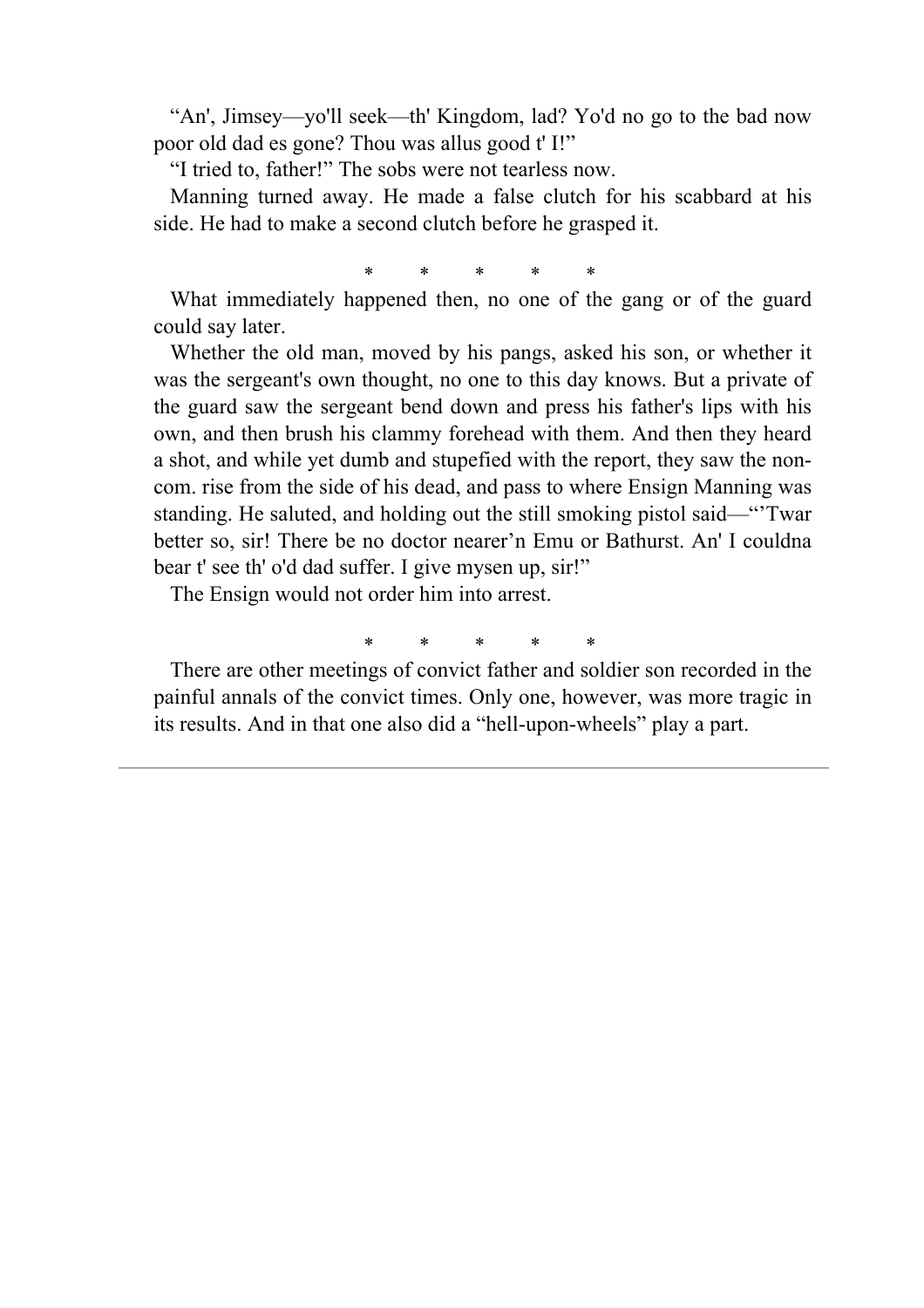"An', Jimsey—yo'll seek—th' Kingdom, lad? Yo'd no go to the bad now poor old dad es gone? Thou was allus good t' I!"

"I tried to, father!" The sobs were not tearless now.

Manning turned away. He made a false clutch for his scabbard at his side. He had to make a second clutch before he grasped it.

\* \* \* \* \*

What immediately happened then, no one of the gang or of the guard could say later.

Whether the old man, moved by his pangs, asked his son, or whether it was the sergeant's own thought, no one to this day knows. But a private of the guard saw the sergeant bend down and press his father's lips with his own, and then brush his clammy forehead with them. And then they heard a shot, and while yet dumb and stupefied with the report, they saw the non-com. rise from the side of his dead, and pass to where Ensign Manning was standing. He saluted, and holding out the still smoking pistol said—"'Twar better so, sir! There be no doctor nearer'n Emu or Bathurst. An' I couldna bear t' see th' o'd dad suffer. I give mysen up, sir!"

The Ensign would not order him into arrest.

\* \* \* \* \*

There are other meetings of convict father and soldier son recorded in the painful annals of the convict times. Only one, however, was more tragic in its results. And in that one also did a "hell-upon-wheels" play a part.

---